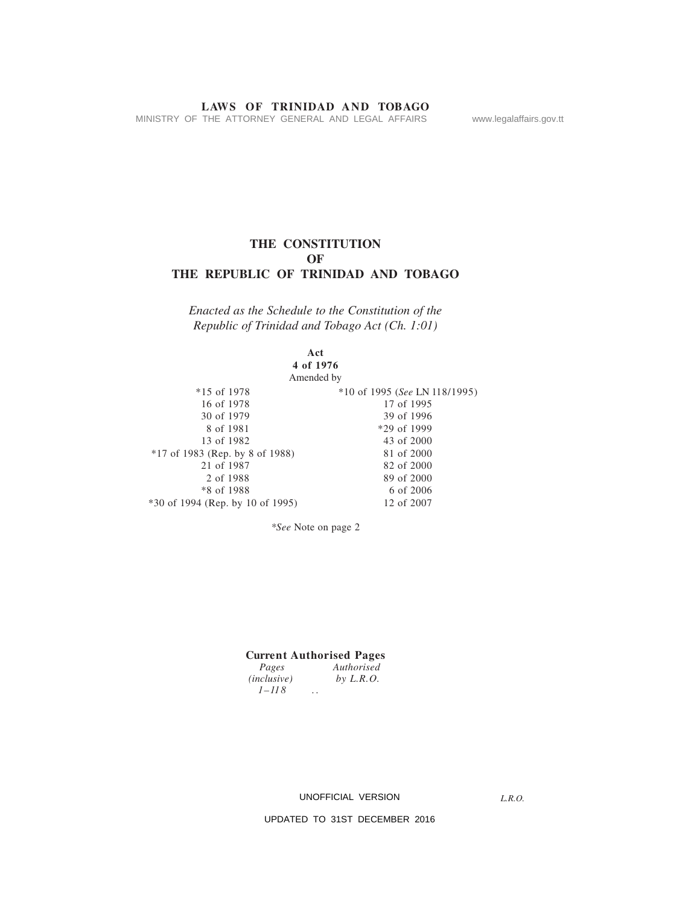# THE CONSTITUTION OF THE REPUBLIC OF TRINIDAD AND TOBAGO

*Enacted as the Schedule to the Constitution of the Republic of Trinidad and Tobago Act (Ch. 1:01)*

**Act**
**4 of 1976**
Amended by

| | |
|---|---|
| *15 of 1978 | *10 of 1995 (*See* LN 118/1995) |
| 16 of 1978 | 17 of 1995 |
| 30 of 1979 | 39 of 1996 |
| 8 of 1981 | *29 of 1999 |
| 13 of 1982 | 43 of 2000 |
| *17 of 1983 (Rep. by 8 of 1988) | 81 of 2000 |
| 21 of 1987 | 82 of 2000 |
| 2 of 1988 | 89 of 2000 |
| *8 of 1988 | 6 of 2006 |
| *30 of 1994 (Rep. by 10 of 1995) | 12 of 2007 |

**See* Note on page 2

**Current Authorised Pages**

| *Pages (inclusive)* | *Authorised by L.R.O.* |
|---|---|
| *1–118* | .. |

UNOFFICIAL VERSION

UPDATED TO 31ST DECEMBER 2016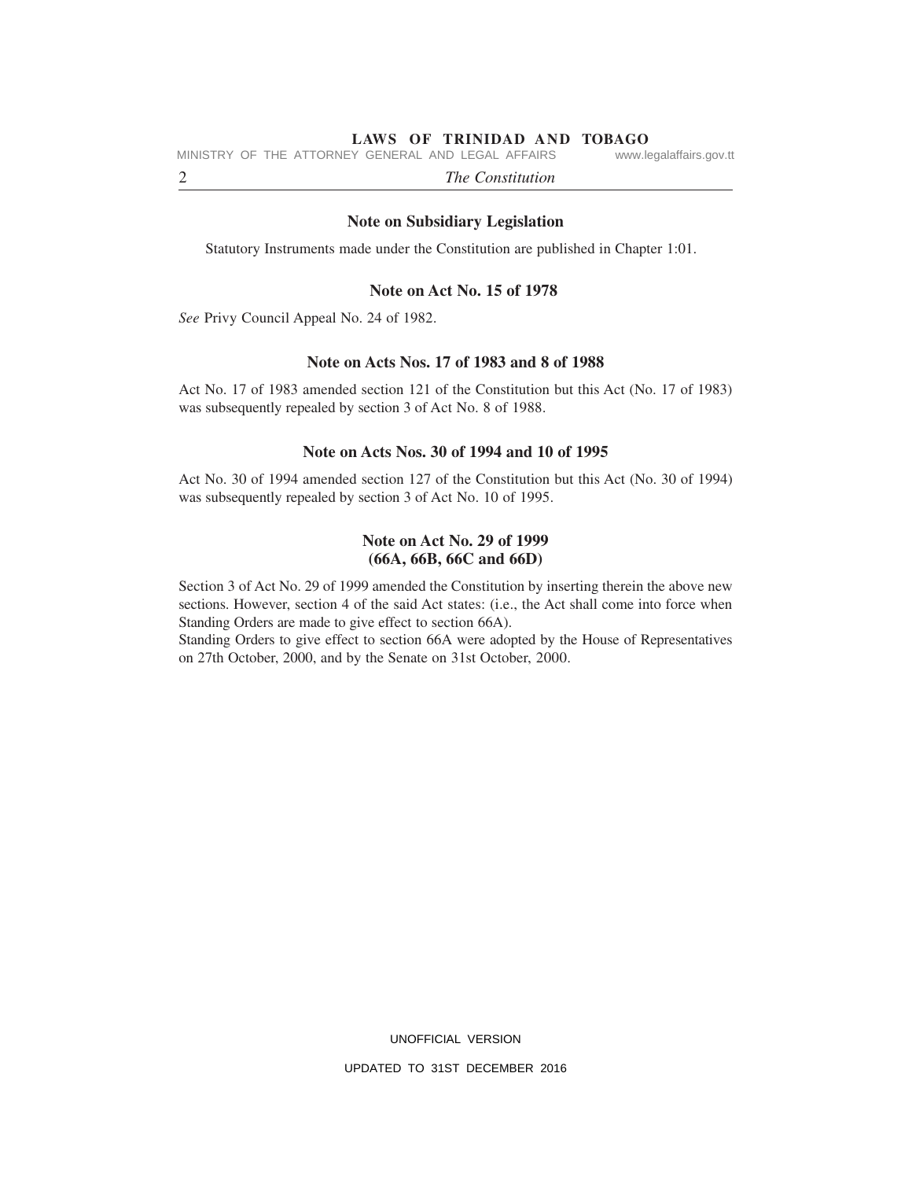## Note on Subsidiary Legislation

Statutory Instruments made under the Constitution are published in Chapter 1:01.

## Note on Act No. 15 of 1978

*See* Privy Council Appeal No. 24 of 1982.

## Note on Acts Nos. 17 of 1983 and 8 of 1988

Act No. 17 of 1983 amended section 121 of the Constitution but this Act (No. 17 of 1983) was subsequently repealed by section 3 of Act No. 8 of 1988.

## Note on Acts Nos. 30 of 1994 and 10 of 1995

Act No. 30 of 1994 amended section 127 of the Constitution but this Act (No. 30 of 1994) was subsequently repealed by section 3 of Act No. 10 of 1995.

## Note on Act No. 29 of 1999 (66A, 66B, 66C and 66D)

Section 3 of Act No. 29 of 1999 amended the Constitution by inserting therein the above new sections. However, section 4 of the said Act states: (i.e., the Act shall come into force when Standing Orders are made to give effect to section 66A).

Standing Orders to give effect to section 66A were adopted by the House of Representatives on 27th October, 2000, and by the Senate on 31st October, 2000.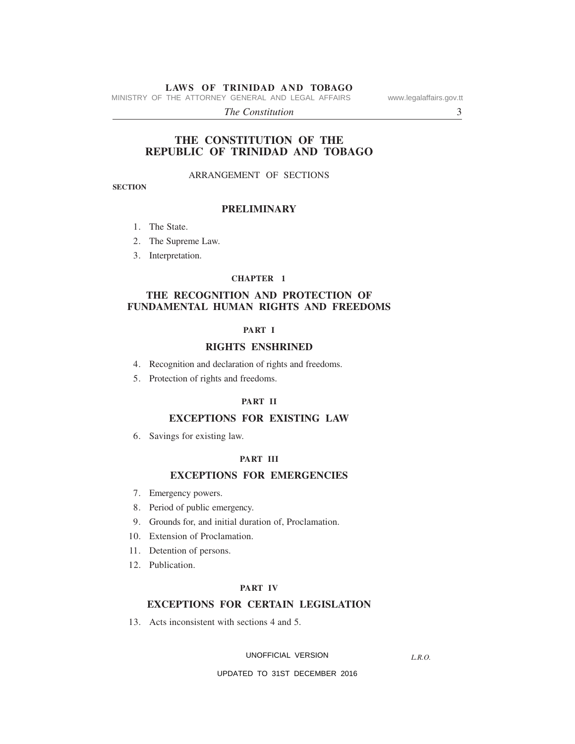# THE CONSTITUTION OF THE REPUBLIC OF TRINIDAD AND TOBAGO

ARRANGEMENT OF SECTIONS

**SECTION**

## PRELIMINARY

1. The State.
2. The Supreme Law.
3. Interpretation.

### CHAPTER 1

## THE RECOGNITION AND PROTECTION OF FUNDAMENTAL HUMAN RIGHTS AND FREEDOMS

### PART I

### RIGHTS ENSHRINED

4. Recognition and declaration of rights and freedoms.
5. Protection of rights and freedoms.

### PART II

### EXCEPTIONS FOR EXISTING LAW

6. Savings for existing law.

### PART III

### EXCEPTIONS FOR EMERGENCIES

7. Emergency powers.
8. Period of public emergency.
9. Grounds for, and initial duration of, Proclamation.
10. Extension of Proclamation.
11. Detention of persons.
12. Publication.

### PART IV

### EXCEPTIONS FOR CERTAIN LEGISLATION

13. Acts inconsistent with sections 4 and 5.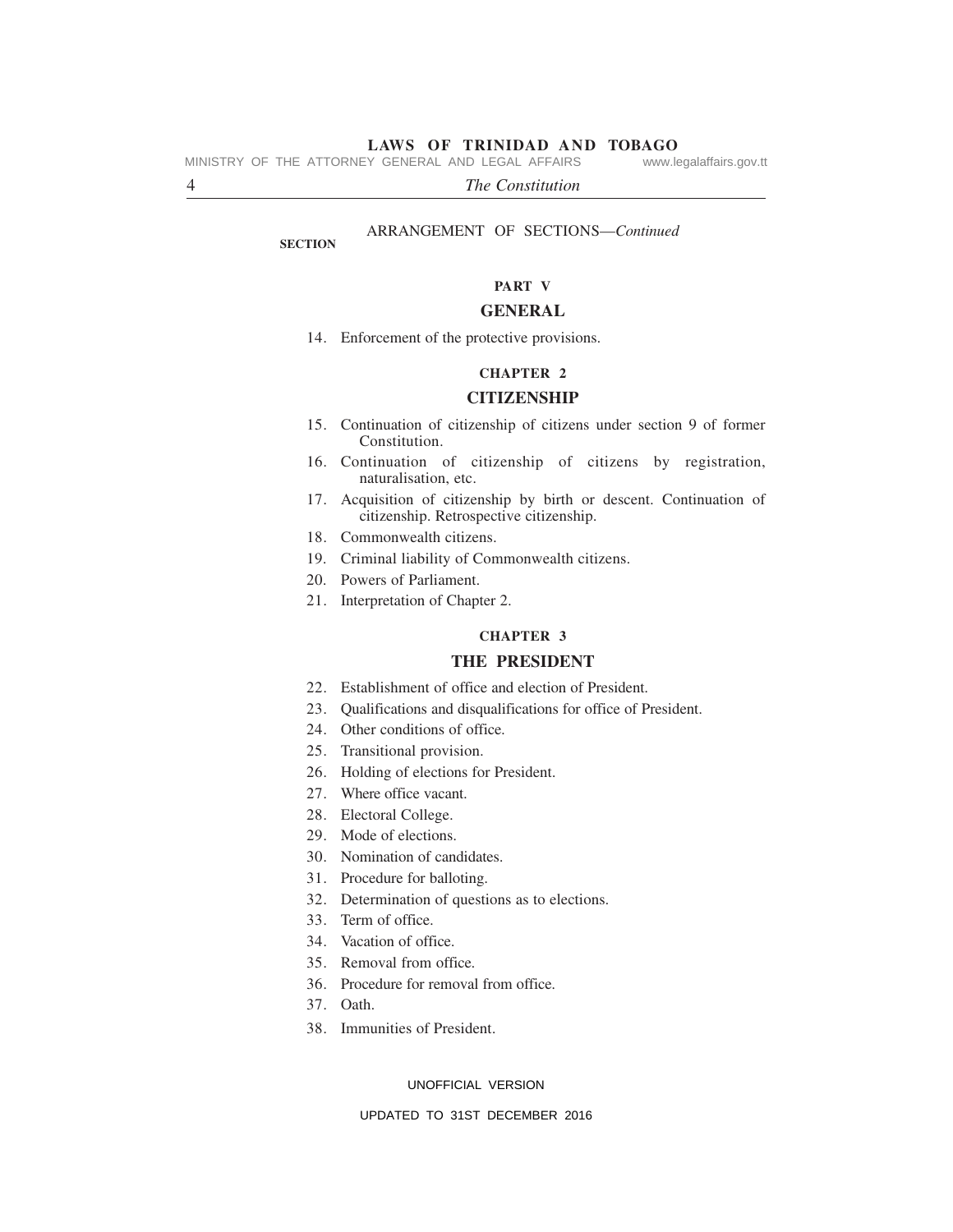ARRANGEMENT OF SECTIONS—*Continued*

**SECTION**

**PART V**

**GENERAL**

14. Enforcement of the protective provisions.

**CHAPTER 2**

**CITIZENSHIP**

15. Continuation of citizenship of citizens under section 9 of former Constitution.
16. Continuation of citizenship of citizens by registration, naturalisation, etc.
17. Acquisition of citizenship by birth or descent. Continuation of citizenship. Retrospective citizenship.
18. Commonwealth citizens.
19. Criminal liability of Commonwealth citizens.
20. Powers of Parliament.
21. Interpretation of Chapter 2.

**CHAPTER 3**

**THE PRESIDENT**

22. Establishment of office and election of President.
23. Qualifications and disqualifications for office of President.
24. Other conditions of office.
25. Transitional provision.
26. Holding of elections for President.
27. Where office vacant.
28. Electoral College.
29. Mode of elections.
30. Nomination of candidates.
31. Procedure for balloting.
32. Determination of questions as to elections.
33. Term of office.
34. Vacation of office.
35. Removal from office.
36. Procedure for removal from office.
37. Oath.
38. Immunities of President.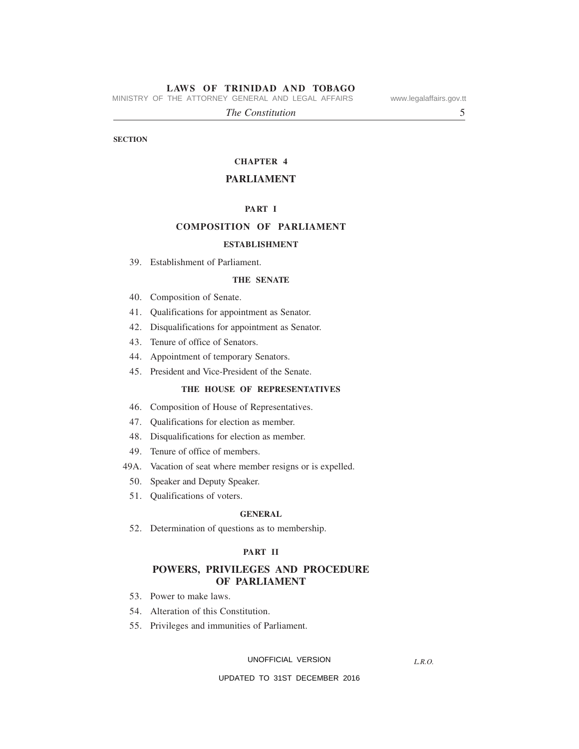SECTION

## CHAPTER 4

## PARLIAMENT

### PART I

### COMPOSITION OF PARLIAMENT

#### ESTABLISHMENT

39. Establishment of Parliament.

#### THE SENATE

40. Composition of Senate.
41. Qualifications for appointment as Senator.
42. Disqualifications for appointment as Senator.
43. Tenure of office of Senators.
44. Appointment of temporary Senators.
45. President and Vice-President of the Senate.

#### THE HOUSE OF REPRESENTATIVES

46. Composition of House of Representatives.
47. Qualifications for election as member.
48. Disqualifications for election as member.
49. Tenure of office of members.

49A. Vacation of seat where member resigns or is expelled.

50. Speaker and Deputy Speaker.
51. Qualifications of voters.

#### GENERAL

52. Determination of questions as to membership.

### PART II

### POWERS, PRIVILEGES AND PROCEDURE OF PARLIAMENT

53. Power to make laws.
54. Alteration of this Constitution.
55. Privileges and immunities of Parliament.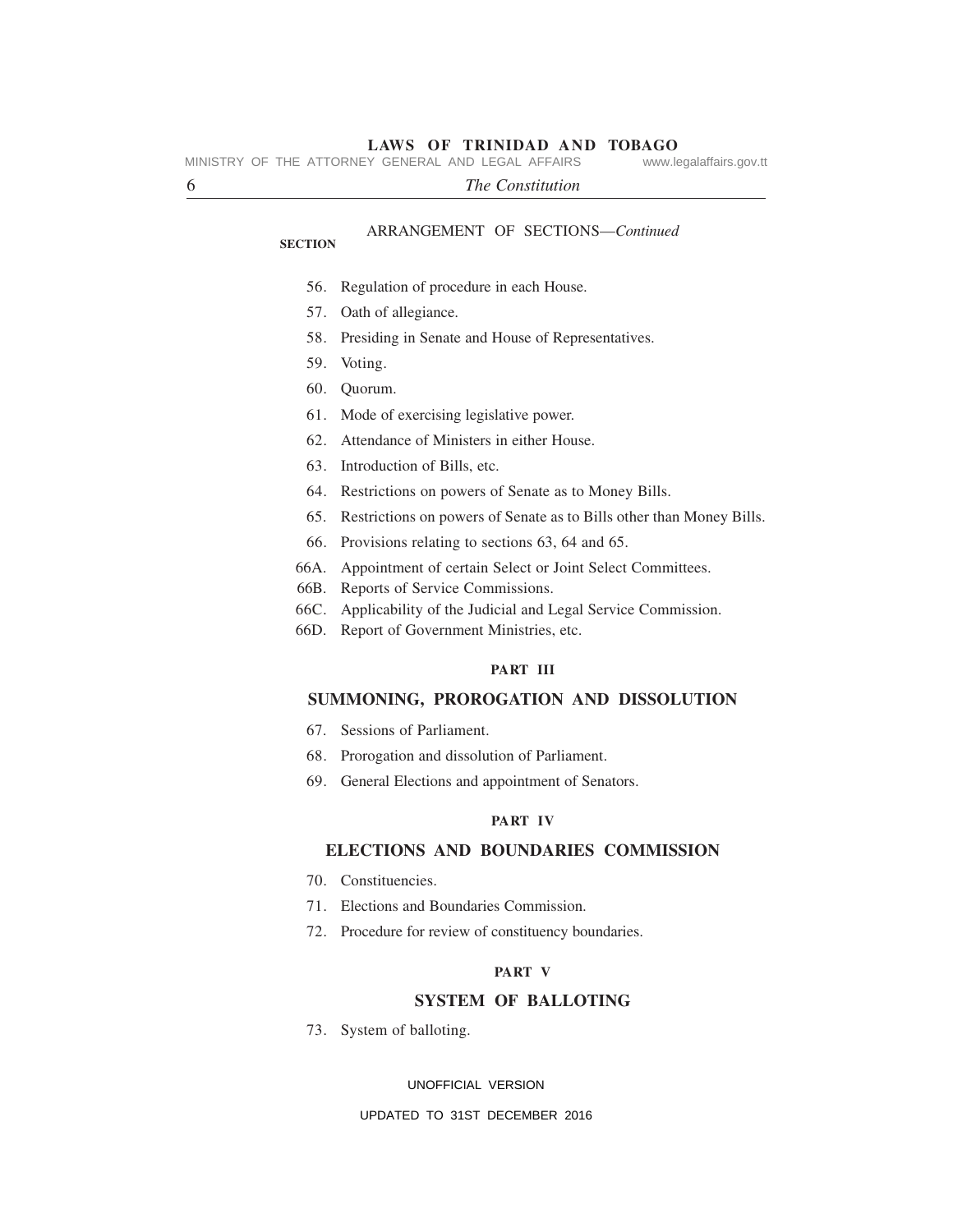ARRANGEMENT OF SECTIONS—*Continued*

**SECTION**

56. Regulation of procedure in each House.
57. Oath of allegiance.
58. Presiding in Senate and House of Representatives.
59. Voting.
60. Quorum.
61. Mode of exercising legislative power.
62. Attendance of Ministers in either House.
63. Introduction of Bills, etc.
64. Restrictions on powers of Senate as to Money Bills.
65. Restrictions on powers of Senate as to Bills other than Money Bills.
66. Provisions relating to sections 63, 64 and 65.

66A. Appointment of certain Select or Joint Select Committees.
66B. Reports of Service Commissions.
66C. Applicability of the Judicial and Legal Service Commission.
66D. Report of Government Ministries, etc.

**PART III**

## SUMMONING, PROROGATION AND DISSOLUTION

67. Sessions of Parliament.
68. Prorogation and dissolution of Parliament.
69. General Elections and appointment of Senators.

**PART IV**

## ELECTIONS AND BOUNDARIES COMMISSION

70. Constituencies.
71. Elections and Boundaries Commission.
72. Procedure for review of constituency boundaries.

**PART V**

## SYSTEM OF BALLOTING

73. System of balloting.

UNOFFICIAL VERSION

UPDATED TO 31ST DECEMBER 2016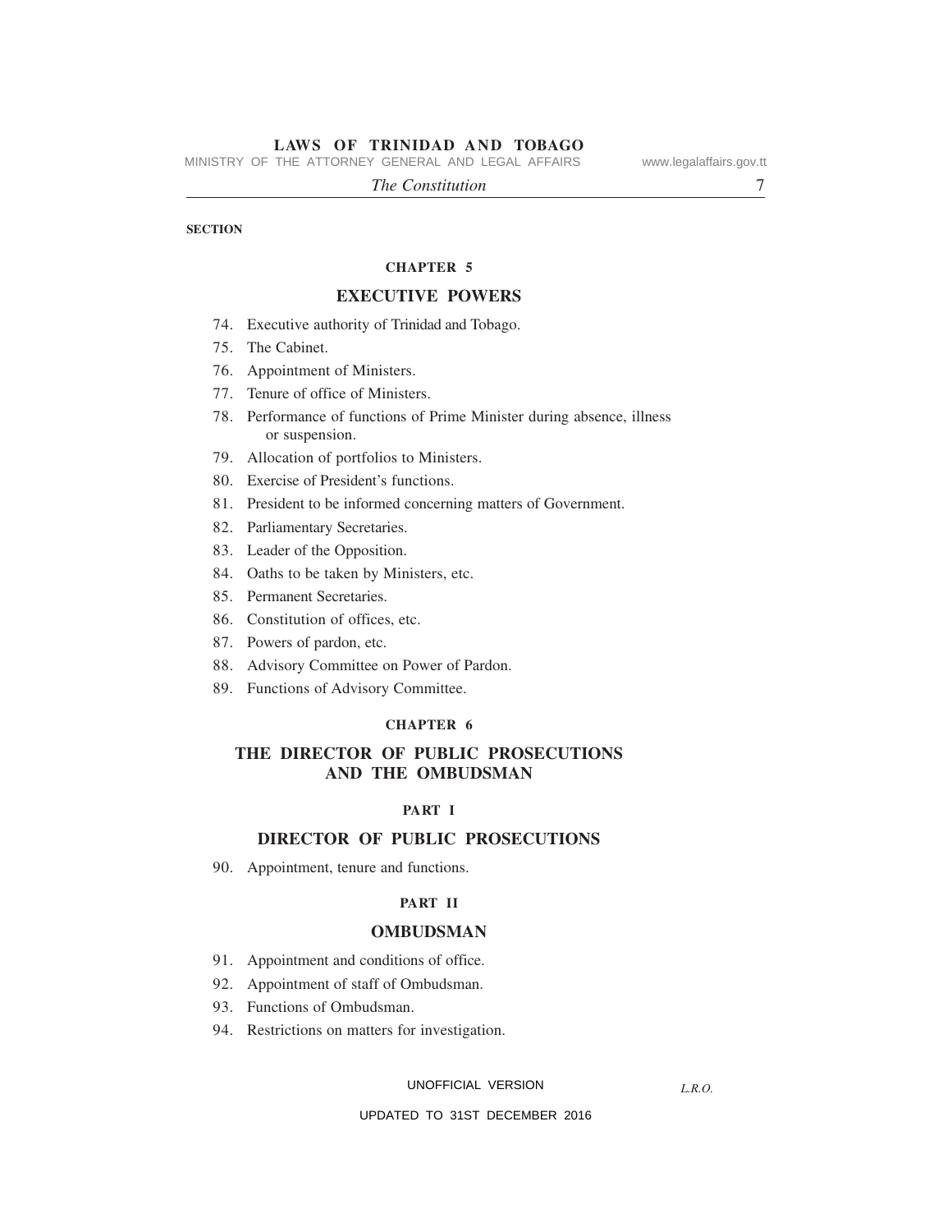SECTION

## CHAPTER 5

## EXECUTIVE POWERS

74. Executive authority of Trinidad and Tobago.
75. The Cabinet.
76. Appointment of Ministers.
77. Tenure of office of Ministers.
78. Performance of functions of Prime Minister during absence, illness or suspension.
79. Allocation of portfolios to Ministers.
80. Exercise of President's functions.
81. President to be informed concerning matters of Government.
82. Parliamentary Secretaries.
83. Leader of the Opposition.
84. Oaths to be taken by Ministers, etc.
85. Permanent Secretaries.
86. Constitution of offices, etc.
87. Powers of pardon, etc.
88. Advisory Committee on Power of Pardon.
89. Functions of Advisory Committee.

## CHAPTER 6

## THE DIRECTOR OF PUBLIC PROSECUTIONS AND THE OMBUDSMAN

### PART I

### DIRECTOR OF PUBLIC PROSECUTIONS

90. Appointment, tenure and functions.

### PART II

### OMBUDSMAN

91. Appointment and conditions of office.
92. Appointment of staff of Ombudsman.
93. Functions of Ombudsman.
94. Restrictions on matters for investigation.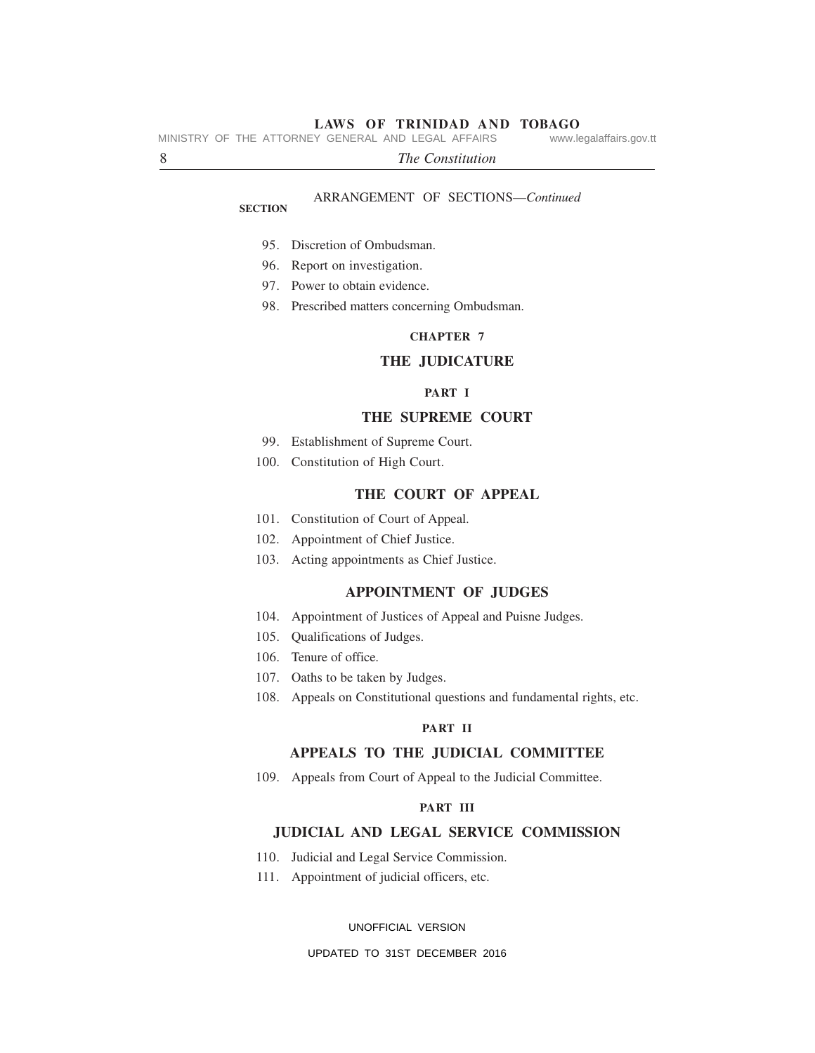ARRANGEMENT OF SECTIONS—*Continued*

**SECTION**

95. Discretion of Ombudsman.
96. Report on investigation.
97. Power to obtain evidence.
98. Prescribed matters concerning Ombudsman.

## CHAPTER 7

## THE JUDICATURE

### PART I

### THE SUPREME COURT

99. Establishment of Supreme Court.
100. Constitution of High Court.

### THE COURT OF APPEAL

101. Constitution of Court of Appeal.
102. Appointment of Chief Justice.
103. Acting appointments as Chief Justice.

### APPOINTMENT OF JUDGES

104. Appointment of Justices of Appeal and Puisne Judges.
105. Qualifications of Judges.
106. Tenure of office.
107. Oaths to be taken by Judges.
108. Appeals on Constitutional questions and fundamental rights, etc.

### PART II

### APPEALS TO THE JUDICIAL COMMITTEE

109. Appeals from Court of Appeal to the Judicial Committee.

### PART III

### JUDICIAL AND LEGAL SERVICE COMMISSION

110. Judicial and Legal Service Commission.
111. Appointment of judicial officers, etc.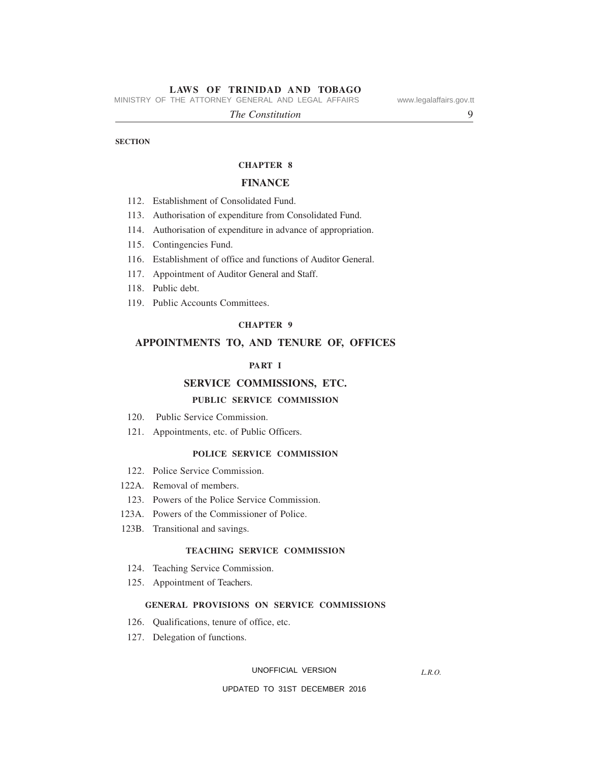SECTION

## CHAPTER 8

## FINANCE

112. Establishment of Consolidated Fund.
113. Authorisation of expenditure from Consolidated Fund.
114. Authorisation of expenditure in advance of appropriation.
115. Contingencies Fund.
116. Establishment of office and functions of Auditor General.
117. Appointment of Auditor General and Staff.
118. Public debt.
119. Public Accounts Committees.

## CHAPTER 9

## APPOINTMENTS TO, AND TENURE OF, OFFICES

### PART I

### SERVICE COMMISSIONS, ETC.

#### PUBLIC SERVICE COMMISSION

120. Public Service Commission.
121. Appointments, etc. of Public Officers.

#### POLICE SERVICE COMMISSION

122. Police Service Commission.

122A. Removal of members.

123. Powers of the Police Service Commission.

123A. Powers of the Commissioner of Police.

123B. Transitional and savings.

#### TEACHING SERVICE COMMISSION

124. Teaching Service Commission.
125. Appointment of Teachers.

#### GENERAL PROVISIONS ON SERVICE COMMISSIONS

126. Qualifications, tenure of office, etc.
127. Delegation of functions.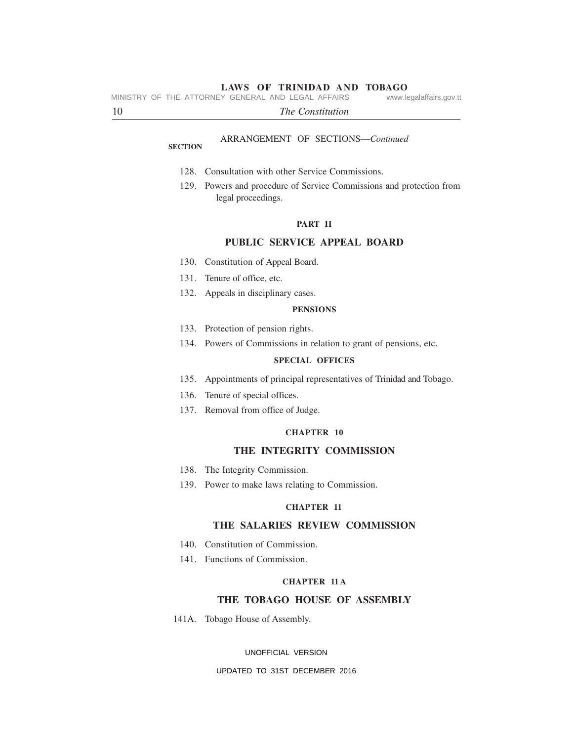ARRANGEMENT OF SECTIONS—*Continued*

**SECTION**

128. Consultation with other Service Commissions.

129. Powers and procedure of Service Commissions and protection from legal proceedings.

**PART II**

## PUBLIC SERVICE APPEAL BOARD

130. Constitution of Appeal Board.

131. Tenure of office, etc.

132. Appeals in disciplinary cases.

**PENSIONS**

133. Protection of pension rights.

134. Powers of Commissions in relation to grant of pensions, etc.

**SPECIAL OFFICES**

135. Appointments of principal representatives of Trinidad and Tobago.

136. Tenure of special offices.

137. Removal from office of Judge.

**CHAPTER 10**

## THE INTEGRITY COMMISSION

138. The Integrity Commission.

139. Power to make laws relating to Commission.

**CHAPTER 11**

## THE SALARIES REVIEW COMMISSION

140. Constitution of Commission.

141. Functions of Commission.

**CHAPTER 11A**

## THE TOBAGO HOUSE OF ASSEMBLY

141A. Tobago House of Assembly.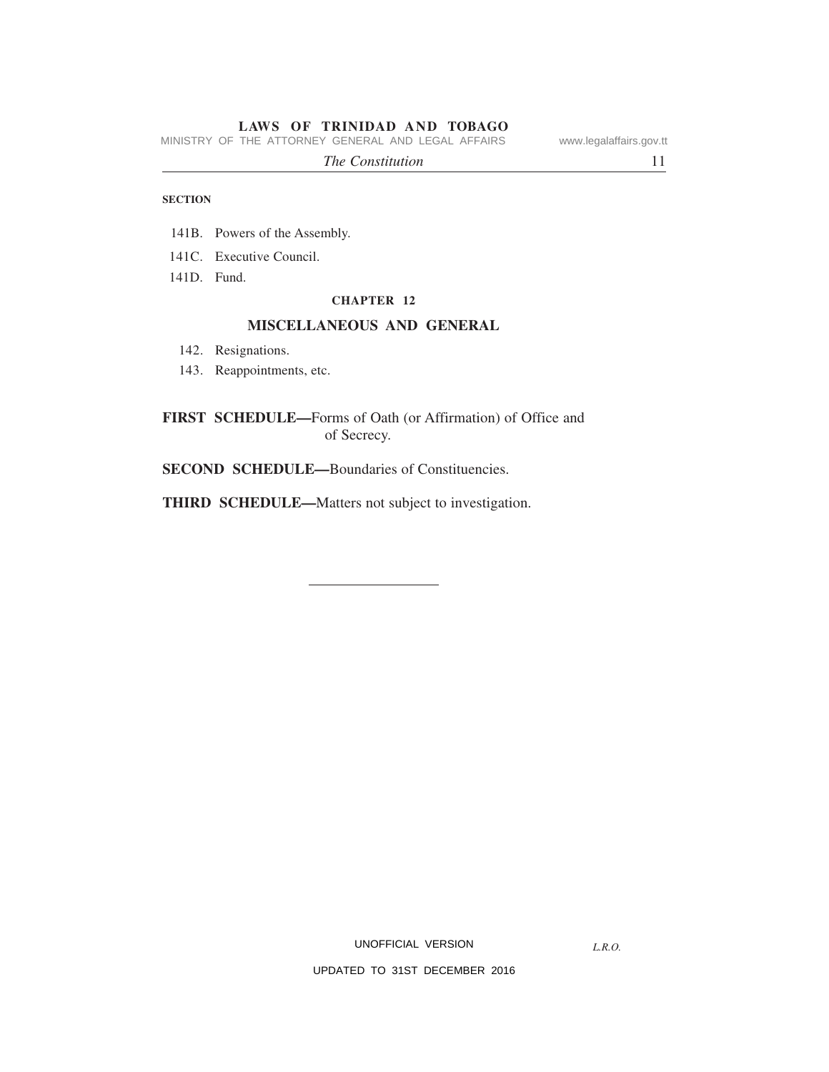**SECTION**

141B. Powers of the Assembly.

141C. Executive Council.

141D. Fund.

**CHAPTER 12**

## MISCELLANEOUS AND GENERAL

142. Resignations.

143. Reappointments, etc.

**FIRST SCHEDULE—**Forms of Oath (or Affirmation) of Office and of Secrecy.

**SECOND SCHEDULE—**Boundaries of Constituencies.

**THIRD SCHEDULE—**Matters not subject to investigation.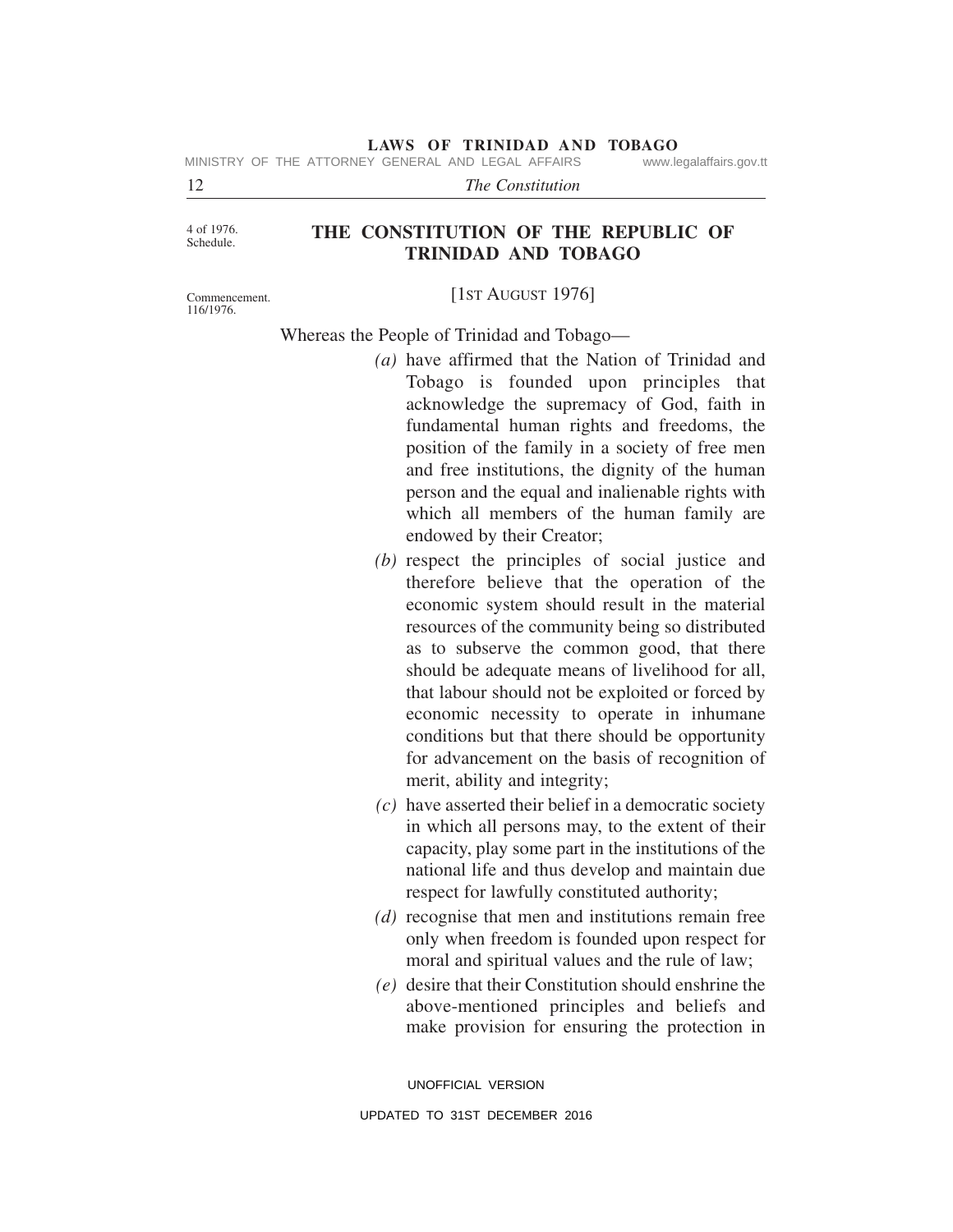4 of 1976.
Schedule.

# THE CONSTITUTION OF THE REPUBLIC OF TRINIDAD AND TOBAGO

Commencement.
116/1976.

[1ST AUGUST 1976]

Whereas the People of Trinidad and Tobago—

*(a)* have affirmed that the Nation of Trinidad and Tobago is founded upon principles that acknowledge the supremacy of God, faith in fundamental human rights and freedoms, the position of the family in a society of free men and free institutions, the dignity of the human person and the equal and inalienable rights with which all members of the human family are endowed by their Creator;

*(b)* respect the principles of social justice and therefore believe that the operation of the economic system should result in the material resources of the community being so distributed as to subserve the common good, that there should be adequate means of livelihood for all, that labour should not be exploited or forced by economic necessity to operate in inhumane conditions but that there should be opportunity for advancement on the basis of recognition of merit, ability and integrity;

*(c)* have asserted their belief in a democratic society in which all persons may, to the extent of their capacity, play some part in the institutions of the national life and thus develop and maintain due respect for lawfully constituted authority;

*(d)* recognise that men and institutions remain free only when freedom is founded upon respect for moral and spiritual values and the rule of law;

*(e)* desire that their Constitution should enshrine the above-mentioned principles and beliefs and make provision for ensuring the protection in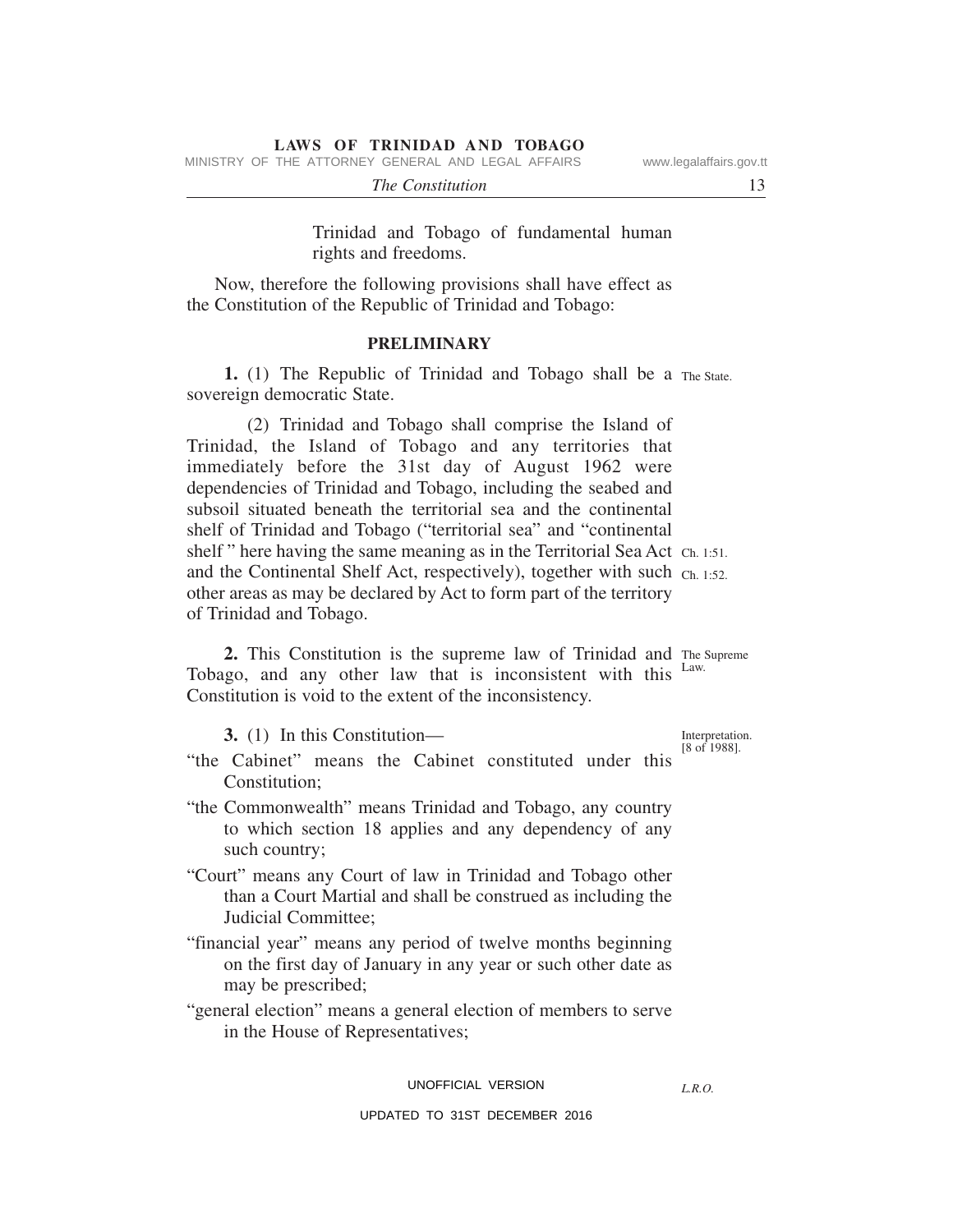Trinidad and Tobago of fundamental human rights and freedoms.

Now, therefore the following provisions shall have effect as the Constitution of the Republic of Trinidad and Tobago:

## PRELIMINARY

The State.

**1.** (1) The Republic of Trinidad and Tobago shall be a sovereign democratic State.

(2) Trinidad and Tobago shall comprise the Island of Trinidad, the Island of Tobago and any territories that immediately before the 31st day of August 1962 were dependencies of Trinidad and Tobago, including the seabed and subsoil situated beneath the territorial sea and the continental shelf of Trinidad and Tobago ("territorial sea" and "continental shelf " here having the same meaning as in the Territorial Sea Act and the Continental Shelf Act, respectively), together with such other areas as may be declared by Act to form part of the territory of Trinidad and Tobago.

Ch. 1:51.
Ch. 1:52.

The Supreme Law.

**2.** This Constitution is the supreme law of Trinidad and Tobago, and any other law that is inconsistent with this Constitution is void to the extent of the inconsistency.

Interpretation.
[8 of 1988].

**3.** (1) In this Constitution—

"the Cabinet" means the Cabinet constituted under this Constitution;

"the Commonwealth" means Trinidad and Tobago, any country to which section 18 applies and any dependency of any such country;

"Court" means any Court of law in Trinidad and Tobago other than a Court Martial and shall be construed as including the Judicial Committee;

"financial year" means any period of twelve months beginning on the first day of January in any year or such other date as may be prescribed;

"general election" means a general election of members to serve in the House of Representatives;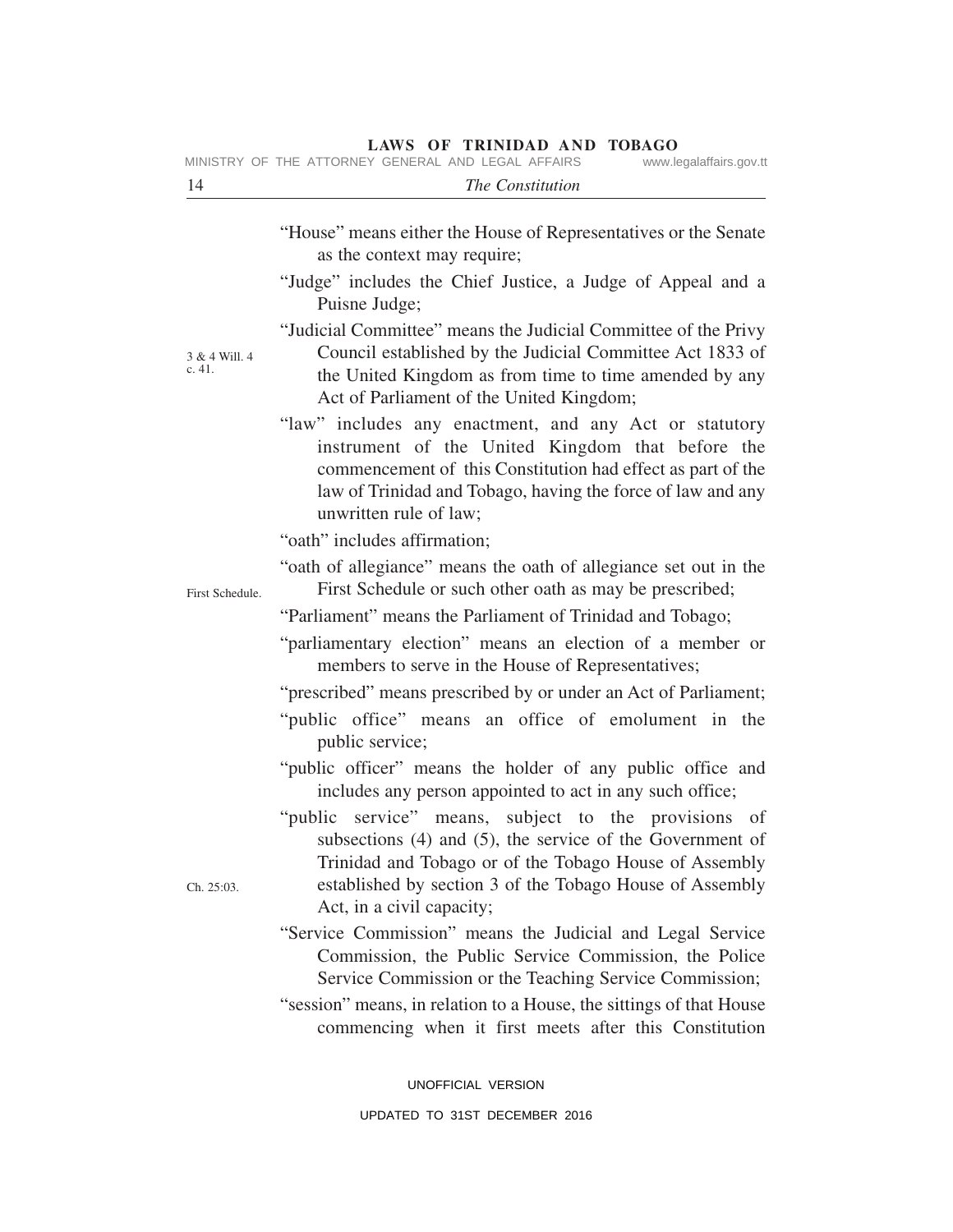"House" means either the House of Representatives or the Senate as the context may require;

"Judge" includes the Chief Justice, a Judge of Appeal and a Puisne Judge;

"Judicial Committee" means the Judicial Committee of the Privy Council established by the Judicial Committee Act 1833 of the United Kingdom as from time to time amended by any Act of Parliament of the United Kingdom;

3 & 4 Will. 4 c. 41.

"law" includes any enactment, and any Act or statutory instrument of the United Kingdom that before the commencement of this Constitution had effect as part of the law of Trinidad and Tobago, having the force of law and any unwritten rule of law;

"oath" includes affirmation;

"oath of allegiance" means the oath of allegiance set out in the First Schedule or such other oath as may be prescribed;

First Schedule.

"Parliament" means the Parliament of Trinidad and Tobago;

"parliamentary election" means an election of a member or members to serve in the House of Representatives;

"prescribed" means prescribed by or under an Act of Parliament;

"public office" means an office of emolument in the public service;

"public officer" means the holder of any public office and includes any person appointed to act in any such office;

"public service" means, subject to the provisions of subsections (4) and (5), the service of the Government of Trinidad and Tobago or of the Tobago House of Assembly established by section 3 of the Tobago House of Assembly Act, in a civil capacity;

Ch. 25:03.

"Service Commission" means the Judicial and Legal Service Commission, the Public Service Commission, the Police Service Commission or the Teaching Service Commission;

"session" means, in relation to a House, the sittings of that House commencing when it first meets after this Constitution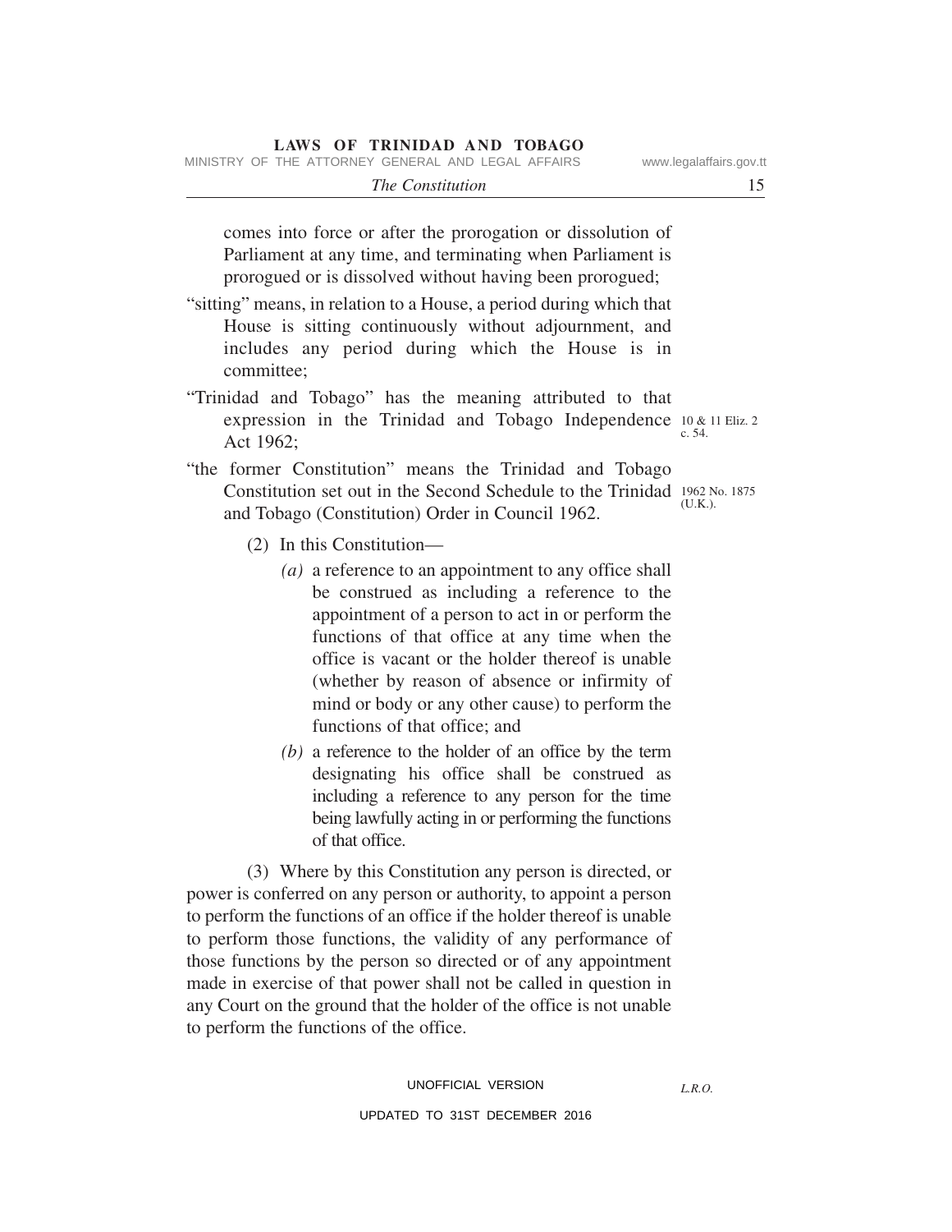comes into force or after the prorogation or dissolution of Parliament at any time, and terminating when Parliament is prorogued or is dissolved without having been prorogued;

"sitting" means, in relation to a House, a period during which that House is sitting continuously without adjournment, and includes any period during which the House is in committee;

"Trinidad and Tobago" has the meaning attributed to that expression in the Trinidad and Tobago Independence Act 1962;

10 & 11 Eliz. 2 c. 54.

"the former Constitution" means the Trinidad and Tobago Constitution set out in the Second Schedule to the Trinidad and Tobago (Constitution) Order in Council 1962.

1962 No. 1875 (U.K.).

(2) In this Constitution—

*(a)* a reference to an appointment to any office shall be construed as including a reference to the appointment of a person to act in or perform the functions of that office at any time when the office is vacant or the holder thereof is unable (whether by reason of absence or infirmity of mind or body or any other cause) to perform the functions of that office; and

*(b)* a reference to the holder of an office by the term designating his office shall be construed as including a reference to any person for the time being lawfully acting in or performing the functions of that office.

(3) Where by this Constitution any person is directed, or power is conferred on any person or authority, to appoint a person to perform the functions of an office if the holder thereof is unable to perform those functions, the validity of any performance of those functions by the person so directed or of any appointment made in exercise of that power shall not be called in question in any Court on the ground that the holder of the office is not unable to perform the functions of the office.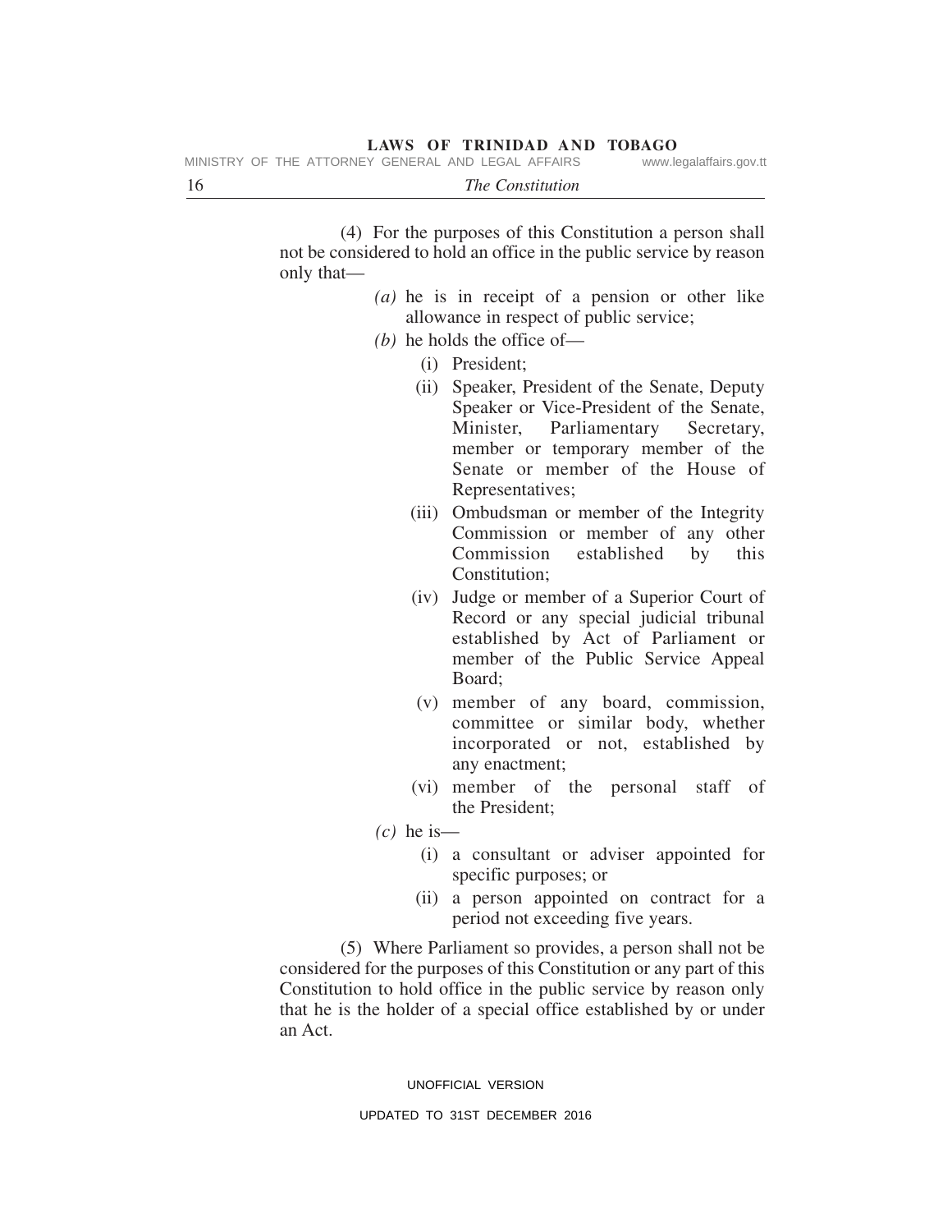(4) For the purposes of this Constitution a person shall not be considered to hold an office in the public service by reason only that—

- *(a)* he is in receipt of a pension or other like allowance in respect of public service;
- *(b)* he holds the office of—
  - (i) President;
  - (ii) Speaker, President of the Senate, Deputy Speaker or Vice-President of the Senate, Minister, Parliamentary Secretary, member or temporary member of the Senate or member of the House of Representatives;
  - (iii) Ombudsman or member of the Integrity Commission or member of any other Commission established by this Constitution;
  - (iv) Judge or member of a Superior Court of Record or any special judicial tribunal established by Act of Parliament or member of the Public Service Appeal Board;
  - (v) member of any board, commission, committee or similar body, whether incorporated or not, established by any enactment;
  - (vi) member of the personal staff of the President;
- *(c)* he is—
  - (i) a consultant or adviser appointed for specific purposes; or
  - (ii) a person appointed on contract for a period not exceeding five years.

(5) Where Parliament so provides, a person shall not be considered for the purposes of this Constitution or any part of this Constitution to hold office in the public service by reason only that he is the holder of a special office established by or under an Act.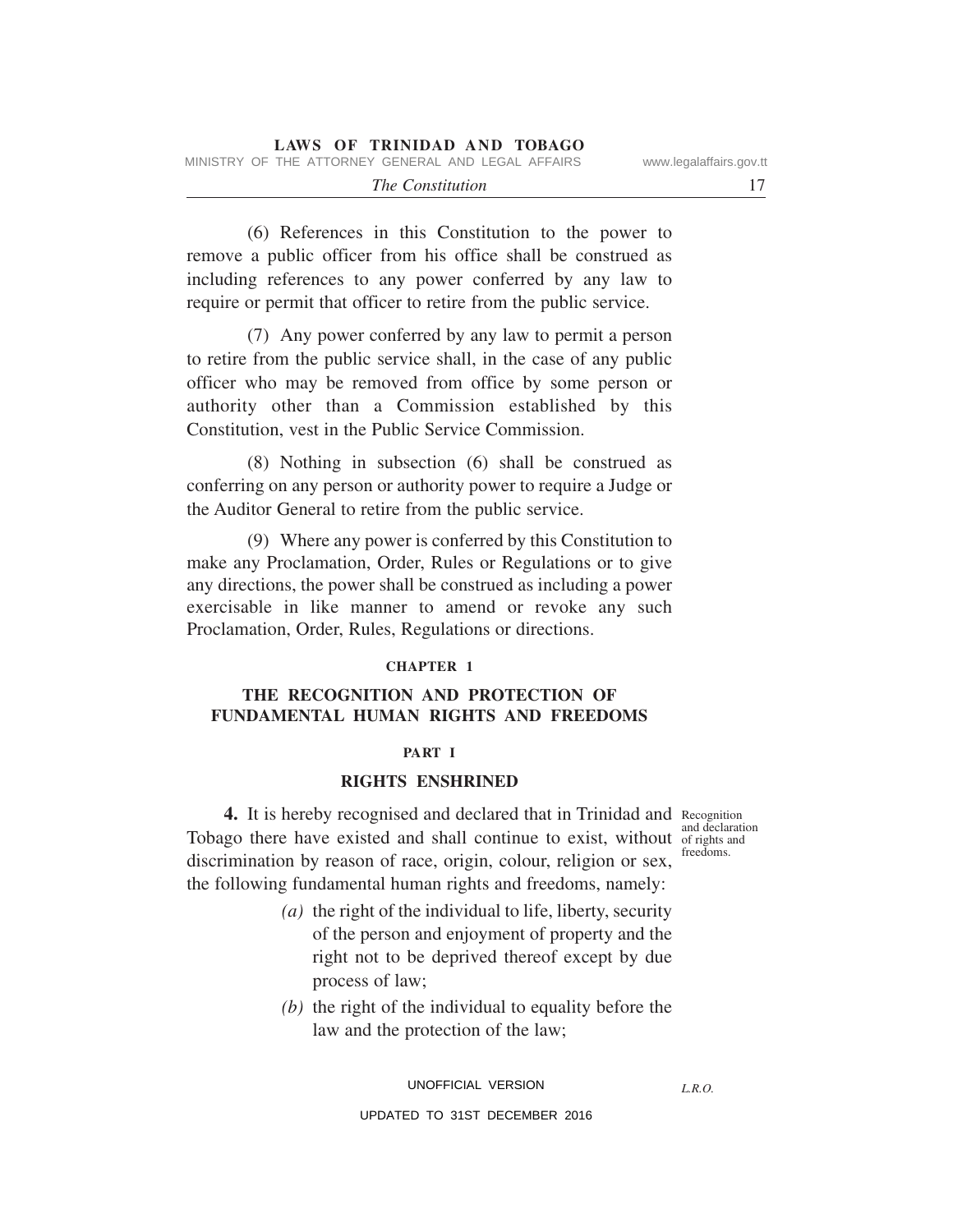(6) References in this Constitution to the power to remove a public officer from his office shall be construed as including references to any power conferred by any law to require or permit that officer to retire from the public service.

(7) Any power conferred by any law to permit a person to retire from the public service shall, in the case of any public officer who may be removed from office by some person or authority other than a Commission established by this Constitution, vest in the Public Service Commission.

(8) Nothing in subsection (6) shall be construed as conferring on any person or authority power to require a Judge or the Auditor General to retire from the public service.

(9) Where any power is conferred by this Constitution to make any Proclamation, Order, Rules or Regulations or to give any directions, the power shall be construed as including a power exercisable in like manner to amend or revoke any such Proclamation, Order, Rules, Regulations or directions.

## CHAPTER 1

## THE RECOGNITION AND PROTECTION OF FUNDAMENTAL HUMAN RIGHTS AND FREEDOMS

### PART I

### RIGHTS ENSHRINED

*Recognition and declaration of rights and freedoms.*

**4.** It is hereby recognised and declared that in Trinidad and Tobago there have existed and shall continue to exist, without discrimination by reason of race, origin, colour, religion or sex, the following fundamental human rights and freedoms, namely:

*(a)* the right of the individual to life, liberty, security of the person and enjoyment of property and the right not to be deprived thereof except by due process of law;

*(b)* the right of the individual to equality before the law and the protection of the law;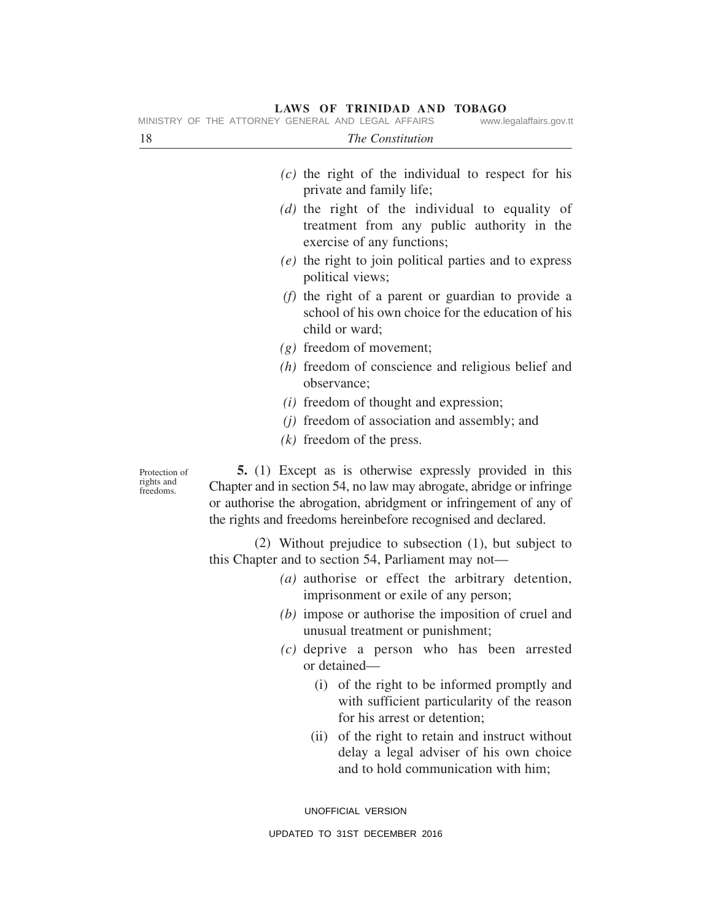*(c)* the right of the individual to respect for his private and family life;

*(d)* the right of the individual to equality of treatment from any public authority in the exercise of any functions;

*(e)* the right to join political parties and to express political views;

*(f)* the right of a parent or guardian to provide a school of his own choice for the education of his child or ward;

*(g)* freedom of movement;

*(h)* freedom of conscience and religious belief and observance;

*(i)* freedom of thought and expression;

*(j)* freedom of association and assembly; and

*(k)* freedom of the press.

Protection of rights and freedoms.

**5.** (1) Except as is otherwise expressly provided in this Chapter and in section 54, no law may abrogate, abridge or infringe or authorise the abrogation, abridgment or infringement of any of the rights and freedoms hereinbefore recognised and declared.

(2) Without prejudice to subsection (1), but subject to this Chapter and to section 54, Parliament may not—

*(a)* authorise or effect the arbitrary detention, imprisonment or exile of any person;

*(b)* impose or authorise the imposition of cruel and unusual treatment or punishment;

*(c)* deprive a person who has been arrested or detained—

(i) of the right to be informed promptly and with sufficient particularity of the reason for his arrest or detention;

(ii) of the right to retain and instruct without delay a legal adviser of his own choice and to hold communication with him;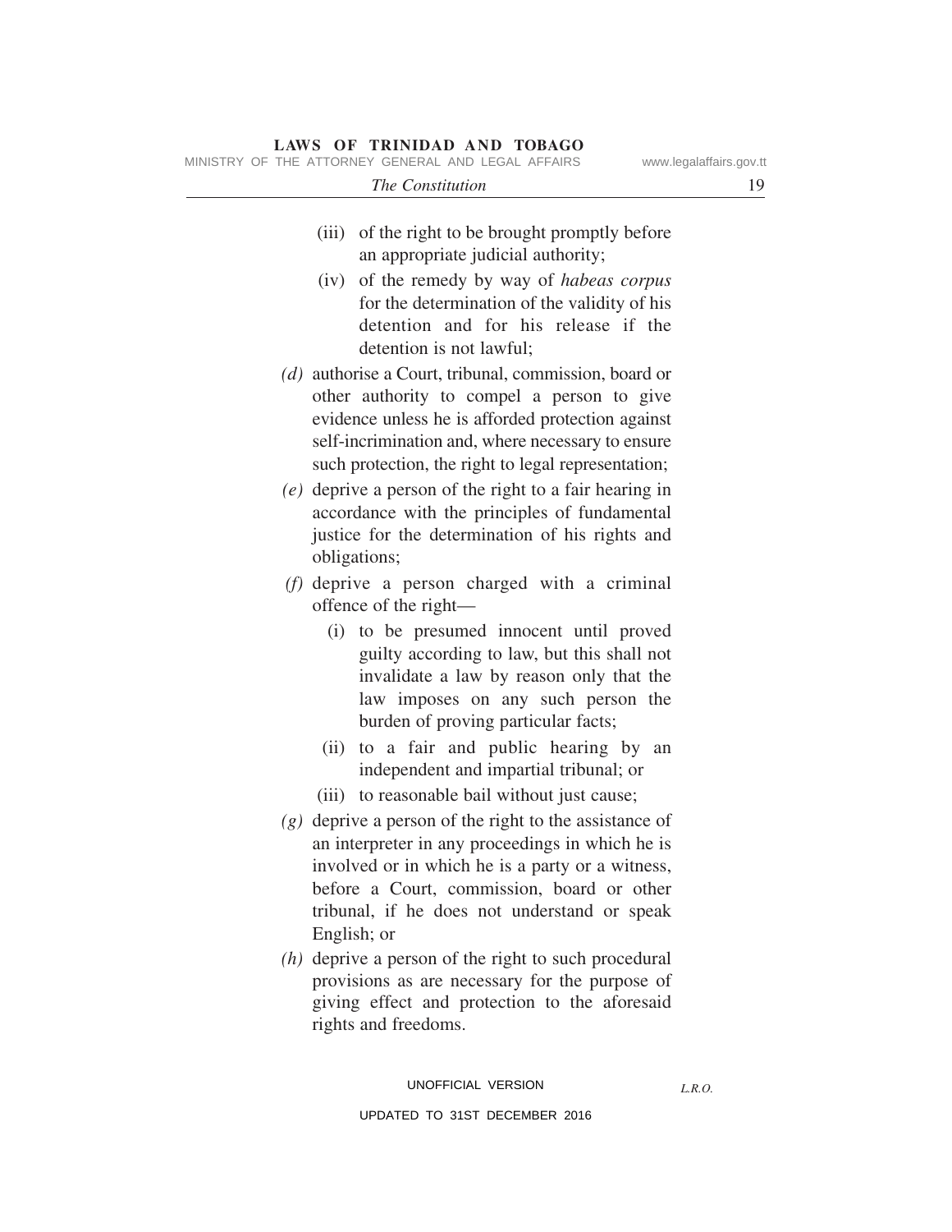(iii) of the right to be brought promptly before an appropriate judicial authority;

(iv) of the remedy by way of *habeas corpus* for the determination of the validity of his detention and for his release if the detention is not lawful;

*(d)* authorise a Court, tribunal, commission, board or other authority to compel a person to give evidence unless he is afforded protection against self-incrimination and, where necessary to ensure such protection, the right to legal representation;

*(e)* deprive a person of the right to a fair hearing in accordance with the principles of fundamental justice for the determination of his rights and obligations;

*(f)* deprive a person charged with a criminal offence of the right—

(i) to be presumed innocent until proved guilty according to law, but this shall not invalidate a law by reason only that the law imposes on any such person the burden of proving particular facts;

(ii) to a fair and public hearing by an independent and impartial tribunal; or

(iii) to reasonable bail without just cause;

*(g)* deprive a person of the right to the assistance of an interpreter in any proceedings in which he is involved or in which he is a party or a witness, before a Court, commission, board or other tribunal, if he does not understand or speak English; or

*(h)* deprive a person of the right to such procedural provisions as are necessary for the purpose of giving effect and protection to the aforesaid rights and freedoms.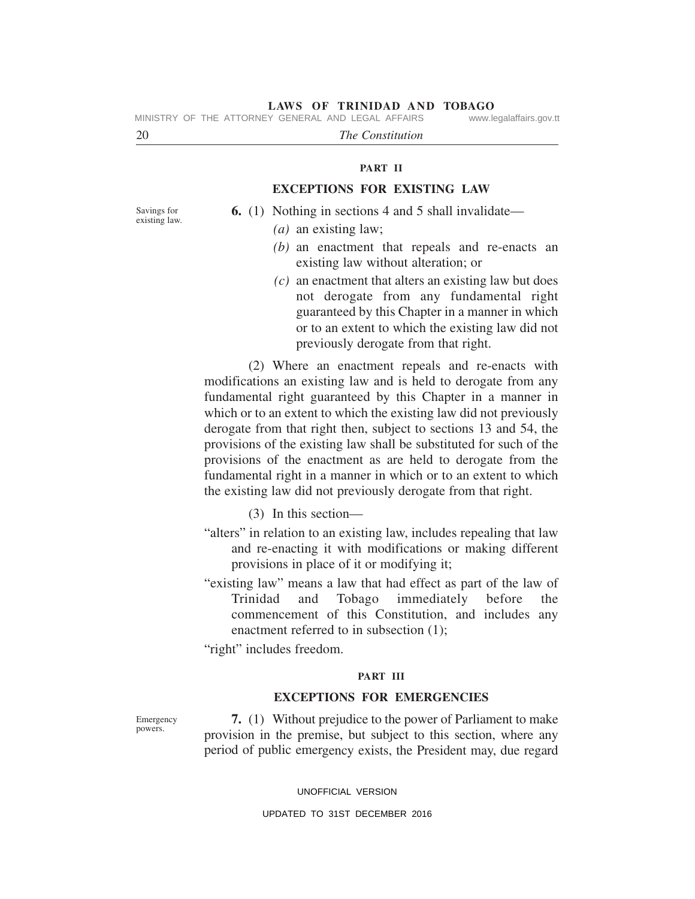## PART II

## EXCEPTIONS FOR EXISTING LAW

Savings for existing law.

**6.** (1) Nothing in sections 4 and 5 shall invalidate—

*(a)* an existing law;

*(b)* an enactment that repeals and re-enacts an existing law without alteration; or

*(c)* an enactment that alters an existing law but does not derogate from any fundamental right guaranteed by this Chapter in a manner in which or to an extent to which the existing law did not previously derogate from that right.

(2) Where an enactment repeals and re-enacts with modifications an existing law and is held to derogate from any fundamental right guaranteed by this Chapter in a manner in which or to an extent to which the existing law did not previously derogate from that right then, subject to sections 13 and 54, the provisions of the existing law shall be substituted for such of the provisions of the enactment as are held to derogate from the fundamental right in a manner in which or to an extent to which the existing law did not previously derogate from that right.

(3) In this section—

"alters" in relation to an existing law, includes repealing that law and re-enacting it with modifications or making different provisions in place of it or modifying it;

"existing law" means a law that had effect as part of the law of Trinidad and Tobago immediately before the commencement of this Constitution, and includes any enactment referred to in subsection (1);

"right" includes freedom.

## PART III

## EXCEPTIONS FOR EMERGENCIES

Emergency powers.

**7.** (1) Without prejudice to the power of Parliament to make provision in the premise, but subject to this section, where any period of public emergency exists, the President may, due regard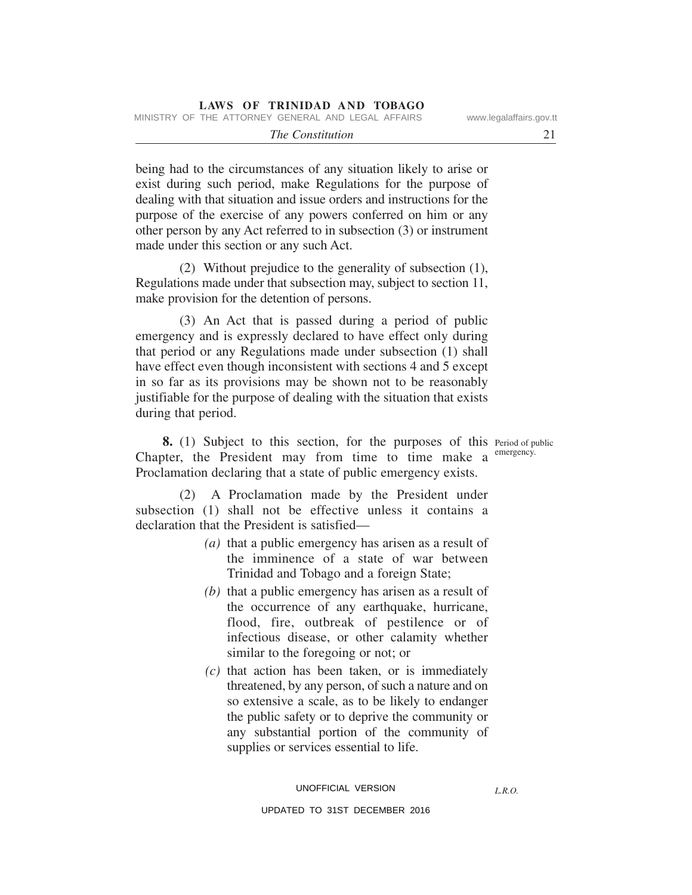being had to the circumstances of any situation likely to arise or exist during such period, make Regulations for the purpose of dealing with that situation and issue orders and instructions for the purpose of the exercise of any powers conferred on him or any other person by any Act referred to in subsection (3) or instrument made under this section or any such Act.

(2) Without prejudice to the generality of subsection (1), Regulations made under that subsection may, subject to section 11, make provision for the detention of persons.

(3) An Act that is passed during a period of public emergency and is expressly declared to have effect only during that period or any Regulations made under subsection (1) shall have effect even though inconsistent with sections 4 and 5 except in so far as its provisions may be shown not to be reasonably justifiable for the purpose of dealing with the situation that exists during that period.

Period of public emergency.

**8.** (1) Subject to this section, for the purposes of this Chapter, the President may from time to time make a Proclamation declaring that a state of public emergency exists.

(2) A Proclamation made by the President under subsection (1) shall not be effective unless it contains a declaration that the President is satisfied—

*(a)* that a public emergency has arisen as a result of the imminence of a state of war between Trinidad and Tobago and a foreign State;

*(b)* that a public emergency has arisen as a result of the occurrence of any earthquake, hurricane, flood, fire, outbreak of pestilence or of infectious disease, or other calamity whether similar to the foregoing or not; or

*(c)* that action has been taken, or is immediately threatened, by any person, of such a nature and on so extensive a scale, as to be likely to endanger the public safety or to deprive the community or any substantial portion of the community of supplies or services essential to life.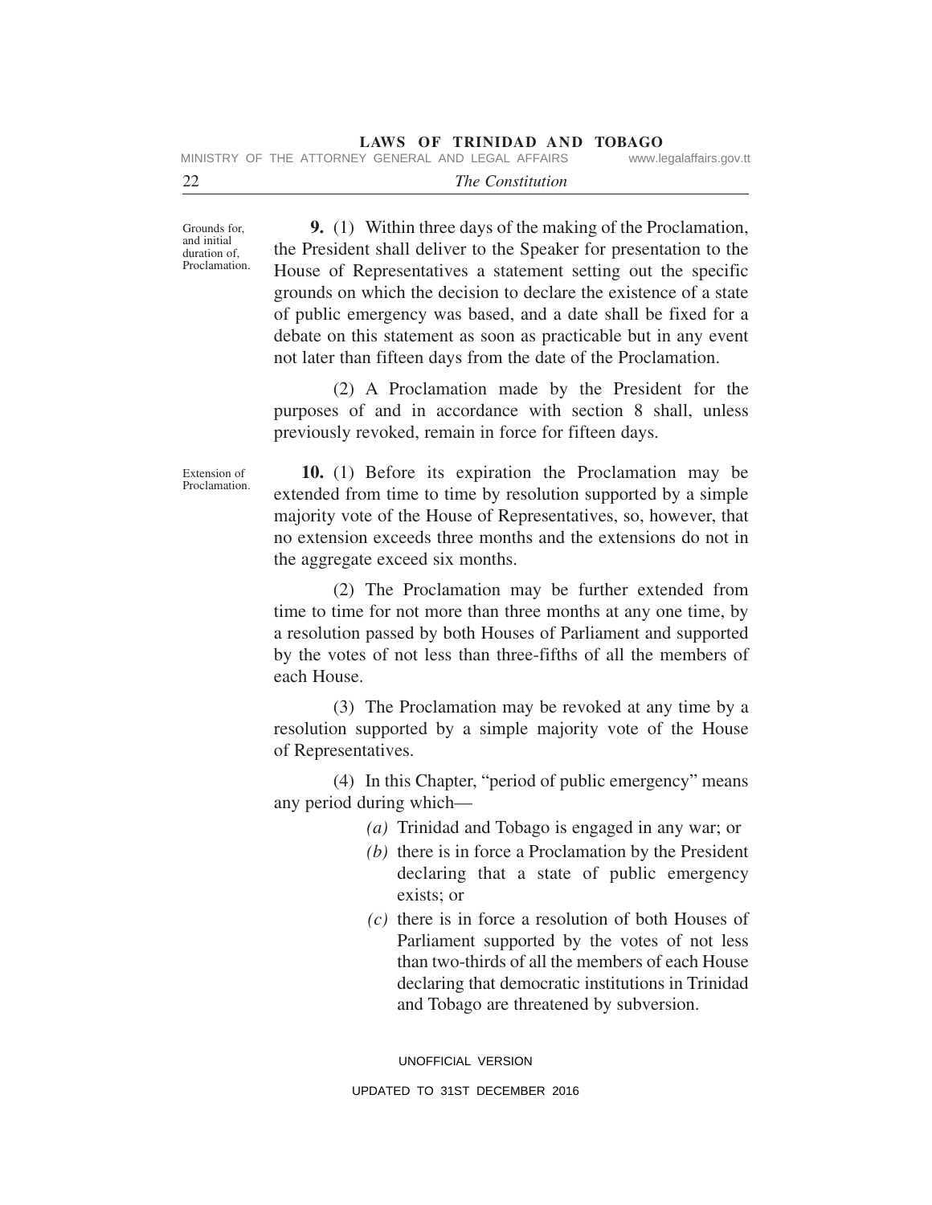Grounds for, and initial duration of, Proclamation.

**9.** (1) Within three days of the making of the Proclamation, the President shall deliver to the Speaker for presentation to the House of Representatives a statement setting out the specific grounds on which the decision to declare the existence of a state of public emergency was based, and a date shall be fixed for a debate on this statement as soon as practicable but in any event not later than fifteen days from the date of the Proclamation.

(2) A Proclamation made by the President for the purposes of and in accordance with section 8 shall, unless previously revoked, remain in force for fifteen days.

Extension of Proclamation.

**10.** (1) Before its expiration the Proclamation may be extended from time to time by resolution supported by a simple majority vote of the House of Representatives, so, however, that no extension exceeds three months and the extensions do not in the aggregate exceed six months.

(2) The Proclamation may be further extended from time to time for not more than three months at any one time, by a resolution passed by both Houses of Parliament and supported by the votes of not less than three-fifths of all the members of each House.

(3) The Proclamation may be revoked at any time by a resolution supported by a simple majority vote of the House of Representatives.

(4) In this Chapter, "period of public emergency" means any period during which—

*(a)* Trinidad and Tobago is engaged in any war; or

*(b)* there is in force a Proclamation by the President declaring that a state of public emergency exists; or

*(c)* there is in force a resolution of both Houses of Parliament supported by the votes of not less than two-thirds of all the members of each House declaring that democratic institutions in Trinidad and Tobago are threatened by subversion.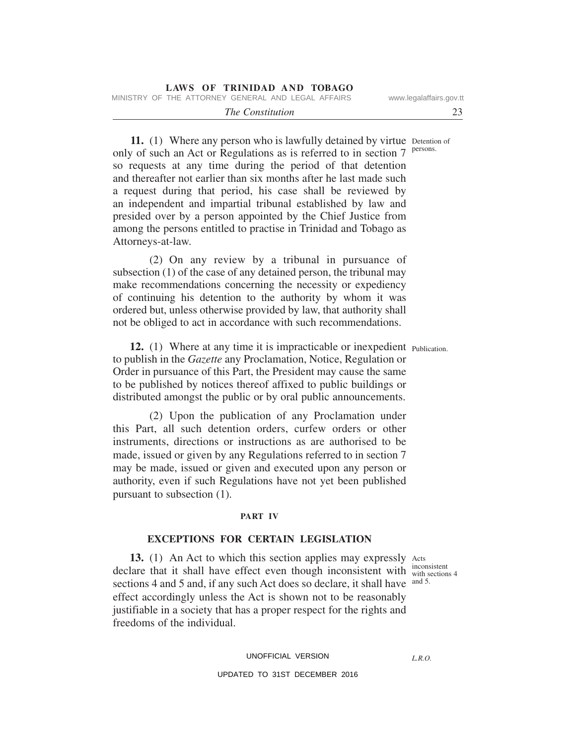**11.** (1) Where any person who is lawfully detained by virtue only of such an Act or Regulations as is referred to in section 7 so requests at any time during the period of that detention and thereafter not earlier than six months after he last made such a request during that period, his case shall be reviewed by an independent and impartial tribunal established by law and presided over by a person appointed by the Chief Justice from among the persons entitled to practise in Trinidad and Tobago as Attorneys-at-law.

Detention of persons.

(2) On any review by a tribunal in pursuance of subsection (1) of the case of any detained person, the tribunal may make recommendations concerning the necessity or expediency of continuing his detention to the authority by whom it was ordered but, unless otherwise provided by law, that authority shall not be obliged to act in accordance with such recommendations.

**12.** (1) Where at any time it is impracticable or inexpedient to publish in the *Gazette* any Proclamation, Notice, Regulation or Order in pursuance of this Part, the President may cause the same to be published by notices thereof affixed to public buildings or distributed amongst the public or by oral public announcements.

Publication.

(2) Upon the publication of any Proclamation under this Part, all such detention orders, curfew orders or other instruments, directions or instructions as are authorised to be made, issued or given by any Regulations referred to in section 7 may be made, issued or given and executed upon any person or authority, even if such Regulations have not yet been published pursuant to subsection (1).

## PART IV

## EXCEPTIONS FOR CERTAIN LEGISLATION

**13.** (1) An Act to which this section applies may expressly declare that it shall have effect even though inconsistent with sections 4 and 5 and, if any such Act does so declare, it shall have effect accordingly unless the Act is shown not to be reasonably justifiable in a society that has a proper respect for the rights and freedoms of the individual.

Acts inconsistent with sections 4 and 5.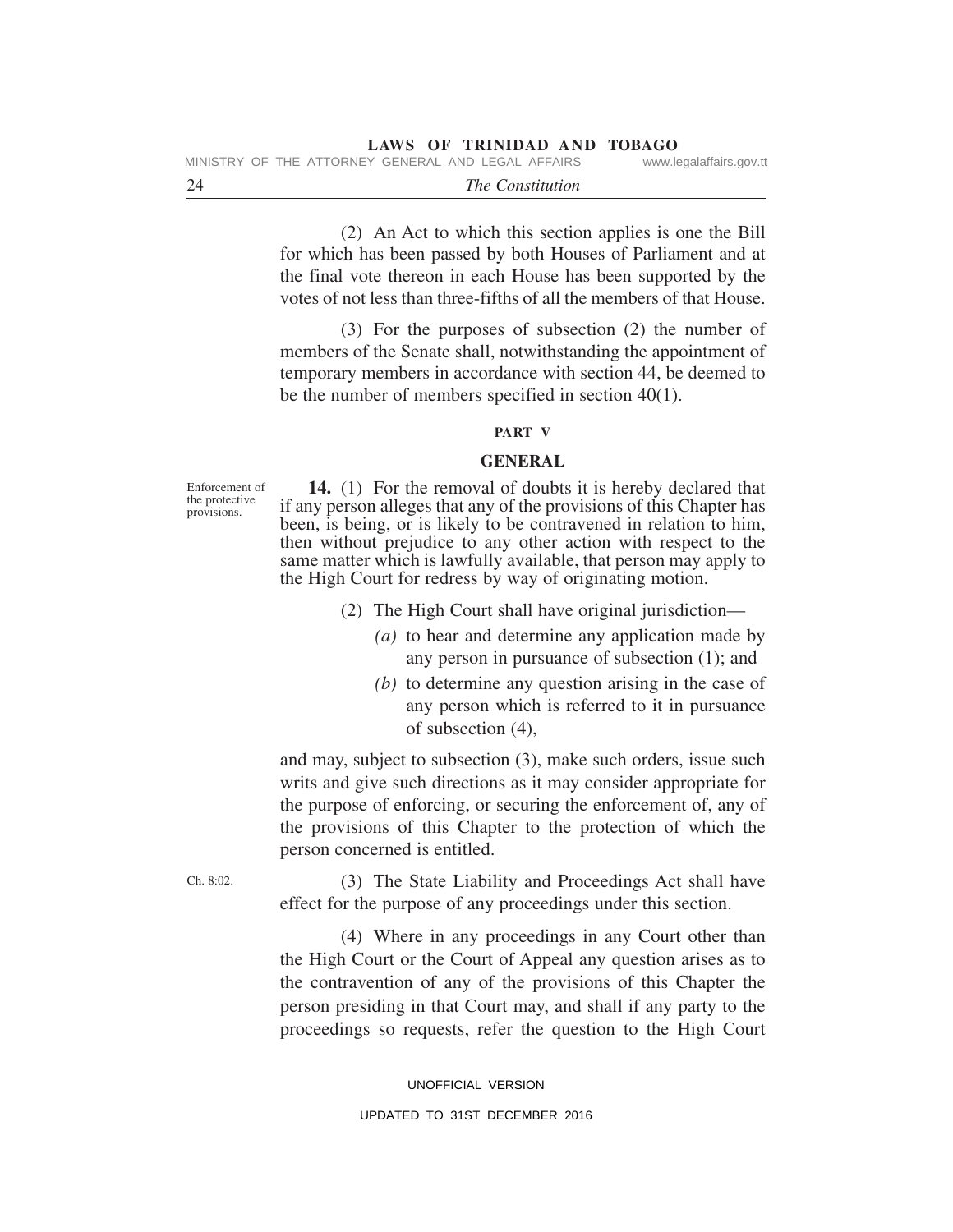(2) An Act to which this section applies is one the Bill for which has been passed by both Houses of Parliament and at the final vote thereon in each House has been supported by the votes of not less than three-fifths of all the members of that House.

(3) For the purposes of subsection (2) the number of members of the Senate shall, notwithstanding the appointment of temporary members in accordance with section 44, be deemed to be the number of members specified in section 40(1).

## PART V

## GENERAL

Enforcement of the protective provisions.

**14.** (1) For the removal of doubts it is hereby declared that if any person alleges that any of the provisions of this Chapter has been, is being, or is likely to be contravened in relation to him, then without prejudice to any other action with respect to the same matter which is lawfully available, that person may apply to the High Court for redress by way of originating motion.

(2) The High Court shall have original jurisdiction—

*(a)* to hear and determine any application made by any person in pursuance of subsection (1); and

*(b)* to determine any question arising in the case of any person which is referred to it in pursuance of subsection (4),

and may, subject to subsection (3), make such orders, issue such writs and give such directions as it may consider appropriate for the purpose of enforcing, or securing the enforcement of, any of the provisions of this Chapter to the protection of which the person concerned is entitled.

Ch. 8:02.

(3) The State Liability and Proceedings Act shall have effect for the purpose of any proceedings under this section.

(4) Where in any proceedings in any Court other than the High Court or the Court of Appeal any question arises as to the contravention of any of the provisions of this Chapter the person presiding in that Court may, and shall if any party to the proceedings so requests, refer the question to the High Court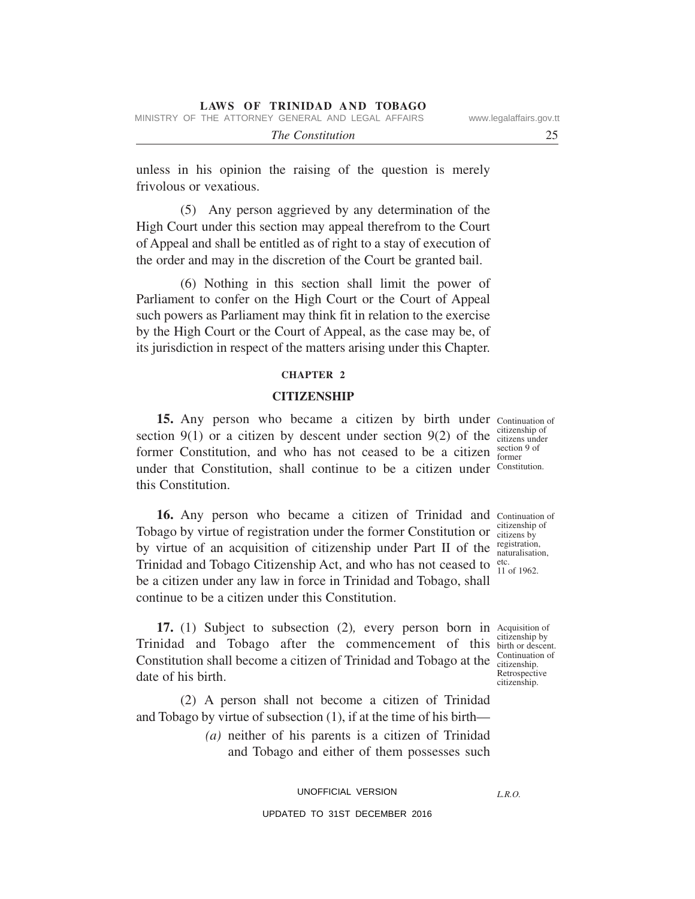unless in his opinion the raising of the question is merely frivolous or vexatious.

(5) Any person aggrieved by any determination of the High Court under this section may appeal therefrom to the Court of Appeal and shall be entitled as of right to a stay of execution of the order and may in the discretion of the Court be granted bail.

(6) Nothing in this section shall limit the power of Parliament to confer on the High Court or the Court of Appeal such powers as Parliament may think fit in relation to the exercise by the High Court or the Court of Appeal, as the case may be, of its jurisdiction in respect of the matters arising under this Chapter.

## CHAPTER 2

## CITIZENSHIP

Continuation of citizenship of citizens under section 9 of former Constitution.

**15.** Any person who became a citizen by birth under section 9(1) or a citizen by descent under section 9(2) of the former Constitution, and who has not ceased to be a citizen under that Constitution, shall continue to be a citizen under this Constitution.

Continuation of citizenship of citizens by registration, naturalisation, etc. 11 of 1962.

**16.** Any person who became a citizen of Trinidad and Tobago by virtue of registration under the former Constitution or by virtue of an acquisition of citizenship under Part II of the Trinidad and Tobago Citizenship Act, and who has not ceased to be a citizen under any law in force in Trinidad and Tobago, shall continue to be a citizen under this Constitution.

Acquisition of citizenship by birth or descent. Continuation of citizenship. Retrospective citizenship.

**17.** (1) Subject to subsection (2), every person born in Trinidad and Tobago after the commencement of this Constitution shall become a citizen of Trinidad and Tobago at the date of his birth.

(2) A person shall not become a citizen of Trinidad and Tobago by virtue of subsection (1), if at the time of his birth—

*(a)* neither of his parents is a citizen of Trinidad and Tobago and either of them possesses such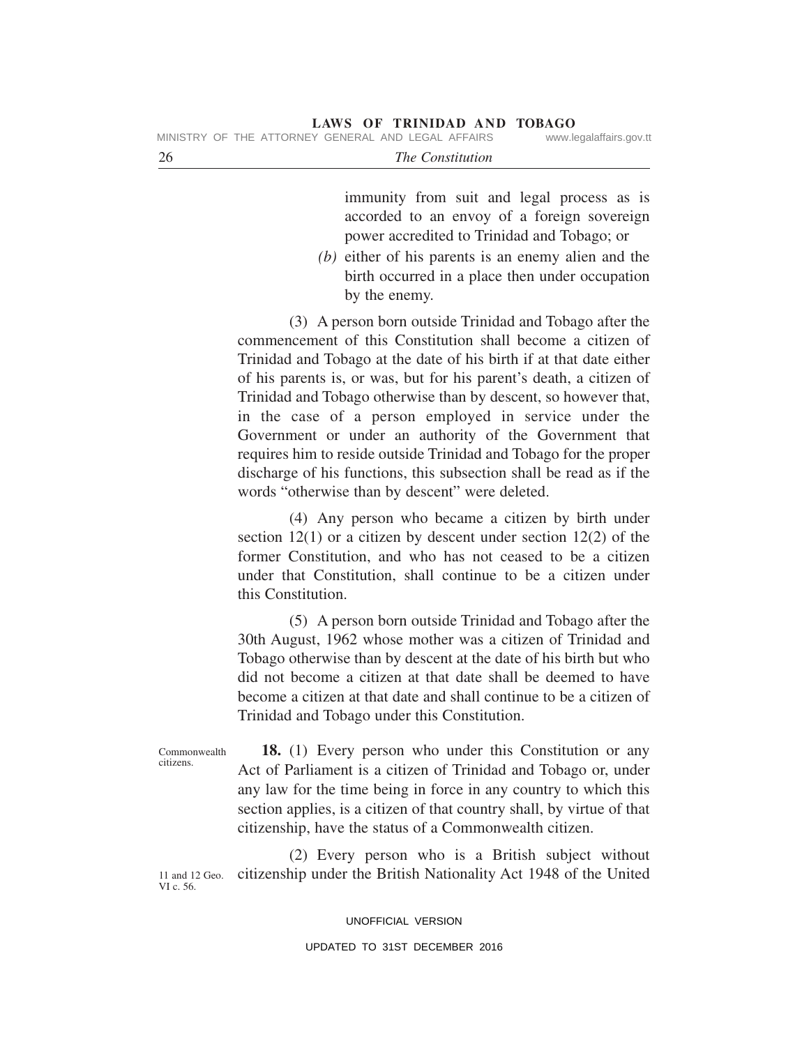immunity from suit and legal process as is accorded to an envoy of a foreign sovereign power accredited to Trinidad and Tobago; or

*(b)* either of his parents is an enemy alien and the birth occurred in a place then under occupation by the enemy.

(3) A person born outside Trinidad and Tobago after the commencement of this Constitution shall become a citizen of Trinidad and Tobago at the date of his birth if at that date either of his parents is, or was, but for his parent's death, a citizen of Trinidad and Tobago otherwise than by descent, so however that, in the case of a person employed in service under the Government or under an authority of the Government that requires him to reside outside Trinidad and Tobago for the proper discharge of his functions, this subsection shall be read as if the words "otherwise than by descent" were deleted.

(4) Any person who became a citizen by birth under section 12(1) or a citizen by descent under section 12(2) of the former Constitution, and who has not ceased to be a citizen under that Constitution, shall continue to be a citizen under this Constitution.

(5) A person born outside Trinidad and Tobago after the 30th August, 1962 whose mother was a citizen of Trinidad and Tobago otherwise than by descent at the date of his birth but who did not become a citizen at that date shall be deemed to have become a citizen at that date and shall continue to be a citizen of Trinidad and Tobago under this Constitution.

Commonwealth citizens.

**18.** (1) Every person who under this Constitution or any Act of Parliament is a citizen of Trinidad and Tobago or, under any law for the time being in force in any country to which this section applies, is a citizen of that country shall, by virtue of that citizenship, have the status of a Commonwealth citizen.

11 and 12 Geo. VI c. 56.

(2) Every person who is a British subject without citizenship under the British Nationality Act 1948 of the United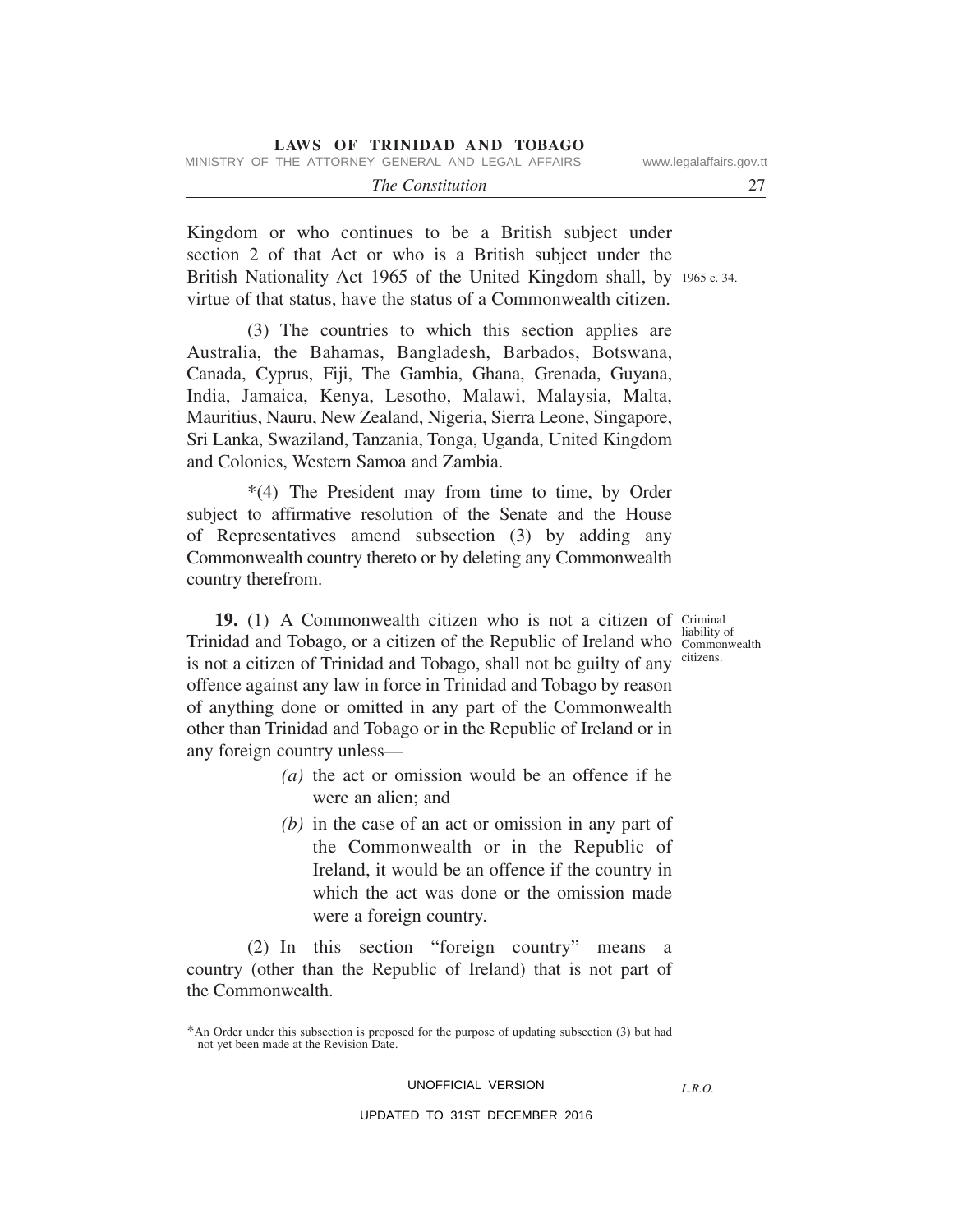Kingdom or who continues to be a British subject under section 2 of that Act or who is a British subject under the British Nationality Act 1965 of the United Kingdom shall, by virtue of that status, have the status of a Commonwealth citizen.

1965 c. 34.

(3) The countries to which this section applies are Australia, the Bahamas, Bangladesh, Barbados, Botswana, Canada, Cyprus, Fiji, The Gambia, Ghana, Grenada, Guyana, India, Jamaica, Kenya, Lesotho, Malawi, Malaysia, Malta, Mauritius, Nauru, New Zealand, Nigeria, Sierra Leone, Singapore, Sri Lanka, Swaziland, Tanzania, Tonga, Uganda, United Kingdom and Colonies, Western Samoa and Zambia.

*(4) The President may from time to time, by Order subject to affirmative resolution of the Senate and the House of Representatives amend subsection (3) by adding any Commonwealth country thereto or by deleting any Commonwealth country therefrom.

Criminal liability of Commonwealth citizens.

**19.** (1) A Commonwealth citizen who is not a citizen of Trinidad and Tobago, or a citizen of the Republic of Ireland who is not a citizen of Trinidad and Tobago, shall not be guilty of any offence against any law in force in Trinidad and Tobago by reason of anything done or omitted in any part of the Commonwealth other than Trinidad and Tobago or in the Republic of Ireland or in any foreign country unless—

*(a)* the act or omission would be an offence if he were an alien; and

*(b)* in the case of an act or omission in any part of the Commonwealth or in the Republic of Ireland, it would be an offence if the country in which the act was done or the omission made were a foreign country.

(2) In this section "foreign country" means a country (other than the Republic of Ireland) that is not part of the Commonwealth.

*An Order under this subsection is proposed for the purpose of updating subsection (3) but had not yet been made at the Revision Date.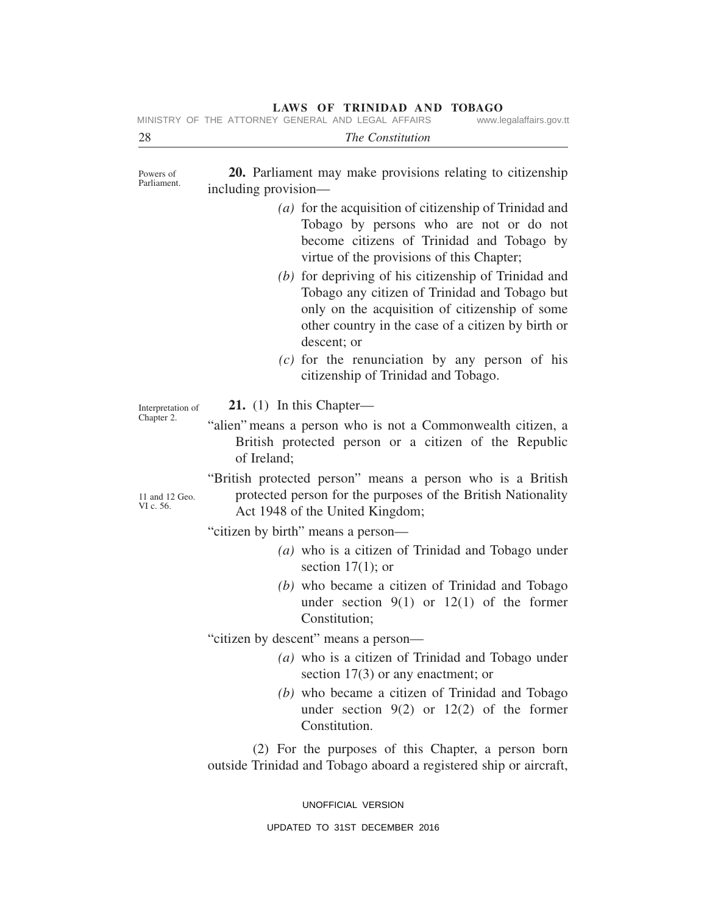Powers of Parliament.

**20.** Parliament may make provisions relating to citizenship including provision—

*(a)* for the acquisition of citizenship of Trinidad and Tobago by persons who are not or do not become citizens of Trinidad and Tobago by virtue of the provisions of this Chapter;

*(b)* for depriving of his citizenship of Trinidad and Tobago any citizen of Trinidad and Tobago but only on the acquisition of citizenship of some other country in the case of a citizen by birth or descent; or

*(c)* for the renunciation by any person of his citizenship of Trinidad and Tobago.

Interpretation of Chapter 2.

**21.** (1) In this Chapter—

"alien" means a person who is not a Commonwealth citizen, a British protected person or a citizen of the Republic of Ireland;

11 and 12 Geo. VI c. 56.

"British protected person" means a person who is a British protected person for the purposes of the British Nationality Act 1948 of the United Kingdom;

"citizen by birth" means a person—

*(a)* who is a citizen of Trinidad and Tobago under section 17(1); or

*(b)* who became a citizen of Trinidad and Tobago under section 9(1) or 12(1) of the former Constitution;

"citizen by descent" means a person—

*(a)* who is a citizen of Trinidad and Tobago under section 17(3) or any enactment; or

*(b)* who became a citizen of Trinidad and Tobago under section 9(2) or 12(2) of the former Constitution.

(2) For the purposes of this Chapter, a person born outside Trinidad and Tobago aboard a registered ship or aircraft,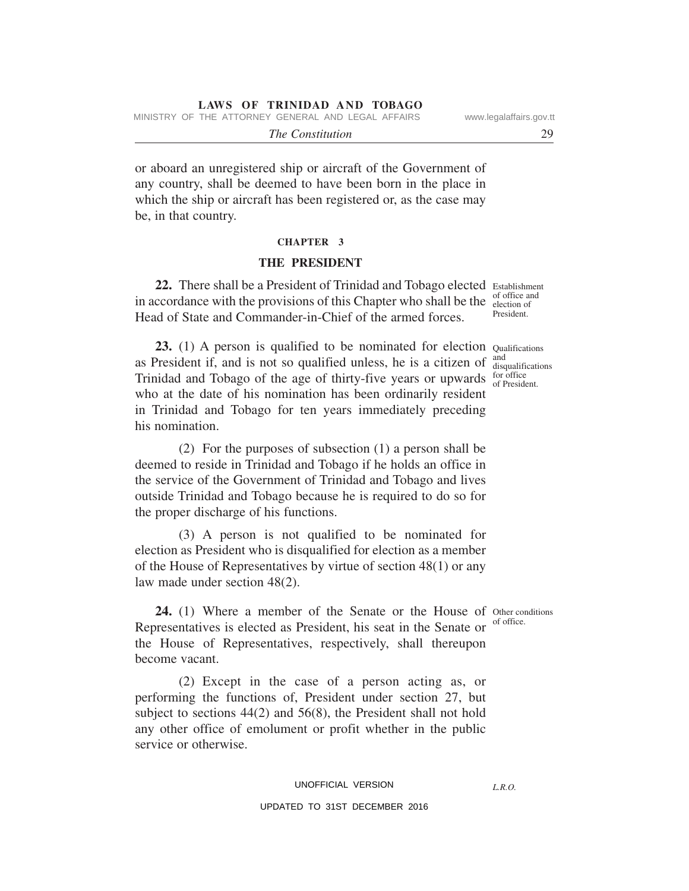or aboard an unregistered ship or aircraft of the Government of any country, shall be deemed to have been born in the place in which the ship or aircraft has been registered or, as the case may be, in that country.

## CHAPTER 3

## THE PRESIDENT

Establishment of office and election of President.

**22.** There shall be a President of Trinidad and Tobago elected in accordance with the provisions of this Chapter who shall be the Head of State and Commander-in-Chief of the armed forces.

Qualifications and disqualifications for office of President.

**23.** (1) A person is qualified to be nominated for election as President if, and is not so qualified unless, he is a citizen of Trinidad and Tobago of the age of thirty-five years or upwards who at the date of his nomination has been ordinarily resident in Trinidad and Tobago for ten years immediately preceding his nomination.

(2) For the purposes of subsection (1) a person shall be deemed to reside in Trinidad and Tobago if he holds an office in the service of the Government of Trinidad and Tobago and lives outside Trinidad and Tobago because he is required to do so for the proper discharge of his functions.

(3) A person is not qualified to be nominated for election as President who is disqualified for election as a member of the House of Representatives by virtue of section 48(1) or any law made under section 48(2).

Other conditions of office.

**24.** (1) Where a member of the Senate or the House of Representatives is elected as President, his seat in the Senate or the House of Representatives, respectively, shall thereupon become vacant.

(2) Except in the case of a person acting as, or performing the functions of, President under section 27, but subject to sections 44(2) and 56(8), the President shall not hold any other office of emolument or profit whether in the public service or otherwise.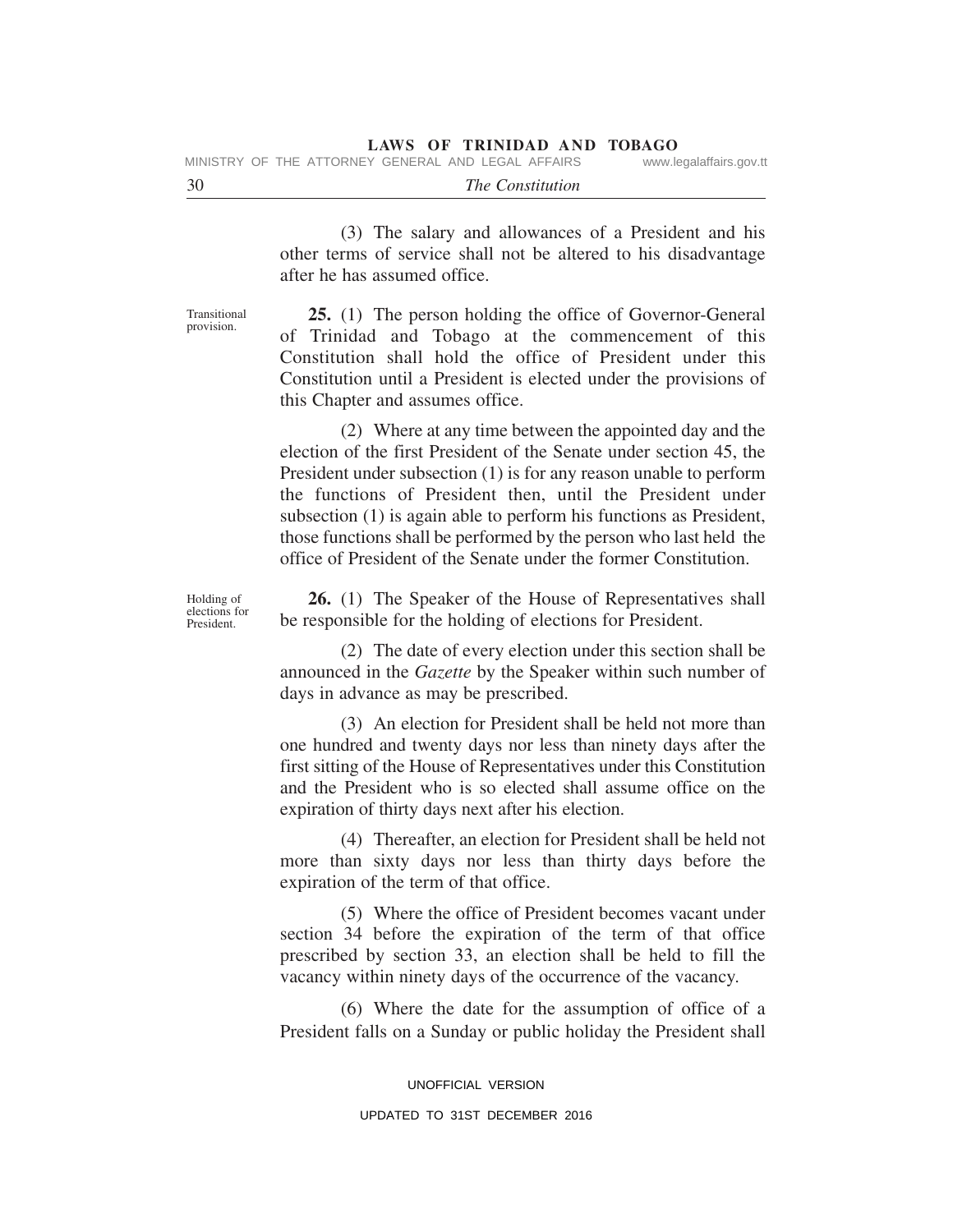(3) The salary and allowances of a President and his other terms of service shall not be altered to his disadvantage after he has assumed office.

Transitional provision.

**25.** (1) The person holding the office of Governor-General of Trinidad and Tobago at the commencement of this Constitution shall hold the office of President under this Constitution until a President is elected under the provisions of this Chapter and assumes office.

(2) Where at any time between the appointed day and the election of the first President of the Senate under section 45, the President under subsection (1) is for any reason unable to perform the functions of President then, until the President under subsection (1) is again able to perform his functions as President, those functions shall be performed by the person who last held the office of President of the Senate under the former Constitution.

Holding of elections for President.

**26.** (1) The Speaker of the House of Representatives shall be responsible for the holding of elections for President.

(2) The date of every election under this section shall be announced in the *Gazette* by the Speaker within such number of days in advance as may be prescribed.

(3) An election for President shall be held not more than one hundred and twenty days nor less than ninety days after the first sitting of the House of Representatives under this Constitution and the President who is so elected shall assume office on the expiration of thirty days next after his election.

(4) Thereafter, an election for President shall be held not more than sixty days nor less than thirty days before the expiration of the term of that office.

(5) Where the office of President becomes vacant under section 34 before the expiration of the term of that office prescribed by section 33, an election shall be held to fill the vacancy within ninety days of the occurrence of the vacancy.

(6) Where the date for the assumption of office of a President falls on a Sunday or public holiday the President shall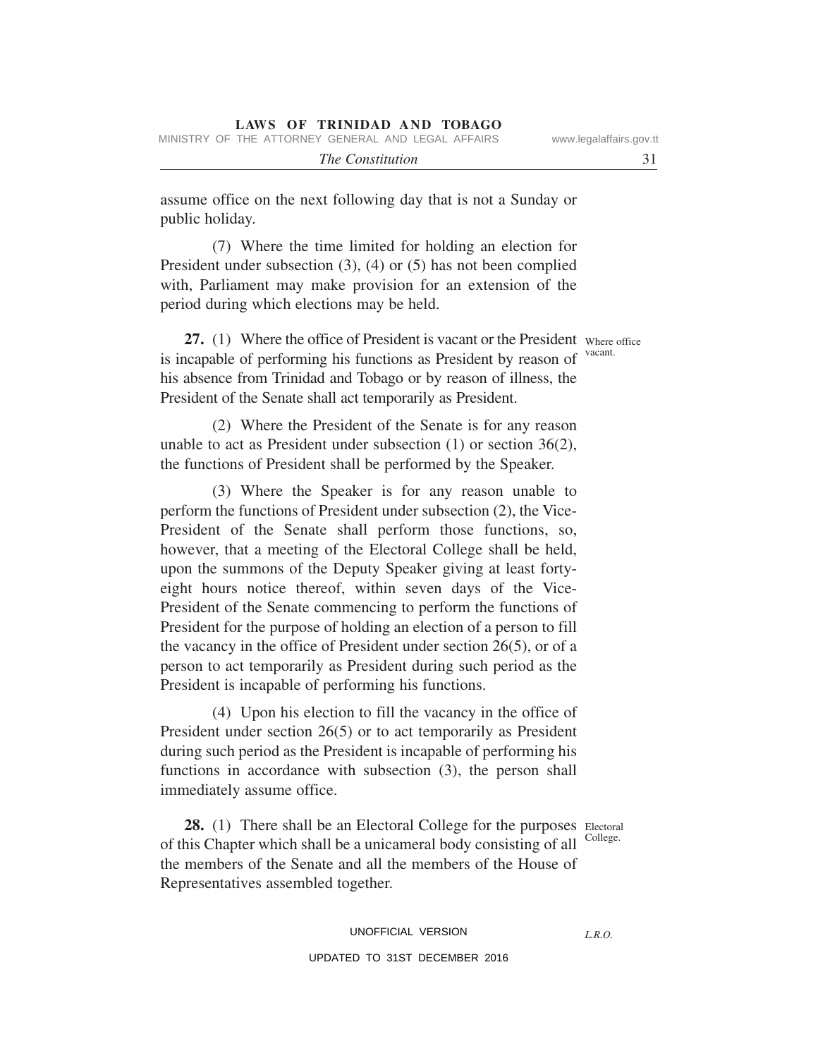assume office on the next following day that is not a Sunday or public holiday.

(7) Where the time limited for holding an election for President under subsection (3), (4) or (5) has not been complied with, Parliament may make provision for an extension of the period during which elections may be held.

Where office vacant.

**27.** (1) Where the office of President is vacant or the President is incapable of performing his functions as President by reason of his absence from Trinidad and Tobago or by reason of illness, the President of the Senate shall act temporarily as President.

(2) Where the President of the Senate is for any reason unable to act as President under subsection (1) or section 36(2), the functions of President shall be performed by the Speaker.

(3) Where the Speaker is for any reason unable to perform the functions of President under subsection (2), the Vice-President of the Senate shall perform those functions, so, however, that a meeting of the Electoral College shall be held, upon the summons of the Deputy Speaker giving at least forty-eight hours notice thereof, within seven days of the Vice-President of the Senate commencing to perform the functions of President for the purpose of holding an election of a person to fill the vacancy in the office of President under section 26(5), or of a person to act temporarily as President during such period as the President is incapable of performing his functions.

(4) Upon his election to fill the vacancy in the office of President under section 26(5) or to act temporarily as President during such period as the President is incapable of performing his functions in accordance with subsection (3), the person shall immediately assume office.

Electoral College.

**28.** (1) There shall be an Electoral College for the purposes of this Chapter which shall be a unicameral body consisting of all the members of the Senate and all the members of the House of Representatives assembled together.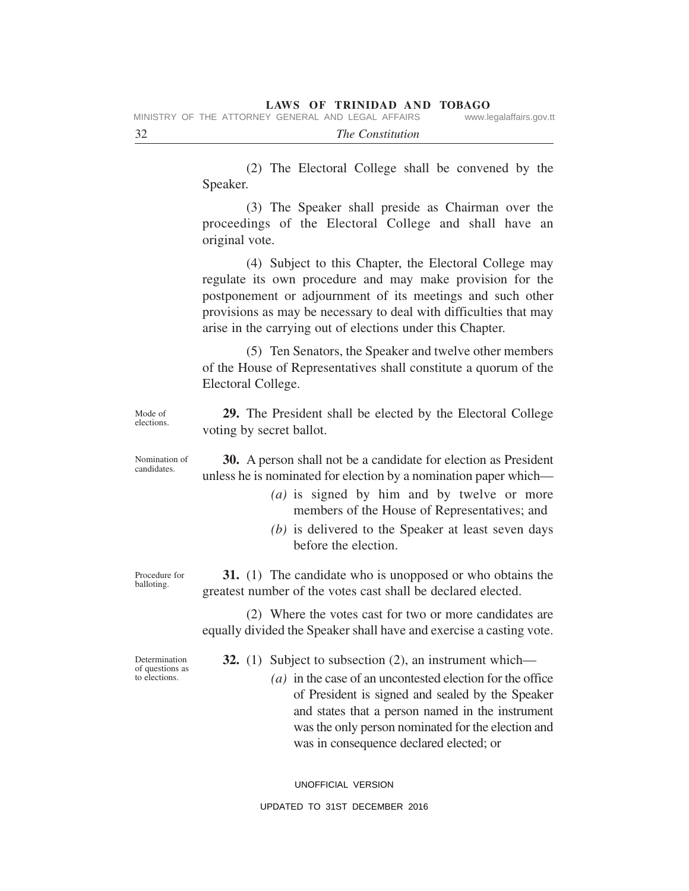(2) The Electoral College shall be convened by the Speaker.

(3) The Speaker shall preside as Chairman over the proceedings of the Electoral College and shall have an original vote.

(4) Subject to this Chapter, the Electoral College may regulate its own procedure and may make provision for the postponement or adjournment of its meetings and such other provisions as may be necessary to deal with difficulties that may arise in the carrying out of elections under this Chapter.

(5) Ten Senators, the Speaker and twelve other members of the House of Representatives shall constitute a quorum of the Electoral College.

Mode of elections.

**29.** The President shall be elected by the Electoral College voting by secret ballot.

Nomination of candidates.

**30.** A person shall not be a candidate for election as President unless he is nominated for election by a nomination paper which—

*(a)* is signed by him and by twelve or more members of the House of Representatives; and

*(b)* is delivered to the Speaker at least seven days before the election.

Procedure for balloting.

**31.** (1) The candidate who is unopposed or who obtains the greatest number of the votes cast shall be declared elected.

(2) Where the votes cast for two or more candidates are equally divided the Speaker shall have and exercise a casting vote.

Determination of questions as to elections.

**32.** (1) Subject to subsection (2), an instrument which—

*(a)* in the case of an uncontested election for the office of President is signed and sealed by the Speaker and states that a person named in the instrument was the only person nominated for the election and was in consequence declared elected; or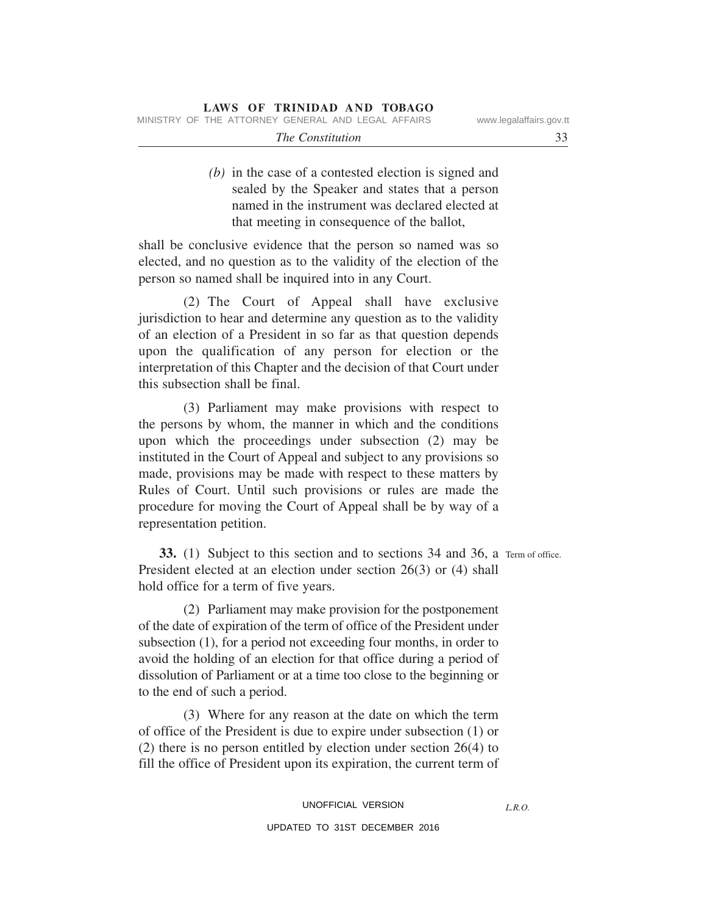*(b)* in the case of a contested election is signed and sealed by the Speaker and states that a person named in the instrument was declared elected at that meeting in consequence of the ballot,

shall be conclusive evidence that the person so named was so elected, and no question as to the validity of the election of the person so named shall be inquired into in any Court.

(2) The Court of Appeal shall have exclusive jurisdiction to hear and determine any question as to the validity of an election of a President in so far as that question depends upon the qualification of any person for election or the interpretation of this Chapter and the decision of that Court under this subsection shall be final.

(3) Parliament may make provisions with respect to the persons by whom, the manner in which and the conditions upon which the proceedings under subsection (2) may be instituted in the Court of Appeal and subject to any provisions so made, provisions may be made with respect to these matters by Rules of Court. Until such provisions or rules are made the procedure for moving the Court of Appeal shall be by way of a representation petition.

Term of office.

**33.** (1) Subject to this section and to sections 34 and 36, a President elected at an election under section 26(3) or (4) shall hold office for a term of five years.

(2) Parliament may make provision for the postponement of the date of expiration of the term of office of the President under subsection (1), for a period not exceeding four months, in order to avoid the holding of an election for that office during a period of dissolution of Parliament or at a time too close to the beginning or to the end of such a period.

(3) Where for any reason at the date on which the term of office of the President is due to expire under subsection (1) or (2) there is no person entitled by election under section 26(4) to fill the office of President upon its expiration, the current term of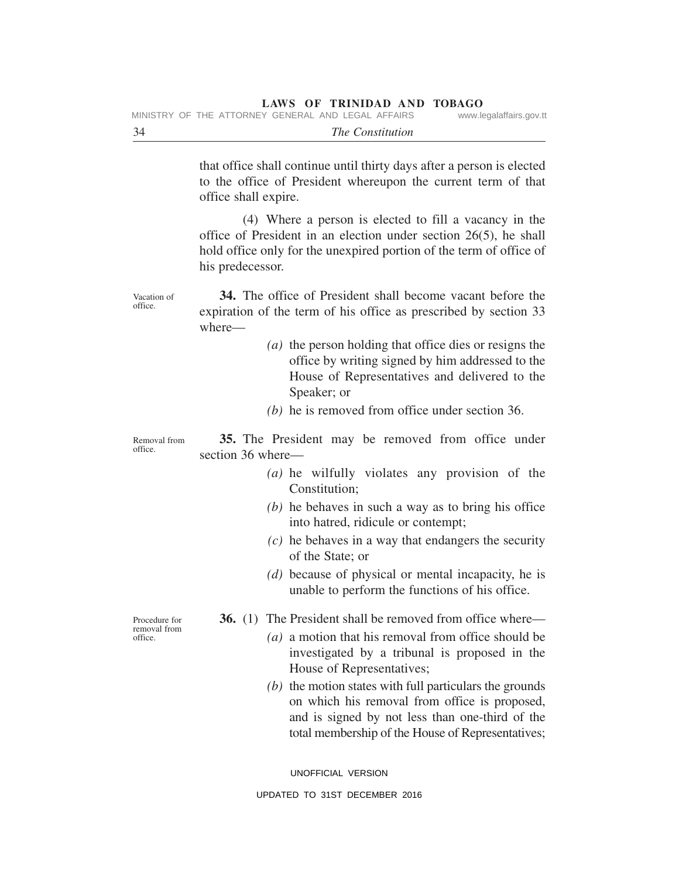that office shall continue until thirty days after a person is elected to the office of President whereupon the current term of that office shall expire.

(4) Where a person is elected to fill a vacancy in the office of President in an election under section 26(5), he shall hold office only for the unexpired portion of the term of office of his predecessor.

Vacation of office.

**34.** The office of President shall become vacant before the expiration of the term of his office as prescribed by section 33 where—

*(a)* the person holding that office dies or resigns the office by writing signed by him addressed to the House of Representatives and delivered to the Speaker; or

*(b)* he is removed from office under section 36.

Removal from office.

**35.** The President may be removed from office under section 36 where—

*(a)* he wilfully violates any provision of the Constitution;

*(b)* he behaves in such a way as to bring his office into hatred, ridicule or contempt;

*(c)* he behaves in a way that endangers the security of the State; or

*(d)* because of physical or mental incapacity, he is unable to perform the functions of his office.

Procedure for removal from office.

**36.** (1) The President shall be removed from office where—

*(a)* a motion that his removal from office should be investigated by a tribunal is proposed in the House of Representatives;

*(b)* the motion states with full particulars the grounds on which his removal from office is proposed, and is signed by not less than one-third of the total membership of the House of Representatives;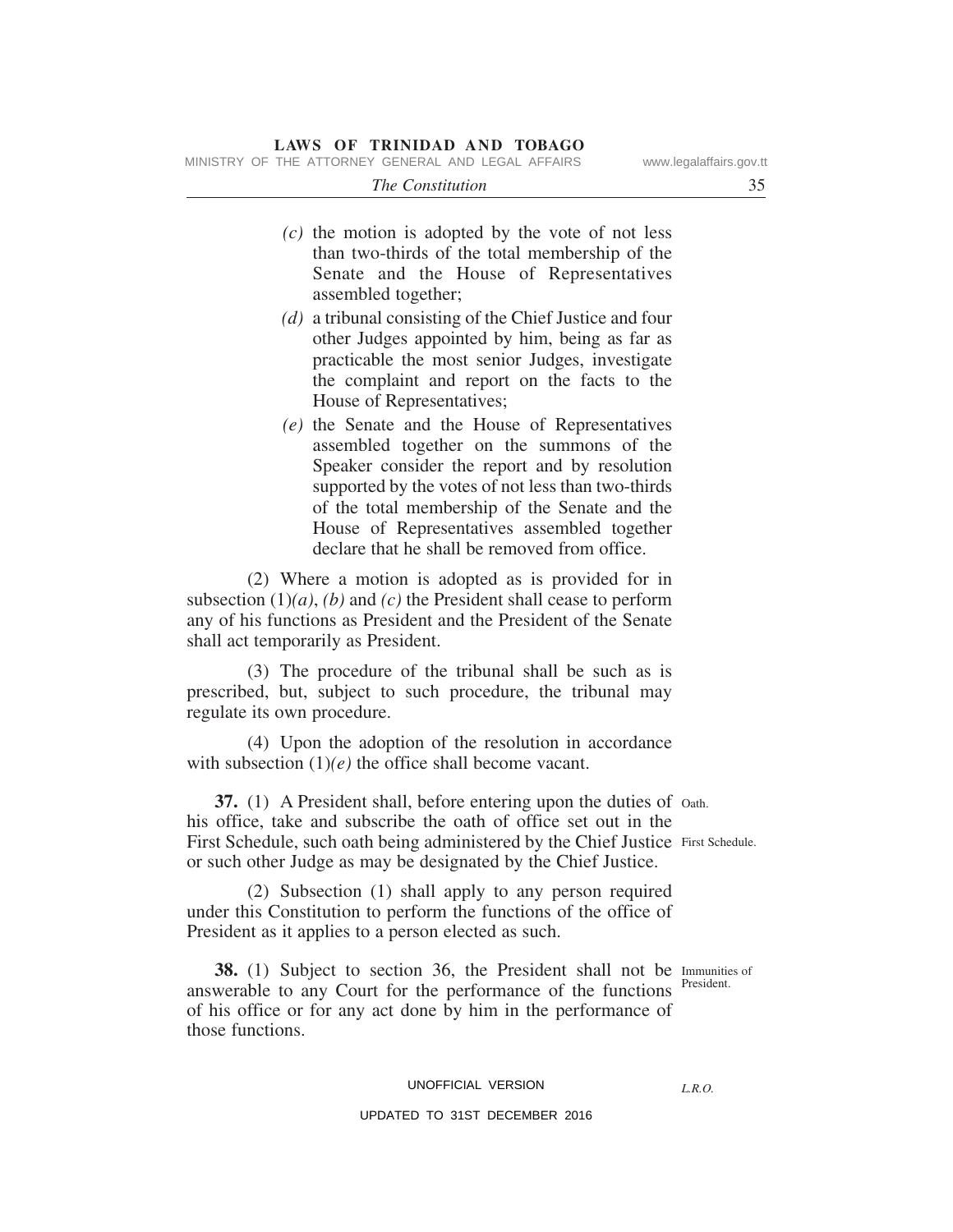*(c)* the motion is adopted by the vote of not less than two-thirds of the total membership of the Senate and the House of Representatives assembled together;

*(d)* a tribunal consisting of the Chief Justice and four other Judges appointed by him, being as far as practicable the most senior Judges, investigate the complaint and report on the facts to the House of Representatives;

*(e)* the Senate and the House of Representatives assembled together on the summons of the Speaker consider the report and by resolution supported by the votes of not less than two-thirds of the total membership of the Senate and the House of Representatives assembled together declare that he shall be removed from office.

(2) Where a motion is adopted as is provided for in subsection (1)*(a)*, *(b)* and *(c)* the President shall cease to perform any of his functions as President and the President of the Senate shall act temporarily as President.

(3) The procedure of the tribunal shall be such as is prescribed, but, subject to such procedure, the tribunal may regulate its own procedure.

(4) Upon the adoption of the resolution in accordance with subsection (1)*(e)* the office shall become vacant.

Oath.

**37.** (1) A President shall, before entering upon the duties of his office, take and subscribe the oath of office set out in the First Schedule, such oath being administered by the Chief Justice or such other Judge as may be designated by the Chief Justice.

First Schedule.

(2) Subsection (1) shall apply to any person required under this Constitution to perform the functions of the office of President as it applies to a person elected as such.

Immunities of President.

**38.** (1) Subject to section 36, the President shall not be answerable to any Court for the performance of the functions of his office or for any act done by him in the performance of those functions.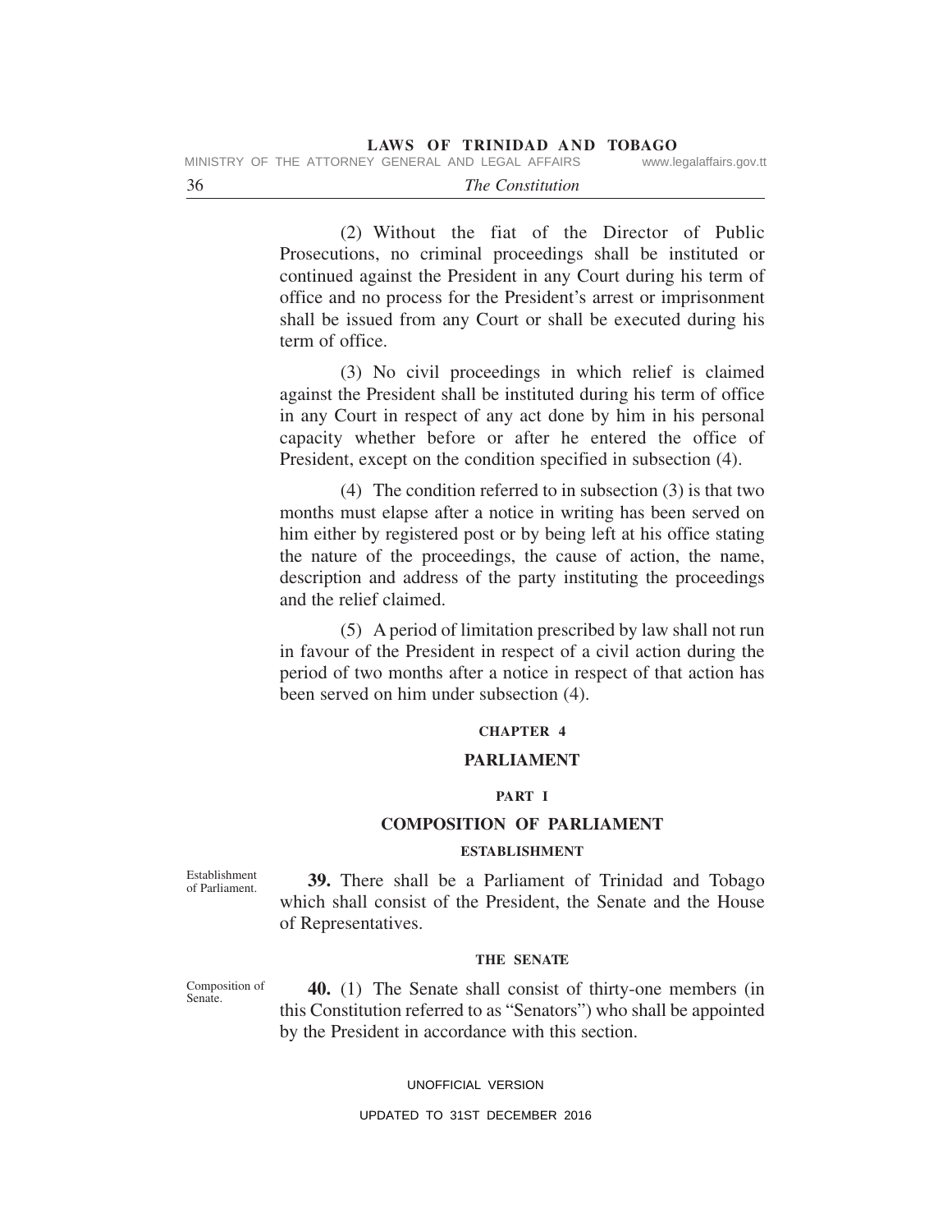(2) Without the fiat of the Director of Public Prosecutions, no criminal proceedings shall be instituted or continued against the President in any Court during his term of office and no process for the President's arrest or imprisonment shall be issued from any Court or shall be executed during his term of office.

(3) No civil proceedings in which relief is claimed against the President shall be instituted during his term of office in any Court in respect of any act done by him in his personal capacity whether before or after he entered the office of President, except on the condition specified in subsection (4).

(4) The condition referred to in subsection (3) is that two months must elapse after a notice in writing has been served on him either by registered post or by being left at his office stating the nature of the proceedings, the cause of action, the name, description and address of the party instituting the proceedings and the relief claimed.

(5) A period of limitation prescribed by law shall not run in favour of the President in respect of a civil action during the period of two months after a notice in respect of that action has been served on him under subsection (4).

# CHAPTER 4

# PARLIAMENT

## PART I

## COMPOSITION OF PARLIAMENT

### ESTABLISHMENT

Establishment of Parliament.

**39.** There shall be a Parliament of Trinidad and Tobago which shall consist of the President, the Senate and the House of Representatives.

### THE SENATE

Composition of Senate.

**40.** (1) The Senate shall consist of thirty-one members (in this Constitution referred to as "Senators") who shall be appointed by the President in accordance with this section.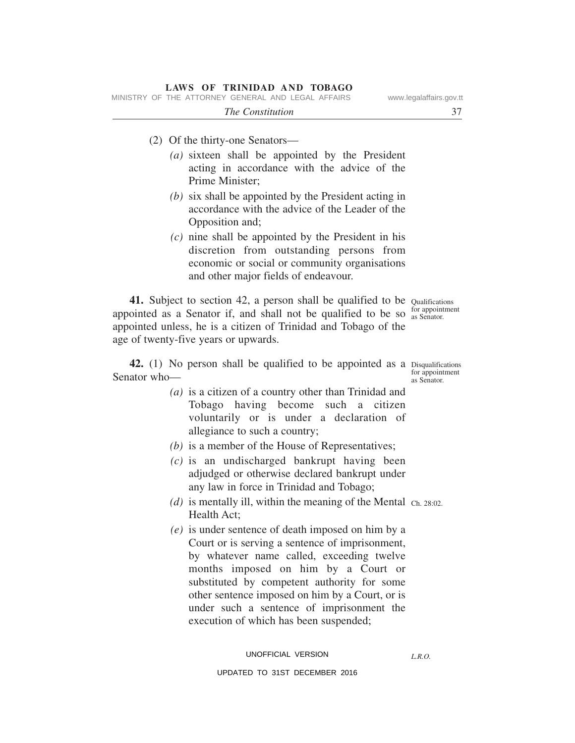(2) Of the thirty-one Senators—

*(a)* sixteen shall be appointed by the President acting in accordance with the advice of the Prime Minister;

*(b)* six shall be appointed by the President acting in accordance with the advice of the Leader of the Opposition and;

*(c)* nine shall be appointed by the President in his discretion from outstanding persons from economic or social or community organisations and other major fields of endeavour.

Qualifications for appointment as Senator.

**41.** Subject to section 42, a person shall be qualified to be appointed as a Senator if, and shall not be qualified to be so appointed unless, he is a citizen of Trinidad and Tobago of the age of twenty-five years or upwards.

Disqualifications for appointment as Senator.

**42.** (1) No person shall be qualified to be appointed as a Senator who—

*(a)* is a citizen of a country other than Trinidad and Tobago having become such a citizen voluntarily or is under a declaration of allegiance to such a country;

*(b)* is a member of the House of Representatives;

*(c)* is an undischarged bankrupt having been adjudged or otherwise declared bankrupt under any law in force in Trinidad and Tobago;

*(d)* is mentally ill, within the meaning of the Mental Health Act; Ch. 28:02.

*(e)* is under sentence of death imposed on him by a Court or is serving a sentence of imprisonment, by whatever name called, exceeding twelve months imposed on him by a Court or substituted by competent authority for some other sentence imposed on him by a Court, or is under such a sentence of imprisonment the execution of which has been suspended;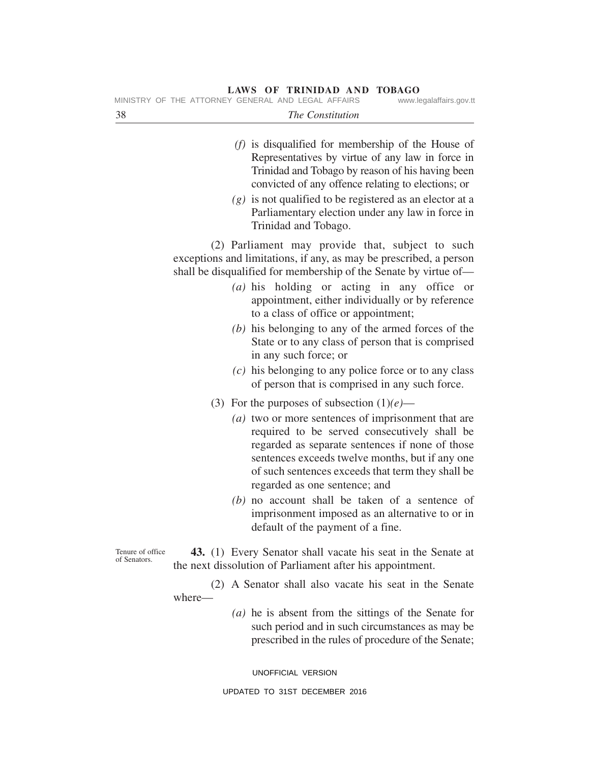*(f)* is disqualified for membership of the House of Representatives by virtue of any law in force in Trinidad and Tobago by reason of his having been convicted of any offence relating to elections; or

*(g)* is not qualified to be registered as an elector at a Parliamentary election under any law in force in Trinidad and Tobago.

(2) Parliament may provide that, subject to such exceptions and limitations, if any, as may be prescribed, a person shall be disqualified for membership of the Senate by virtue of—

*(a)* his holding or acting in any office or appointment, either individually or by reference to a class of office or appointment;

*(b)* his belonging to any of the armed forces of the State or to any class of person that is comprised in any such force; or

*(c)* his belonging to any police force or to any class of person that is comprised in any such force.

(3) For the purposes of subsection (1)*(e)*—

*(a)* two or more sentences of imprisonment that are required to be served consecutively shall be regarded as separate sentences if none of those sentences exceeds twelve months, but if any one of such sentences exceeds that term they shall be regarded as one sentence; and

*(b)* no account shall be taken of a sentence of imprisonment imposed as an alternative to or in default of the payment of a fine.

Tenure of office of Senators.

**43.** (1) Every Senator shall vacate his seat in the Senate at the next dissolution of Parliament after his appointment.

(2) A Senator shall also vacate his seat in the Senate where—

*(a)* he is absent from the sittings of the Senate for such period and in such circumstances as may be prescribed in the rules of procedure of the Senate;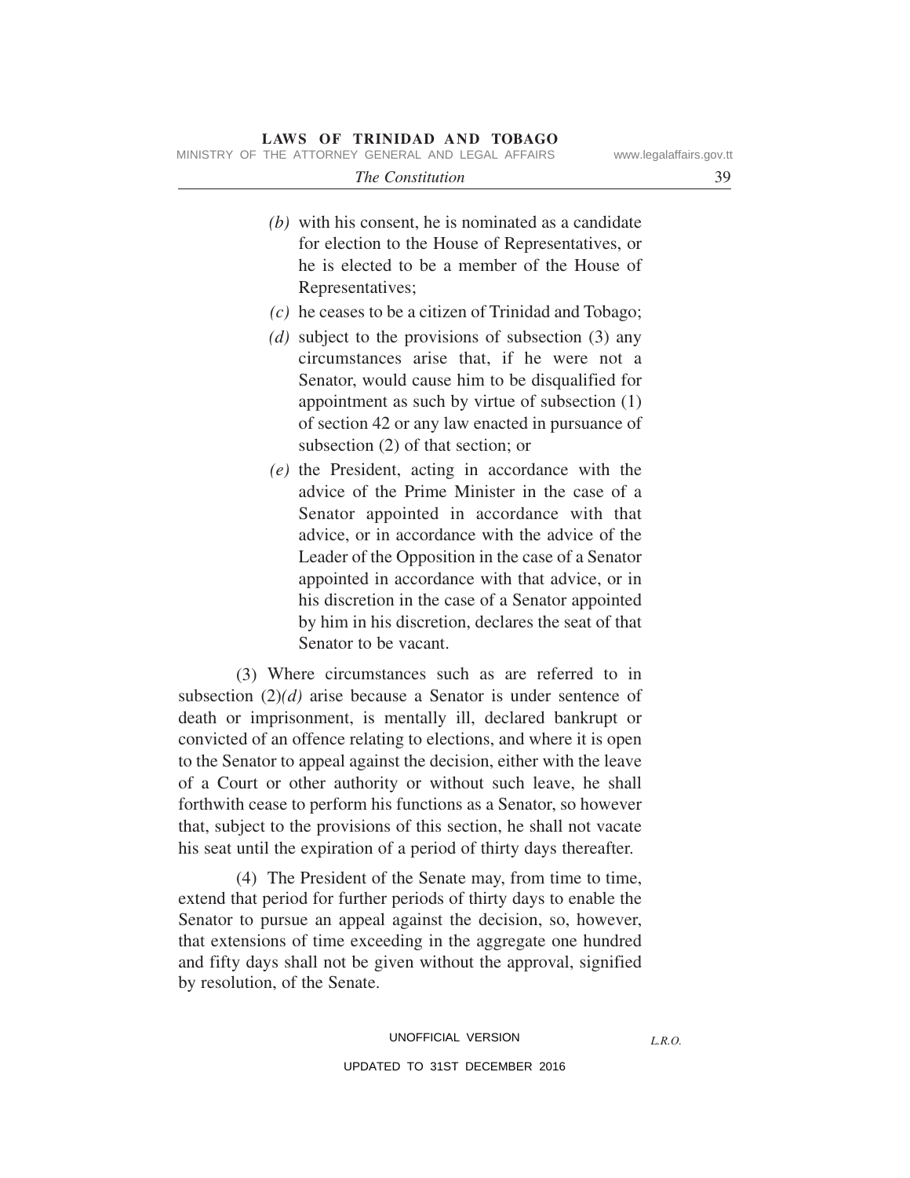*(b)* with his consent, he is nominated as a candidate for election to the House of Representatives, or he is elected to be a member of the House of Representatives;

*(c)* he ceases to be a citizen of Trinidad and Tobago;

*(d)* subject to the provisions of subsection (3) any circumstances arise that, if he were not a Senator, would cause him to be disqualified for appointment as such by virtue of subsection (1) of section 42 or any law enacted in pursuance of subsection (2) of that section; or

*(e)* the President, acting in accordance with the advice of the Prime Minister in the case of a Senator appointed in accordance with that advice, or in accordance with the advice of the Leader of the Opposition in the case of a Senator appointed in accordance with that advice, or in his discretion in the case of a Senator appointed by him in his discretion, declares the seat of that Senator to be vacant.

(3) Where circumstances such as are referred to in subsection (2)*(d)* arise because a Senator is under sentence of death or imprisonment, is mentally ill, declared bankrupt or convicted of an offence relating to elections, and where it is open to the Senator to appeal against the decision, either with the leave of a Court or other authority or without such leave, he shall forthwith cease to perform his functions as a Senator, so however that, subject to the provisions of this section, he shall not vacate his seat until the expiration of a period of thirty days thereafter.

(4) The President of the Senate may, from time to time, extend that period for further periods of thirty days to enable the Senator to pursue an appeal against the decision, so, however, that extensions of time exceeding in the aggregate one hundred and fifty days shall not be given without the approval, signified by resolution, of the Senate.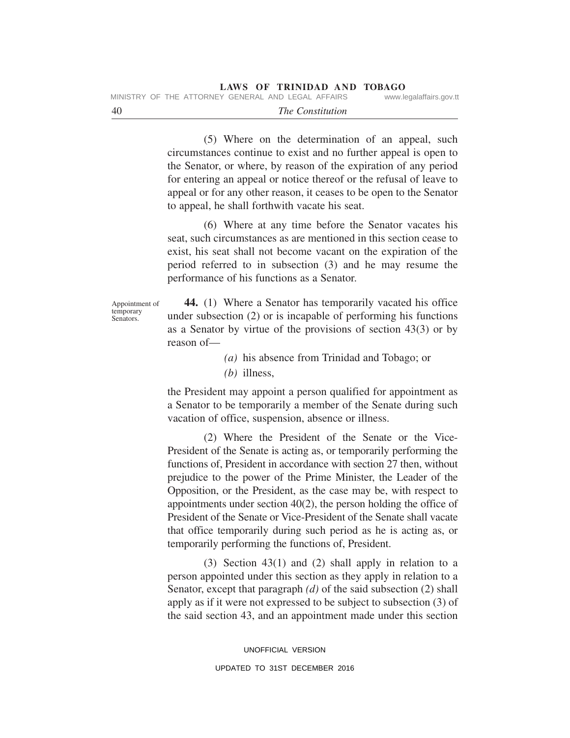(5) Where on the determination of an appeal, such circumstances continue to exist and no further appeal is open to the Senator, or where, by reason of the expiration of any period for entering an appeal or notice thereof or the refusal of leave to appeal or for any other reason, it ceases to be open to the Senator to appeal, he shall forthwith vacate his seat.

(6) Where at any time before the Senator vacates his seat, such circumstances as are mentioned in this section cease to exist, his seat shall not become vacant on the expiration of the period referred to in subsection (3) and he may resume the performance of his functions as a Senator.

Appointment of temporary Senators.

**44.** (1) Where a Senator has temporarily vacated his office under subsection (2) or is incapable of performing his functions as a Senator by virtue of the provisions of section 43(3) or by reason of—

*(a)* his absence from Trinidad and Tobago; or

*(b)* illness,

the President may appoint a person qualified for appointment as a Senator to be temporarily a member of the Senate during such vacation of office, suspension, absence or illness.

(2) Where the President of the Senate or the Vice-President of the Senate is acting as, or temporarily performing the functions of, President in accordance with section 27 then, without prejudice to the power of the Prime Minister, the Leader of the Opposition, or the President, as the case may be, with respect to appointments under section 40(2), the person holding the office of President of the Senate or Vice-President of the Senate shall vacate that office temporarily during such period as he is acting as, or temporarily performing the functions of, President.

(3) Section 43(1) and (2) shall apply in relation to a person appointed under this section as they apply in relation to a Senator, except that paragraph *(d)* of the said subsection (2) shall apply as if it were not expressed to be subject to subsection (3) of the said section 43, and an appointment made under this section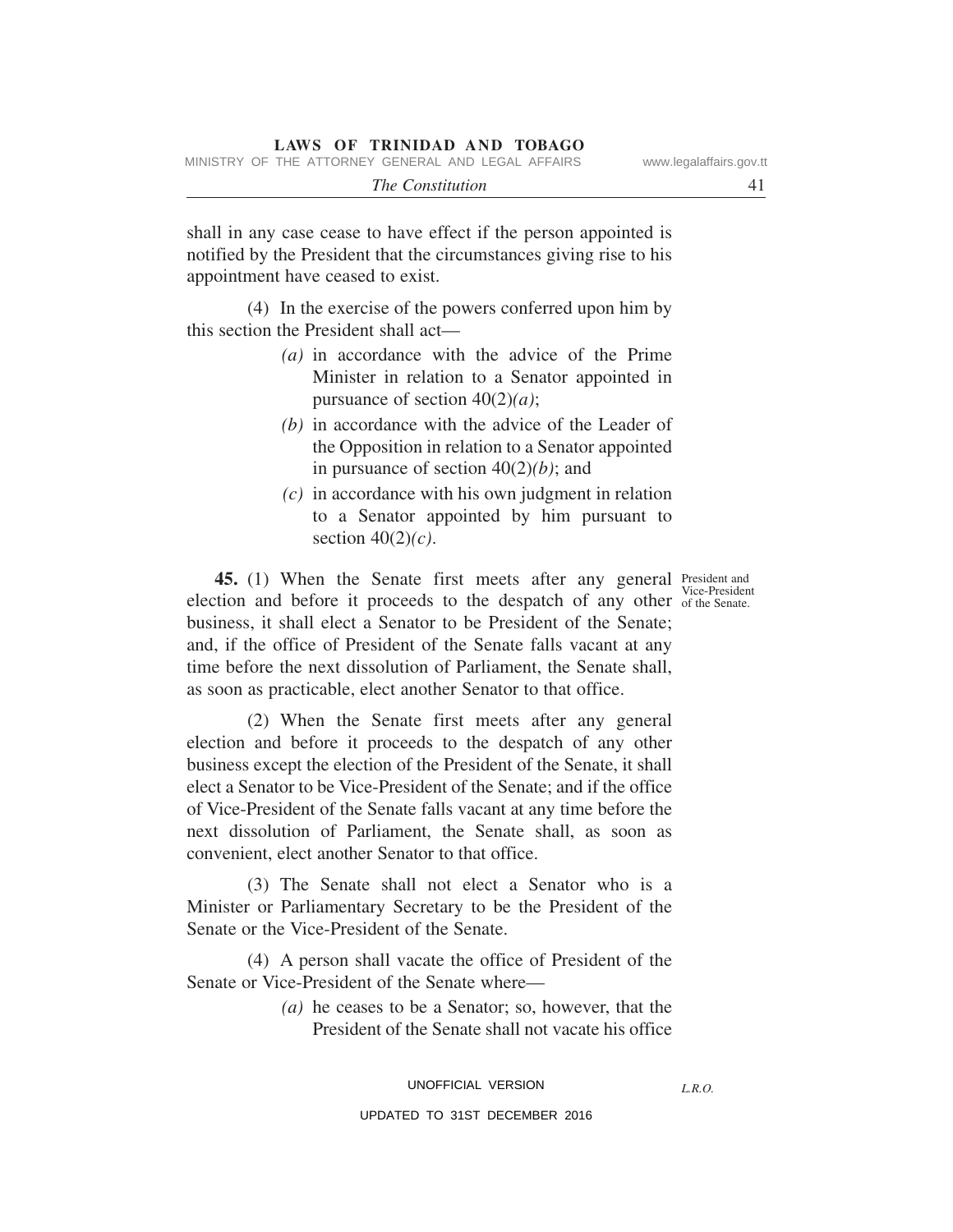shall in any case cease to have effect if the person appointed is notified by the President that the circumstances giving rise to his appointment have ceased to exist.

(4) In the exercise of the powers conferred upon him by this section the President shall act—

*(a)* in accordance with the advice of the Prime Minister in relation to a Senator appointed in pursuance of section 40(2)*(a)*;

*(b)* in accordance with the advice of the Leader of the Opposition in relation to a Senator appointed in pursuance of section 40(2)*(b)*; and

*(c)* in accordance with his own judgment in relation to a Senator appointed by him pursuant to section 40(2)*(c)*.

President and Vice-President of the Senate.

**45.** (1) When the Senate first meets after any general election and before it proceeds to the despatch of any other business, it shall elect a Senator to be President of the Senate; and, if the office of President of the Senate falls vacant at any time before the next dissolution of Parliament, the Senate shall, as soon as practicable, elect another Senator to that office.

(2) When the Senate first meets after any general election and before it proceeds to the despatch of any other business except the election of the President of the Senate, it shall elect a Senator to be Vice-President of the Senate; and if the office of Vice-President of the Senate falls vacant at any time before the next dissolution of Parliament, the Senate shall, as soon as convenient, elect another Senator to that office.

(3) The Senate shall not elect a Senator who is a Minister or Parliamentary Secretary to be the President of the Senate or the Vice-President of the Senate.

(4) A person shall vacate the office of President of the Senate or Vice-President of the Senate where—

*(a)* he ceases to be a Senator; so, however, that the President of the Senate shall not vacate his office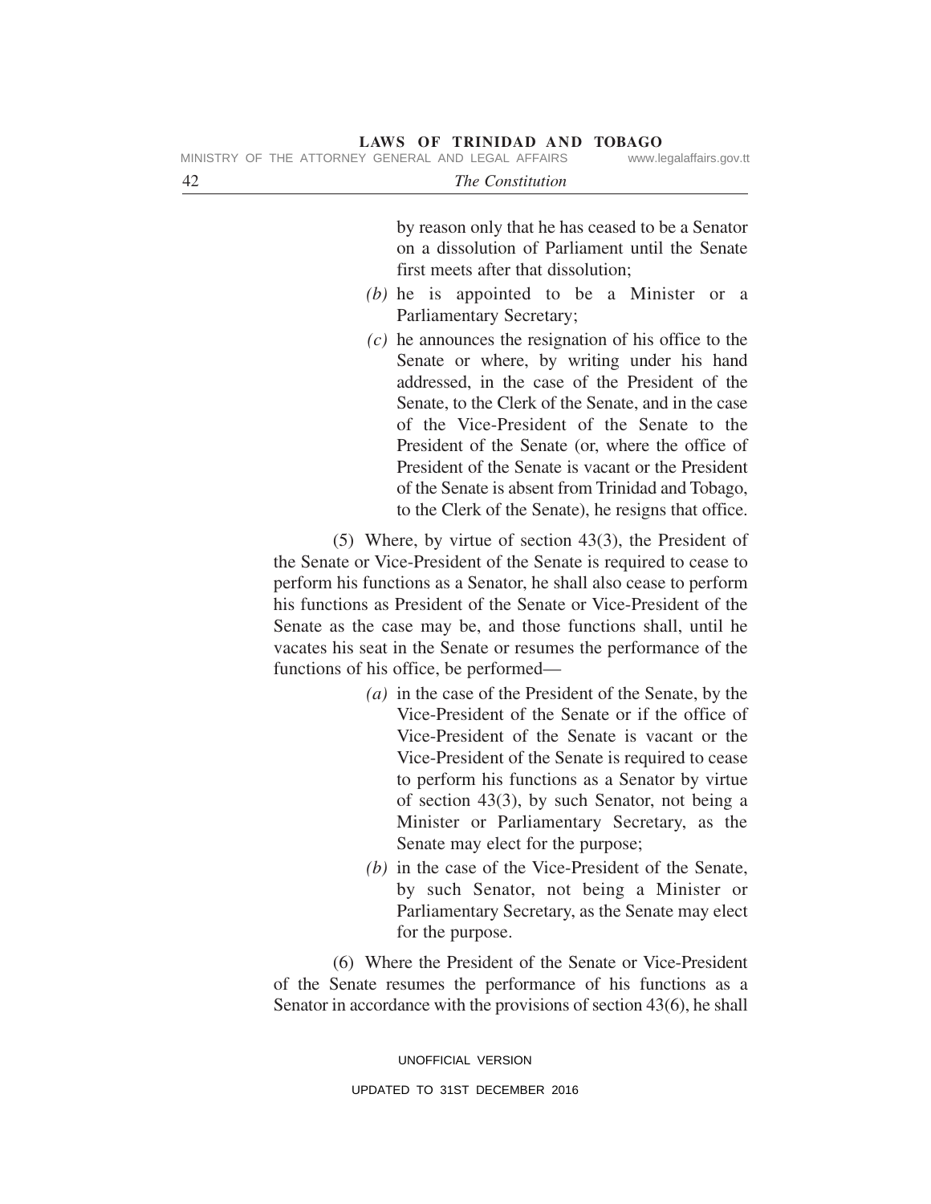by reason only that he has ceased to be a Senator on a dissolution of Parliament until the Senate first meets after that dissolution;

*(b)* he is appointed to be a Minister or a Parliamentary Secretary;

*(c)* he announces the resignation of his office to the Senate or where, by writing under his hand addressed, in the case of the President of the Senate, to the Clerk of the Senate, and in the case of the Vice-President of the Senate to the President of the Senate (or, where the office of President of the Senate is vacant or the President of the Senate is absent from Trinidad and Tobago, to the Clerk of the Senate), he resigns that office.

(5) Where, by virtue of section 43(3), the President of the Senate or Vice-President of the Senate is required to cease to perform his functions as a Senator, he shall also cease to perform his functions as President of the Senate or Vice-President of the Senate as the case may be, and those functions shall, until he vacates his seat in the Senate or resumes the performance of the functions of his office, be performed—

*(a)* in the case of the President of the Senate, by the Vice-President of the Senate or if the office of Vice-President of the Senate is vacant or the Vice-President of the Senate is required to cease to perform his functions as a Senator by virtue of section 43(3), by such Senator, not being a Minister or Parliamentary Secretary, as the Senate may elect for the purpose;

*(b)* in the case of the Vice-President of the Senate, by such Senator, not being a Minister or Parliamentary Secretary, as the Senate may elect for the purpose.

(6) Where the President of the Senate or Vice-President of the Senate resumes the performance of his functions as a Senator in accordance with the provisions of section 43(6), he shall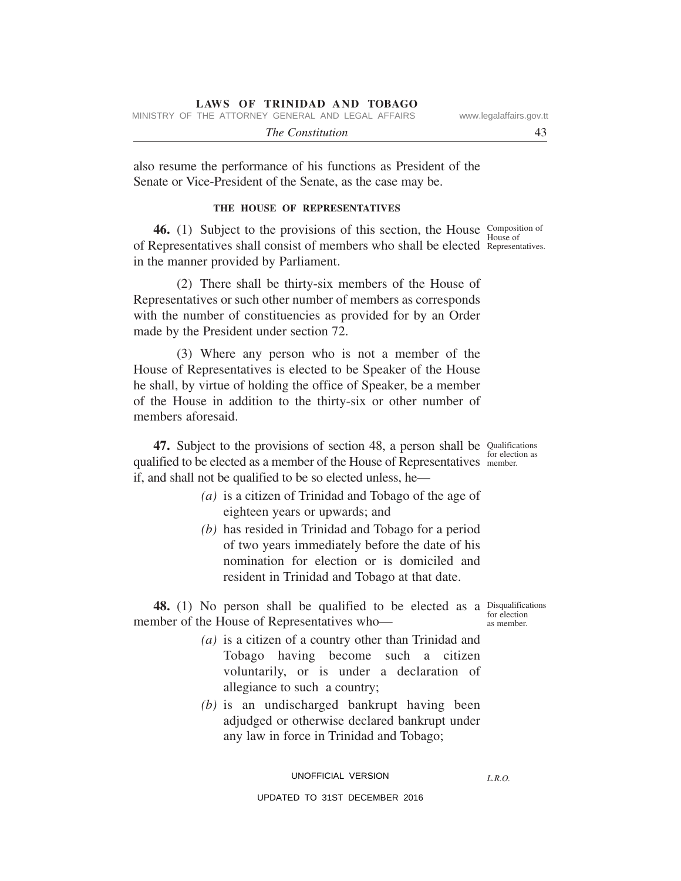also resume the performance of his functions as President of the Senate or Vice-President of the Senate, as the case may be.

## THE HOUSE OF REPRESENTATIVES

Composition of House of Representatives.

**46.** (1) Subject to the provisions of this section, the House of Representatives shall consist of members who shall be elected in the manner provided by Parliament.

(2) There shall be thirty-six members of the House of Representatives or such other number of members as corresponds with the number of constituencies as provided for by an Order made by the President under section 72.

(3) Where any person who is not a member of the House of Representatives is elected to be Speaker of the House he shall, by virtue of holding the office of Speaker, be a member of the House in addition to the thirty-six or other number of members aforesaid.

Qualifications for election as member.

**47.** Subject to the provisions of section 48, a person shall be qualified to be elected as a member of the House of Representatives if, and shall not be qualified to be so elected unless, he—

*(a)* is a citizen of Trinidad and Tobago of the age of eighteen years or upwards; and

*(b)* has resided in Trinidad and Tobago for a period of two years immediately before the date of his nomination for election or is domiciled and resident in Trinidad and Tobago at that date.

Disqualifications for election as member.

**48.** (1) No person shall be qualified to be elected as a member of the House of Representatives who—

*(a)* is a citizen of a country other than Trinidad and Tobago having become such a citizen voluntarily, or is under a declaration of allegiance to such a country;

*(b)* is an undischarged bankrupt having been adjudged or otherwise declared bankrupt under any law in force in Trinidad and Tobago;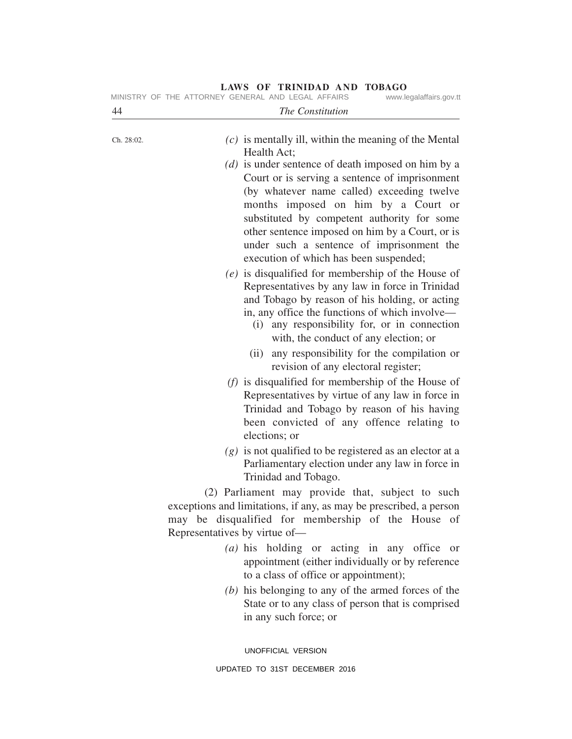Ch. 28:02.

(c) is mentally ill, within the meaning of the Mental Health Act;

(d) is under sentence of death imposed on him by a Court or is serving a sentence of imprisonment (by whatever name called) exceeding twelve months imposed on him by a Court or substituted by competent authority for some other sentence imposed on him by a Court, or is under such a sentence of imprisonment the execution of which has been suspended;

(e) is disqualified for membership of the House of Representatives by any law in force in Trinidad and Tobago by reason of his holding, or acting in, any office the functions of which involve—

  (i) any responsibility for, or in connection with, the conduct of any election; or

  (ii) any responsibility for the compilation or revision of any electoral register;

(f) is disqualified for membership of the House of Representatives by virtue of any law in force in Trinidad and Tobago by reason of his having been convicted of any offence relating to elections; or

(g) is not qualified to be registered as an elector at a Parliamentary election under any law in force in Trinidad and Tobago.

(2) Parliament may provide that, subject to such exceptions and limitations, if any, as may be prescribed, a person may be disqualified for membership of the House of Representatives by virtue of—

(a) his holding or acting in any office or appointment (either individually or by reference to a class of office or appointment);

(b) his belonging to any of the armed forces of the State or to any class of person that is comprised in any such force; or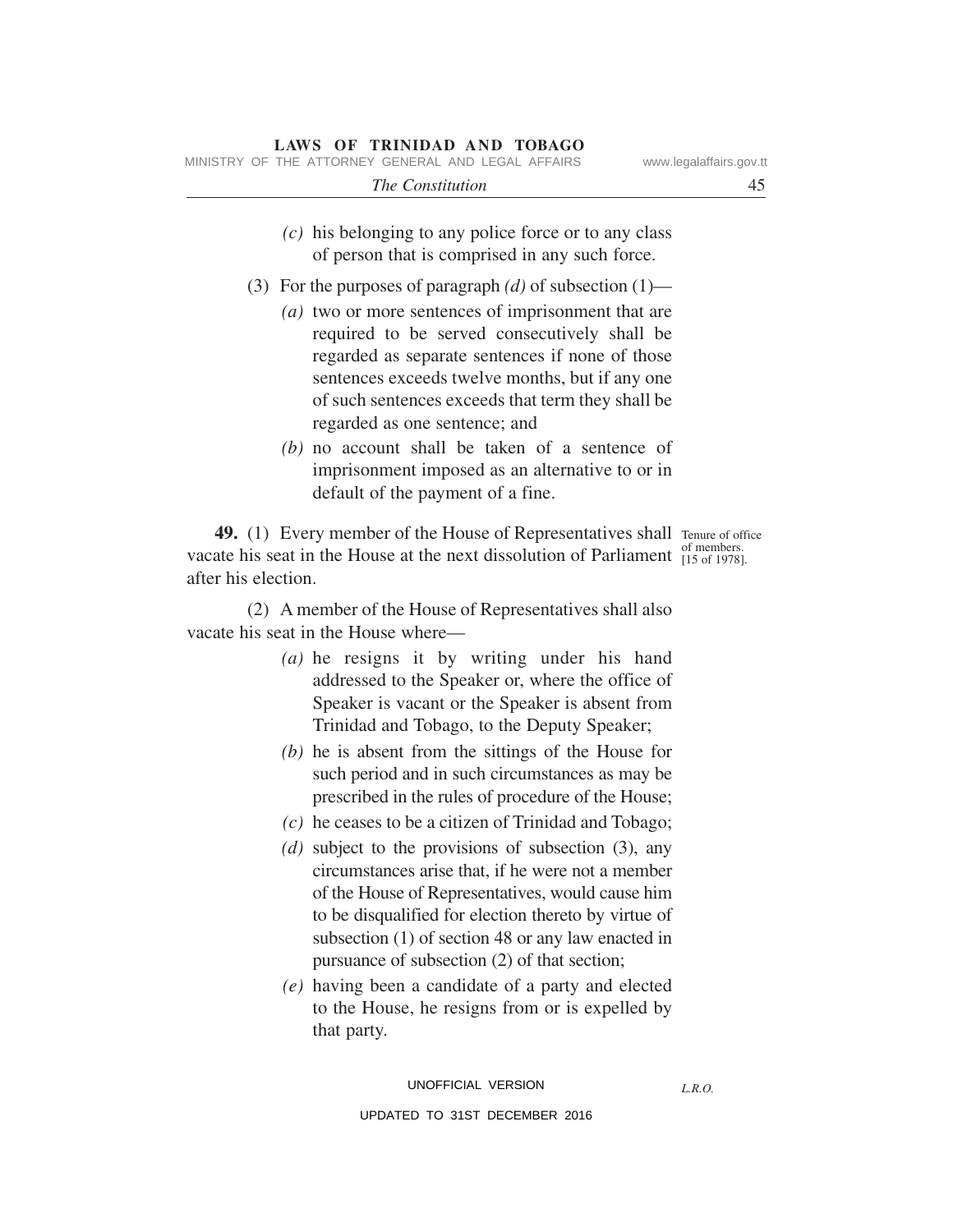*(c)* his belonging to any police force or to any class of person that is comprised in any such force.

(3) For the purposes of paragraph *(d)* of subsection (1)—

*(a)* two or more sentences of imprisonment that are required to be served consecutively shall be regarded as separate sentences if none of those sentences exceeds twelve months, but if any one of such sentences exceeds that term they shall be regarded as one sentence; and

*(b)* no account shall be taken of a sentence of imprisonment imposed as an alternative to or in default of the payment of a fine.

Tenure of office of members. [15 of 1978].

**49.** (1) Every member of the House of Representatives shall vacate his seat in the House at the next dissolution of Parliament after his election.

(2) A member of the House of Representatives shall also vacate his seat in the House where—

*(a)* he resigns it by writing under his hand addressed to the Speaker or, where the office of Speaker is vacant or the Speaker is absent from Trinidad and Tobago, to the Deputy Speaker;

*(b)* he is absent from the sittings of the House for such period and in such circumstances as may be prescribed in the rules of procedure of the House;

*(c)* he ceases to be a citizen of Trinidad and Tobago;

*(d)* subject to the provisions of subsection (3), any circumstances arise that, if he were not a member of the House of Representatives, would cause him to be disqualified for election thereto by virtue of subsection (1) of section 48 or any law enacted in pursuance of subsection (2) of that section;

*(e)* having been a candidate of a party and elected to the House, he resigns from or is expelled by that party.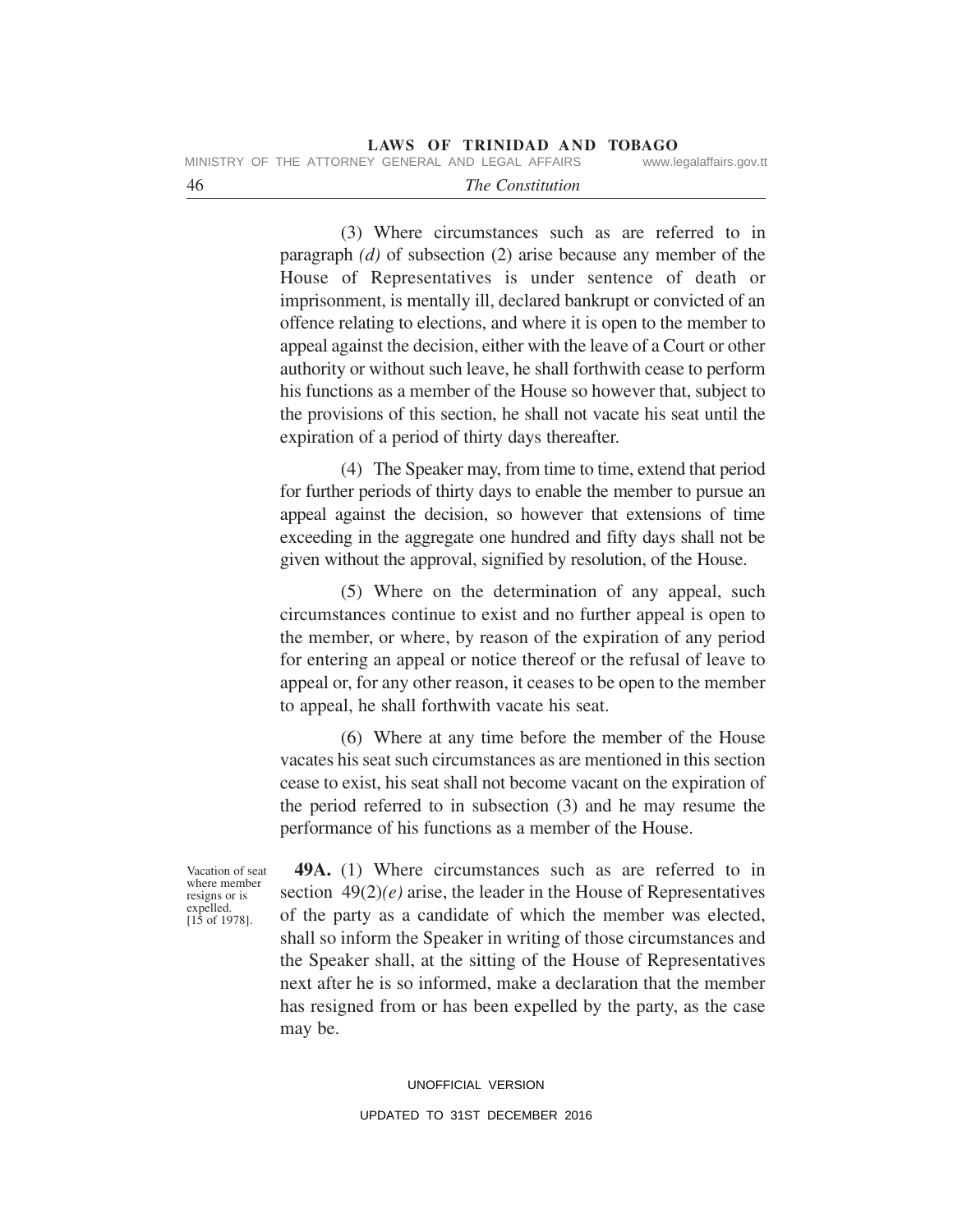(3) Where circumstances such as are referred to in paragraph *(d)* of subsection (2) arise because any member of the House of Representatives is under sentence of death or imprisonment, is mentally ill, declared bankrupt or convicted of an offence relating to elections, and where it is open to the member to appeal against the decision, either with the leave of a Court or other authority or without such leave, he shall forthwith cease to perform his functions as a member of the House so however that, subject to the provisions of this section, he shall not vacate his seat until the expiration of a period of thirty days thereafter.

(4) The Speaker may, from time to time, extend that period for further periods of thirty days to enable the member to pursue an appeal against the decision, so however that extensions of time exceeding in the aggregate one hundred and fifty days shall not be given without the approval, signified by resolution, of the House.

(5) Where on the determination of any appeal, such circumstances continue to exist and no further appeal is open to the member, or where, by reason of the expiration of any period for entering an appeal or notice thereof or the refusal of leave to appeal or, for any other reason, it ceases to be open to the member to appeal, he shall forthwith vacate his seat.

(6) Where at any time before the member of the House vacates his seat such circumstances as are mentioned in this section cease to exist, his seat shall not become vacant on the expiration of the period referred to in subsection (3) and he may resume the performance of his functions as a member of the House.

Vacation of seat where member resigns or is expelled. [15 of 1978].

**49A.** (1) Where circumstances such as are referred to in section 49(2)*(e)* arise, the leader in the House of Representatives of the party as a candidate of which the member was elected, shall so inform the Speaker in writing of those circumstances and the Speaker shall, at the sitting of the House of Representatives next after he is so informed, make a declaration that the member has resigned from or has been expelled by the party, as the case may be.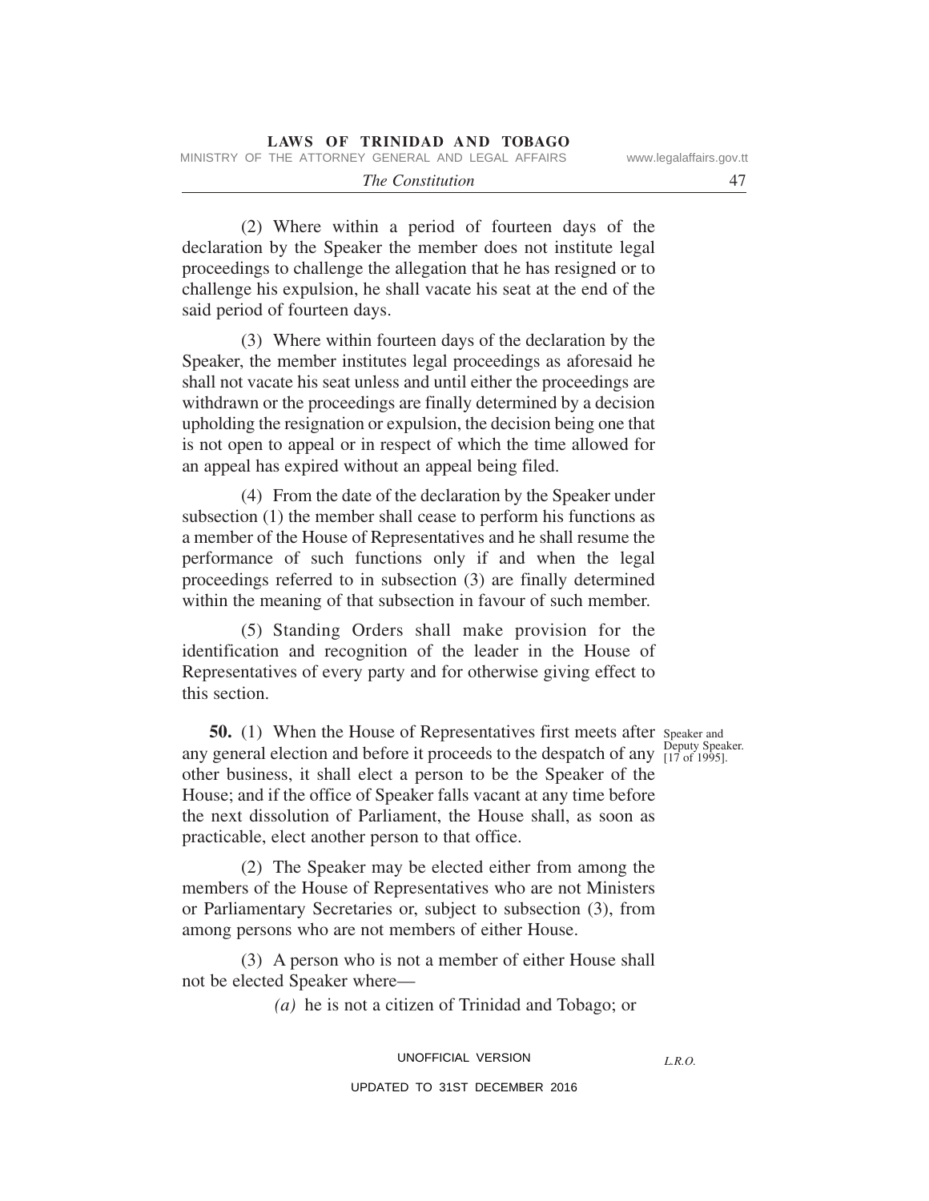(2) Where within a period of fourteen days of the declaration by the Speaker the member does not institute legal proceedings to challenge the allegation that he has resigned or to challenge his expulsion, he shall vacate his seat at the end of the said period of fourteen days.

(3) Where within fourteen days of the declaration by the Speaker, the member institutes legal proceedings as aforesaid he shall not vacate his seat unless and until either the proceedings are withdrawn or the proceedings are finally determined by a decision upholding the resignation or expulsion, the decision being one that is not open to appeal or in respect of which the time allowed for an appeal has expired without an appeal being filed.

(4) From the date of the declaration by the Speaker under subsection (1) the member shall cease to perform his functions as a member of the House of Representatives and he shall resume the performance of such functions only if and when the legal proceedings referred to in subsection (3) are finally determined within the meaning of that subsection in favour of such member.

(5) Standing Orders shall make provision for the identification and recognition of the leader in the House of Representatives of every party and for otherwise giving effect to this section.

Speaker and Deputy Speaker. [17 of 1995].

**50.** (1) When the House of Representatives first meets after any general election and before it proceeds to the despatch of any other business, it shall elect a person to be the Speaker of the House; and if the office of Speaker falls vacant at any time before the next dissolution of Parliament, the House shall, as soon as practicable, elect another person to that office.

(2) The Speaker may be elected either from among the members of the House of Representatives who are not Ministers or Parliamentary Secretaries or, subject to subsection (3), from among persons who are not members of either House.

(3) A person who is not a member of either House shall not be elected Speaker where—

*(a)* he is not a citizen of Trinidad and Tobago; or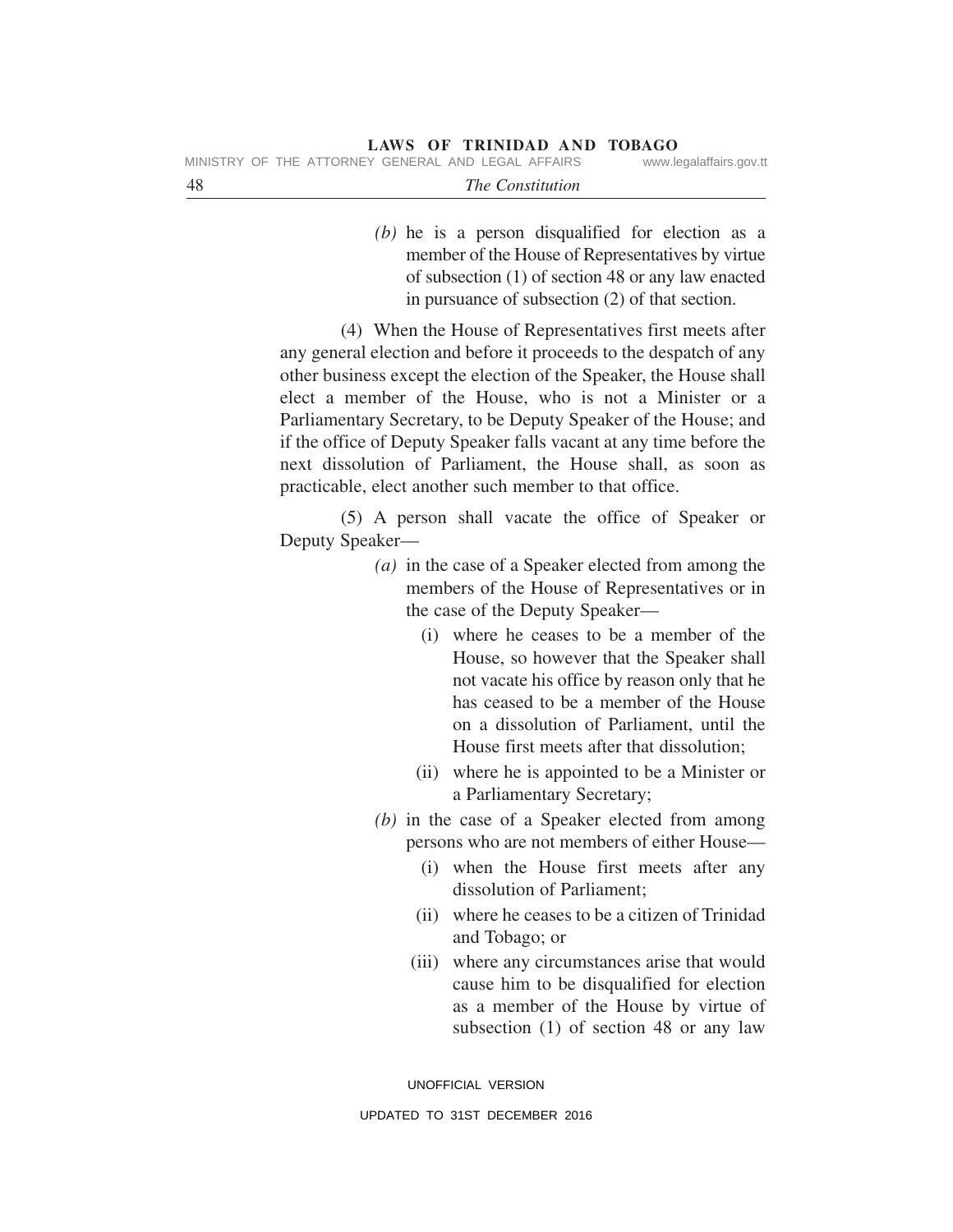*(b)* he is a person disqualified for election as a member of the House of Representatives by virtue of subsection (1) of section 48 or any law enacted in pursuance of subsection (2) of that section.

(4) When the House of Representatives first meets after any general election and before it proceeds to the despatch of any other business except the election of the Speaker, the House shall elect a member of the House, who is not a Minister or a Parliamentary Secretary, to be Deputy Speaker of the House; and if the office of Deputy Speaker falls vacant at any time before the next dissolution of Parliament, the House shall, as soon as practicable, elect another such member to that office.

(5) A person shall vacate the office of Speaker or Deputy Speaker—

*(a)* in the case of a Speaker elected from among the members of the House of Representatives or in the case of the Deputy Speaker—

(i) where he ceases to be a member of the House, so however that the Speaker shall not vacate his office by reason only that he has ceased to be a member of the House on a dissolution of Parliament, until the House first meets after that dissolution;

(ii) where he is appointed to be a Minister or a Parliamentary Secretary;

*(b)* in the case of a Speaker elected from among persons who are not members of either House—

(i) when the House first meets after any dissolution of Parliament;

(ii) where he ceases to be a citizen of Trinidad and Tobago; or

(iii) where any circumstances arise that would cause him to be disqualified for election as a member of the House by virtue of subsection (1) of section 48 or any law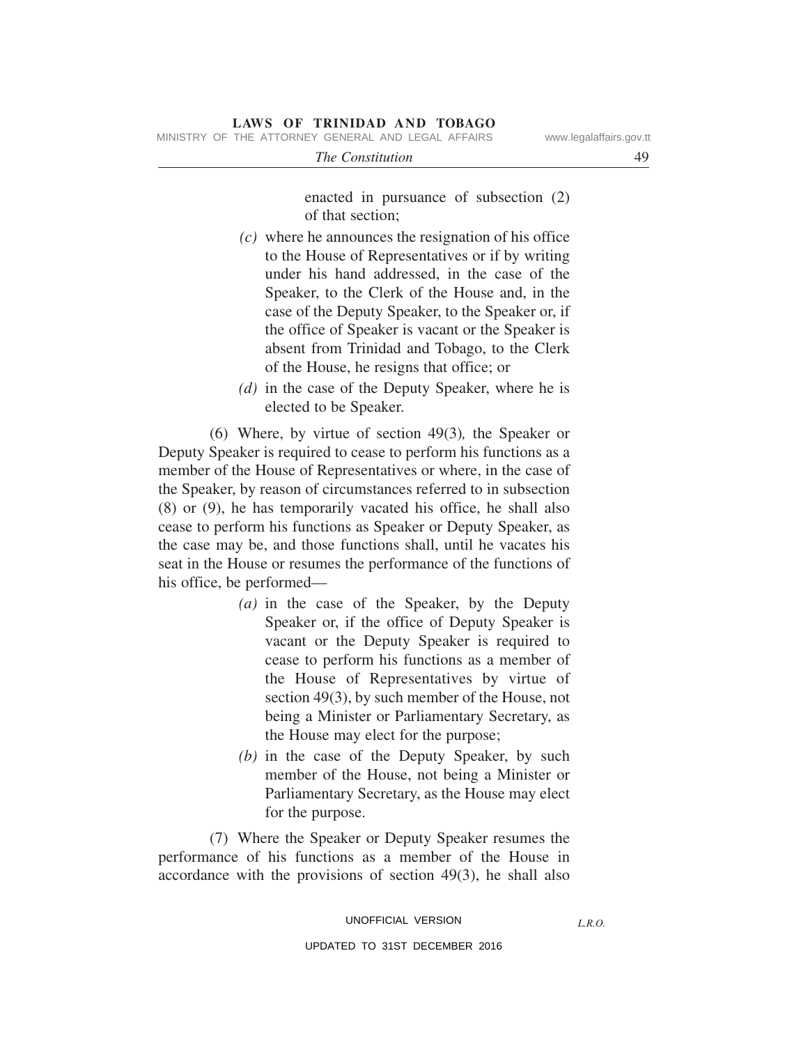enacted in pursuance of subsection (2) of that section;

*(c)* where he announces the resignation of his office to the House of Representatives or if by writing under his hand addressed, in the case of the Speaker, to the Clerk of the House and, in the case of the Deputy Speaker, to the Speaker or, if the office of Speaker is vacant or the Speaker is absent from Trinidad and Tobago, to the Clerk of the House, he resigns that office; or

*(d)* in the case of the Deputy Speaker, where he is elected to be Speaker.

(6) Where, by virtue of section 49(3), the Speaker or Deputy Speaker is required to cease to perform his functions as a member of the House of Representatives or where, in the case of the Speaker, by reason of circumstances referred to in subsection (8) or (9), he has temporarily vacated his office, he shall also cease to perform his functions as Speaker or Deputy Speaker, as the case may be, and those functions shall, until he vacates his seat in the House or resumes the performance of the functions of his office, be performed—

*(a)* in the case of the Speaker, by the Deputy Speaker or, if the office of Deputy Speaker is vacant or the Deputy Speaker is required to cease to perform his functions as a member of the House of Representatives by virtue of section 49(3), by such member of the House, not being a Minister or Parliamentary Secretary, as the House may elect for the purpose;

*(b)* in the case of the Deputy Speaker, by such member of the House, not being a Minister or Parliamentary Secretary, as the House may elect for the purpose.

(7) Where the Speaker or Deputy Speaker resumes the performance of his functions as a member of the House in accordance with the provisions of section 49(3), he shall also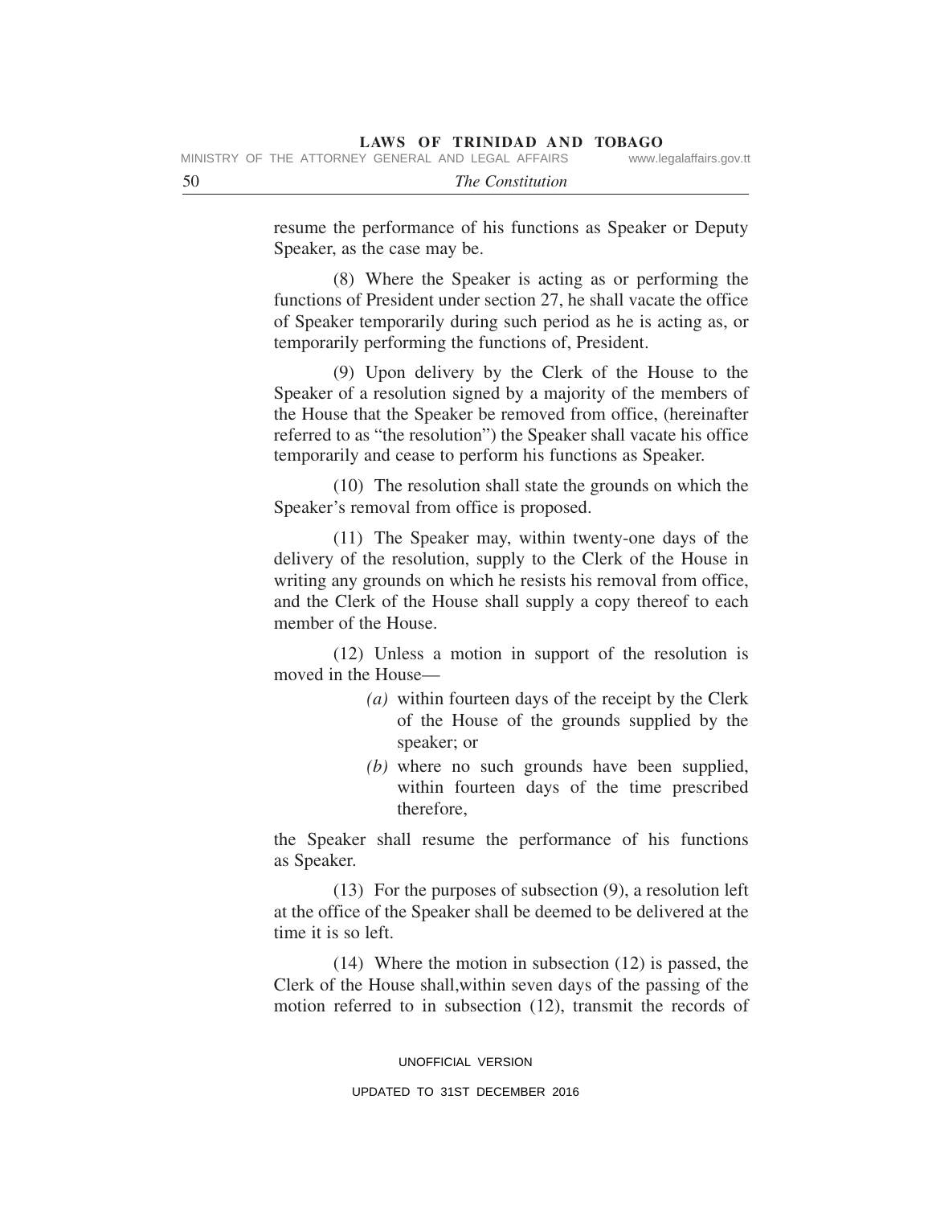resume the performance of his functions as Speaker or Deputy Speaker, as the case may be.

(8) Where the Speaker is acting as or performing the functions of President under section 27, he shall vacate the office of Speaker temporarily during such period as he is acting as, or temporarily performing the functions of, President.

(9) Upon delivery by the Clerk of the House to the Speaker of a resolution signed by a majority of the members of the House that the Speaker be removed from office, (hereinafter referred to as "the resolution") the Speaker shall vacate his office temporarily and cease to perform his functions as Speaker.

(10) The resolution shall state the grounds on which the Speaker's removal from office is proposed.

(11) The Speaker may, within twenty-one days of the delivery of the resolution, supply to the Clerk of the House in writing any grounds on which he resists his removal from office, and the Clerk of the House shall supply a copy thereof to each member of the House.

(12) Unless a motion in support of the resolution is moved in the House—

*(a)* within fourteen days of the receipt by the Clerk of the House of the grounds supplied by the speaker; or

*(b)* where no such grounds have been supplied, within fourteen days of the time prescribed therefore,

the Speaker shall resume the performance of his functions as Speaker.

(13) For the purposes of subsection (9), a resolution left at the office of the Speaker shall be deemed to be delivered at the time it is so left.

(14) Where the motion in subsection (12) is passed, the Clerk of the House shall,within seven days of the passing of the motion referred to in subsection (12), transmit the records of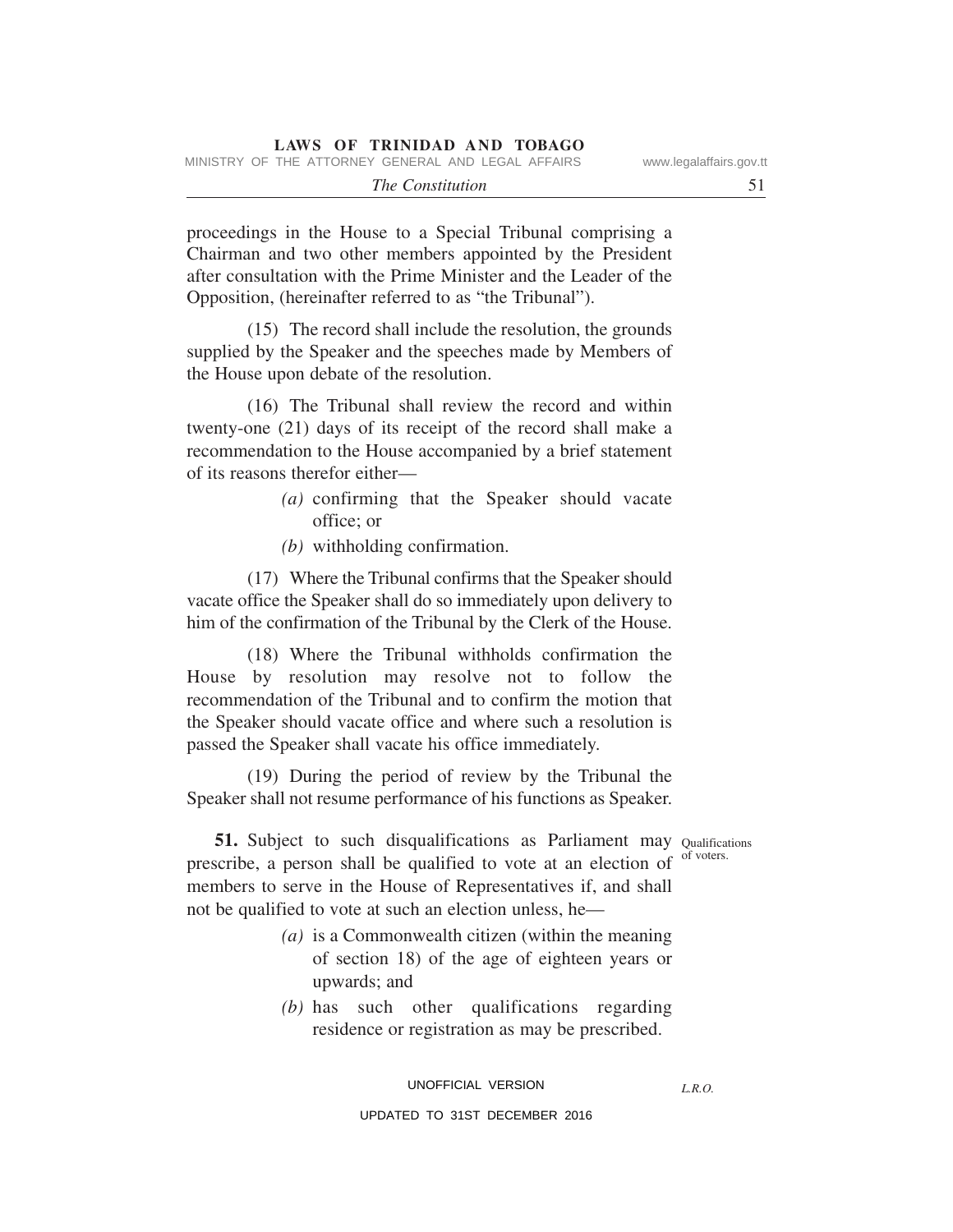proceedings in the House to a Special Tribunal comprising a Chairman and two other members appointed by the President after consultation with the Prime Minister and the Leader of the Opposition, (hereinafter referred to as "the Tribunal").

(15) The record shall include the resolution, the grounds supplied by the Speaker and the speeches made by Members of the House upon debate of the resolution.

(16) The Tribunal shall review the record and within twenty-one (21) days of its receipt of the record shall make a recommendation to the House accompanied by a brief statement of its reasons therefor either—

*(a)* confirming that the Speaker should vacate office; or

*(b)* withholding confirmation.

(17) Where the Tribunal confirms that the Speaker should vacate office the Speaker shall do so immediately upon delivery to him of the confirmation of the Tribunal by the Clerk of the House.

(18) Where the Tribunal withholds confirmation the House by resolution may resolve not to follow the recommendation of the Tribunal and to confirm the motion that the Speaker should vacate office and where such a resolution is passed the Speaker shall vacate his office immediately.

(19) During the period of review by the Tribunal the Speaker shall not resume performance of his functions as Speaker.

*Qualifications of voters.*

**51.** Subject to such disqualifications as Parliament may prescribe, a person shall be qualified to vote at an election of members to serve in the House of Representatives if, and shall not be qualified to vote at such an election unless, he—

*(a)* is a Commonwealth citizen (within the meaning of section 18) of the age of eighteen years or upwards; and

*(b)* has such other qualifications regarding residence or registration as may be prescribed.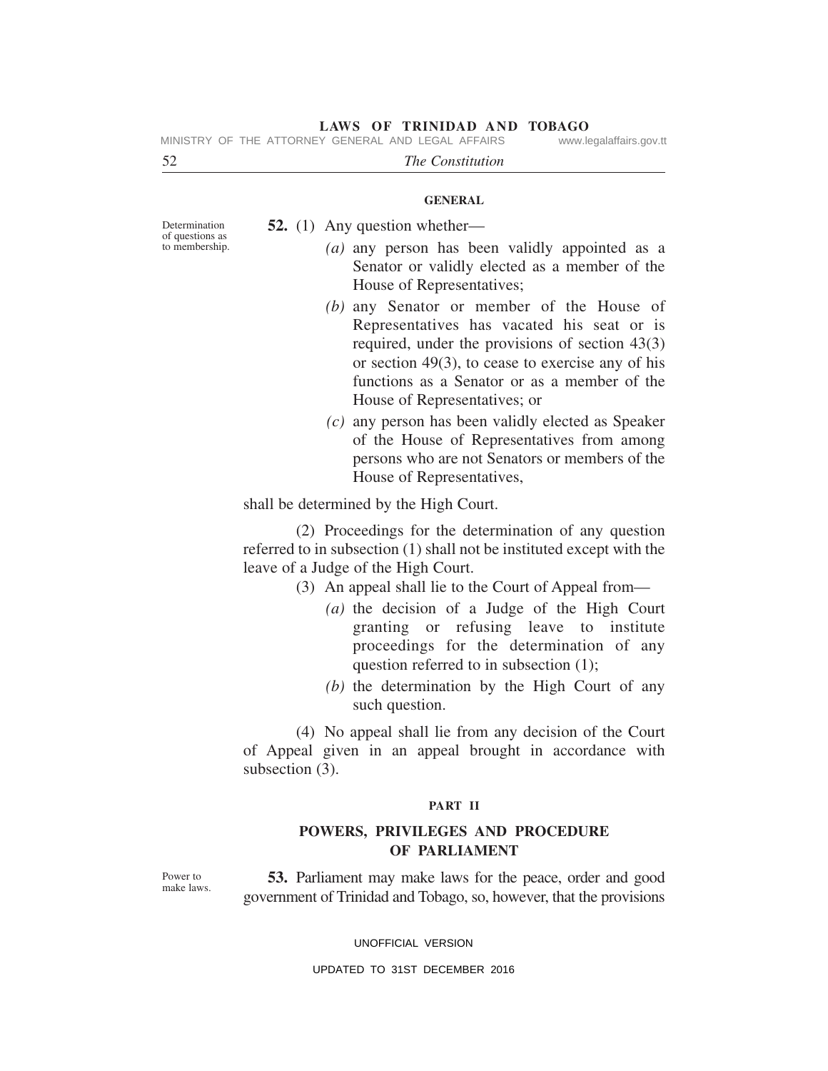**GENERAL**

Determination of questions as to membership.

**52.** (1) Any question whether—

*(a)* any person has been validly appointed as a Senator or validly elected as a member of the House of Representatives;

*(b)* any Senator or member of the House of Representatives has vacated his seat or is required, under the provisions of section 43(3) or section 49(3), to cease to exercise any of his functions as a Senator or as a member of the House of Representatives; or

*(c)* any person has been validly elected as Speaker of the House of Representatives from among persons who are not Senators or members of the House of Representatives,

shall be determined by the High Court.

(2) Proceedings for the determination of any question referred to in subsection (1) shall not be instituted except with the leave of a Judge of the High Court.

(3) An appeal shall lie to the Court of Appeal from—

*(a)* the decision of a Judge of the High Court granting or refusing leave to institute proceedings for the determination of any question referred to in subsection (1);

*(b)* the determination by the High Court of any such question.

(4) No appeal shall lie from any decision of the Court of Appeal given in an appeal brought in accordance with subsection (3).

## PART II

## POWERS, PRIVILEGES AND PROCEDURE OF PARLIAMENT

Power to make laws.

**53.** Parliament may make laws for the peace, order and good government of Trinidad and Tobago, so, however, that the provisions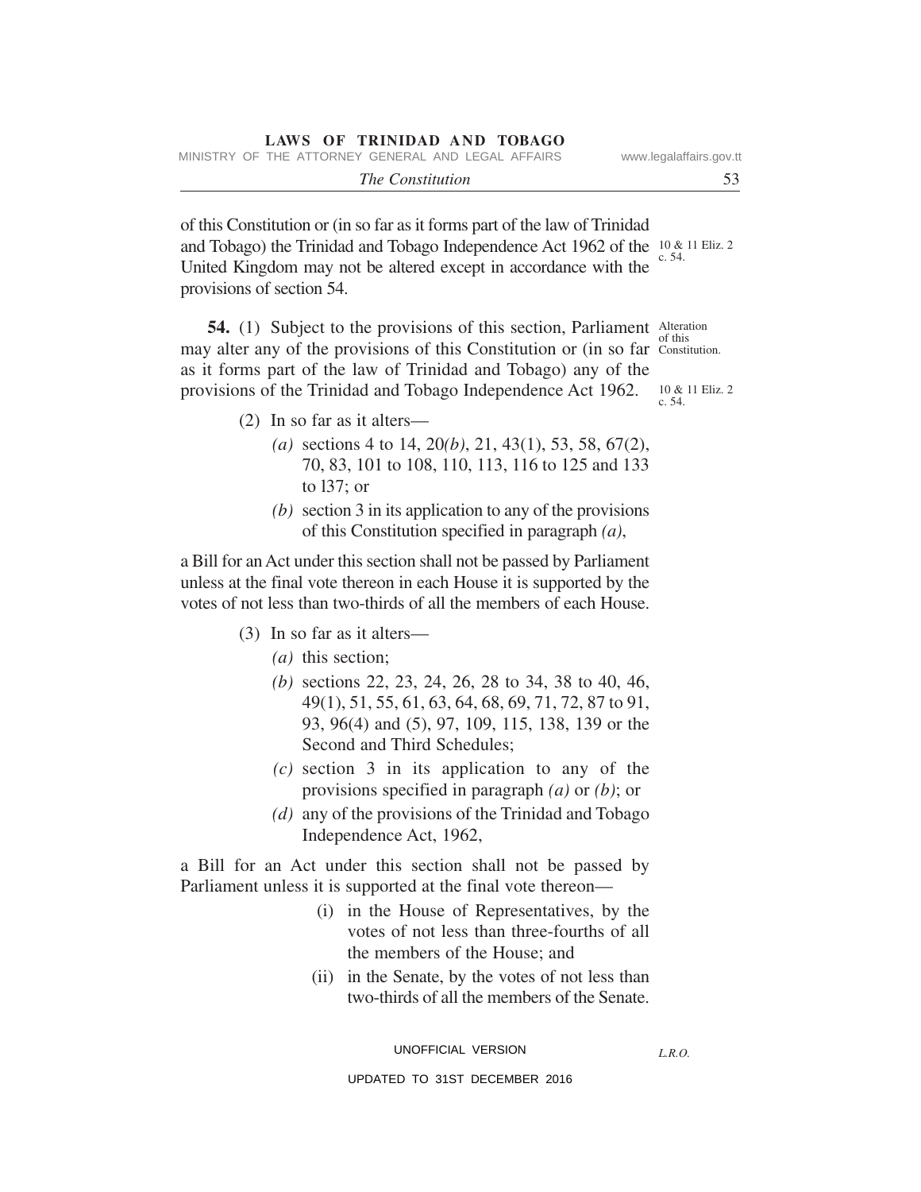of this Constitution or (in so far as it forms part of the law of Trinidad and Tobago) the Trinidad and Tobago Independence Act 1962 of the United Kingdom may not be altered except in accordance with the provisions of section 54.

10 & 11 Eliz. 2 c. 54.

Alteration of this Constitution.

**54.** (1) Subject to the provisions of this section, Parliament may alter any of the provisions of this Constitution or (in so far as it forms part of the law of Trinidad and Tobago) any of the provisions of the Trinidad and Tobago Independence Act 1962.

10 & 11 Eliz. 2 c. 54.

(2) In so far as it alters—

*(a)* sections 4 to 14, 20*(b)*, 21, 43(1), 53, 58, 67(2), 70, 83, 101 to 108, 110, 113, 116 to 125 and 133 to l37; or

*(b)* section 3 in its application to any of the provisions of this Constitution specified in paragraph *(a)*,

a Bill for an Act under this section shall not be passed by Parliament unless at the final vote thereon in each House it is supported by the votes of not less than two-thirds of all the members of each House.

(3) In so far as it alters—

*(a)* this section;

*(b)* sections 22, 23, 24, 26, 28 to 34, 38 to 40, 46, 49(1), 51, 55, 61, 63, 64, 68, 69, 71, 72, 87 to 91, 93, 96(4) and (5), 97, 109, 115, 138, 139 or the Second and Third Schedules;

*(c)* section 3 in its application to any of the provisions specified in paragraph *(a)* or *(b)*; or

*(d)* any of the provisions of the Trinidad and Tobago Independence Act, 1962,

a Bill for an Act under this section shall not be passed by Parliament unless it is supported at the final vote thereon—

(i) in the House of Representatives, by the votes of not less than three-fourths of all the members of the House; and

(ii) in the Senate, by the votes of not less than two-thirds of all the members of the Senate.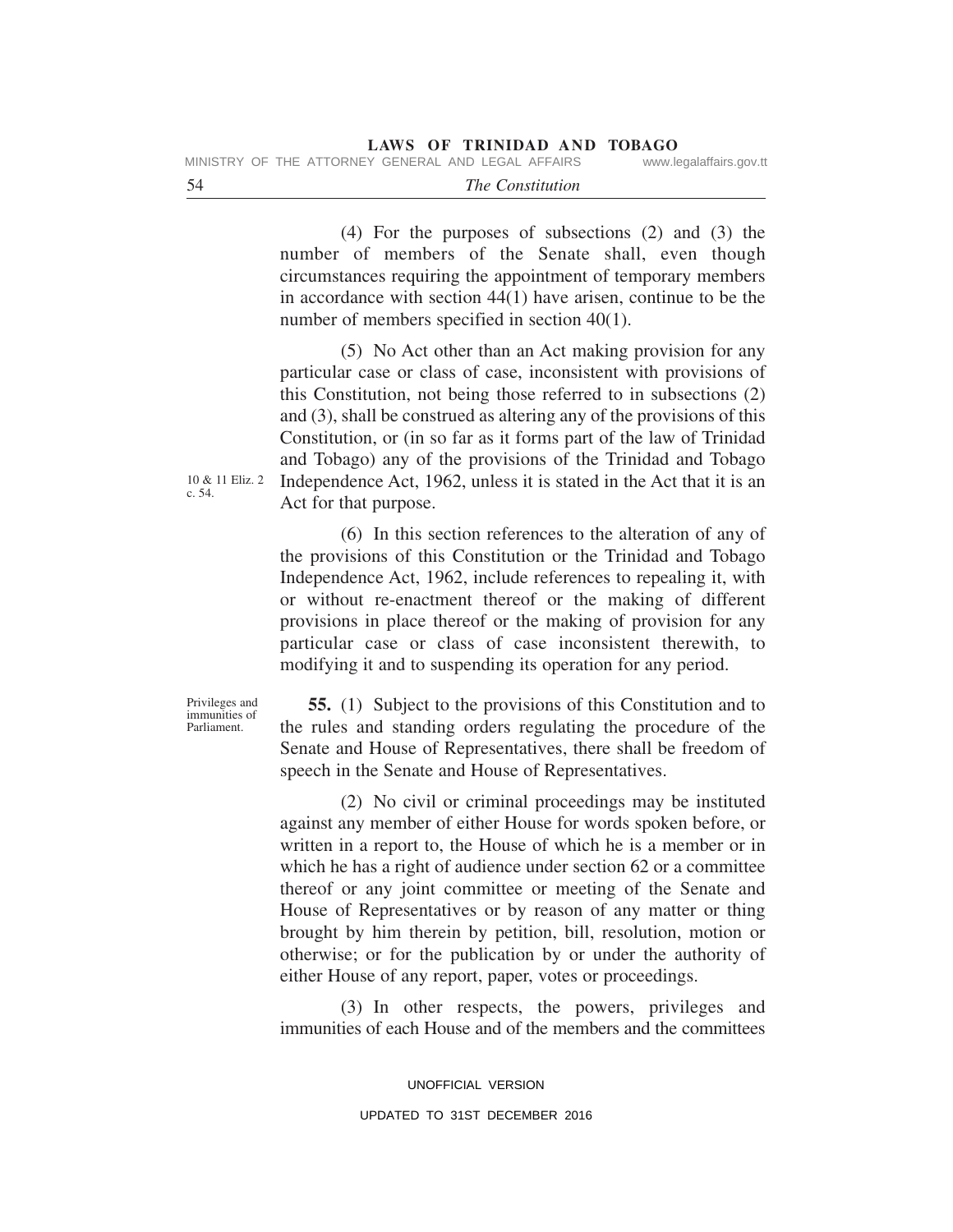(4) For the purposes of subsections (2) and (3) the number of members of the Senate shall, even though circumstances requiring the appointment of temporary members in accordance with section 44(1) have arisen, continue to be the number of members specified in section 40(1).

(5) No Act other than an Act making provision for any particular case or class of case, inconsistent with provisions of this Constitution, not being those referred to in subsections (2) and (3), shall be construed as altering any of the provisions of this Constitution, or (in so far as it forms part of the law of Trinidad and Tobago) any of the provisions of the Trinidad and Tobago Independence Act, 1962, unless it is stated in the Act that it is an Act for that purpose.

10 & 11 Eliz. 2 c. 54.

(6) In this section references to the alteration of any of the provisions of this Constitution or the Trinidad and Tobago Independence Act, 1962, include references to repealing it, with or without re-enactment thereof or the making of different provisions in place thereof or the making of provision for any particular case or class of case inconsistent therewith, to modifying it and to suspending its operation for any period.

Privileges and immunities of Parliament.

**55.** (1) Subject to the provisions of this Constitution and to the rules and standing orders regulating the procedure of the Senate and House of Representatives, there shall be freedom of speech in the Senate and House of Representatives.

(2) No civil or criminal proceedings may be instituted against any member of either House for words spoken before, or written in a report to, the House of which he is a member or in which he has a right of audience under section 62 or a committee thereof or any joint committee or meeting of the Senate and House of Representatives or by reason of any matter or thing brought by him therein by petition, bill, resolution, motion or otherwise; or for the publication by or under the authority of either House of any report, paper, votes or proceedings.

(3) In other respects, the powers, privileges and immunities of each House and of the members and the committees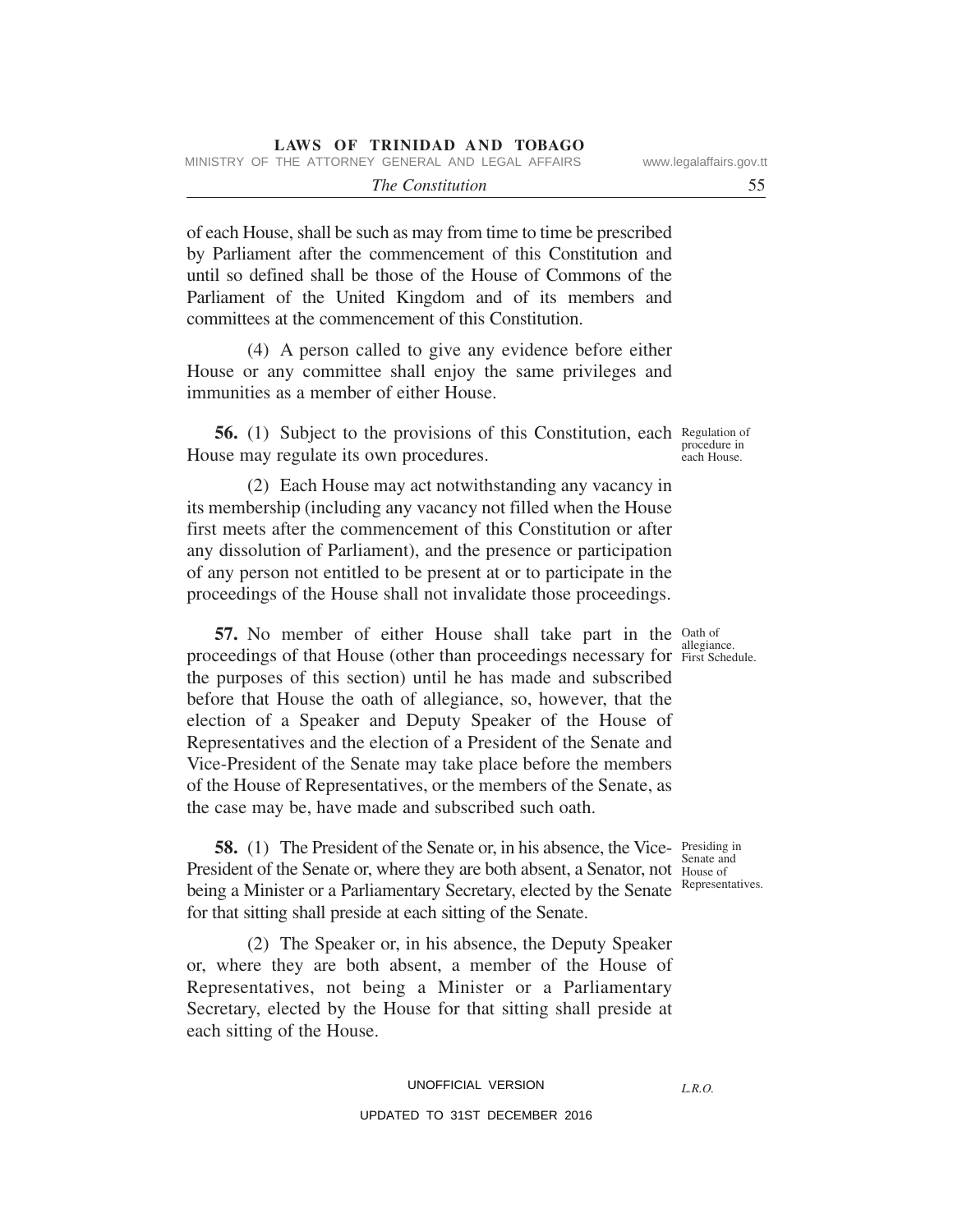of each House, shall be such as may from time to time be prescribed by Parliament after the commencement of this Constitution and until so defined shall be those of the House of Commons of the Parliament of the United Kingdom and of its members and committees at the commencement of this Constitution.

(4) A person called to give any evidence before either House or any committee shall enjoy the same privileges and immunities as a member of either House.

*Regulation of procedure in each House.*

**56.** (1) Subject to the provisions of this Constitution, each House may regulate its own procedures.

(2) Each House may act notwithstanding any vacancy in its membership (including any vacancy not filled when the House first meets after the commencement of this Constitution or after any dissolution of Parliament), and the presence or participation of any person not entitled to be present at or to participate in the proceedings of the House shall not invalidate those proceedings.

*Oath of allegiance. First Schedule.*

**57.** No member of either House shall take part in the proceedings of that House (other than proceedings necessary for the purposes of this section) until he has made and subscribed before that House the oath of allegiance, so, however, that the election of a Speaker and Deputy Speaker of the House of Representatives and the election of a President of the Senate and Vice-President of the Senate may take place before the members of the House of Representatives, or the members of the Senate, as the case may be, have made and subscribed such oath.

*Presiding in Senate and House of Representatives.*

**58.** (1) The President of the Senate or, in his absence, the Vice-President of the Senate or, where they are both absent, a Senator, not being a Minister or a Parliamentary Secretary, elected by the Senate for that sitting shall preside at each sitting of the Senate.

(2) The Speaker or, in his absence, the Deputy Speaker or, where they are both absent, a member of the House of Representatives, not being a Minister or a Parliamentary Secretary, elected by the House for that sitting shall preside at each sitting of the House.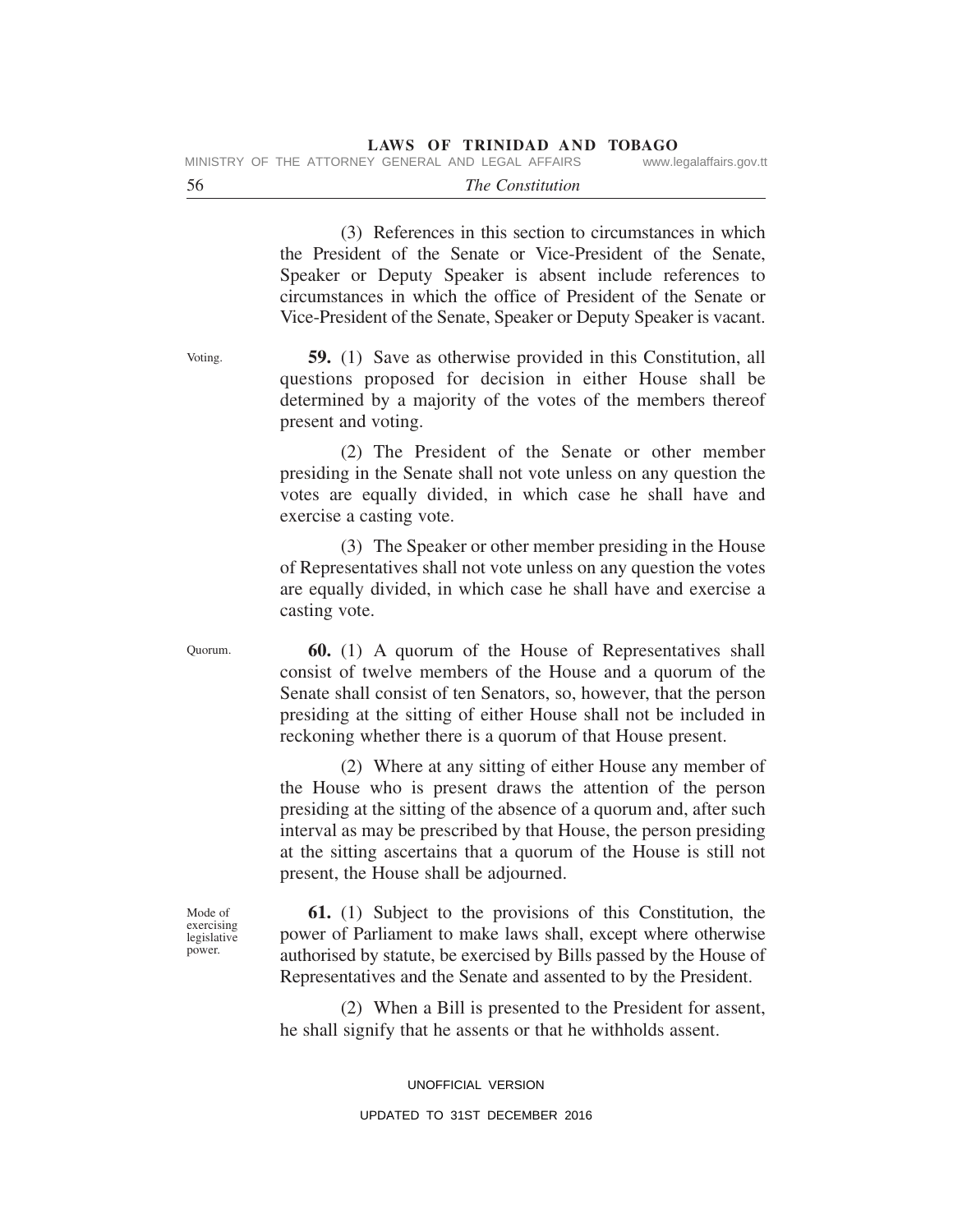(3) References in this section to circumstances in which the President of the Senate or Vice-President of the Senate, Speaker or Deputy Speaker is absent include references to circumstances in which the office of President of the Senate or Vice-President of the Senate, Speaker or Deputy Speaker is vacant.

Voting.

**59.** (1) Save as otherwise provided in this Constitution, all questions proposed for decision in either House shall be determined by a majority of the votes of the members thereof present and voting.

(2) The President of the Senate or other member presiding in the Senate shall not vote unless on any question the votes are equally divided, in which case he shall have and exercise a casting vote.

(3) The Speaker or other member presiding in the House of Representatives shall not vote unless on any question the votes are equally divided, in which case he shall have and exercise a casting vote.

Quorum.

**60.** (1) A quorum of the House of Representatives shall consist of twelve members of the House and a quorum of the Senate shall consist of ten Senators, so, however, that the person presiding at the sitting of either House shall not be included in reckoning whether there is a quorum of that House present.

(2) Where at any sitting of either House any member of the House who is present draws the attention of the person presiding at the sitting of the absence of a quorum and, after such interval as may be prescribed by that House, the person presiding at the sitting ascertains that a quorum of the House is still not present, the House shall be adjourned.

Mode of exercising legislative power.

**61.** (1) Subject to the provisions of this Constitution, the power of Parliament to make laws shall, except where otherwise authorised by statute, be exercised by Bills passed by the House of Representatives and the Senate and assented to by the President.

(2) When a Bill is presented to the President for assent, he shall signify that he assents or that he withholds assent.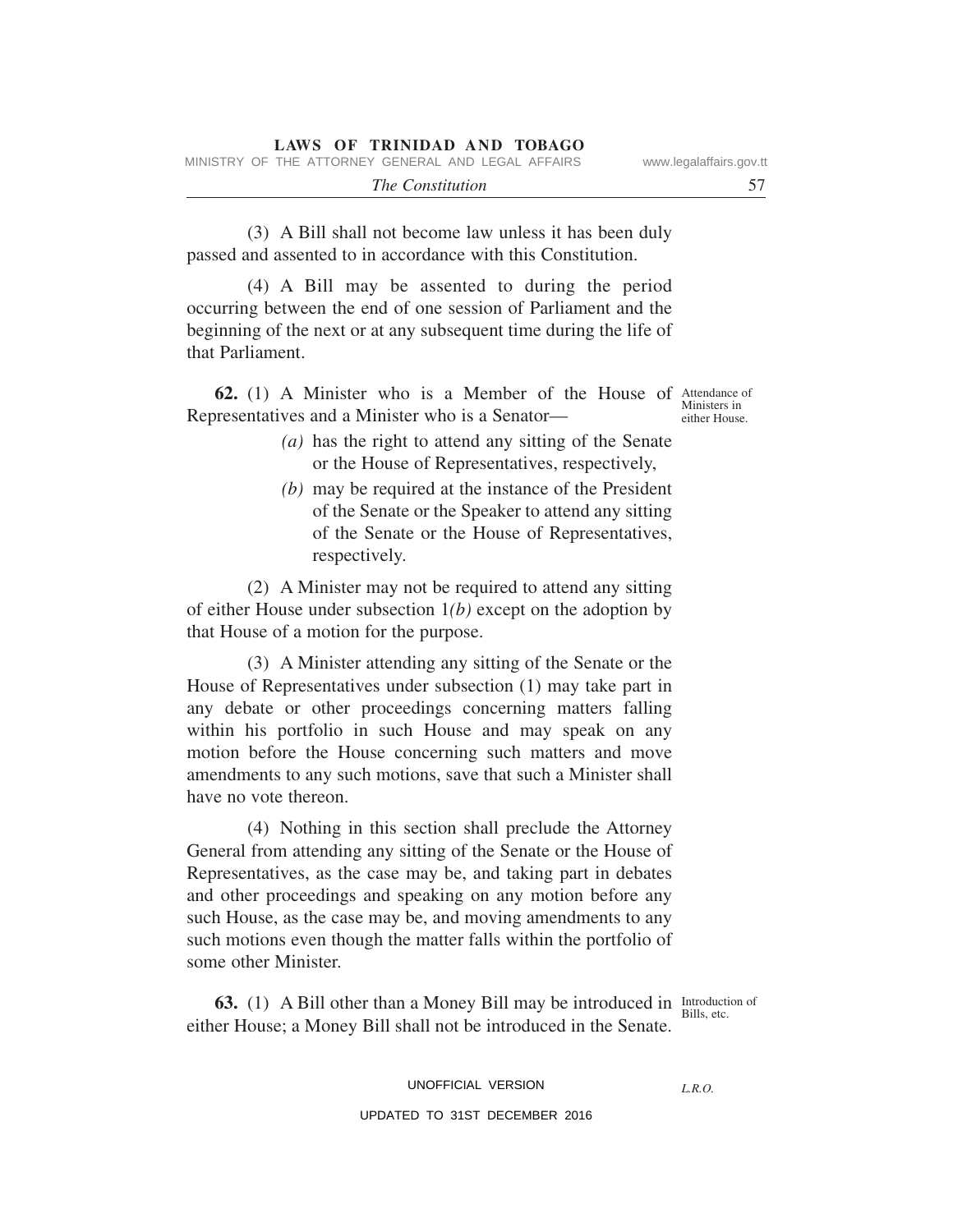(3) A Bill shall not become law unless it has been duly passed and assented to in accordance with this Constitution.

(4) A Bill may be assented to during the period occurring between the end of one session of Parliament and the beginning of the next or at any subsequent time during the life of that Parliament.

Attendance of Ministers in either House.

**62.** (1) A Minister who is a Member of the House of Representatives and a Minister who is a Senator—

*(a)* has the right to attend any sitting of the Senate or the House of Representatives, respectively,

*(b)* may be required at the instance of the President of the Senate or the Speaker to attend any sitting of the Senate or the House of Representatives, respectively.

(2) A Minister may not be required to attend any sitting of either House under subsection 1*(b)* except on the adoption by that House of a motion for the purpose.

(3) A Minister attending any sitting of the Senate or the House of Representatives under subsection (1) may take part in any debate or other proceedings concerning matters falling within his portfolio in such House and may speak on any motion before the House concerning such matters and move amendments to any such motions, save that such a Minister shall have no vote thereon.

(4) Nothing in this section shall preclude the Attorney General from attending any sitting of the Senate or the House of Representatives, as the case may be, and taking part in debates and other proceedings and speaking on any motion before any such House, as the case may be, and moving amendments to any such motions even though the matter falls within the portfolio of some other Minister.

Introduction of Bills, etc.

**63.** (1) A Bill other than a Money Bill may be introduced in either House; a Money Bill shall not be introduced in the Senate.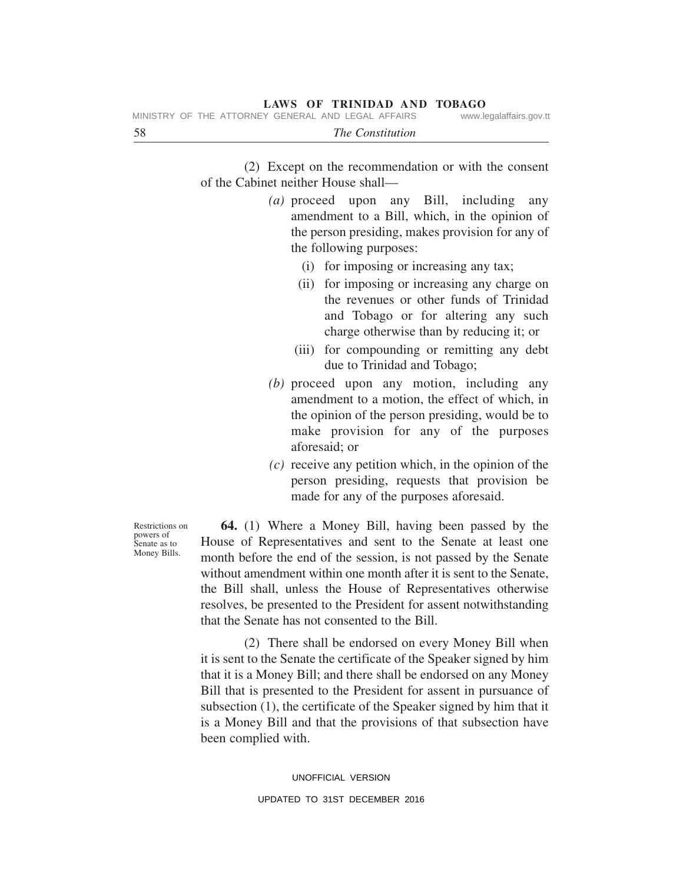(2) Except on the recommendation or with the consent of the Cabinet neither House shall—

*(a)* proceed upon any Bill, including any amendment to a Bill, which, in the opinion of the person presiding, makes provision for any of the following purposes:

- (i) for imposing or increasing any tax;
- (ii) for imposing or increasing any charge on the revenues or other funds of Trinidad and Tobago or for altering any such charge otherwise than by reducing it; or
- (iii) for compounding or remitting any debt due to Trinidad and Tobago;

*(b)* proceed upon any motion, including any amendment to a motion, the effect of which, in the opinion of the person presiding, would be to make provision for any of the purposes aforesaid; or

*(c)* receive any petition which, in the opinion of the person presiding, requests that provision be made for any of the purposes aforesaid.

Restrictions on powers of Senate as to Money Bills.

**64.** (1) Where a Money Bill, having been passed by the House of Representatives and sent to the Senate at least one month before the end of the session, is not passed by the Senate without amendment within one month after it is sent to the Senate, the Bill shall, unless the House of Representatives otherwise resolves, be presented to the President for assent notwithstanding that the Senate has not consented to the Bill.

(2) There shall be endorsed on every Money Bill when it is sent to the Senate the certificate of the Speaker signed by him that it is a Money Bill; and there shall be endorsed on any Money Bill that is presented to the President for assent in pursuance of subsection (1), the certificate of the Speaker signed by him that it is a Money Bill and that the provisions of that subsection have been complied with.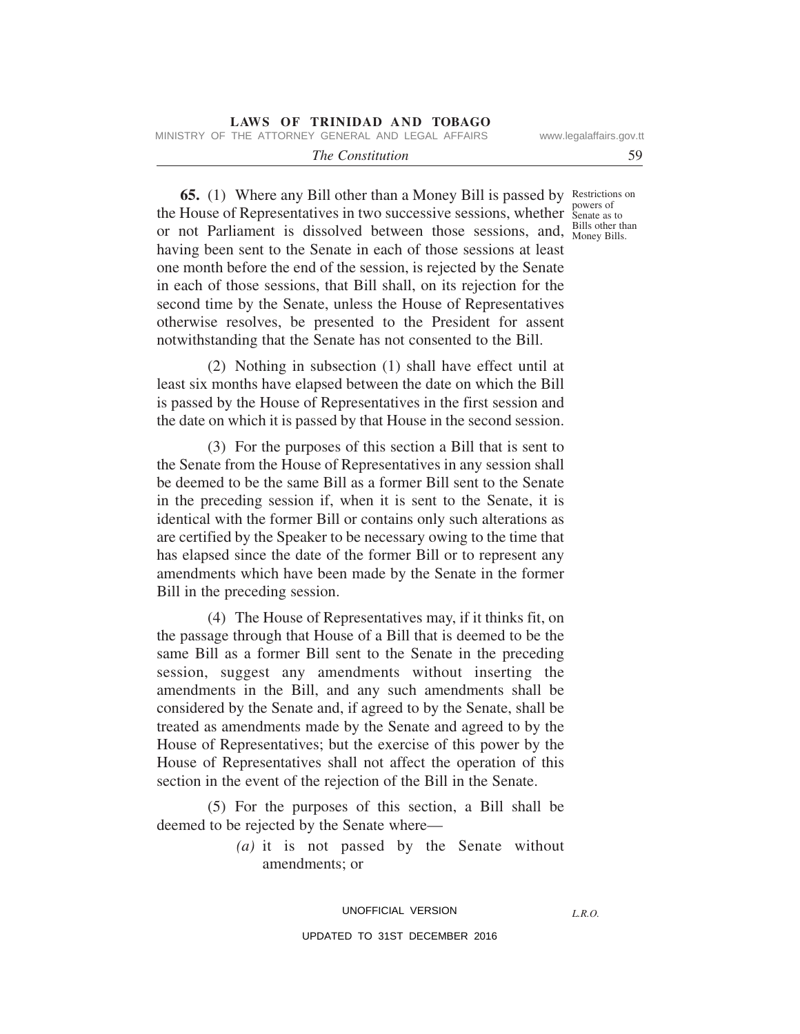**65.** (1) Where any Bill other than a Money Bill is passed by the House of Representatives in two successive sessions, whether or not Parliament is dissolved between those sessions, and, having been sent to the Senate in each of those sessions at least one month before the end of the session, is rejected by the Senate in each of those sessions, that Bill shall, on its rejection for the second time by the Senate, unless the House of Representatives otherwise resolves, be presented to the President for assent notwithstanding that the Senate has not consented to the Bill.

Restrictions on powers of Senate as to Bills other than Money Bills.

(2) Nothing in subsection (1) shall have effect until at least six months have elapsed between the date on which the Bill is passed by the House of Representatives in the first session and the date on which it is passed by that House in the second session.

(3) For the purposes of this section a Bill that is sent to the Senate from the House of Representatives in any session shall be deemed to be the same Bill as a former Bill sent to the Senate in the preceding session if, when it is sent to the Senate, it is identical with the former Bill or contains only such alterations as are certified by the Speaker to be necessary owing to the time that has elapsed since the date of the former Bill or to represent any amendments which have been made by the Senate in the former Bill in the preceding session.

(4) The House of Representatives may, if it thinks fit, on the passage through that House of a Bill that is deemed to be the same Bill as a former Bill sent to the Senate in the preceding session, suggest any amendments without inserting the amendments in the Bill, and any such amendments shall be considered by the Senate and, if agreed to by the Senate, shall be treated as amendments made by the Senate and agreed to by the House of Representatives; but the exercise of this power by the House of Representatives shall not affect the operation of this section in the event of the rejection of the Bill in the Senate.

(5) For the purposes of this section, a Bill shall be deemed to be rejected by the Senate where—

*(a)* it is not passed by the Senate without amendments; or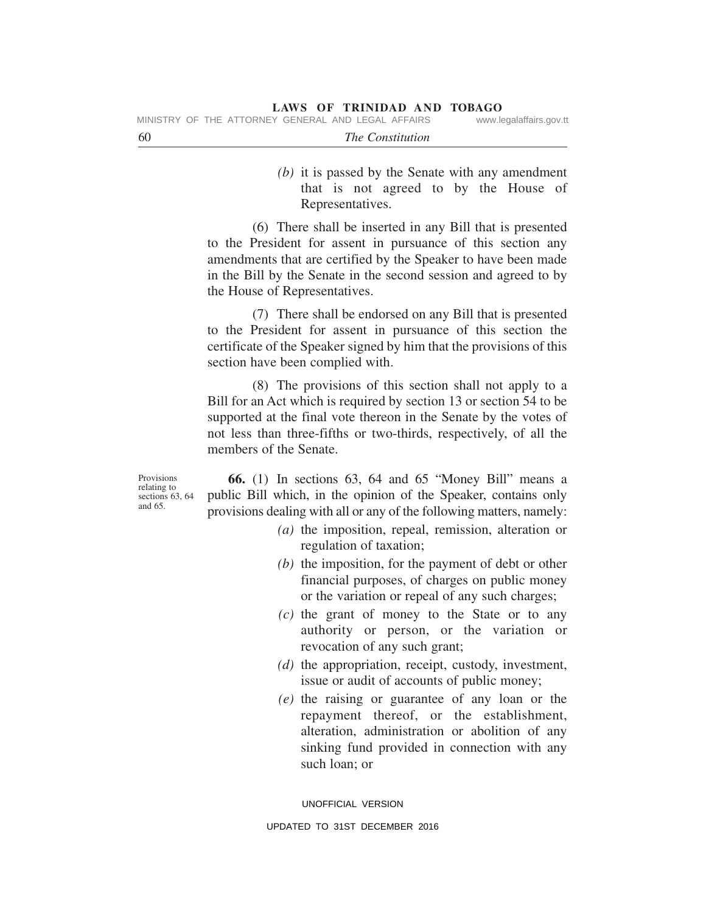*(b)* it is passed by the Senate with any amendment that is not agreed to by the House of Representatives.

(6) There shall be inserted in any Bill that is presented to the President for assent in pursuance of this section any amendments that are certified by the Speaker to have been made in the Bill by the Senate in the second session and agreed to by the House of Representatives.

(7) There shall be endorsed on any Bill that is presented to the President for assent in pursuance of this section the certificate of the Speaker signed by him that the provisions of this section have been complied with.

(8) The provisions of this section shall not apply to a Bill for an Act which is required by section 13 or section 54 to be supported at the final vote thereon in the Senate by the votes of not less than three-fifths or two-thirds, respectively, of all the members of the Senate.

Provisions relating to sections 63, 64 and 65.

**66.** (1) In sections 63, 64 and 65 "Money Bill" means a public Bill which, in the opinion of the Speaker, contains only provisions dealing with all or any of the following matters, namely:

*(a)* the imposition, repeal, remission, alteration or regulation of taxation;

*(b)* the imposition, for the payment of debt or other financial purposes, of charges on public money or the variation or repeal of any such charges;

*(c)* the grant of money to the State or to any authority or person, or the variation or revocation of any such grant;

*(d)* the appropriation, receipt, custody, investment, issue or audit of accounts of public money;

*(e)* the raising or guarantee of any loan or the repayment thereof, or the establishment, alteration, administration or abolition of any sinking fund provided in connection with any such loan; or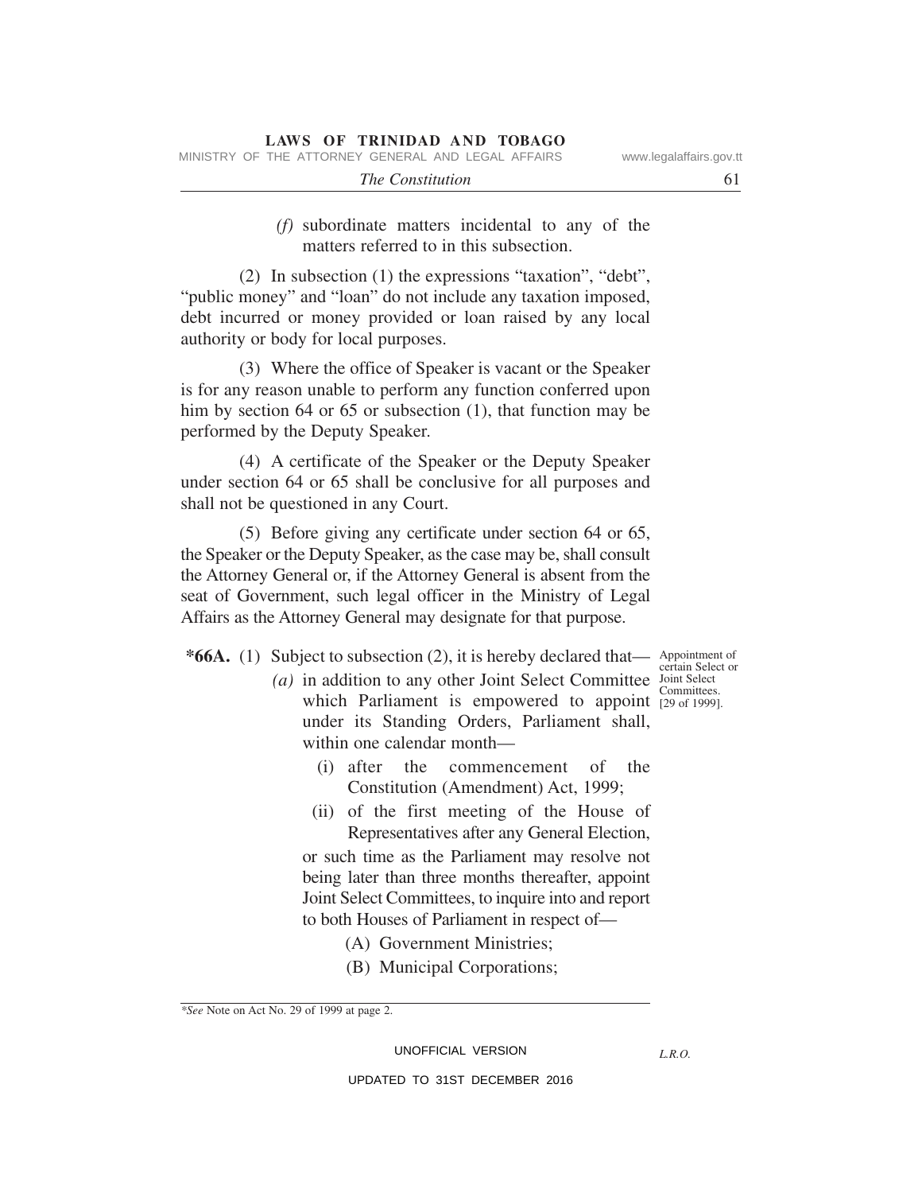*(f)* subordinate matters incidental to any of the matters referred to in this subsection.

(2) In subsection (1) the expressions "taxation", "debt", "public money" and "loan" do not include any taxation imposed, debt incurred or money provided or loan raised by any local authority or body for local purposes.

(3) Where the office of Speaker is vacant or the Speaker is for any reason unable to perform any function conferred upon him by section 64 or 65 or subsection (1), that function may be performed by the Deputy Speaker.

(4) A certificate of the Speaker or the Deputy Speaker under section 64 or 65 shall be conclusive for all purposes and shall not be questioned in any Court.

(5) Before giving any certificate under section 64 or 65, the Speaker or the Deputy Speaker, as the case may be, shall consult the Attorney General or, if the Attorney General is absent from the seat of Government, such legal officer in the Ministry of Legal Affairs as the Attorney General may designate for that purpose.

Appointment of certain Select or Joint Select Committees. [29 of 1999].

**\*66A.** (1) Subject to subsection (2), it is hereby declared that—

*(a)* in addition to any other Joint Select Committee which Parliament is empowered to appoint under its Standing Orders, Parliament shall, within one calendar month—

(i) after the commencement of the Constitution (Amendment) Act, 1999;

(ii) of the first meeting of the House of Representatives after any General Election,

or such time as the Parliament may resolve not being later than three months thereafter, appoint Joint Select Committees, to inquire into and report to both Houses of Parliament in respect of—

(A) Government Ministries;

(B) Municipal Corporations;

\**See* Note on Act No. 29 of 1999 at page 2.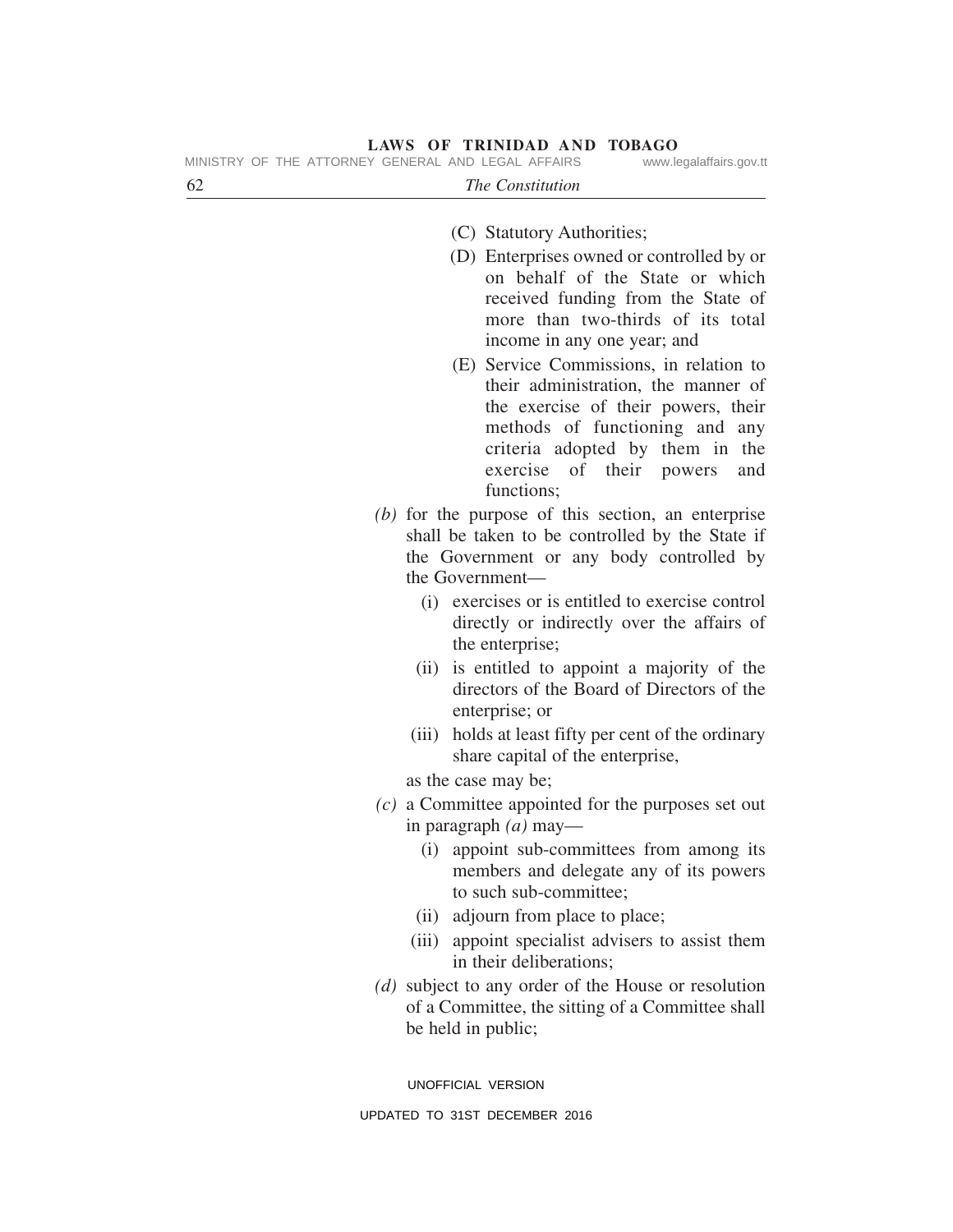(C) Statutory Authorities;

(D) Enterprises owned or controlled by or on behalf of the State or which received funding from the State of more than two-thirds of its total income in any one year; and

(E) Service Commissions, in relation to their administration, the manner of the exercise of their powers, their methods of functioning and any criteria adopted by them in the exercise of their powers and functions;

*(b)* for the purpose of this section, an enterprise shall be taken to be controlled by the State if the Government or any body controlled by the Government—

(i) exercises or is entitled to exercise control directly or indirectly over the affairs of the enterprise;

(ii) is entitled to appoint a majority of the directors of the Board of Directors of the enterprise; or

(iii) holds at least fifty per cent of the ordinary share capital of the enterprise,

as the case may be;

*(c)* a Committee appointed for the purposes set out in paragraph *(a)* may—

(i) appoint sub-committees from among its members and delegate any of its powers to such sub-committee;

(ii) adjourn from place to place;

(iii) appoint specialist advisers to assist them in their deliberations;

*(d)* subject to any order of the House or resolution of a Committee, the sitting of a Committee shall be held in public;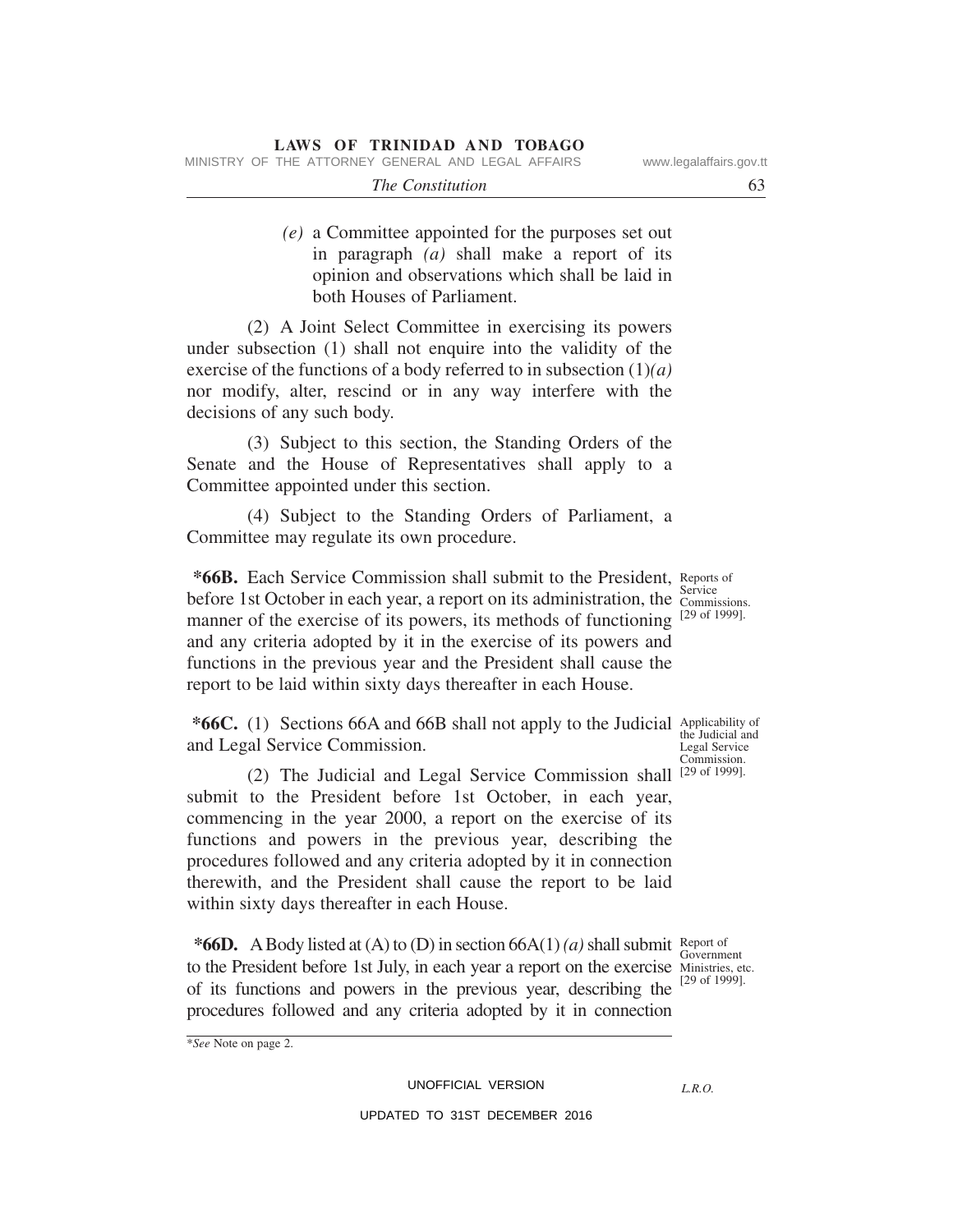*(e)* a Committee appointed for the purposes set out in paragraph *(a)* shall make a report of its opinion and observations which shall be laid in both Houses of Parliament.

(2) A Joint Select Committee in exercising its powers under subsection (1) shall not enquire into the validity of the exercise of the functions of a body referred to in subsection (1)*(a)* nor modify, alter, rescind or in any way interfere with the decisions of any such body.

(3) Subject to this section, the Standing Orders of the Senate and the House of Representatives shall apply to a Committee appointed under this section.

(4) Subject to the Standing Orders of Parliament, a Committee may regulate its own procedure.

Reports of Service Commissions. [29 of 1999].

**\*66B.** Each Service Commission shall submit to the President, before 1st October in each year, a report on its administration, the manner of the exercise of its powers, its methods of functioning and any criteria adopted by it in the exercise of its powers and functions in the previous year and the President shall cause the report to be laid within sixty days thereafter in each House.

Applicability of the Judicial and Legal Service Commission. [29 of 1999].

**\*66C.** (1) Sections 66A and 66B shall not apply to the Judicial and Legal Service Commission.

(2) The Judicial and Legal Service Commission shall submit to the President before 1st October, in each year, commencing in the year 2000, a report on the exercise of its functions and powers in the previous year, describing the procedures followed and any criteria adopted by it in connection therewith, and the President shall cause the report to be laid within sixty days thereafter in each House.

Report of Government Ministries, etc. [29 of 1999].

**\*66D.** A Body listed at (A) to (D) in section 66A(1) *(a)* shall submit to the President before 1st July, in each year a report on the exercise of its functions and powers in the previous year, describing the procedures followed and any criteria adopted by it in connection

\**See* Note on page 2.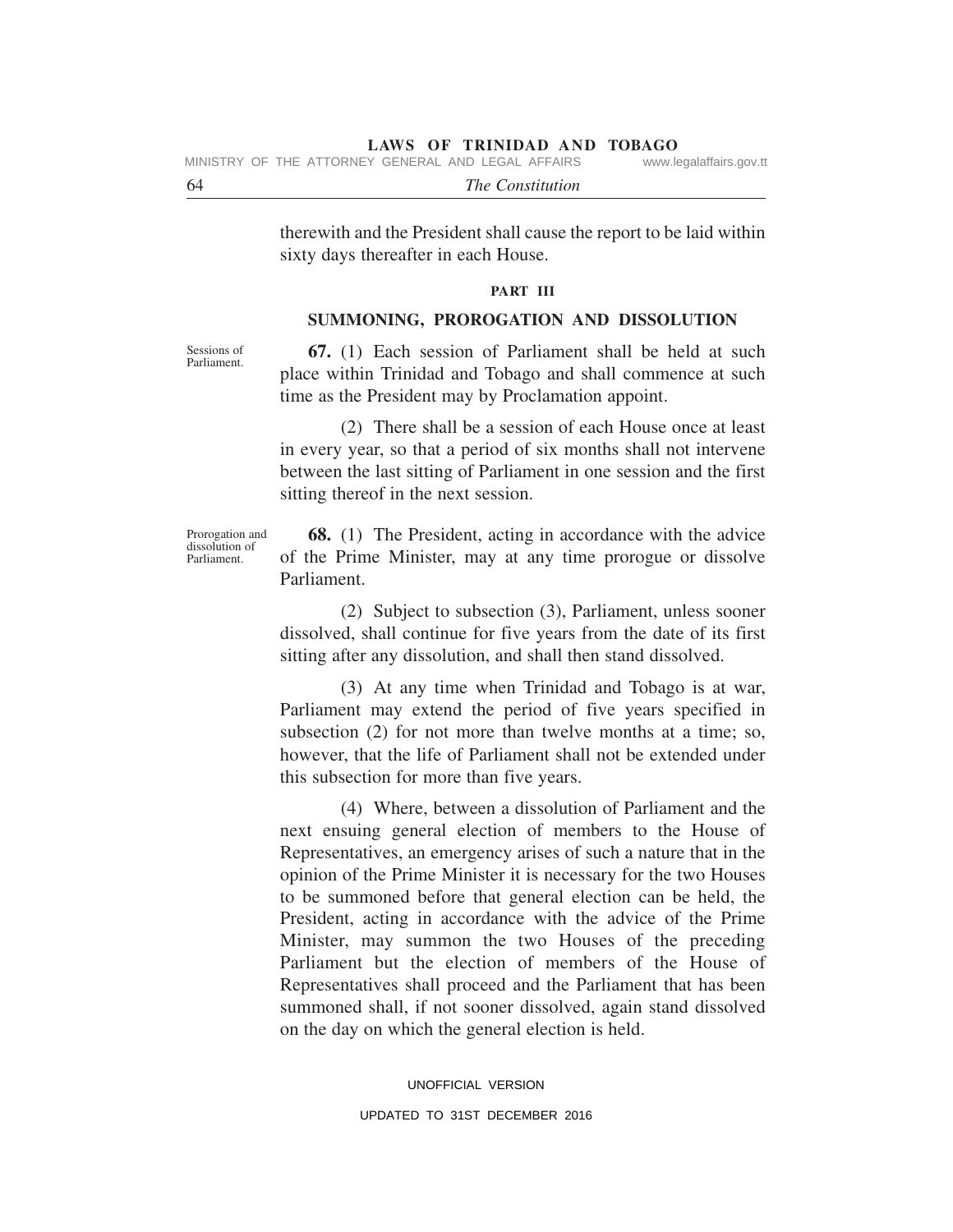therewith and the President shall cause the report to be laid within sixty days thereafter in each House.

## PART III

## SUMMONING, PROROGATION AND DISSOLUTION

Sessions of Parliament.

**67.** (1) Each session of Parliament shall be held at such place within Trinidad and Tobago and shall commence at such time as the President may by Proclamation appoint.

(2) There shall be a session of each House once at least in every year, so that a period of six months shall not intervene between the last sitting of Parliament in one session and the first sitting thereof in the next session.

Prorogation and dissolution of Parliament.

**68.** (1) The President, acting in accordance with the advice of the Prime Minister, may at any time prorogue or dissolve Parliament.

(2) Subject to subsection (3), Parliament, unless sooner dissolved, shall continue for five years from the date of its first sitting after any dissolution, and shall then stand dissolved.

(3) At any time when Trinidad and Tobago is at war, Parliament may extend the period of five years specified in subsection (2) for not more than twelve months at a time; so, however, that the life of Parliament shall not be extended under this subsection for more than five years.

(4) Where, between a dissolution of Parliament and the next ensuing general election of members to the House of Representatives, an emergency arises of such a nature that in the opinion of the Prime Minister it is necessary for the two Houses to be summoned before that general election can be held, the President, acting in accordance with the advice of the Prime Minister, may summon the two Houses of the preceding Parliament but the election of members of the House of Representatives shall proceed and the Parliament that has been summoned shall, if not sooner dissolved, again stand dissolved on the day on which the general election is held.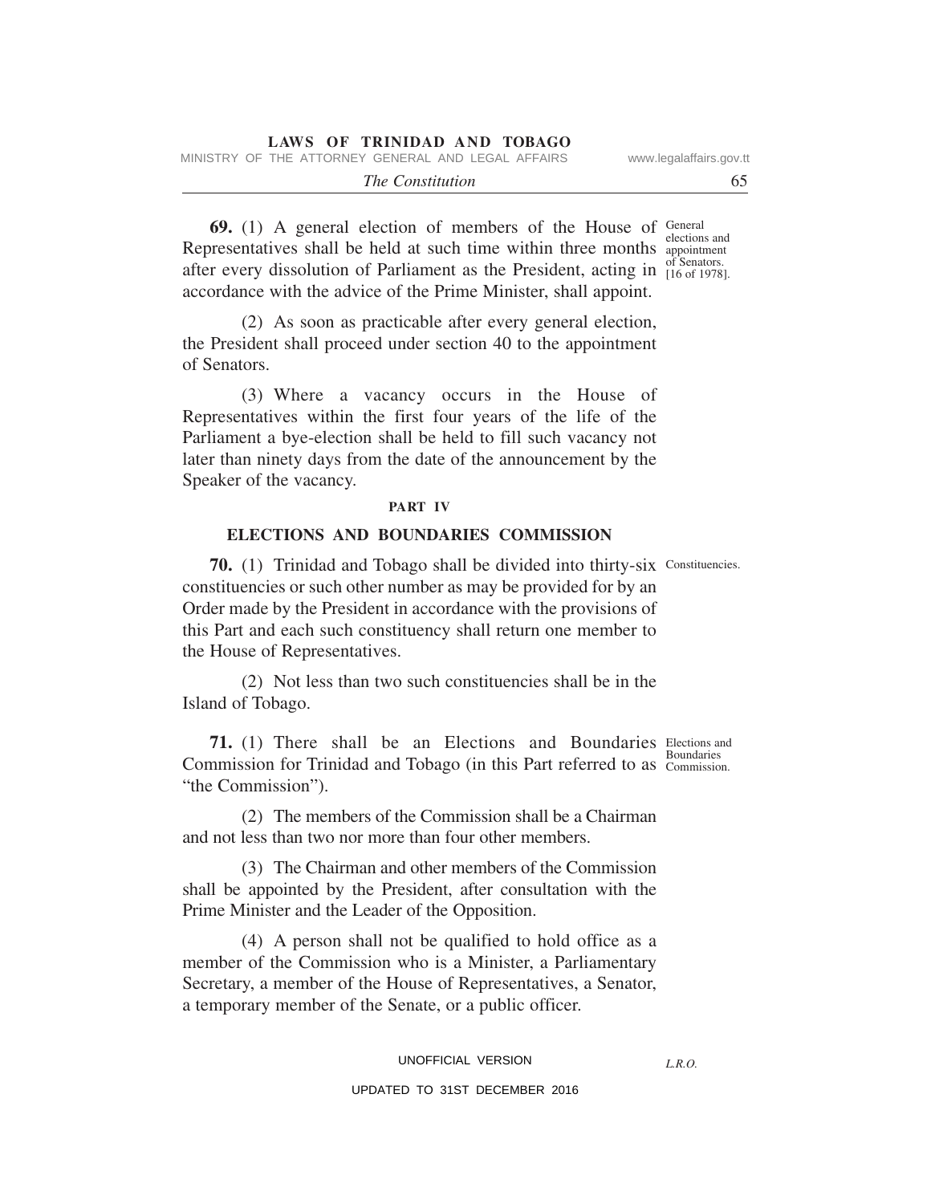**69.** (1) A general election of members of the House of Representatives shall be held at such time within three months after every dissolution of Parliament as the President, acting in accordance with the advice of the Prime Minister, shall appoint.

General elections and appointment of Senators. [16 of 1978].

(2) As soon as practicable after every general election, the President shall proceed under section 40 to the appointment of Senators.

(3) Where a vacancy occurs in the House of Representatives within the first four years of the life of the Parliament a bye-election shall be held to fill such vacancy not later than ninety days from the date of the announcement by the Speaker of the vacancy.

## PART IV

## ELECTIONS AND BOUNDARIES COMMISSION

**70.** (1) Trinidad and Tobago shall be divided into thirty-six constituencies or such other number as may be provided for by an Order made by the President in accordance with the provisions of this Part and each such constituency shall return one member to the House of Representatives.

Constituencies.

(2) Not less than two such constituencies shall be in the Island of Tobago.

**71.** (1) There shall be an Elections and Boundaries Commission for Trinidad and Tobago (in this Part referred to as "the Commission").

Elections and Boundaries Commission.

(2) The members of the Commission shall be a Chairman and not less than two nor more than four other members.

(3) The Chairman and other members of the Commission shall be appointed by the President, after consultation with the Prime Minister and the Leader of the Opposition.

(4) A person shall not be qualified to hold office as a member of the Commission who is a Minister, a Parliamentary Secretary, a member of the House of Representatives, a Senator, a temporary member of the Senate, or a public officer.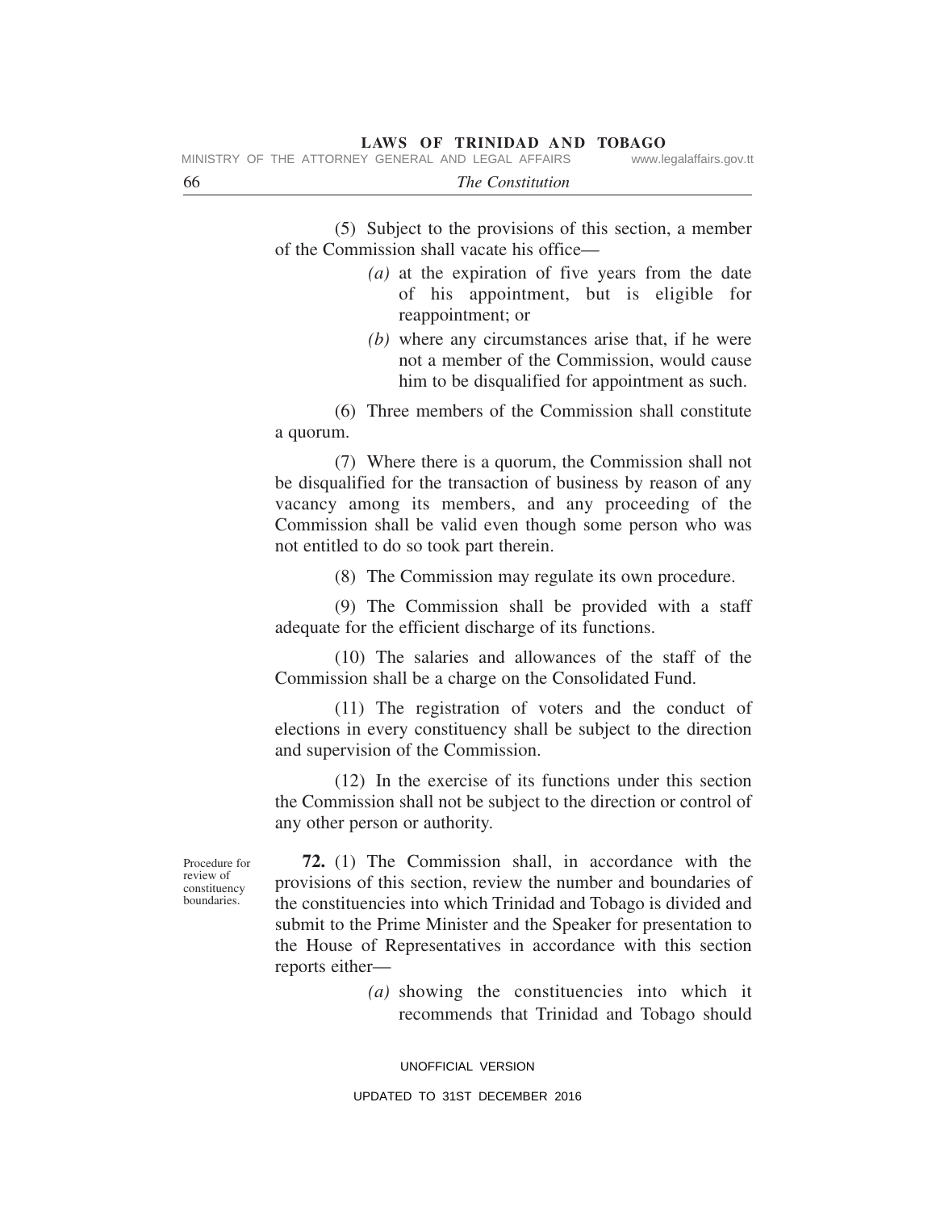(5) Subject to the provisions of this section, a member of the Commission shall vacate his office—

*(a)* at the expiration of five years from the date of his appointment, but is eligible for reappointment; or

*(b)* where any circumstances arise that, if he were not a member of the Commission, would cause him to be disqualified for appointment as such.

(6) Three members of the Commission shall constitute a quorum.

(7) Where there is a quorum, the Commission shall not be disqualified for the transaction of business by reason of any vacancy among its members, and any proceeding of the Commission shall be valid even though some person who was not entitled to do so took part therein.

(8) The Commission may regulate its own procedure.

(9) The Commission shall be provided with a staff adequate for the efficient discharge of its functions.

(10) The salaries and allowances of the staff of the Commission shall be a charge on the Consolidated Fund.

(11) The registration of voters and the conduct of elections in every constituency shall be subject to the direction and supervision of the Commission.

(12) In the exercise of its functions under this section the Commission shall not be subject to the direction or control of any other person or authority.

Procedure for review of constituency boundaries.

**72.** (1) The Commission shall, in accordance with the provisions of this section, review the number and boundaries of the constituencies into which Trinidad and Tobago is divided and submit to the Prime Minister and the Speaker for presentation to the House of Representatives in accordance with this section reports either—

*(a)* showing the constituencies into which it recommends that Trinidad and Tobago should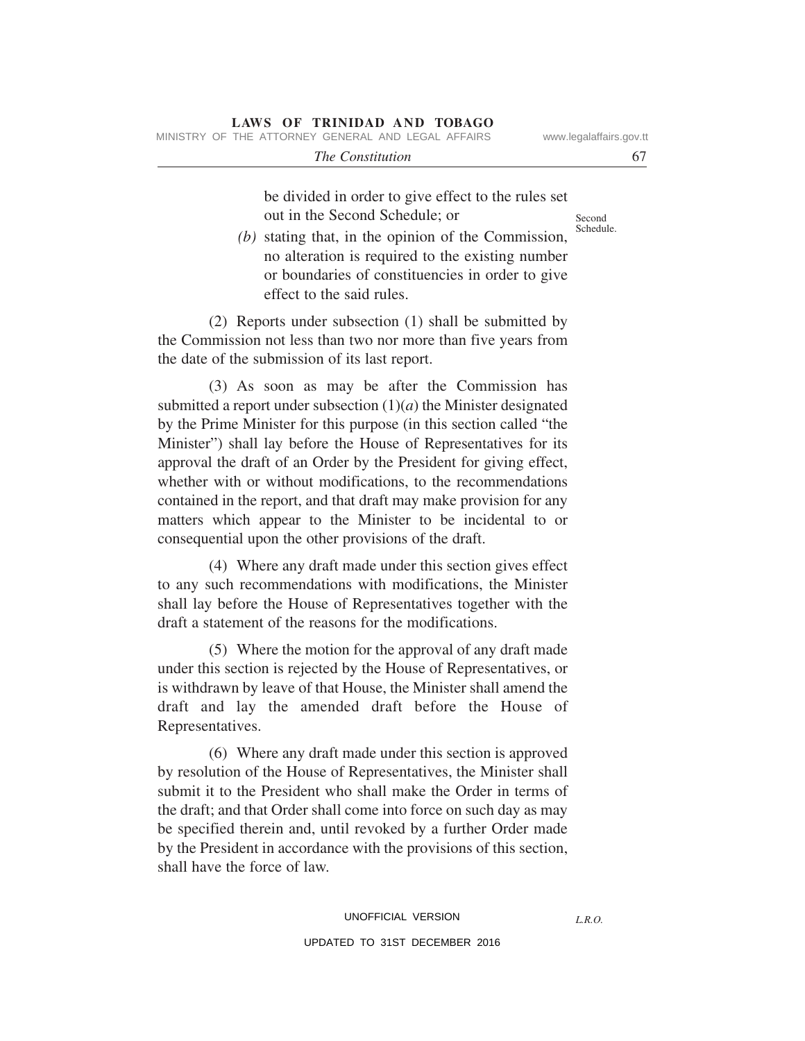be divided in order to give effect to the rules set out in the Second Schedule; or

Second Schedule.

*(b)* stating that, in the opinion of the Commission, no alteration is required to the existing number or boundaries of constituencies in order to give effect to the said rules.

(2) Reports under subsection (1) shall be submitted by the Commission not less than two nor more than five years from the date of the submission of its last report.

(3) As soon as may be after the Commission has submitted a report under subsection (1)(*a*) the Minister designated by the Prime Minister for this purpose (in this section called "the Minister") shall lay before the House of Representatives for its approval the draft of an Order by the President for giving effect, whether with or without modifications, to the recommendations contained in the report, and that draft may make provision for any matters which appear to the Minister to be incidental to or consequential upon the other provisions of the draft.

(4) Where any draft made under this section gives effect to any such recommendations with modifications, the Minister shall lay before the House of Representatives together with the draft a statement of the reasons for the modifications.

(5) Where the motion for the approval of any draft made under this section is rejected by the House of Representatives, or is withdrawn by leave of that House, the Minister shall amend the draft and lay the amended draft before the House of Representatives.

(6) Where any draft made under this section is approved by resolution of the House of Representatives, the Minister shall submit it to the President who shall make the Order in terms of the draft; and that Order shall come into force on such day as may be specified therein and, until revoked by a further Order made by the President in accordance with the provisions of this section, shall have the force of law.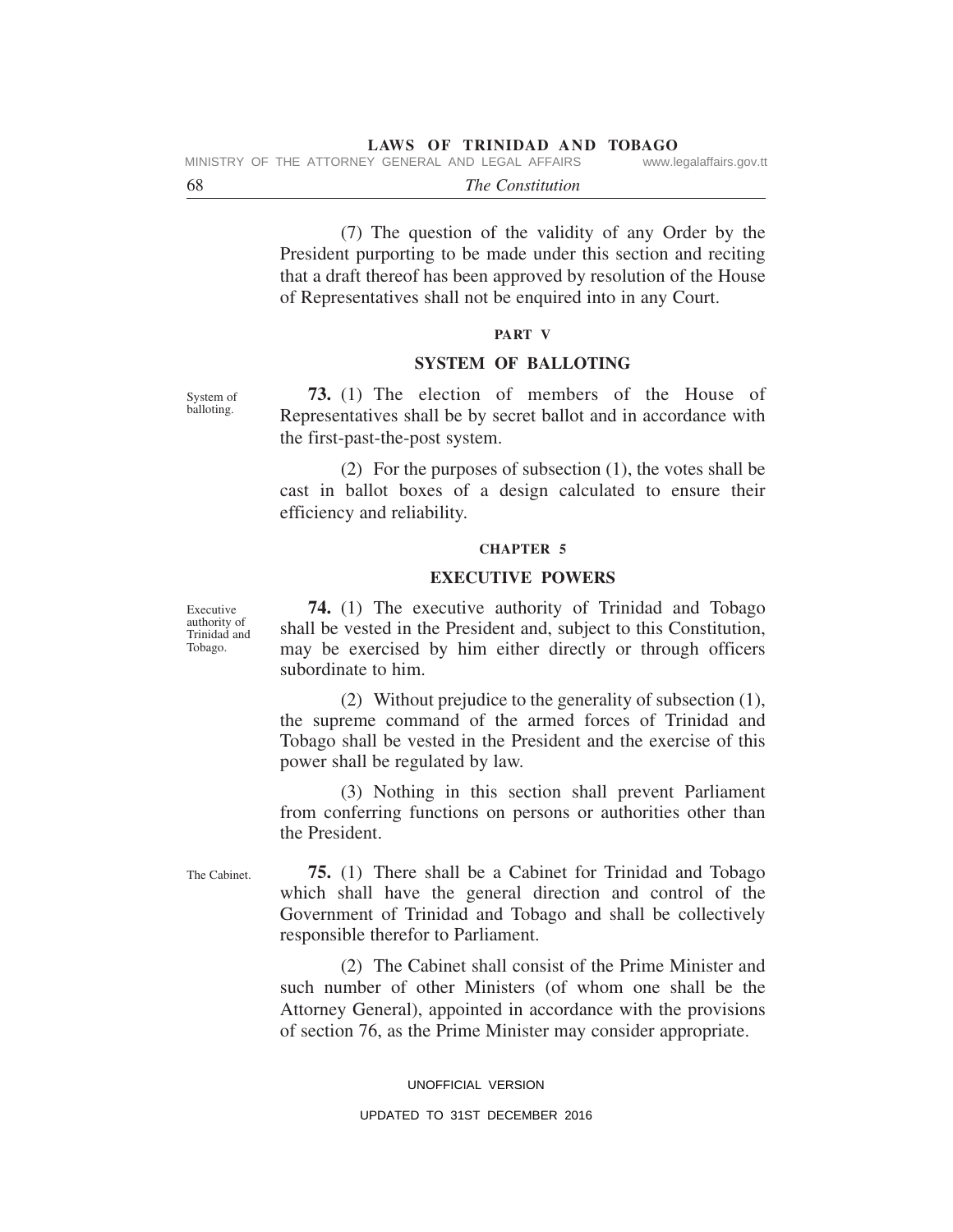(7) The question of the validity of any Order by the President purporting to be made under this section and reciting that a draft thereof has been approved by resolution of the House of Representatives shall not be enquired into in any Court.

## PART V

## SYSTEM OF BALLOTING

System of balloting.

**73.** (1) The election of members of the House of Representatives shall be by secret ballot and in accordance with the first-past-the-post system.

(2) For the purposes of subsection (1), the votes shall be cast in ballot boxes of a design calculated to ensure their efficiency and reliability.

## CHAPTER 5

## EXECUTIVE POWERS

Executive authority of Trinidad and Tobago.

**74.** (1) The executive authority of Trinidad and Tobago shall be vested in the President and, subject to this Constitution, may be exercised by him either directly or through officers subordinate to him.

(2) Without prejudice to the generality of subsection (1), the supreme command of the armed forces of Trinidad and Tobago shall be vested in the President and the exercise of this power shall be regulated by law.

(3) Nothing in this section shall prevent Parliament from conferring functions on persons or authorities other than the President.

The Cabinet.

**75.** (1) There shall be a Cabinet for Trinidad and Tobago which shall have the general direction and control of the Government of Trinidad and Tobago and shall be collectively responsible therefor to Parliament.

(2) The Cabinet shall consist of the Prime Minister and such number of other Ministers (of whom one shall be the Attorney General), appointed in accordance with the provisions of section 76, as the Prime Minister may consider appropriate.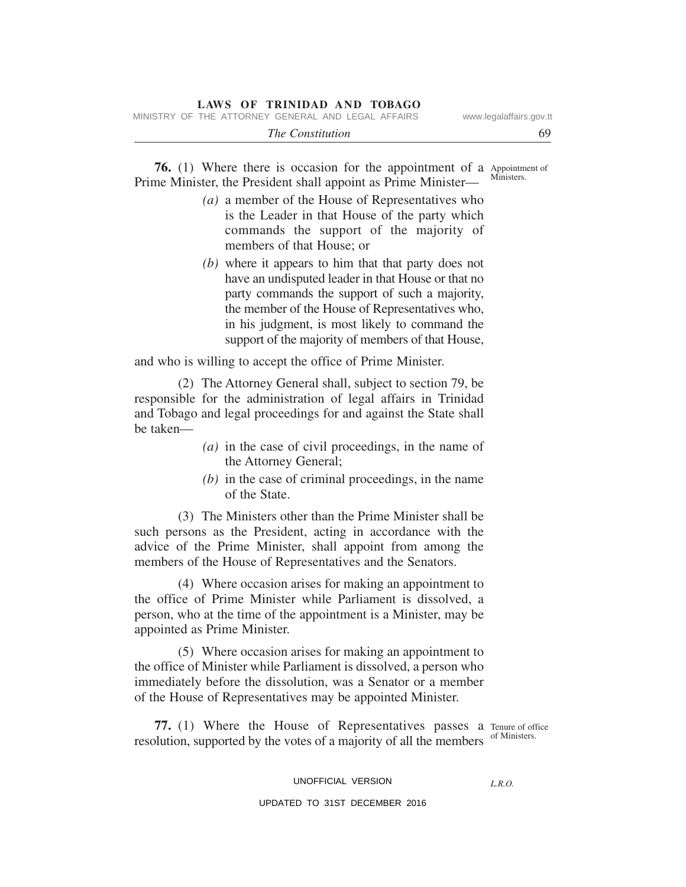**76.** (1) Where there is occasion for the appointment of a Prime Minister, the President shall appoint as Prime Minister—

*Appointment of Ministers.*

> *(a)* a member of the House of Representatives who is the Leader in that House of the party which commands the support of the majority of members of that House; or
>
> *(b)* where it appears to him that that party does not have an undisputed leader in that House or that no party commands the support of such a majority, the member of the House of Representatives who, in his judgment, is most likely to command the support of the majority of members of that House,

and who is willing to accept the office of Prime Minister.

(2) The Attorney General shall, subject to section 79, be responsible for the administration of legal affairs in Trinidad and Tobago and legal proceedings for and against the State shall be taken—

> *(a)* in the case of civil proceedings, in the name of the Attorney General;
>
> *(b)* in the case of criminal proceedings, in the name of the State.

(3) The Ministers other than the Prime Minister shall be such persons as the President, acting in accordance with the advice of the Prime Minister, shall appoint from among the members of the House of Representatives and the Senators.

(4) Where occasion arises for making an appointment to the office of Prime Minister while Parliament is dissolved, a person, who at the time of the appointment is a Minister, may be appointed as Prime Minister.

(5) Where occasion arises for making an appointment to the office of Minister while Parliament is dissolved, a person who immediately before the dissolution, was a Senator or a member of the House of Representatives may be appointed Minister.

**77.** (1) Where the House of Representatives passes a resolution, supported by the votes of a majority of all the members

*Tenure of office of Ministers.*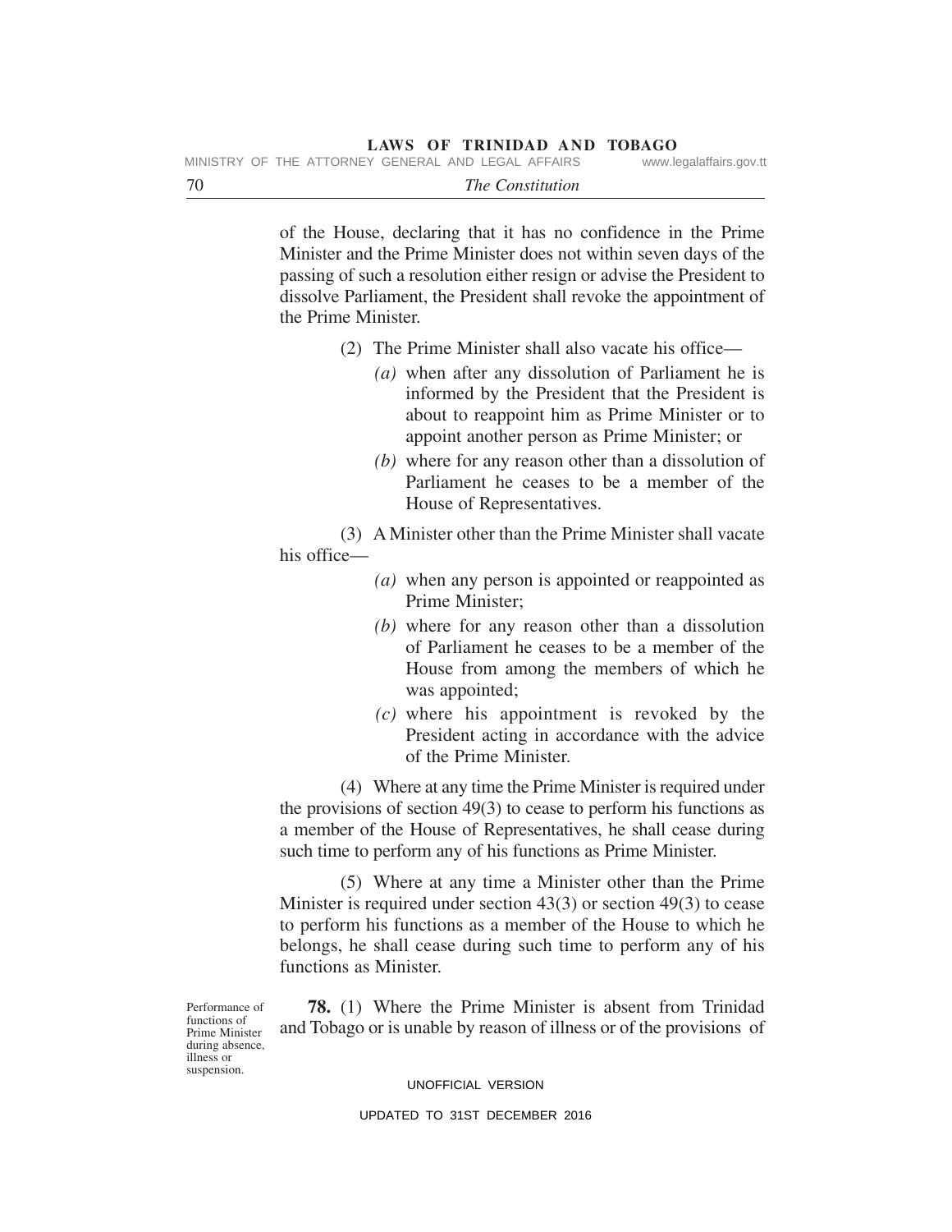of the House, declaring that it has no confidence in the Prime Minister and the Prime Minister does not within seven days of the passing of such a resolution either resign or advise the President to dissolve Parliament, the President shall revoke the appointment of the Prime Minister.

(2) The Prime Minister shall also vacate his office—

*(a)* when after any dissolution of Parliament he is informed by the President that the President is about to reappoint him as Prime Minister or to appoint another person as Prime Minister; or

*(b)* where for any reason other than a dissolution of Parliament he ceases to be a member of the House of Representatives.

(3) A Minister other than the Prime Minister shall vacate his office—

*(a)* when any person is appointed or reappointed as Prime Minister;

*(b)* where for any reason other than a dissolution of Parliament he ceases to be a member of the House from among the members of which he was appointed;

*(c)* where his appointment is revoked by the President acting in accordance with the advice of the Prime Minister.

(4) Where at any time the Prime Minister is required under the provisions of section 49(3) to cease to perform his functions as a member of the House of Representatives, he shall cease during such time to perform any of his functions as Prime Minister.

(5) Where at any time a Minister other than the Prime Minister is required under section 43(3) or section 49(3) to cease to perform his functions as a member of the House to which he belongs, he shall cease during such time to perform any of his functions as Minister.

Performance of functions of Prime Minister during absence, illness or suspension.

**78.** (1) Where the Prime Minister is absent from Trinidad and Tobago or is unable by reason of illness or of the provisions of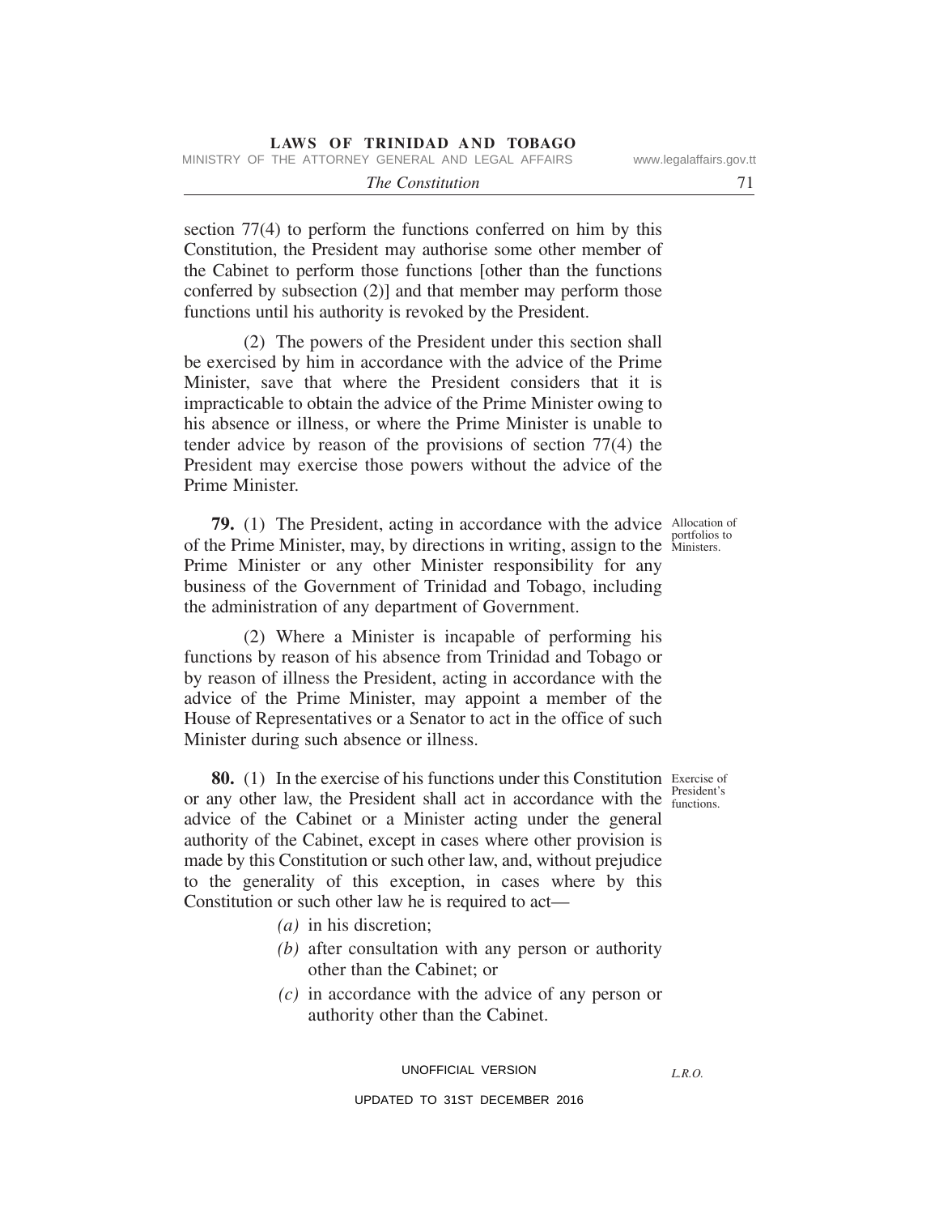section 77(4) to perform the functions conferred on him by this Constitution, the President may authorise some other member of the Cabinet to perform those functions [other than the functions conferred by subsection (2)] and that member may perform those functions until his authority is revoked by the President.

(2) The powers of the President under this section shall be exercised by him in accordance with the advice of the Prime Minister, save that where the President considers that it is impracticable to obtain the advice of the Prime Minister owing to his absence or illness, or where the Prime Minister is unable to tender advice by reason of the provisions of section 77(4) the President may exercise those powers without the advice of the Prime Minister.

Allocation of portfolios to Ministers.

**79.** (1) The President, acting in accordance with the advice of the Prime Minister, may, by directions in writing, assign to the Prime Minister or any other Minister responsibility for any business of the Government of Trinidad and Tobago, including the administration of any department of Government.

(2) Where a Minister is incapable of performing his functions by reason of his absence from Trinidad and Tobago or by reason of illness the President, acting in accordance with the advice of the Prime Minister, may appoint a member of the House of Representatives or a Senator to act in the office of such Minister during such absence or illness.

Exercise of President's functions.

**80.** (1) In the exercise of his functions under this Constitution or any other law, the President shall act in accordance with the advice of the Cabinet or a Minister acting under the general authority of the Cabinet, except in cases where other provision is made by this Constitution or such other law, and, without prejudice to the generality of this exception, in cases where by this Constitution or such other law he is required to act—

*(a)* in his discretion;

*(b)* after consultation with any person or authority other than the Cabinet; or

*(c)* in accordance with the advice of any person or authority other than the Cabinet.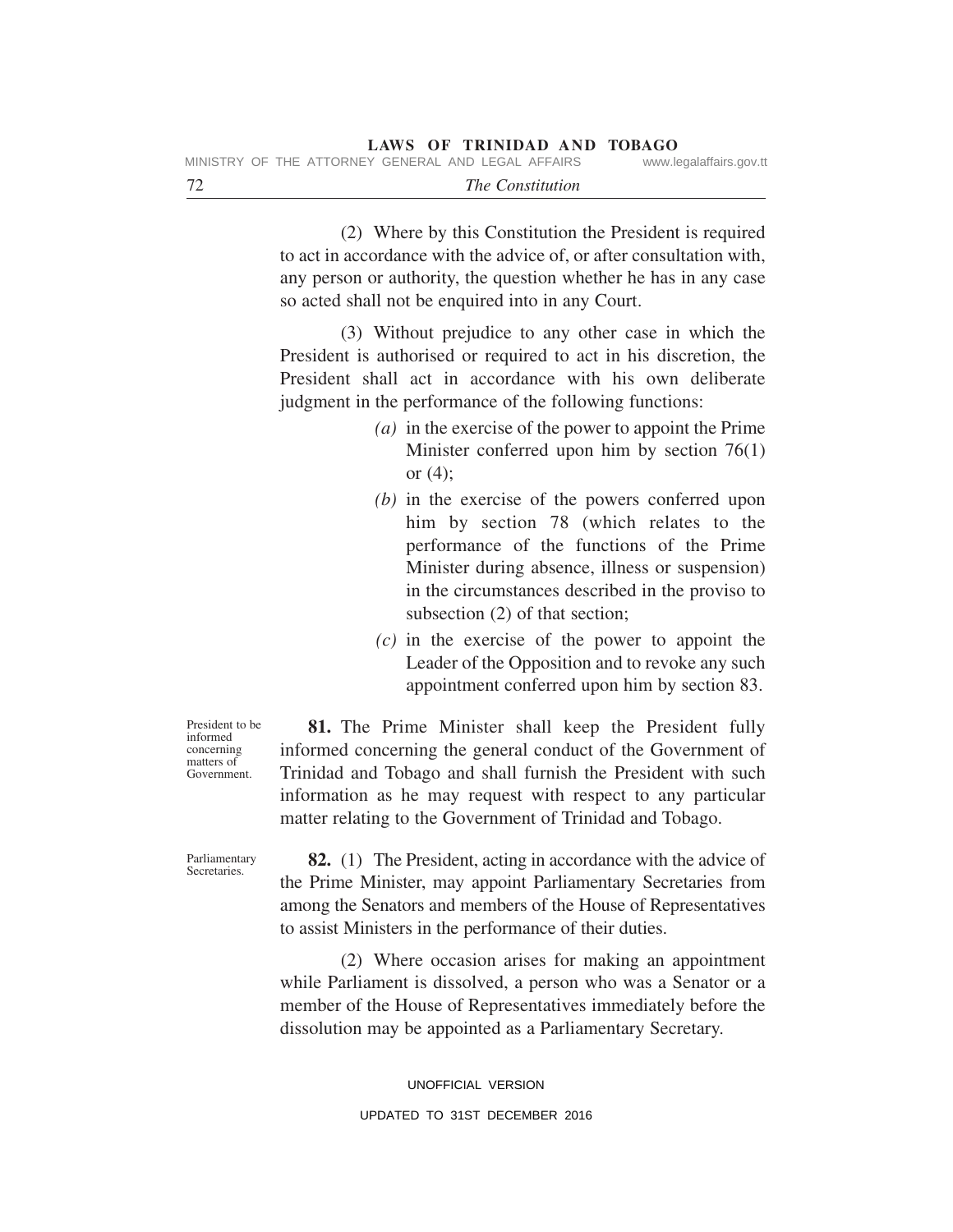(2) Where by this Constitution the President is required to act in accordance with the advice of, or after consultation with, any person or authority, the question whether he has in any case so acted shall not be enquired into in any Court.

(3) Without prejudice to any other case in which the President is authorised or required to act in his discretion, the President shall act in accordance with his own deliberate judgment in the performance of the following functions:

*(a)* in the exercise of the power to appoint the Prime Minister conferred upon him by section 76(1) or (4);

*(b)* in the exercise of the powers conferred upon him by section 78 (which relates to the performance of the functions of the Prime Minister during absence, illness or suspension) in the circumstances described in the proviso to subsection (2) of that section;

*(c)* in the exercise of the power to appoint the Leader of the Opposition and to revoke any such appointment conferred upon him by section 83.

President to be informed concerning matters of Government.

**81.** The Prime Minister shall keep the President fully informed concerning the general conduct of the Government of Trinidad and Tobago and shall furnish the President with such information as he may request with respect to any particular matter relating to the Government of Trinidad and Tobago.

Parliamentary Secretaries.

**82.** (1) The President, acting in accordance with the advice of the Prime Minister, may appoint Parliamentary Secretaries from among the Senators and members of the House of Representatives to assist Ministers in the performance of their duties.

(2) Where occasion arises for making an appointment while Parliament is dissolved, a person who was a Senator or a member of the House of Representatives immediately before the dissolution may be appointed as a Parliamentary Secretary.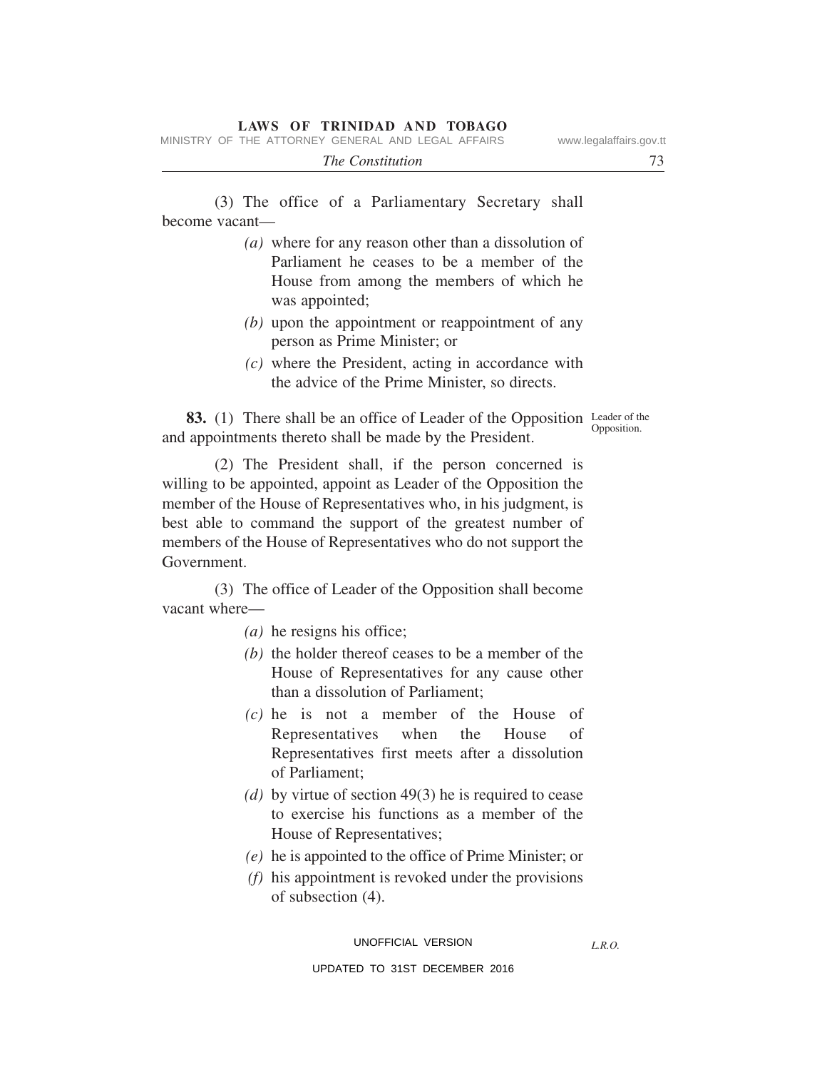(3) The office of a Parliamentary Secretary shall become vacant—

*(a)* where for any reason other than a dissolution of Parliament he ceases to be a member of the House from among the members of which he was appointed;

*(b)* upon the appointment or reappointment of any person as Prime Minister; or

*(c)* where the President, acting in accordance with the advice of the Prime Minister, so directs.

**83.** (1) There shall be an office of Leader of the Opposition and appointments thereto shall be made by the President.

Leader of the Opposition.

(2) The President shall, if the person concerned is willing to be appointed, appoint as Leader of the Opposition the member of the House of Representatives who, in his judgment, is best able to command the support of the greatest number of members of the House of Representatives who do not support the Government.

(3) The office of Leader of the Opposition shall become vacant where—

*(a)* he resigns his office;

*(b)* the holder thereof ceases to be a member of the House of Representatives for any cause other than a dissolution of Parliament;

*(c)* he is not a member of the House of Representatives when the House of Representatives first meets after a dissolution of Parliament;

*(d)* by virtue of section 49(3) he is required to cease to exercise his functions as a member of the House of Representatives;

*(e)* he is appointed to the office of Prime Minister; or

*(f)* his appointment is revoked under the provisions of subsection (4).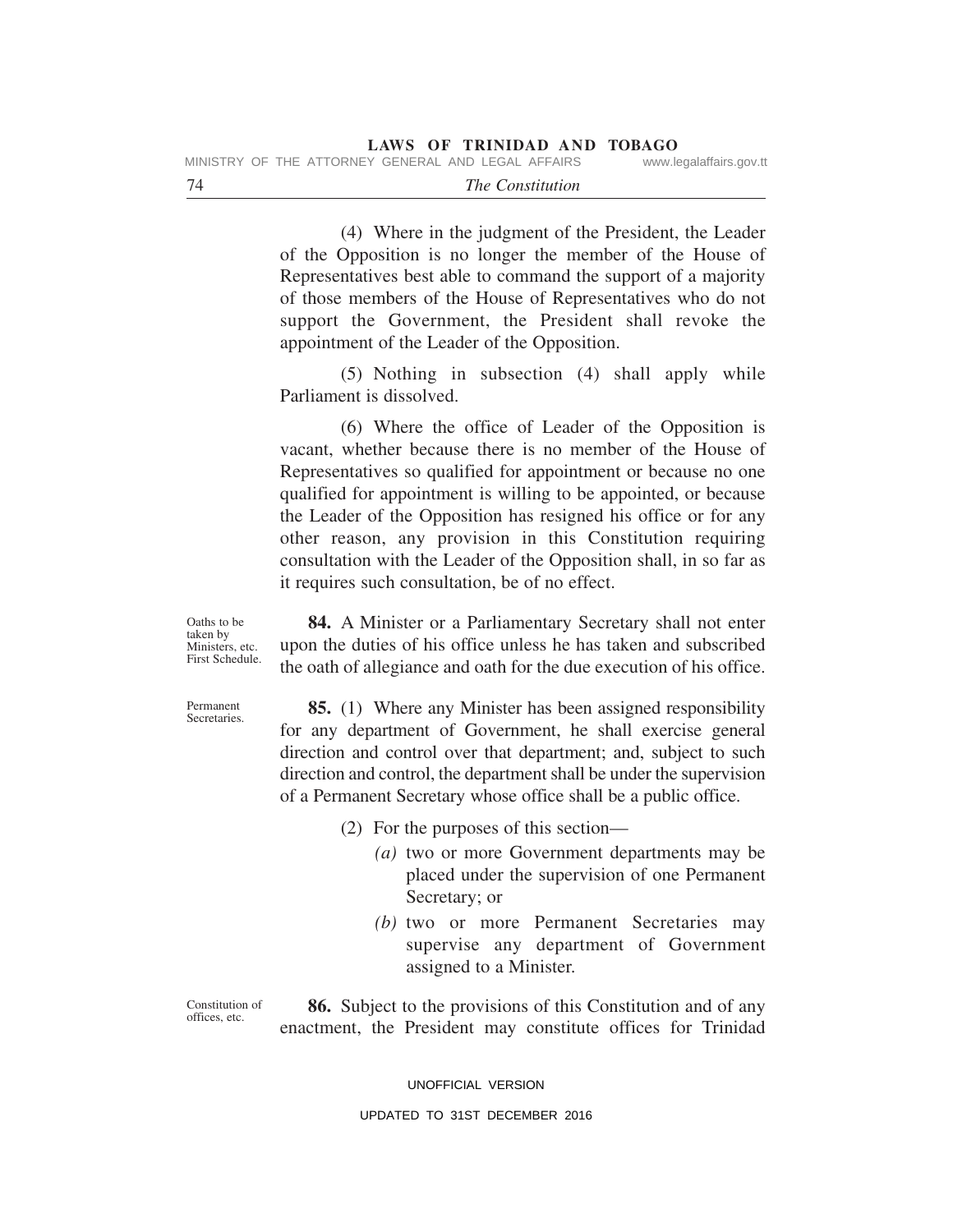(4) Where in the judgment of the President, the Leader of the Opposition is no longer the member of the House of Representatives best able to command the support of a majority of those members of the House of Representatives who do not support the Government, the President shall revoke the appointment of the Leader of the Opposition.

(5) Nothing in subsection (4) shall apply while Parliament is dissolved.

(6) Where the office of Leader of the Opposition is vacant, whether because there is no member of the House of Representatives so qualified for appointment or because no one qualified for appointment is willing to be appointed, or because the Leader of the Opposition has resigned his office or for any other reason, any provision in this Constitution requiring consultation with the Leader of the Opposition shall, in so far as it requires such consultation, be of no effect.

Oaths to be taken by Ministers, etc. First Schedule.

**84.** A Minister or a Parliamentary Secretary shall not enter upon the duties of his office unless he has taken and subscribed the oath of allegiance and oath for the due execution of his office.

Permanent Secretaries.

**85.** (1) Where any Minister has been assigned responsibility for any department of Government, he shall exercise general direction and control over that department; and, subject to such direction and control, the department shall be under the supervision of a Permanent Secretary whose office shall be a public office.

(2) For the purposes of this section—

*(a)* two or more Government departments may be placed under the supervision of one Permanent Secretary; or

*(b)* two or more Permanent Secretaries may supervise any department of Government assigned to a Minister.

Constitution of offices, etc.

**86.** Subject to the provisions of this Constitution and of any enactment, the President may constitute offices for Trinidad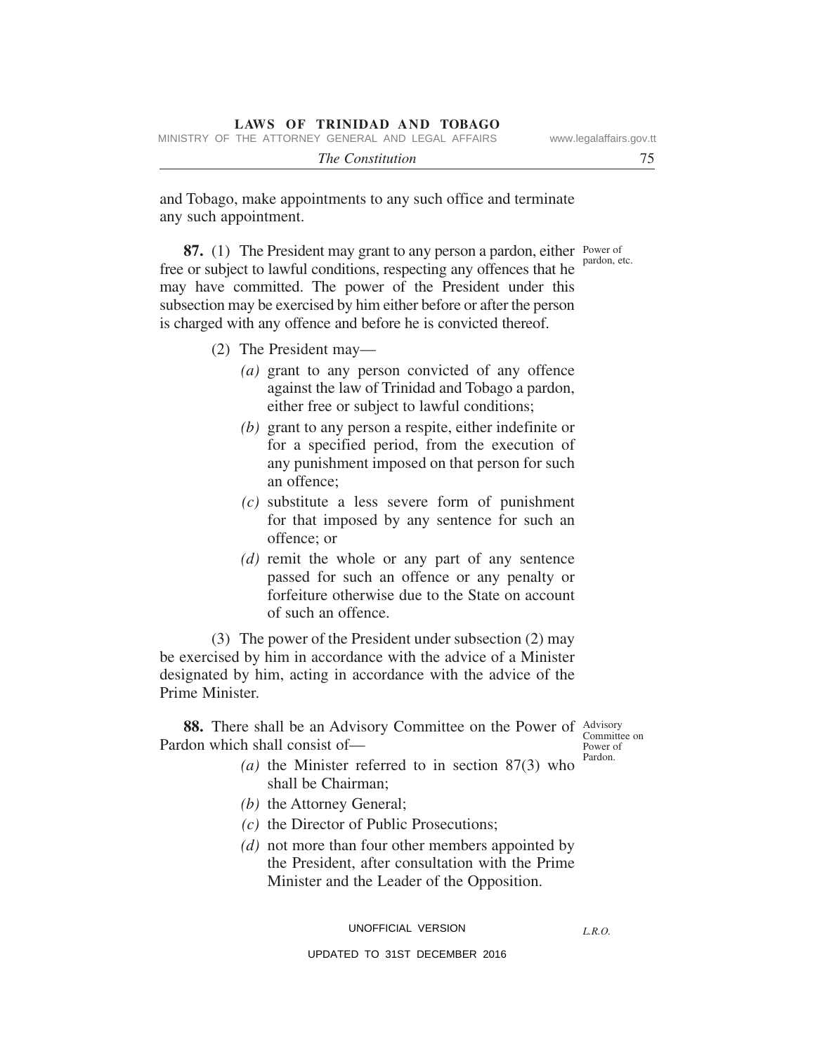and Tobago, make appointments to any such office and terminate any such appointment.

**87.** (1) The President may grant to any person a pardon, either free or subject to lawful conditions, respecting any offences that he may have committed. The power of the President under this subsection may be exercised by him either before or after the person is charged with any offence and before he is convicted thereof.

Power of pardon, etc.

(2) The President may—

*(a)* grant to any person convicted of any offence against the law of Trinidad and Tobago a pardon, either free or subject to lawful conditions;

*(b)* grant to any person a respite, either indefinite or for a specified period, from the execution of any punishment imposed on that person for such an offence;

*(c)* substitute a less severe form of punishment for that imposed by any sentence for such an offence; or

*(d)* remit the whole or any part of any sentence passed for such an offence or any penalty or forfeiture otherwise due to the State on account of such an offence.

(3) The power of the President under subsection (2) may be exercised by him in accordance with the advice of a Minister designated by him, acting in accordance with the advice of the Prime Minister.

**88.** There shall be an Advisory Committee on the Power of Pardon which shall consist of—

Advisory Committee on Power of Pardon.

*(a)* the Minister referred to in section 87(3) who shall be Chairman;

*(b)* the Attorney General;

*(c)* the Director of Public Prosecutions;

*(d)* not more than four other members appointed by the President, after consultation with the Prime Minister and the Leader of the Opposition.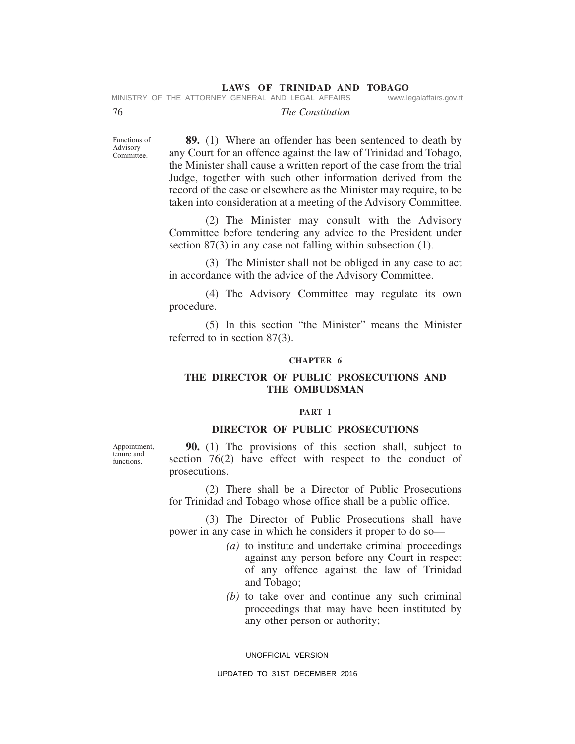Functions of Advisory Committee.

**89.** (1) Where an offender has been sentenced to death by any Court for an offence against the law of Trinidad and Tobago, the Minister shall cause a written report of the case from the trial Judge, together with such other information derived from the record of the case or elsewhere as the Minister may require, to be taken into consideration at a meeting of the Advisory Committee.

(2) The Minister may consult with the Advisory Committee before tendering any advice to the President under section 87(3) in any case not falling within subsection (1).

(3) The Minister shall not be obliged in any case to act in accordance with the advice of the Advisory Committee.

(4) The Advisory Committee may regulate its own procedure.

(5) In this section "the Minister" means the Minister referred to in section 87(3).

## CHAPTER 6

## THE DIRECTOR OF PUBLIC PROSECUTIONS AND THE OMBUDSMAN

### PART I

### DIRECTOR OF PUBLIC PROSECUTIONS

Appointment, tenure and functions.

**90.** (1) The provisions of this section shall, subject to section 76(2) have effect with respect to the conduct of prosecutions.

(2) There shall be a Director of Public Prosecutions for Trinidad and Tobago whose office shall be a public office.

(3) The Director of Public Prosecutions shall have power in any case in which he considers it proper to do so—

*(a)* to institute and undertake criminal proceedings against any person before any Court in respect of any offence against the law of Trinidad and Tobago;

*(b)* to take over and continue any such criminal proceedings that may have been instituted by any other person or authority;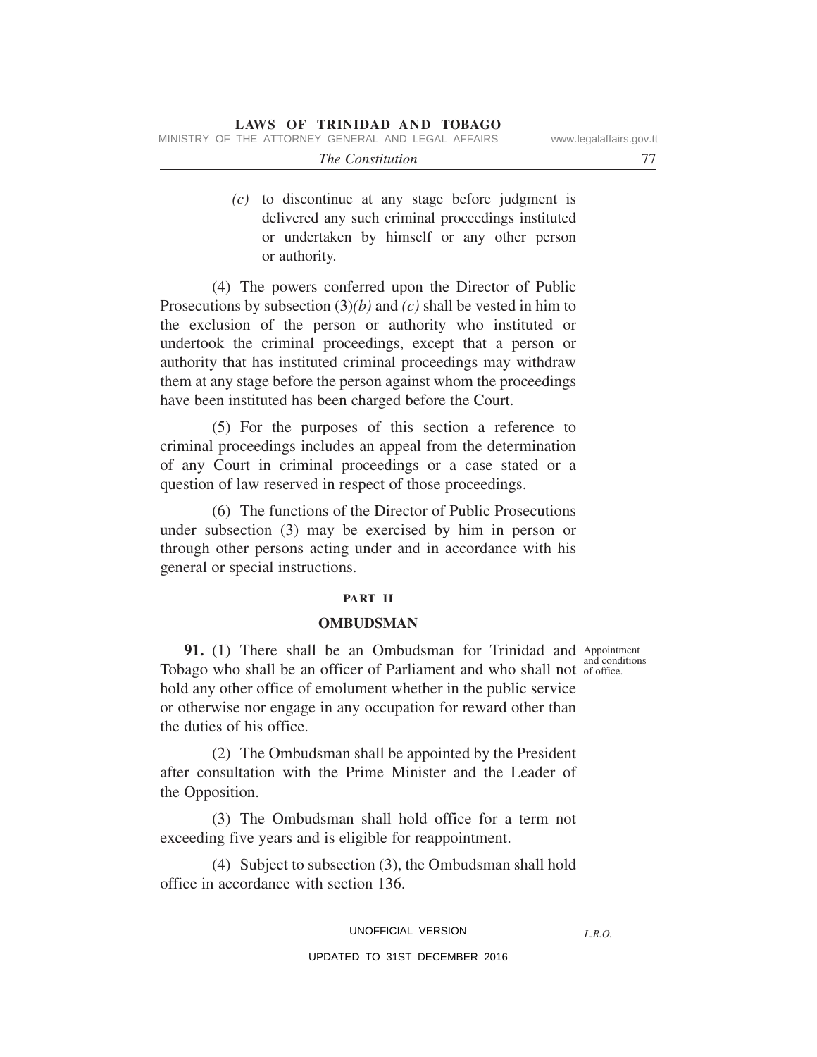*(c)* to discontinue at any stage before judgment is delivered any such criminal proceedings instituted or undertaken by himself or any other person or authority.

(4) The powers conferred upon the Director of Public Prosecutions by subsection (3)*(b)* and *(c)* shall be vested in him to the exclusion of the person or authority who instituted or undertook the criminal proceedings, except that a person or authority that has instituted criminal proceedings may withdraw them at any stage before the person against whom the proceedings have been instituted has been charged before the Court.

(5) For the purposes of this section a reference to criminal proceedings includes an appeal from the determination of any Court in criminal proceedings or a case stated or a question of law reserved in respect of those proceedings.

(6) The functions of the Director of Public Prosecutions under subsection (3) may be exercised by him in person or through other persons acting under and in accordance with his general or special instructions.

## PART II

## OMBUDSMAN

Appointment and conditions of office.

**91.** (1) There shall be an Ombudsman for Trinidad and Tobago who shall be an officer of Parliament and who shall not hold any other office of emolument whether in the public service or otherwise nor engage in any occupation for reward other than the duties of his office.

(2) The Ombudsman shall be appointed by the President after consultation with the Prime Minister and the Leader of the Opposition.

(3) The Ombudsman shall hold office for a term not exceeding five years and is eligible for reappointment.

(4) Subject to subsection (3), the Ombudsman shall hold office in accordance with section 136.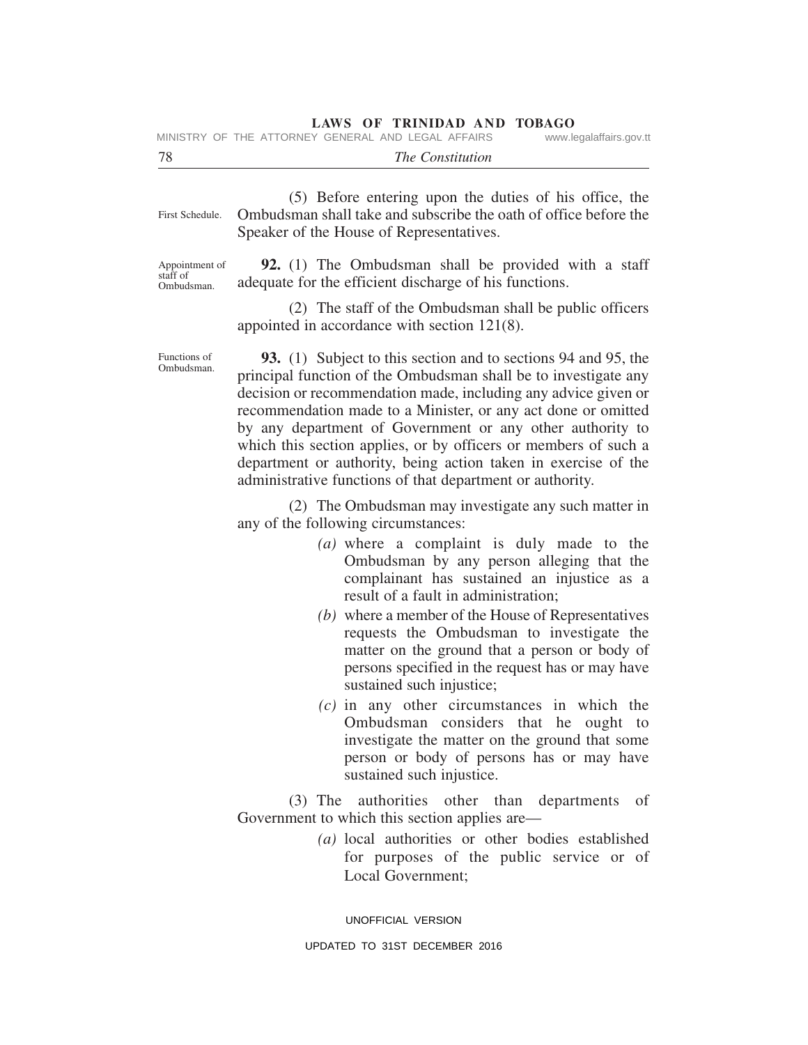(5) Before entering upon the duties of his office, the Ombudsman shall take and subscribe the oath of office before the Speaker of the House of Representatives.

First Schedule.

Appointment of staff of Ombudsman.

**92.** (1) The Ombudsman shall be provided with a staff adequate for the efficient discharge of his functions.

(2) The staff of the Ombudsman shall be public officers appointed in accordance with section 121(8).

Functions of Ombudsman.

**93.** (1) Subject to this section and to sections 94 and 95, the principal function of the Ombudsman shall be to investigate any decision or recommendation made, including any advice given or recommendation made to a Minister, or any act done or omitted by any department of Government or any other authority to which this section applies, or by officers or members of such a department or authority, being action taken in exercise of the administrative functions of that department or authority.

(2) The Ombudsman may investigate any such matter in any of the following circumstances:

*(a)* where a complaint is duly made to the Ombudsman by any person alleging that the complainant has sustained an injustice as a result of a fault in administration;

*(b)* where a member of the House of Representatives requests the Ombudsman to investigate the matter on the ground that a person or body of persons specified in the request has or may have sustained such injustice;

*(c)* in any other circumstances in which the Ombudsman considers that he ought to investigate the matter on the ground that some person or body of persons has or may have sustained such injustice.

(3) The authorities other than departments of Government to which this section applies are—

*(a)* local authorities or other bodies established for purposes of the public service or of Local Government;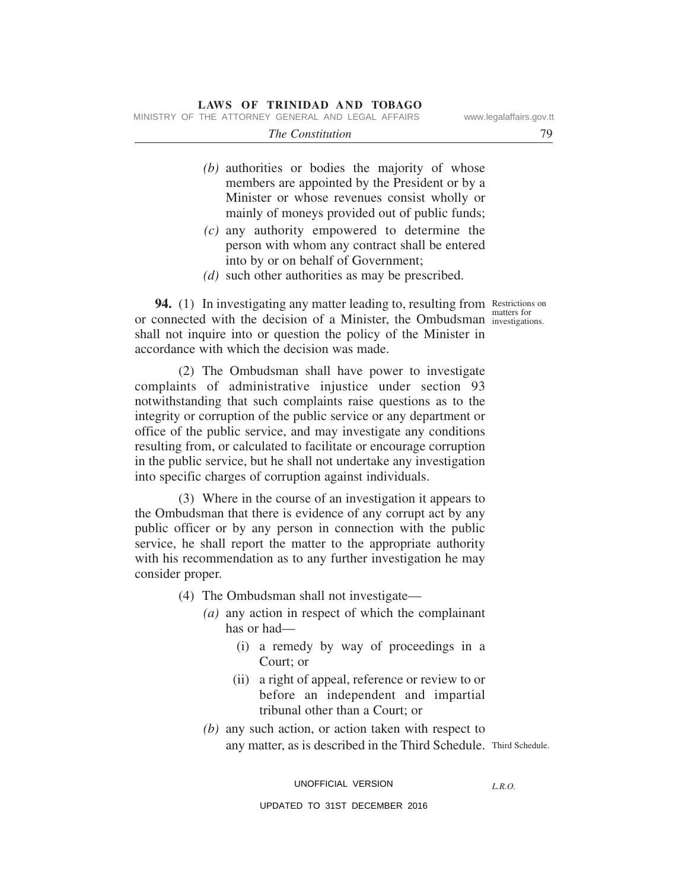*(b)* authorities or bodies the majority of whose members are appointed by the President or by a Minister or whose revenues consist wholly or mainly of moneys provided out of public funds;

*(c)* any authority empowered to determine the person with whom any contract shall be entered into by or on behalf of Government;

*(d)* such other authorities as may be prescribed.

Restrictions on matters for investigations.

**94.** (1) In investigating any matter leading to, resulting from or connected with the decision of a Minister, the Ombudsman shall not inquire into or question the policy of the Minister in accordance with which the decision was made.

(2) The Ombudsman shall have power to investigate complaints of administrative injustice under section 93 notwithstanding that such complaints raise questions as to the integrity or corruption of the public service or any department or office of the public service, and may investigate any conditions resulting from, or calculated to facilitate or encourage corruption in the public service, but he shall not undertake any investigation into specific charges of corruption against individuals.

(3) Where in the course of an investigation it appears to the Ombudsman that there is evidence of any corrupt act by any public officer or by any person in connection with the public service, he shall report the matter to the appropriate authority with his recommendation as to any further investigation he may consider proper.

(4) The Ombudsman shall not investigate—

*(a)* any action in respect of which the complainant has or had—

(i) a remedy by way of proceedings in a Court; or

(ii) a right of appeal, reference or review to or before an independent and impartial tribunal other than a Court; or

*(b)* any such action, or action taken with respect to any matter, as is described in the Third Schedule.

Third Schedule.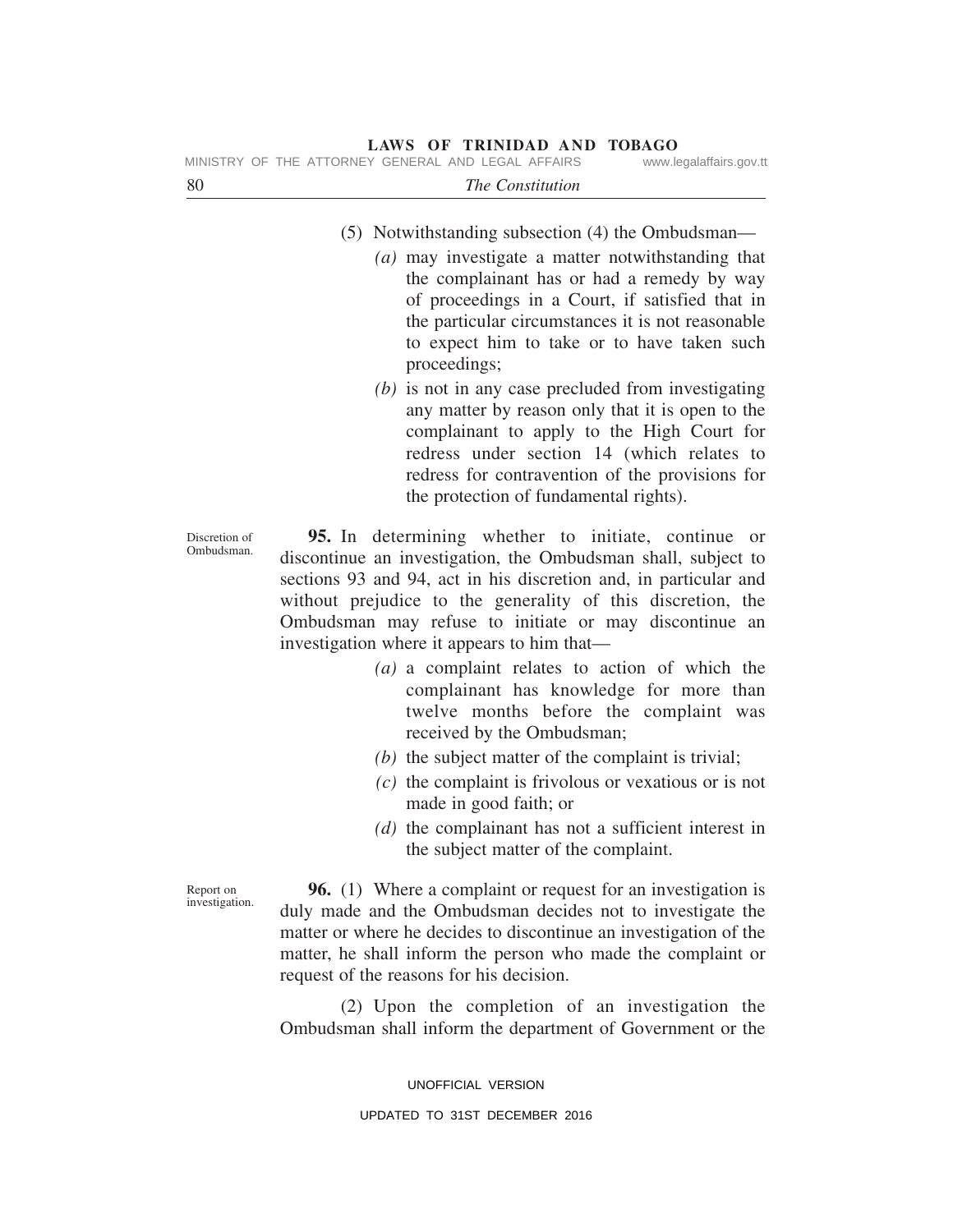(5) Notwithstanding subsection (4) the Ombudsman—

*(a)* may investigate a matter notwithstanding that the complainant has or had a remedy by way of proceedings in a Court, if satisfied that in the particular circumstances it is not reasonable to expect him to take or to have taken such proceedings;

*(b)* is not in any case precluded from investigating any matter by reason only that it is open to the complainant to apply to the High Court for redress under section 14 (which relates to redress for contravention of the provisions for the protection of fundamental rights).

Discretion of Ombudsman.

**95.** In determining whether to initiate, continue or discontinue an investigation, the Ombudsman shall, subject to sections 93 and 94, act in his discretion and, in particular and without prejudice to the generality of this discretion, the Ombudsman may refuse to initiate or may discontinue an investigation where it appears to him that—

*(a)* a complaint relates to action of which the complainant has knowledge for more than twelve months before the complaint was received by the Ombudsman;

*(b)* the subject matter of the complaint is trivial;

*(c)* the complaint is frivolous or vexatious or is not made in good faith; or

*(d)* the complainant has not a sufficient interest in the subject matter of the complaint.

Report on investigation.

**96.** (1) Where a complaint or request for an investigation is duly made and the Ombudsman decides not to investigate the matter or where he decides to discontinue an investigation of the matter, he shall inform the person who made the complaint or request of the reasons for his decision.

(2) Upon the completion of an investigation the Ombudsman shall inform the department of Government or the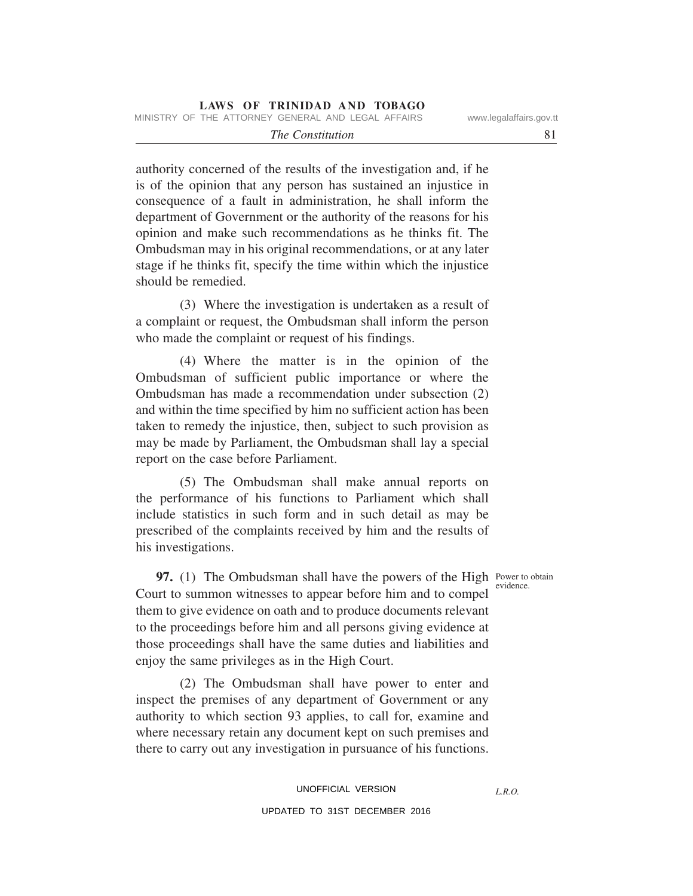authority concerned of the results of the investigation and, if he is of the opinion that any person has sustained an injustice in consequence of a fault in administration, he shall inform the department of Government or the authority of the reasons for his opinion and make such recommendations as he thinks fit. The Ombudsman may in his original recommendations, or at any later stage if he thinks fit, specify the time within which the injustice should be remedied.

(3) Where the investigation is undertaken as a result of a complaint or request, the Ombudsman shall inform the person who made the complaint or request of his findings.

(4) Where the matter is in the opinion of the Ombudsman of sufficient public importance or where the Ombudsman has made a recommendation under subsection (2) and within the time specified by him no sufficient action has been taken to remedy the injustice, then, subject to such provision as may be made by Parliament, the Ombudsman shall lay a special report on the case before Parliament.

(5) The Ombudsman shall make annual reports on the performance of his functions to Parliament which shall include statistics in such form and in such detail as may be prescribed of the complaints received by him and the results of his investigations.

Power to obtain evidence.

**97.** (1) The Ombudsman shall have the powers of the High Court to summon witnesses to appear before him and to compel them to give evidence on oath and to produce documents relevant to the proceedings before him and all persons giving evidence at those proceedings shall have the same duties and liabilities and enjoy the same privileges as in the High Court.

(2) The Ombudsman shall have power to enter and inspect the premises of any department of Government or any authority to which section 93 applies, to call for, examine and where necessary retain any document kept on such premises and there to carry out any investigation in pursuance of his functions.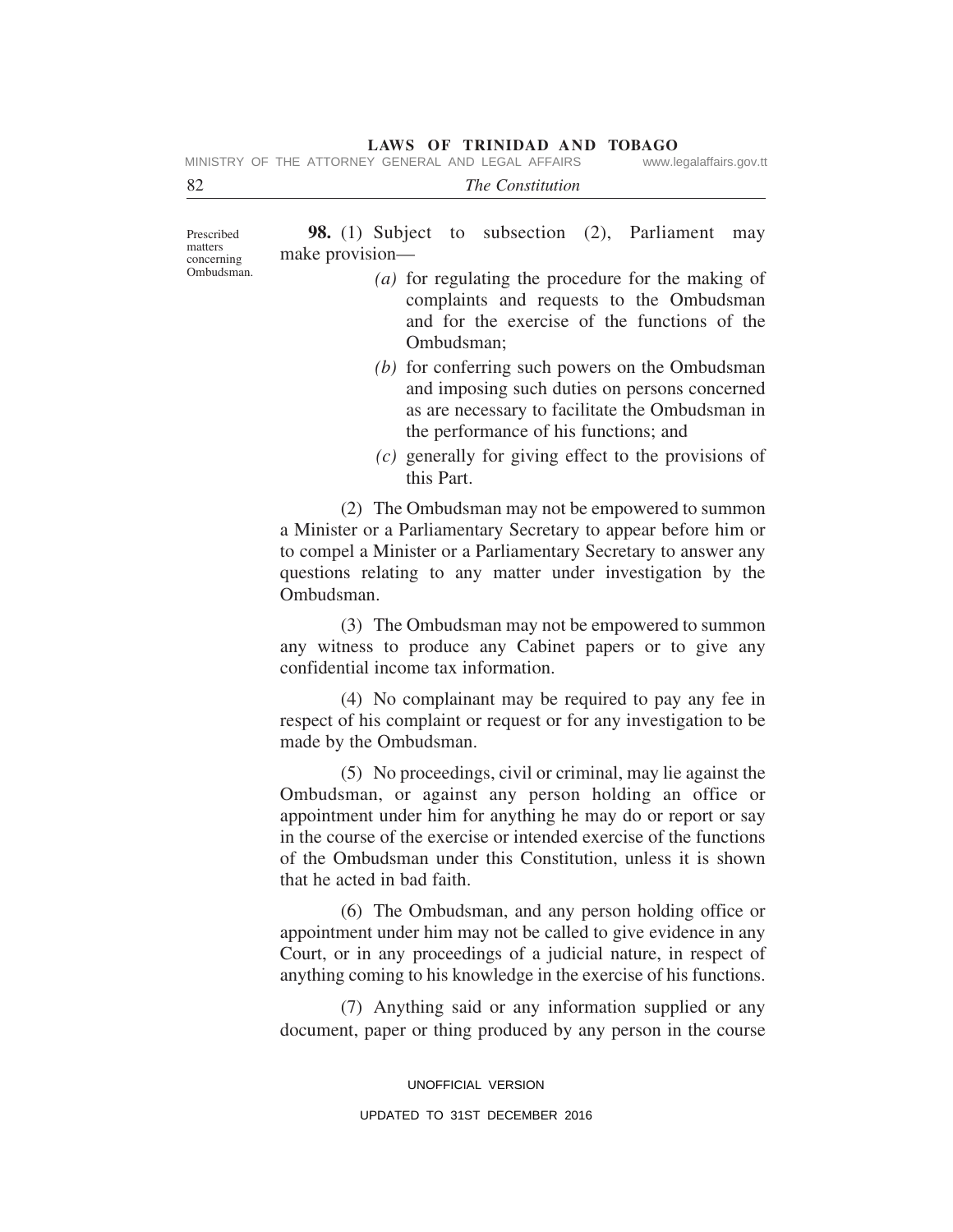Prescribed matters concerning Ombudsman.

**98.** (1) Subject to subsection (2), Parliament may make provision—

*(a)* for regulating the procedure for the making of complaints and requests to the Ombudsman and for the exercise of the functions of the Ombudsman;

*(b)* for conferring such powers on the Ombudsman and imposing such duties on persons concerned as are necessary to facilitate the Ombudsman in the performance of his functions; and

*(c)* generally for giving effect to the provisions of this Part.

(2) The Ombudsman may not be empowered to summon a Minister or a Parliamentary Secretary to appear before him or to compel a Minister or a Parliamentary Secretary to answer any questions relating to any matter under investigation by the Ombudsman.

(3) The Ombudsman may not be empowered to summon any witness to produce any Cabinet papers or to give any confidential income tax information.

(4) No complainant may be required to pay any fee in respect of his complaint or request or for any investigation to be made by the Ombudsman.

(5) No proceedings, civil or criminal, may lie against the Ombudsman, or against any person holding an office or appointment under him for anything he may do or report or say in the course of the exercise or intended exercise of the functions of the Ombudsman under this Constitution, unless it is shown that he acted in bad faith.

(6) The Ombudsman, and any person holding office or appointment under him may not be called to give evidence in any Court, or in any proceedings of a judicial nature, in respect of anything coming to his knowledge in the exercise of his functions.

(7) Anything said or any information supplied or any document, paper or thing produced by any person in the course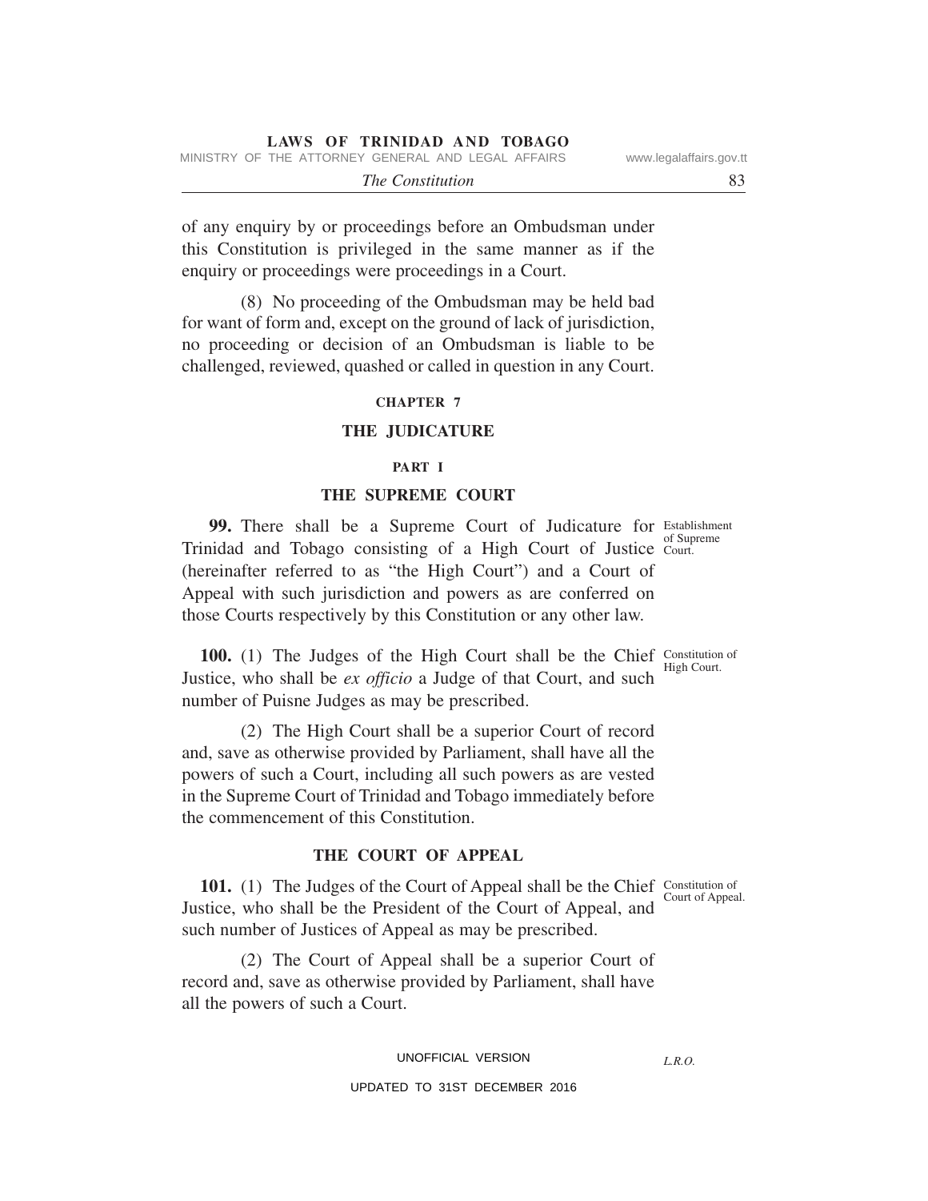of any enquiry by or proceedings before an Ombudsman under this Constitution is privileged in the same manner as if the enquiry or proceedings were proceedings in a Court.

(8) No proceeding of the Ombudsman may be held bad for want of form and, except on the ground of lack of jurisdiction, no proceeding or decision of an Ombudsman is liable to be challenged, reviewed, quashed or called in question in any Court.

## CHAPTER 7

## THE JUDICATURE

### PART I

### THE SUPREME COURT

Establishment of Supreme Court.

**99.** There shall be a Supreme Court of Judicature for Trinidad and Tobago consisting of a High Court of Justice (hereinafter referred to as "the High Court") and a Court of Appeal with such jurisdiction and powers as are conferred on those Courts respectively by this Constitution or any other law.

Constitution of High Court.

**100.** (1) The Judges of the High Court shall be the Chief Justice, who shall be *ex officio* a Judge of that Court, and such number of Puisne Judges as may be prescribed.

(2) The High Court shall be a superior Court of record and, save as otherwise provided by Parliament, shall have all the powers of such a Court, including all such powers as are vested in the Supreme Court of Trinidad and Tobago immediately before the commencement of this Constitution.

### THE COURT OF APPEAL

Constitution of Court of Appeal.

**101.** (1) The Judges of the Court of Appeal shall be the Chief Justice, who shall be the President of the Court of Appeal, and such number of Justices of Appeal as may be prescribed.

(2) The Court of Appeal shall be a superior Court of record and, save as otherwise provided by Parliament, shall have all the powers of such a Court.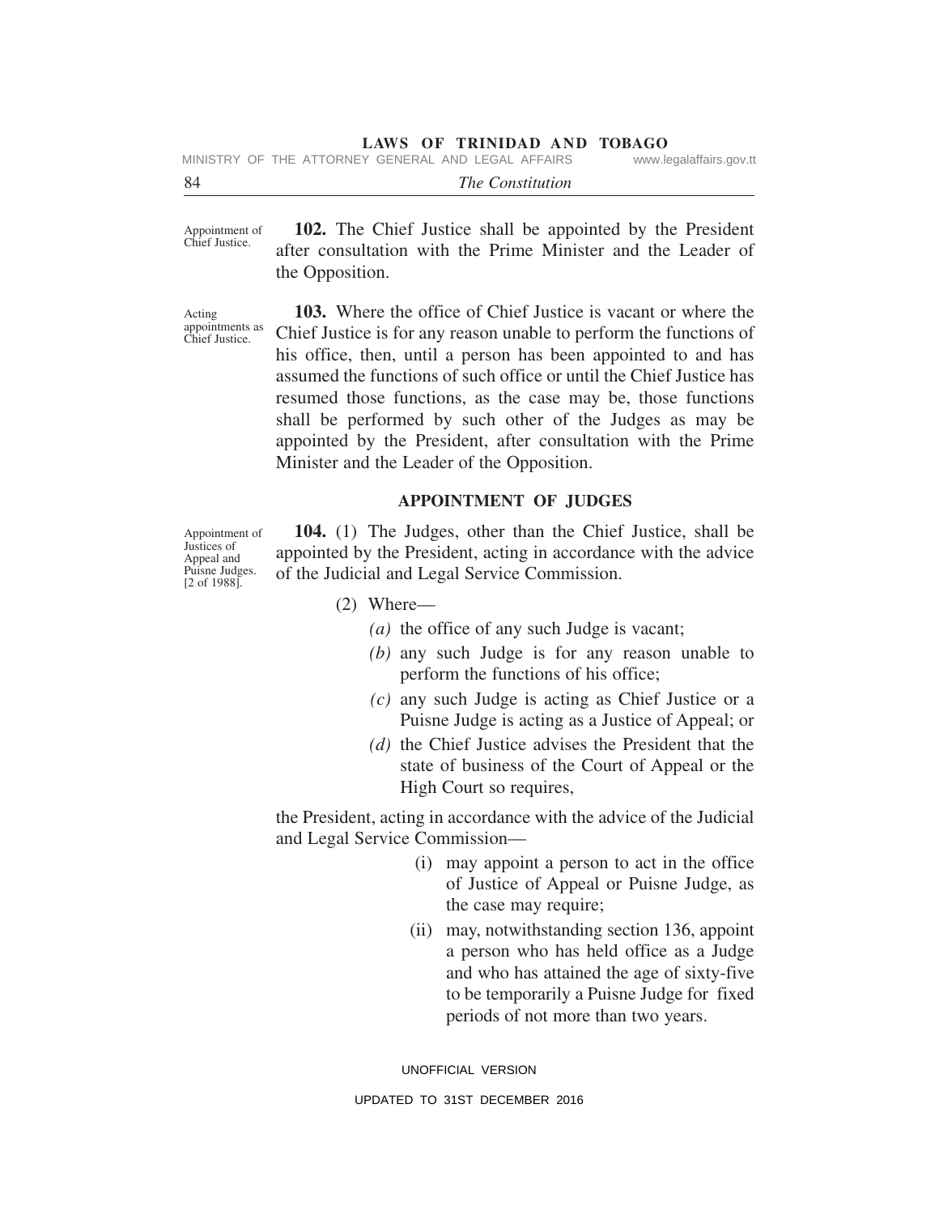Appointment of Chief Justice.

**102.** The Chief Justice shall be appointed by the President after consultation with the Prime Minister and the Leader of the Opposition.

Acting appointments as Chief Justice.

**103.** Where the office of Chief Justice is vacant or where the Chief Justice is for any reason unable to perform the functions of his office, then, until a person has been appointed to and has assumed the functions of such office or until the Chief Justice has resumed those functions, as the case may be, those functions shall be performed by such other of the Judges as may be appointed by the President, after consultation with the Prime Minister and the Leader of the Opposition.

## APPOINTMENT OF JUDGES

Appointment of Justices of Appeal and Puisne Judges. [2 of 1988].

**104.** (1) The Judges, other than the Chief Justice, shall be appointed by the President, acting in accordance with the advice of the Judicial and Legal Service Commission.

(2) Where—

*(a)* the office of any such Judge is vacant;

*(b)* any such Judge is for any reason unable to perform the functions of his office;

*(c)* any such Judge is acting as Chief Justice or a Puisne Judge is acting as a Justice of Appeal; or

*(d)* the Chief Justice advises the President that the state of business of the Court of Appeal or the High Court so requires,

the President, acting in accordance with the advice of the Judicial and Legal Service Commission—

(i) may appoint a person to act in the office of Justice of Appeal or Puisne Judge, as the case may require;

(ii) may, notwithstanding section 136, appoint a person who has held office as a Judge and who has attained the age of sixty-five to be temporarily a Puisne Judge for fixed periods of not more than two years.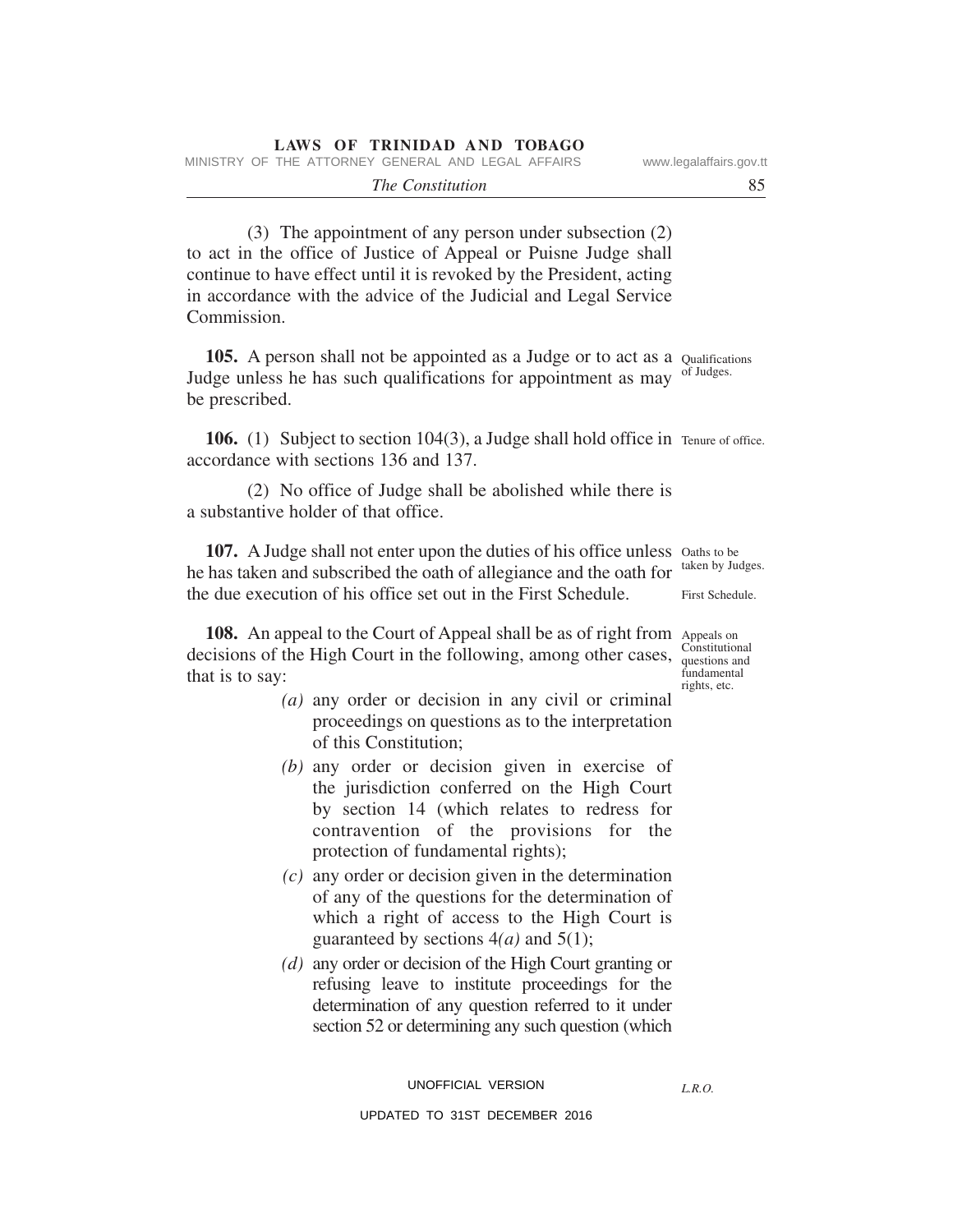(3) The appointment of any person under subsection (2) to act in the office of Justice of Appeal or Puisne Judge shall continue to have effect until it is revoked by the President, acting in accordance with the advice of the Judicial and Legal Service Commission.

Qualifications of Judges.

**105.** A person shall not be appointed as a Judge or to act as a Judge unless he has such qualifications for appointment as may be prescribed.

Tenure of office.

**106.** (1) Subject to section 104(3), a Judge shall hold office in accordance with sections 136 and 137.

(2) No office of Judge shall be abolished while there is a substantive holder of that office.

Oaths to be taken by Judges.

First Schedule.

**107.** A Judge shall not enter upon the duties of his office unless he has taken and subscribed the oath of allegiance and the oath for the due execution of his office set out in the First Schedule.

Appeals on Constitutional questions and fundamental rights, etc.

**108.** An appeal to the Court of Appeal shall be as of right from decisions of the High Court in the following, among other cases, that is to say:

*(a)* any order or decision in any civil or criminal proceedings on questions as to the interpretation of this Constitution;

*(b)* any order or decision given in exercise of the jurisdiction conferred on the High Court by section 14 (which relates to redress for contravention of the provisions for the protection of fundamental rights);

*(c)* any order or decision given in the determination of any of the questions for the determination of which a right of access to the High Court is guaranteed by sections 4*(a)* and 5(1);

*(d)* any order or decision of the High Court granting or refusing leave to institute proceedings for the determination of any question referred to it under section 52 or determining any such question (which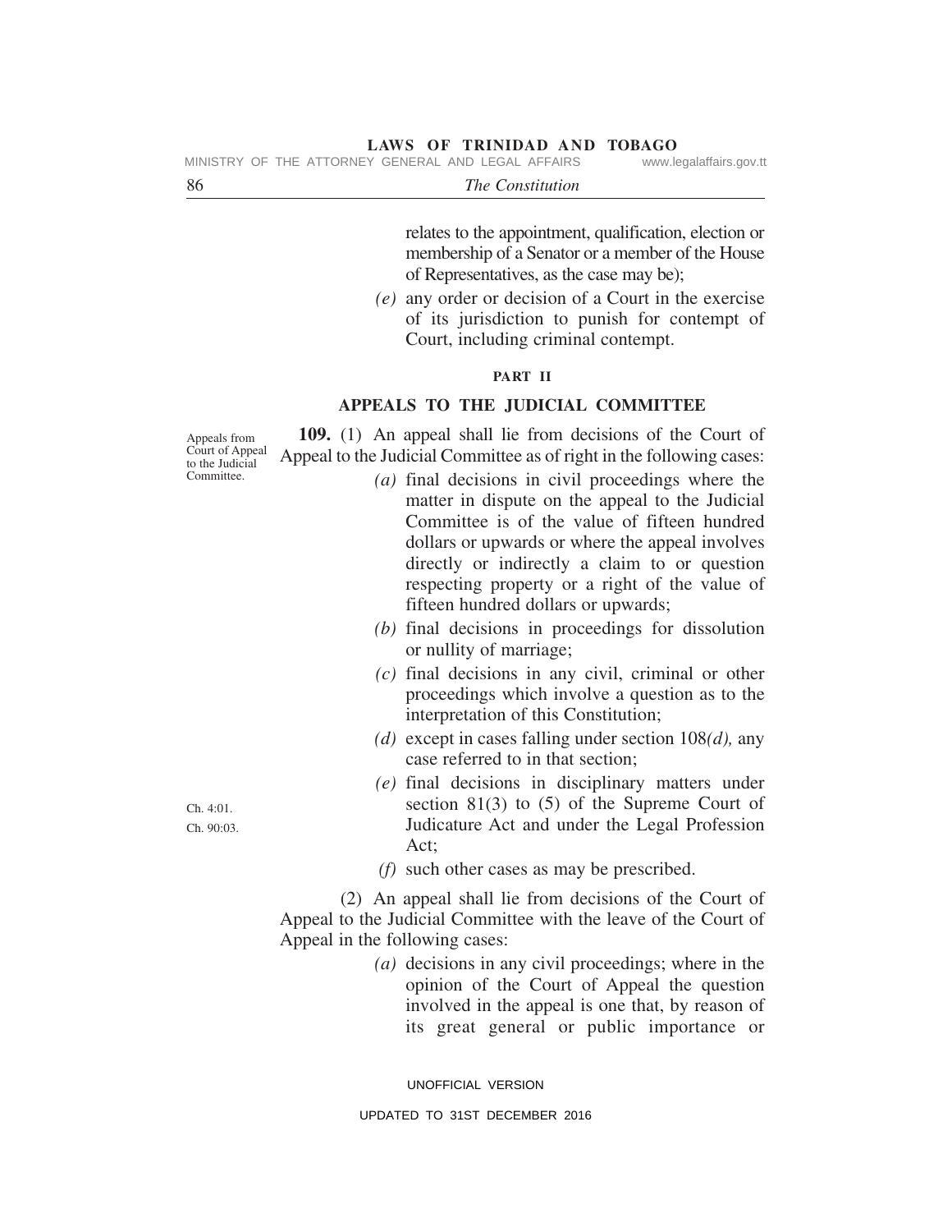relates to the appointment, qualification, election or membership of a Senator or a member of the House of Representatives, as the case may be);

*(e)* any order or decision of a Court in the exercise of its jurisdiction to punish for contempt of Court, including criminal contempt.

## PART II

## APPEALS TO THE JUDICIAL COMMITTEE

Appeals from Court of Appeal to the Judicial Committee.

**109.** (1) An appeal shall lie from decisions of the Court of Appeal to the Judicial Committee as of right in the following cases:

*(a)* final decisions in civil proceedings where the matter in dispute on the appeal to the Judicial Committee is of the value of fifteen hundred dollars or upwards or where the appeal involves directly or indirectly a claim to or question respecting property or a right of the value of fifteen hundred dollars or upwards;

*(b)* final decisions in proceedings for dissolution or nullity of marriage;

*(c)* final decisions in any civil, criminal or other proceedings which involve a question as to the interpretation of this Constitution;

*(d)* except in cases falling under section 108*(d),* any case referred to in that section;

*(e)* final decisions in disciplinary matters under section 81(3) to (5) of the Supreme Court of Judicature Act and under the Legal Profession Act;

Ch. 4:01.
Ch. 90:03.

*(f)* such other cases as may be prescribed.

(2) An appeal shall lie from decisions of the Court of Appeal to the Judicial Committee with the leave of the Court of Appeal in the following cases:

*(a)* decisions in any civil proceedings; where in the opinion of the Court of Appeal the question involved in the appeal is one that, by reason of its great general or public importance or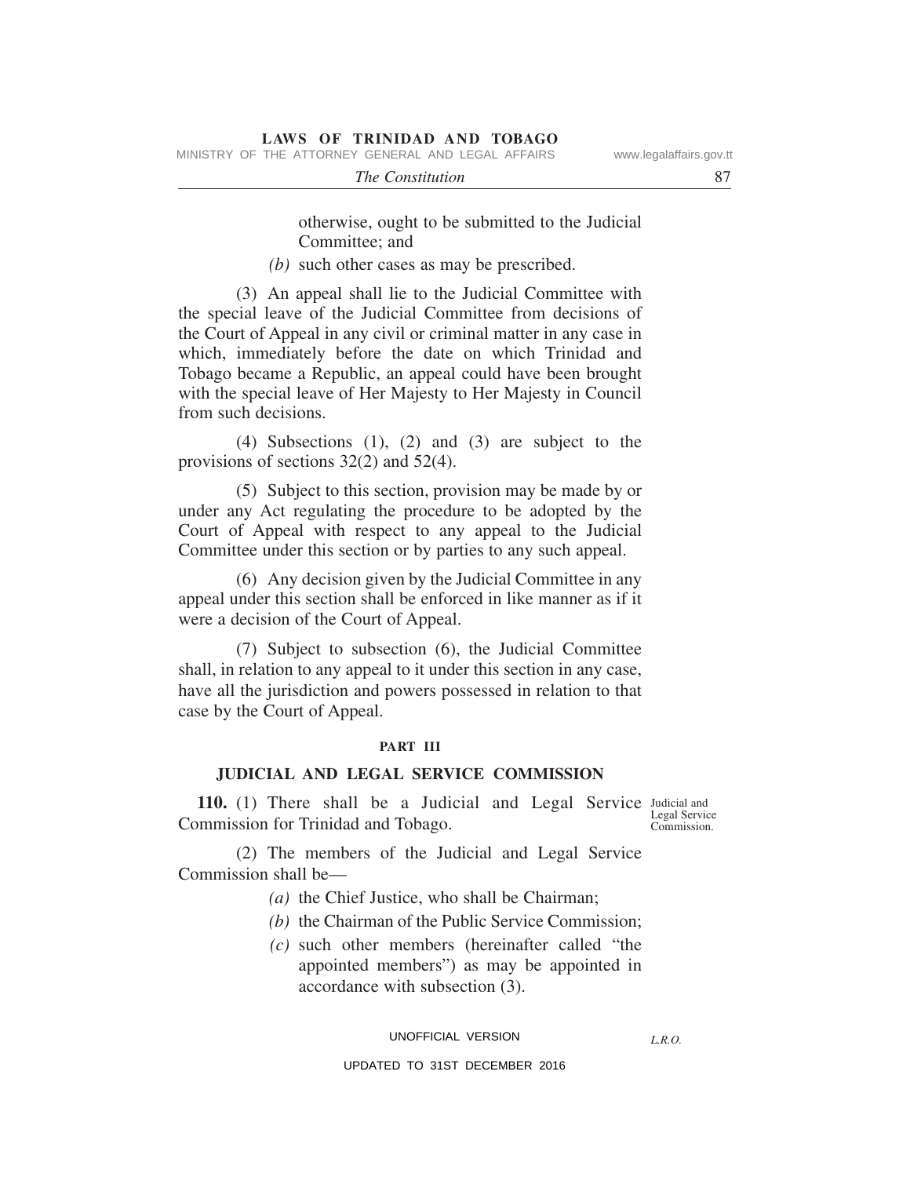otherwise, ought to be submitted to the Judicial Committee; and

*(b)* such other cases as may be prescribed.

(3) An appeal shall lie to the Judicial Committee with the special leave of the Judicial Committee from decisions of the Court of Appeal in any civil or criminal matter in any case in which, immediately before the date on which Trinidad and Tobago became a Republic, an appeal could have been brought with the special leave of Her Majesty to Her Majesty in Council from such decisions.

(4) Subsections (1), (2) and (3) are subject to the provisions of sections 32(2) and 52(4).

(5) Subject to this section, provision may be made by or under any Act regulating the procedure to be adopted by the Court of Appeal with respect to any appeal to the Judicial Committee under this section or by parties to any such appeal.

(6) Any decision given by the Judicial Committee in any appeal under this section shall be enforced in like manner as if it were a decision of the Court of Appeal.

(7) Subject to subsection (6), the Judicial Committee shall, in relation to any appeal to it under this section in any case, have all the jurisdiction and powers possessed in relation to that case by the Court of Appeal.

## PART III

## JUDICIAL AND LEGAL SERVICE COMMISSION

Judicial and Legal Service Commission.

**110.** (1) There shall be a Judicial and Legal Service Commission for Trinidad and Tobago.

(2) The members of the Judicial and Legal Service Commission shall be—

*(a)* the Chief Justice, who shall be Chairman;

*(b)* the Chairman of the Public Service Commission;

*(c)* such other members (hereinafter called "the appointed members") as may be appointed in accordance with subsection (3).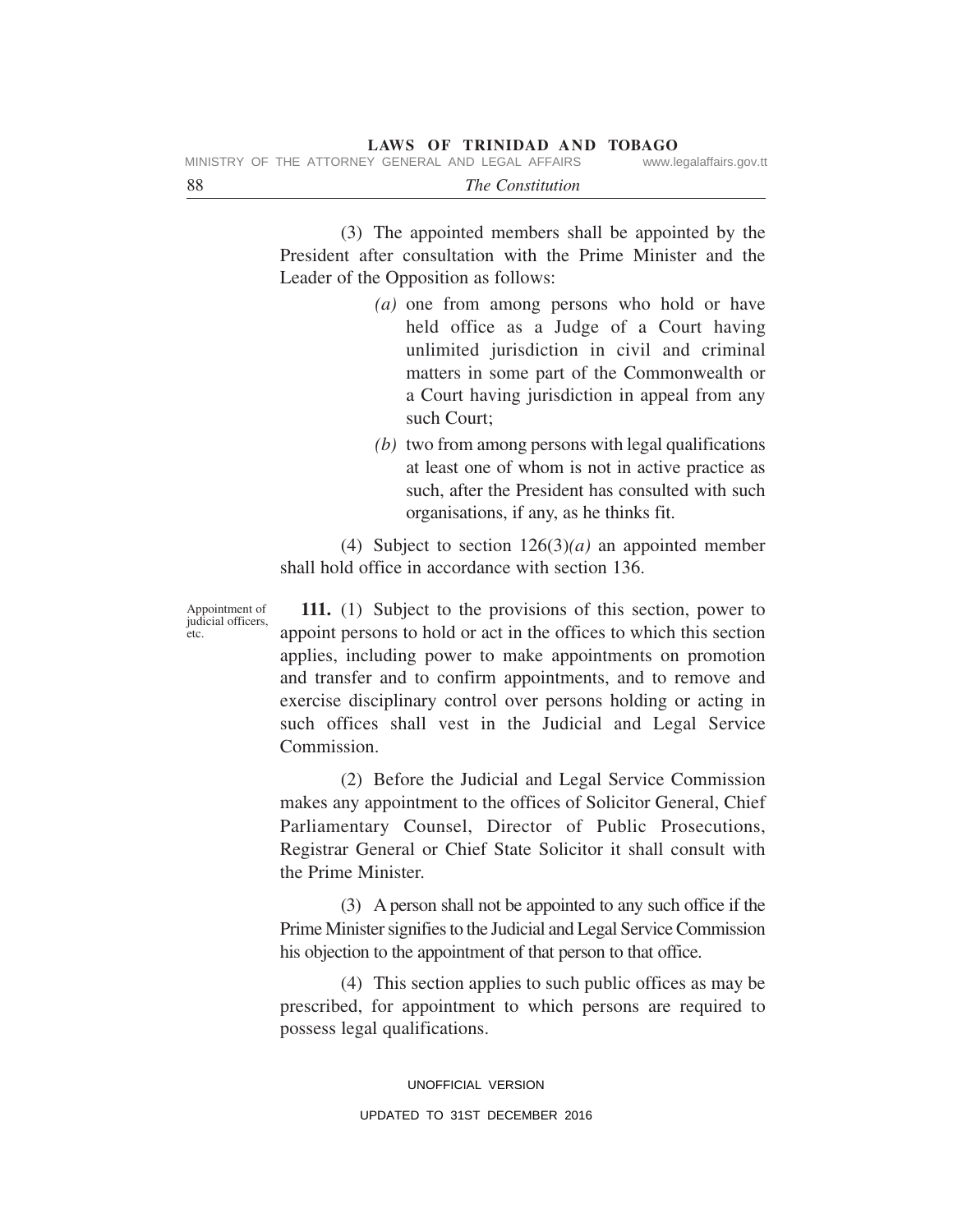(3) The appointed members shall be appointed by the President after consultation with the Prime Minister and the Leader of the Opposition as follows:

*(a)* one from among persons who hold or have held office as a Judge of a Court having unlimited jurisdiction in civil and criminal matters in some part of the Commonwealth or a Court having jurisdiction in appeal from any such Court;

*(b)* two from among persons with legal qualifications at least one of whom is not in active practice as such, after the President has consulted with such organisations, if any, as he thinks fit.

(4) Subject to section 126(3)*(a)* an appointed member shall hold office in accordance with section 136.

Appointment of judicial officers, etc.

**111.** (1) Subject to the provisions of this section, power to appoint persons to hold or act in the offices to which this section applies, including power to make appointments on promotion and transfer and to confirm appointments, and to remove and exercise disciplinary control over persons holding or acting in such offices shall vest in the Judicial and Legal Service Commission.

(2) Before the Judicial and Legal Service Commission makes any appointment to the offices of Solicitor General, Chief Parliamentary Counsel, Director of Public Prosecutions, Registrar General or Chief State Solicitor it shall consult with the Prime Minister.

(3) A person shall not be appointed to any such office if the Prime Minister signifies to the Judicial and Legal Service Commission his objection to the appointment of that person to that office.

(4) This section applies to such public offices as may be prescribed, for appointment to which persons are required to possess legal qualifications.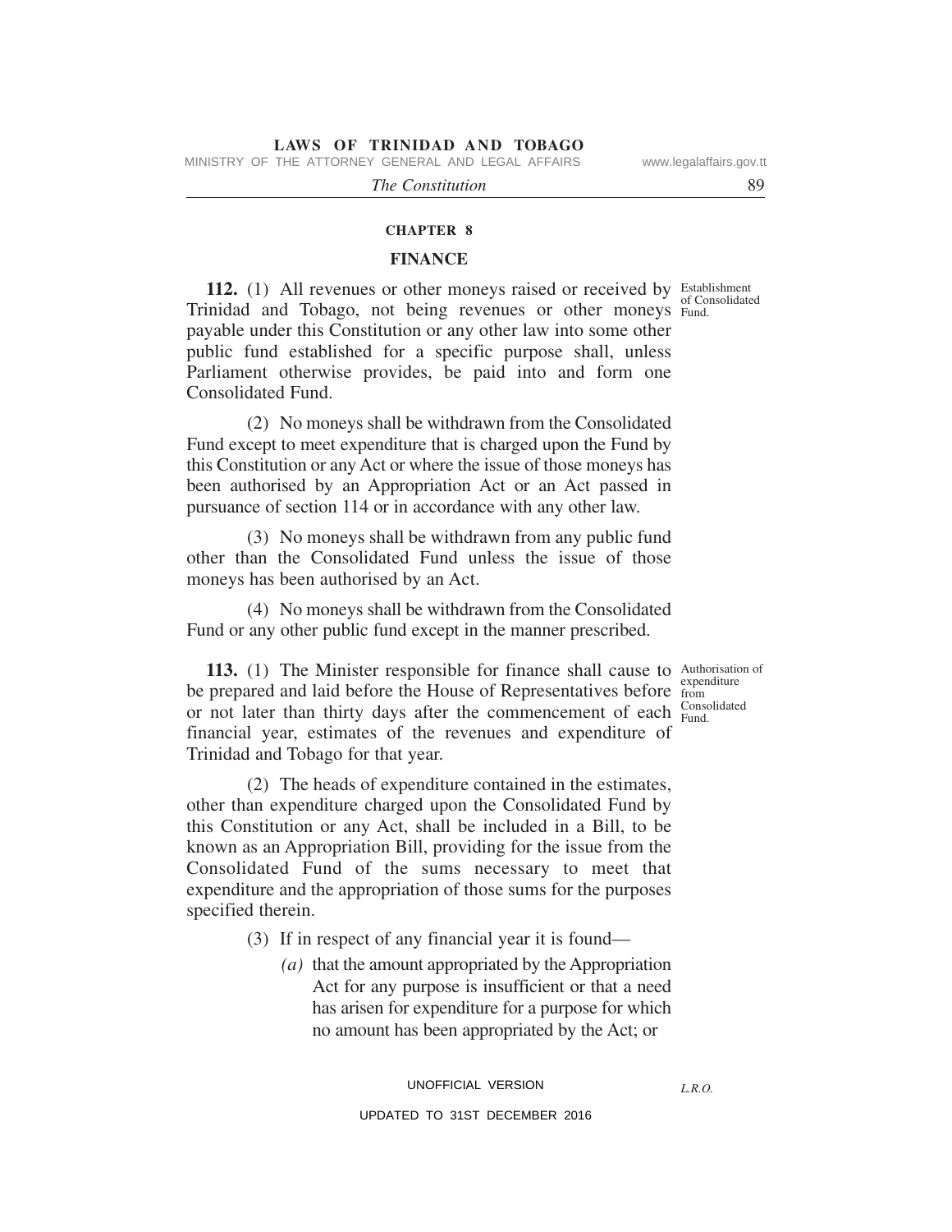## CHAPTER 8

## FINANCE

Establishment of Consolidated Fund.

**112.** (1) All revenues or other moneys raised or received by Trinidad and Tobago, not being revenues or other moneys payable under this Constitution or any other law into some other public fund established for a specific purpose shall, unless Parliament otherwise provides, be paid into and form one Consolidated Fund.

(2) No moneys shall be withdrawn from the Consolidated Fund except to meet expenditure that is charged upon the Fund by this Constitution or any Act or where the issue of those moneys has been authorised by an Appropriation Act or an Act passed in pursuance of section 114 or in accordance with any other law.

(3) No moneys shall be withdrawn from any public fund other than the Consolidated Fund unless the issue of those moneys has been authorised by an Act.

(4) No moneys shall be withdrawn from the Consolidated Fund or any other public fund except in the manner prescribed.

Authorisation of expenditure from Consolidated Fund.

**113.** (1) The Minister responsible for finance shall cause to be prepared and laid before the House of Representatives before or not later than thirty days after the commencement of each financial year, estimates of the revenues and expenditure of Trinidad and Tobago for that year.

(2) The heads of expenditure contained in the estimates, other than expenditure charged upon the Consolidated Fund by this Constitution or any Act, shall be included in a Bill, to be known as an Appropriation Bill, providing for the issue from the Consolidated Fund of the sums necessary to meet that expenditure and the appropriation of those sums for the purposes specified therein.

(3) If in respect of any financial year it is found—

*(a)* that the amount appropriated by the Appropriation Act for any purpose is insufficient or that a need has arisen for expenditure for a purpose for which no amount has been appropriated by the Act; or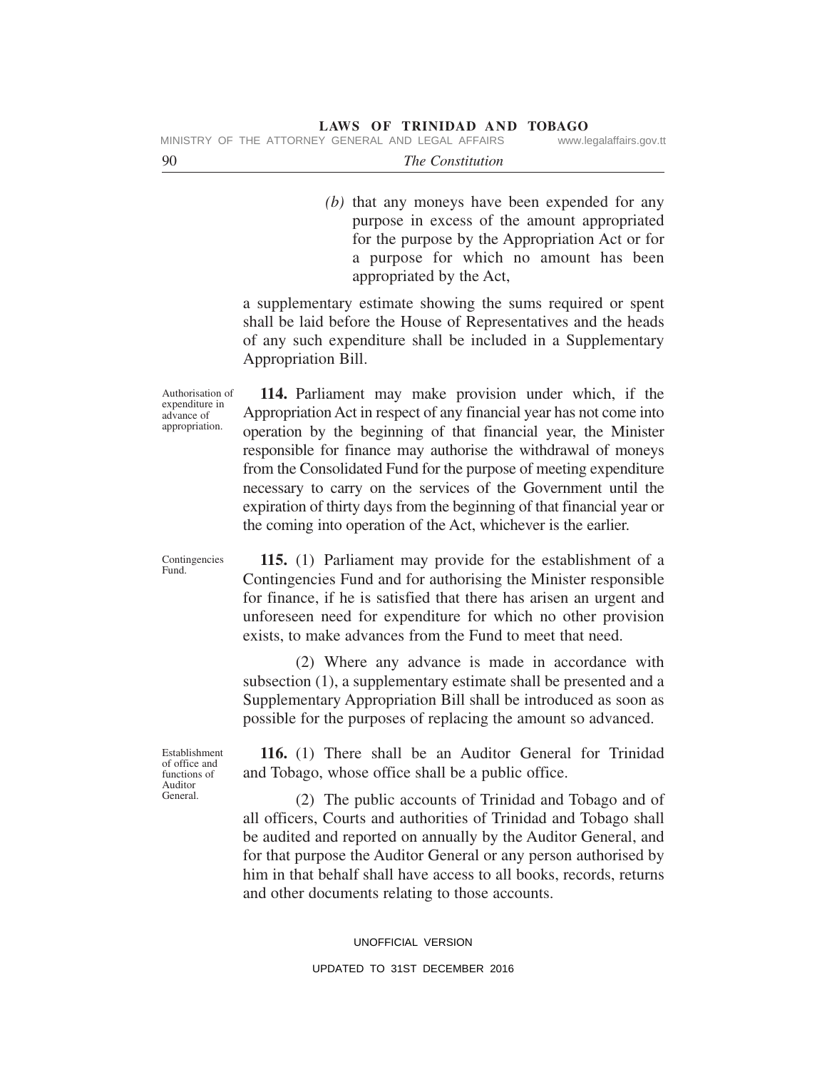*(b)* that any moneys have been expended for any purpose in excess of the amount appropriated for the purpose by the Appropriation Act or for a purpose for which no amount has been appropriated by the Act,

a supplementary estimate showing the sums required or spent shall be laid before the House of Representatives and the heads of any such expenditure shall be included in a Supplementary Appropriation Bill.

Authorisation of expenditure in advance of appropriation.

**114.** Parliament may make provision under which, if the Appropriation Act in respect of any financial year has not come into operation by the beginning of that financial year, the Minister responsible for finance may authorise the withdrawal of moneys from the Consolidated Fund for the purpose of meeting expenditure necessary to carry on the services of the Government until the expiration of thirty days from the beginning of that financial year or the coming into operation of the Act, whichever is the earlier.

Contingencies Fund.

**115.** (1) Parliament may provide for the establishment of a Contingencies Fund and for authorising the Minister responsible for finance, if he is satisfied that there has arisen an urgent and unforeseen need for expenditure for which no other provision exists, to make advances from the Fund to meet that need.

(2) Where any advance is made in accordance with subsection (1), a supplementary estimate shall be presented and a Supplementary Appropriation Bill shall be introduced as soon as possible for the purposes of replacing the amount so advanced.

Establishment of office and functions of Auditor General.

**116.** (1) There shall be an Auditor General for Trinidad and Tobago, whose office shall be a public office.

(2) The public accounts of Trinidad and Tobago and of all officers, Courts and authorities of Trinidad and Tobago shall be audited and reported on annually by the Auditor General, and for that purpose the Auditor General or any person authorised by him in that behalf shall have access to all books, records, returns and other documents relating to those accounts.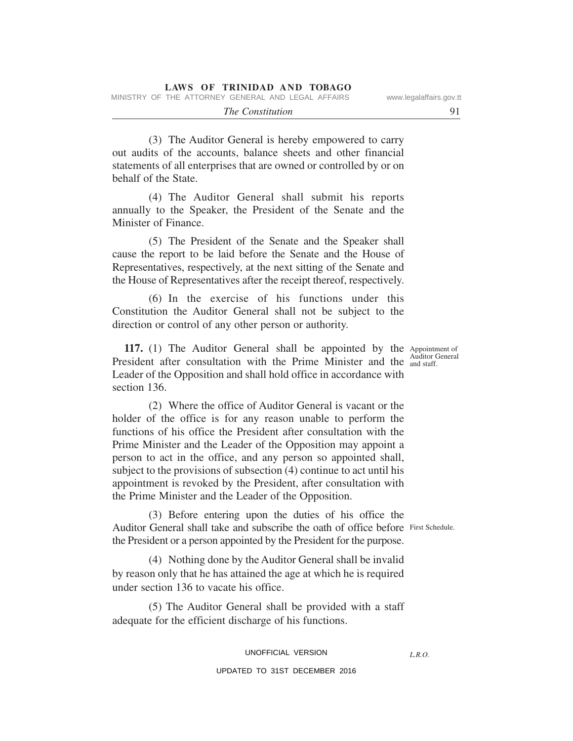(3) The Auditor General is hereby empowered to carry out audits of the accounts, balance sheets and other financial statements of all enterprises that are owned or controlled by or on behalf of the State.

(4) The Auditor General shall submit his reports annually to the Speaker, the President of the Senate and the Minister of Finance.

(5) The President of the Senate and the Speaker shall cause the report to be laid before the Senate and the House of Representatives, respectively, at the next sitting of the Senate and the House of Representatives after the receipt thereof, respectively.

(6) In the exercise of his functions under this Constitution the Auditor General shall not be subject to the direction or control of any other person or authority.

Appointment of Auditor General and staff.

**117.** (1) The Auditor General shall be appointed by the President after consultation with the Prime Minister and the Leader of the Opposition and shall hold office in accordance with section 136.

(2) Where the office of Auditor General is vacant or the holder of the office is for any reason unable to perform the functions of his office the President after consultation with the Prime Minister and the Leader of the Opposition may appoint a person to act in the office, and any person so appointed shall, subject to the provisions of subsection (4) continue to act until his appointment is revoked by the President, after consultation with the Prime Minister and the Leader of the Opposition.

First Schedule.

(3) Before entering upon the duties of his office the Auditor General shall take and subscribe the oath of office before the President or a person appointed by the President for the purpose.

(4) Nothing done by the Auditor General shall be invalid by reason only that he has attained the age at which he is required under section 136 to vacate his office.

(5) The Auditor General shall be provided with a staff adequate for the efficient discharge of his functions.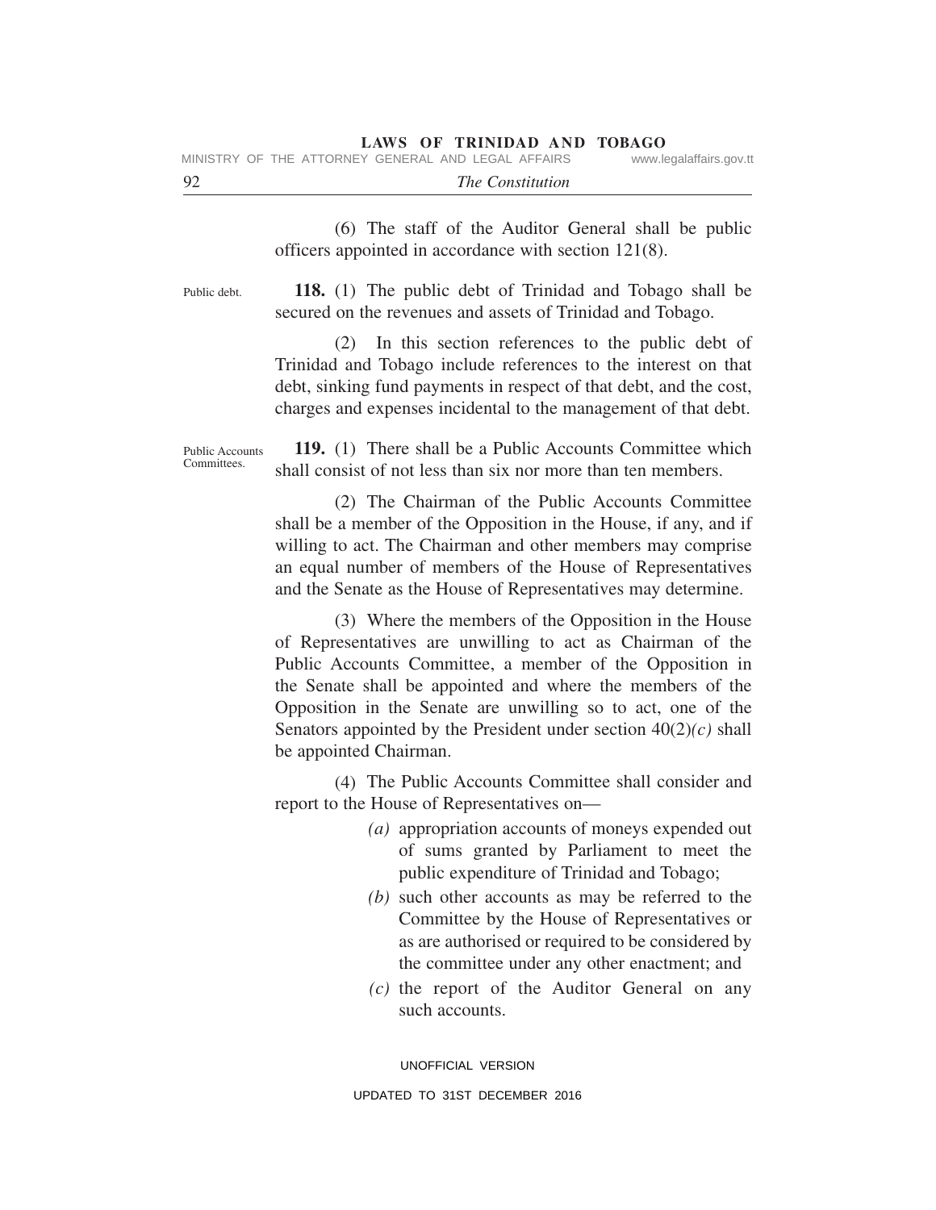(6) The staff of the Auditor General shall be public officers appointed in accordance with section 121(8).

Public debt.

**118.** (1) The public debt of Trinidad and Tobago shall be secured on the revenues and assets of Trinidad and Tobago.

(2) In this section references to the public debt of Trinidad and Tobago include references to the interest on that debt, sinking fund payments in respect of that debt, and the cost, charges and expenses incidental to the management of that debt.

Public Accounts Committees.

**119.** (1) There shall be a Public Accounts Committee which shall consist of not less than six nor more than ten members.

(2) The Chairman of the Public Accounts Committee shall be a member of the Opposition in the House, if any, and if willing to act. The Chairman and other members may comprise an equal number of members of the House of Representatives and the Senate as the House of Representatives may determine.

(3) Where the members of the Opposition in the House of Representatives are unwilling to act as Chairman of the Public Accounts Committee, a member of the Opposition in the Senate shall be appointed and where the members of the Opposition in the Senate are unwilling so to act, one of the Senators appointed by the President under section 40(2)*(c)* shall be appointed Chairman.

(4) The Public Accounts Committee shall consider and report to the House of Representatives on—

*(a)* appropriation accounts of moneys expended out of sums granted by Parliament to meet the public expenditure of Trinidad and Tobago;

*(b)* such other accounts as may be referred to the Committee by the House of Representatives or as are authorised or required to be considered by the committee under any other enactment; and

*(c)* the report of the Auditor General on any such accounts.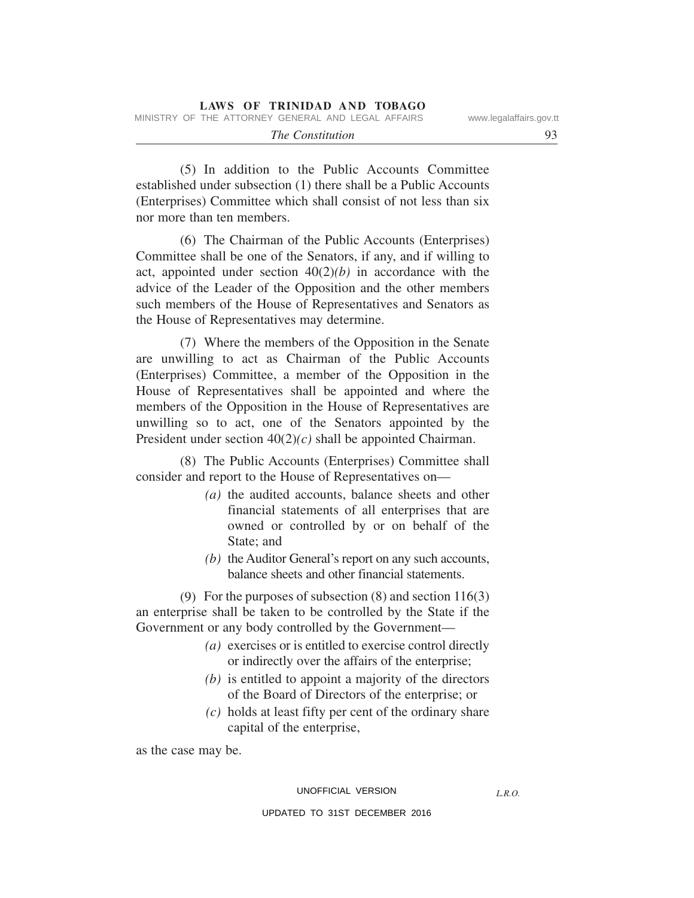(5) In addition to the Public Accounts Committee established under subsection (1) there shall be a Public Accounts (Enterprises) Committee which shall consist of not less than six nor more than ten members.

(6) The Chairman of the Public Accounts (Enterprises) Committee shall be one of the Senators, if any, and if willing to act, appointed under section 40(2)*(b)* in accordance with the advice of the Leader of the Opposition and the other members such members of the House of Representatives and Senators as the House of Representatives may determine.

(7) Where the members of the Opposition in the Senate are unwilling to act as Chairman of the Public Accounts (Enterprises) Committee, a member of the Opposition in the House of Representatives shall be appointed and where the members of the Opposition in the House of Representatives are unwilling so to act, one of the Senators appointed by the President under section 40(2)*(c)* shall be appointed Chairman.

(8) The Public Accounts (Enterprises) Committee shall consider and report to the House of Representatives on—

*(a)* the audited accounts, balance sheets and other financial statements of all enterprises that are owned or controlled by or on behalf of the State; and

*(b)* the Auditor General's report on any such accounts, balance sheets and other financial statements.

(9) For the purposes of subsection (8) and section 116(3) an enterprise shall be taken to be controlled by the State if the Government or any body controlled by the Government—

*(a)* exercises or is entitled to exercise control directly or indirectly over the affairs of the enterprise;

*(b)* is entitled to appoint a majority of the directors of the Board of Directors of the enterprise; or

*(c)* holds at least fifty per cent of the ordinary share capital of the enterprise,

as the case may be.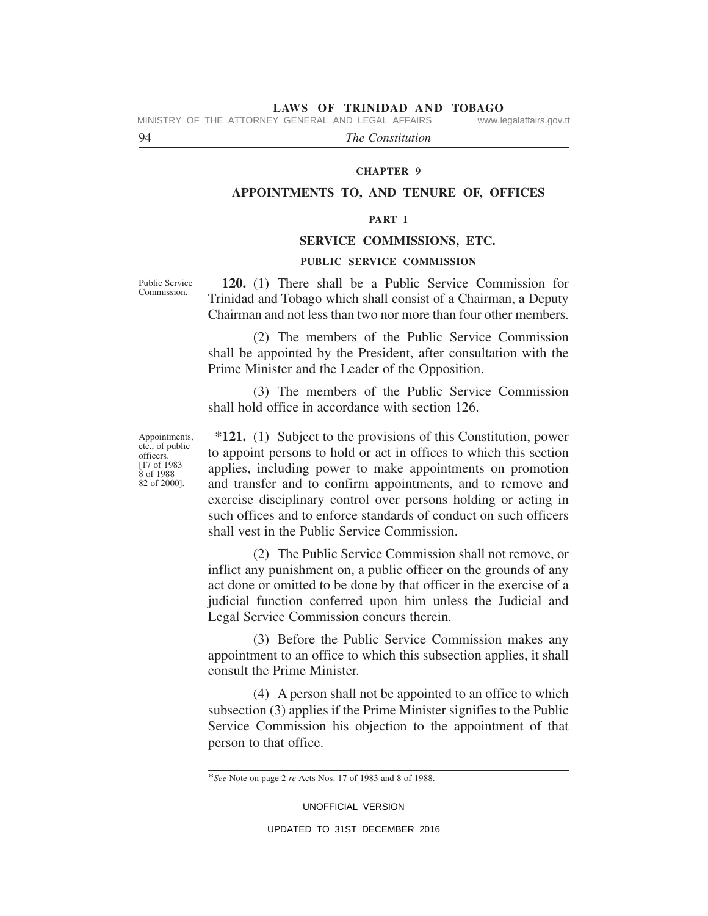## CHAPTER 9

## APPOINTMENTS TO, AND TENURE OF, OFFICES

### PART I

### SERVICE COMMISSIONS, ETC.

#### PUBLIC SERVICE COMMISSION

Public Service Commission.

**120.** (1) There shall be a Public Service Commission for Trinidad and Tobago which shall consist of a Chairman, a Deputy Chairman and not less than two nor more than four other members.

(2) The members of the Public Service Commission shall be appointed by the President, after consultation with the Prime Minister and the Leader of the Opposition.

(3) The members of the Public Service Commission shall hold office in accordance with section 126.

Appointments, etc., of public officers. [17 of 1983 8 of 1988 82 of 2000].

***121.** (1) Subject to the provisions of this Constitution, power to appoint persons to hold or act in offices to which this section applies, including power to make appointments on promotion and transfer and to confirm appointments, and to remove and exercise disciplinary control over persons holding or acting in such offices and to enforce standards of conduct on such officers shall vest in the Public Service Commission.

(2) The Public Service Commission shall not remove, or inflict any punishment on, a public officer on the grounds of any act done or omitted to be done by that officer in the exercise of a judicial function conferred upon him unless the Judicial and Legal Service Commission concurs therein.

(3) Before the Public Service Commission makes any appointment to an office to which this subsection applies, it shall consult the Prime Minister.

(4) A person shall not be appointed to an office to which subsection (3) applies if the Prime Minister signifies to the Public Service Commission his objection to the appointment of that person to that office.

---

\**See* Note on page 2 *re* Acts Nos. 17 of 1983 and 8 of 1988.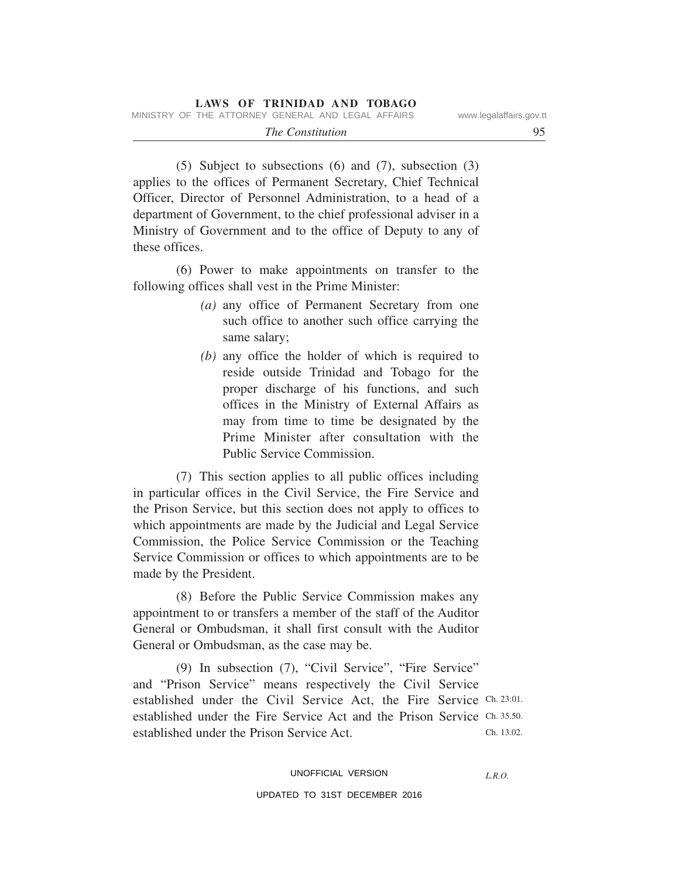(5) Subject to subsections (6) and (7), subsection (3) applies to the offices of Permanent Secretary, Chief Technical Officer, Director of Personnel Administration, to a head of a department of Government, to the chief professional adviser in a Ministry of Government and to the office of Deputy to any of these offices.

(6) Power to make appointments on transfer to the following offices shall vest in the Prime Minister:

*(a)* any office of Permanent Secretary from one such office to another such office carrying the same salary;

*(b)* any office the holder of which is required to reside outside Trinidad and Tobago for the proper discharge of his functions, and such offices in the Ministry of External Affairs as may from time to time be designated by the Prime Minister after consultation with the Public Service Commission.

(7) This section applies to all public offices including in particular offices in the Civil Service, the Fire Service and the Prison Service, but this section does not apply to offices to which appointments are made by the Judicial and Legal Service Commission, the Police Service Commission or the Teaching Service Commission or offices to which appointments are to be made by the President.

(8) Before the Public Service Commission makes any appointment to or transfers a member of the staff of the Auditor General or Ombudsman, it shall first consult with the Auditor General or Ombudsman, as the case may be.

(9) In subsection (7), "Civil Service", "Fire Service" and "Prison Service" means respectively the Civil Service established under the Civil Service Act, the Fire Service established under the Fire Service Act and the Prison Service established under the Prison Service Act.

Ch. 23:01.
Ch. 35.50.
Ch. 13.02.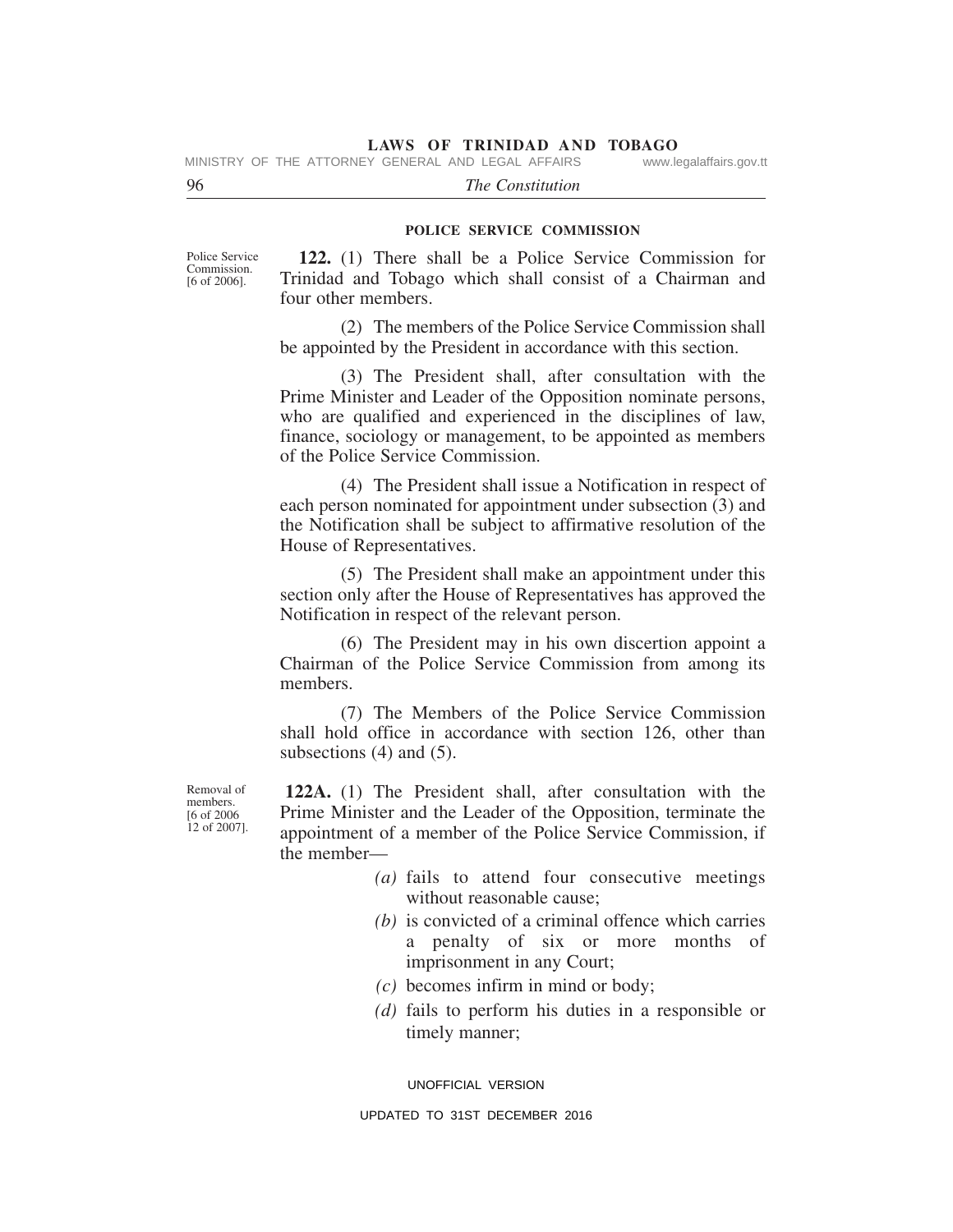## POLICE SERVICE COMMISSION

Police Service Commission. [6 of 2006].

**122.** (1) There shall be a Police Service Commission for Trinidad and Tobago which shall consist of a Chairman and four other members.

(2) The members of the Police Service Commission shall be appointed by the President in accordance with this section.

(3) The President shall, after consultation with the Prime Minister and Leader of the Opposition nominate persons, who are qualified and experienced in the disciplines of law, finance, sociology or management, to be appointed as members of the Police Service Commission.

(4) The President shall issue a Notification in respect of each person nominated for appointment under subsection (3) and the Notification shall be subject to affirmative resolution of the House of Representatives.

(5) The President shall make an appointment under this section only after the House of Representatives has approved the Notification in respect of the relevant person.

(6) The President may in his own discertion appoint a Chairman of the Police Service Commission from among its members.

(7) The Members of the Police Service Commission shall hold office in accordance with section 126, other than subsections (4) and (5).

Removal of members. [6 of 2006 12 of 2007].

**122A.** (1) The President shall, after consultation with the Prime Minister and the Leader of the Opposition, terminate the appointment of a member of the Police Service Commission, if the member—

*(a)* fails to attend four consecutive meetings without reasonable cause;

*(b)* is convicted of a criminal offence which carries a penalty of six or more months of imprisonment in any Court;

*(c)* becomes infirm in mind or body;

*(d)* fails to perform his duties in a responsible or timely manner;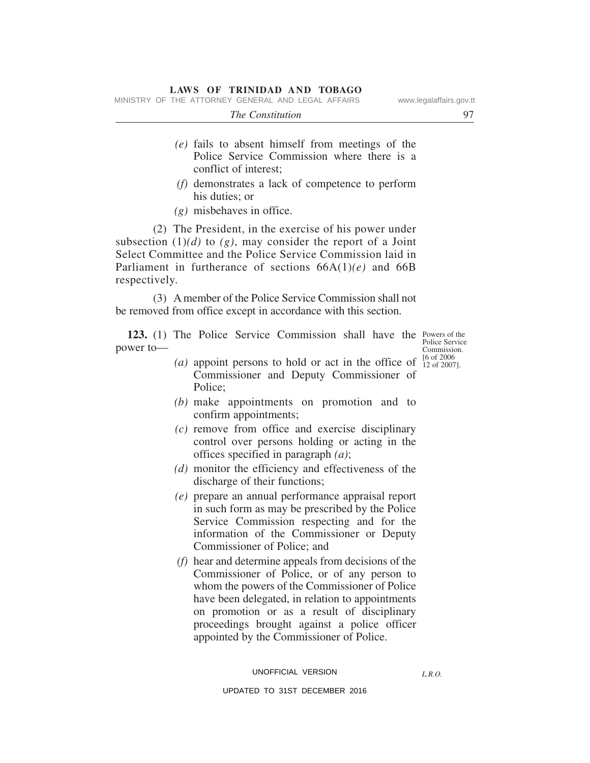*(e)* fails to absent himself from meetings of the Police Service Commission where there is a conflict of interest;

*(f)* demonstrates a lack of competence to perform his duties; or

*(g)* misbehaves in office.

(2) The President, in the exercise of his power under subsection (1)*(d)* to *(g)*, may consider the report of a Joint Select Committee and the Police Service Commission laid in Parliament in furtherance of sections 66A(1)*(e)* and 66B respectively.

(3) A member of the Police Service Commission shall not be removed from office except in accordance with this section.

Powers of the Police Service Commission. [6 of 2006 12 of 2007].

**123.** (1) The Police Service Commission shall have the power to—

*(a)* appoint persons to hold or act in the office of Commissioner and Deputy Commissioner of Police;

*(b)* make appointments on promotion and to confirm appointments;

*(c)* remove from office and exercise disciplinary control over persons holding or acting in the offices specified in paragraph *(a)*;

*(d)* monitor the efficiency and effectiveness of the discharge of their functions;

*(e)* prepare an annual performance appraisal report in such form as may be prescribed by the Police Service Commission respecting and for the information of the Commissioner or Deputy Commissioner of Police; and

*(f)* hear and determine appeals from decisions of the Commissioner of Police, or of any person to whom the powers of the Commissioner of Police have been delegated, in relation to appointments on promotion or as a result of disciplinary proceedings brought against a police officer appointed by the Commissioner of Police.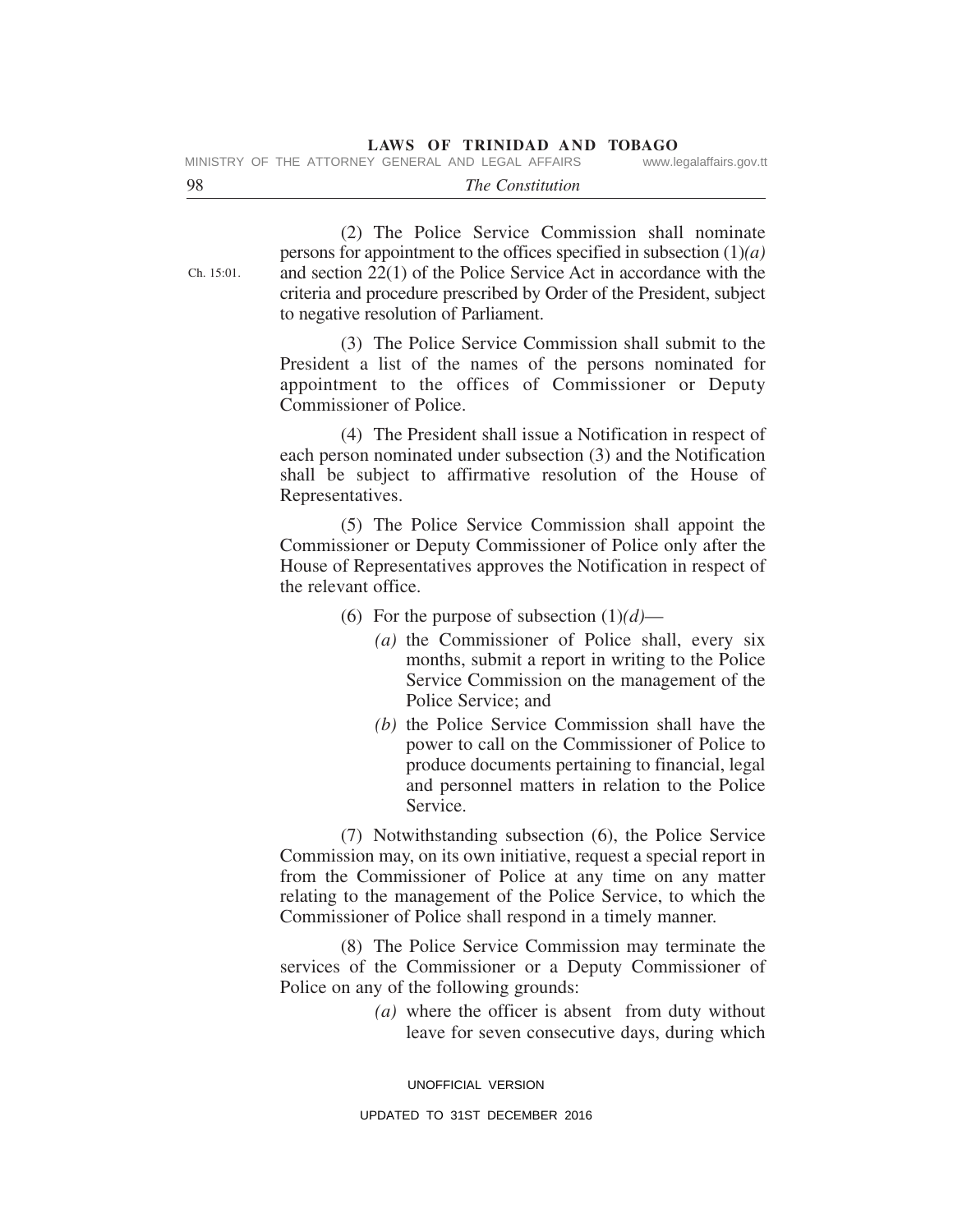(2) The Police Service Commission shall nominate persons for appointment to the offices specified in subsection (1)*(a)* and section 22(1) of the Police Service Act in accordance with the criteria and procedure prescribed by Order of the President, subject to negative resolution of Parliament.

Ch. 15:01.

(3) The Police Service Commission shall submit to the President a list of the names of the persons nominated for appointment to the offices of Commissioner or Deputy Commissioner of Police.

(4) The President shall issue a Notification in respect of each person nominated under subsection (3) and the Notification shall be subject to affirmative resolution of the House of Representatives.

(5) The Police Service Commission shall appoint the Commissioner or Deputy Commissioner of Police only after the House of Representatives approves the Notification in respect of the relevant office.

(6) For the purpose of subsection (1)*(d)*—

*(a)* the Commissioner of Police shall, every six months, submit a report in writing to the Police Service Commission on the management of the Police Service; and

*(b)* the Police Service Commission shall have the power to call on the Commissioner of Police to produce documents pertaining to financial, legal and personnel matters in relation to the Police Service.

(7) Notwithstanding subsection (6), the Police Service Commission may, on its own initiative, request a special report in from the Commissioner of Police at any time on any matter relating to the management of the Police Service, to which the Commissioner of Police shall respond in a timely manner.

(8) The Police Service Commission may terminate the services of the Commissioner or a Deputy Commissioner of Police on any of the following grounds:

*(a)* where the officer is absent from duty without leave for seven consecutive days, during which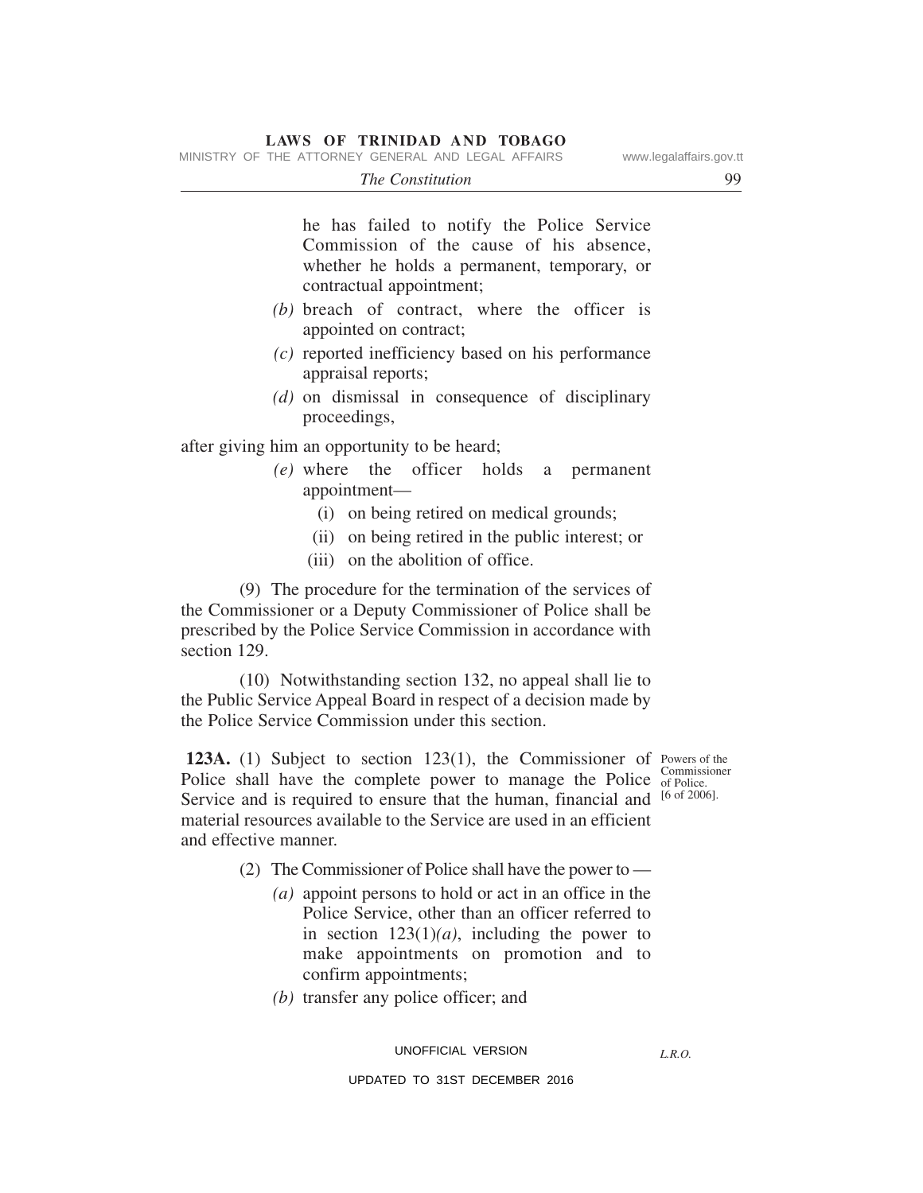he has failed to notify the Police Service Commission of the cause of his absence, whether he holds a permanent, temporary, or contractual appointment;

*(b)* breach of contract, where the officer is appointed on contract;

*(c)* reported inefficiency based on his performance appraisal reports;

*(d)* on dismissal in consequence of disciplinary proceedings,

after giving him an opportunity to be heard;

*(e)* where the officer holds a permanent appointment—

(i) on being retired on medical grounds;

(ii) on being retired in the public interest; or

(iii) on the abolition of office.

(9) The procedure for the termination of the services of the Commissioner or a Deputy Commissioner of Police shall be prescribed by the Police Service Commission in accordance with section 129.

(10) Notwithstanding section 132, no appeal shall lie to the Public Service Appeal Board in respect of a decision made by the Police Service Commission under this section.

Powers of the Commissioner of Police. [6 of 2006].

**123A.** (1) Subject to section 123(1), the Commissioner of Police shall have the complete power to manage the Police Service and is required to ensure that the human, financial and material resources available to the Service are used in an efficient and effective manner.

(2) The Commissioner of Police shall have the power to —

*(a)* appoint persons to hold or act in an office in the Police Service, other than an officer referred to in section 123(1)*(a)*, including the power to make appointments on promotion and to confirm appointments;

*(b)* transfer any police officer; and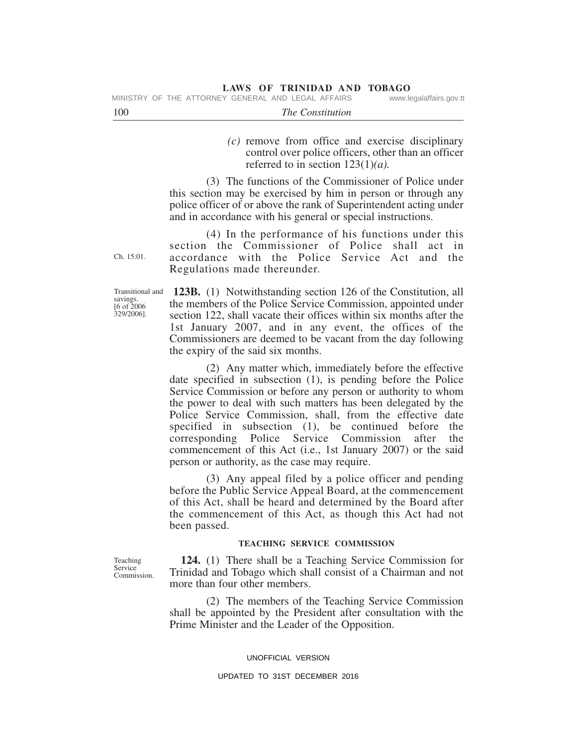*(c)* remove from office and exercise disciplinary control over police officers, other than an officer referred to in section 123(1)*(a).*

(3) The functions of the Commissioner of Police under this section may be exercised by him in person or through any police officer of or above the rank of Superintendent acting under and in accordance with his general or special instructions.

Ch. 15:01.

(4) In the performance of his functions under this section the Commissioner of Police shall act in accordance with the Police Service Act and the Regulations made thereunder.

Transitional and savings. [6 of 2006 329/2006].

**123B.** (1) Notwithstanding section 126 of the Constitution, all the members of the Police Service Commission, appointed under section 122, shall vacate their offices within six months after the 1st January 2007, and in any event, the offices of the Commissioners are deemed to be vacant from the day following the expiry of the said six months.

(2) Any matter which, immediately before the effective date specified in subsection (1), is pending before the Police Service Commission or before any person or authority to whom the power to deal with such matters has been delegated by the Police Service Commission, shall, from the effective date specified in subsection (1), be continued before the corresponding Police Service Commission after the commencement of this Act (i.e., 1st January 2007) or the said person or authority, as the case may require.

(3) Any appeal filed by a police officer and pending before the Public Service Appeal Board, at the commencement of this Act, shall be heard and determined by the Board after the commencement of this Act, as though this Act had not been passed.

## TEACHING SERVICE COMMISSION

Teaching Service Commission.

**124.** (1) There shall be a Teaching Service Commission for Trinidad and Tobago which shall consist of a Chairman and not more than four other members.

(2) The members of the Teaching Service Commission shall be appointed by the President after consultation with the Prime Minister and the Leader of the Opposition.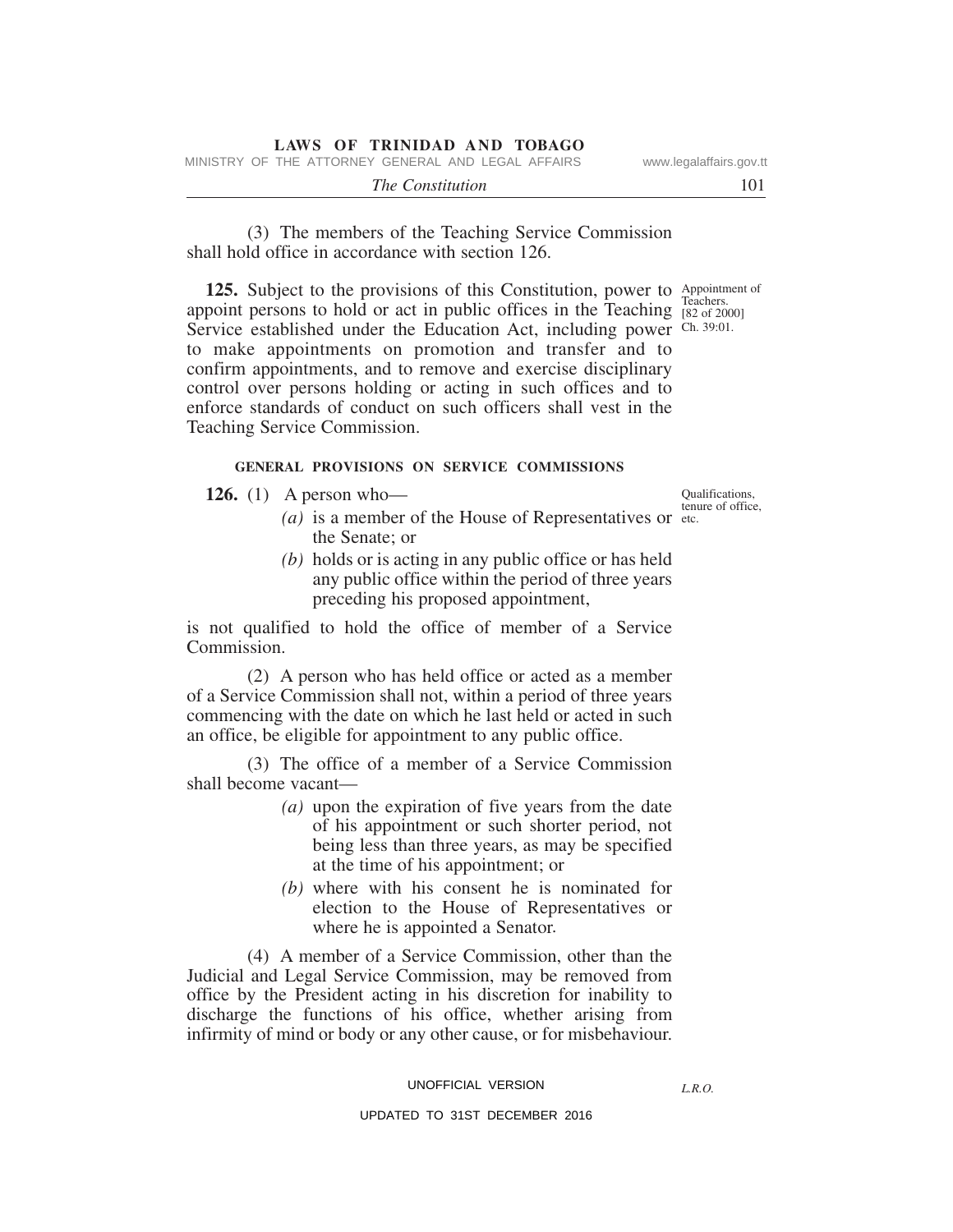(3) The members of the Teaching Service Commission shall hold office in accordance with section 126.

**125.** Subject to the provisions of this Constitution, power to appoint persons to hold or act in public offices in the Teaching Service established under the Education Act, including power to make appointments on promotion and transfer and to confirm appointments, and to remove and exercise disciplinary control over persons holding or acting in such offices and to enforce standards of conduct on such officers shall vest in the Teaching Service Commission.

Appointment of Teachers. [82 of 2000] Ch. 39:01.

### GENERAL PROVISIONS ON SERVICE COMMISSIONS

**126.** (1) A person who—

Qualifications, tenure of office, etc.

*(a)* is a member of the House of Representatives or the Senate; or

*(b)* holds or is acting in any public office or has held any public office within the period of three years preceding his proposed appointment,

is not qualified to hold the office of member of a Service Commission.

(2) A person who has held office or acted as a member of a Service Commission shall not, within a period of three years commencing with the date on which he last held or acted in such an office, be eligible for appointment to any public office.

(3) The office of a member of a Service Commission shall become vacant—

*(a)* upon the expiration of five years from the date of his appointment or such shorter period, not being less than three years, as may be specified at the time of his appointment; or

*(b)* where with his consent he is nominated for election to the House of Representatives or where he is appointed a Senator.

(4) A member of a Service Commission, other than the Judicial and Legal Service Commission, may be removed from office by the President acting in his discretion for inability to discharge the functions of his office, whether arising from infirmity of mind or body or any other cause, or for misbehaviour.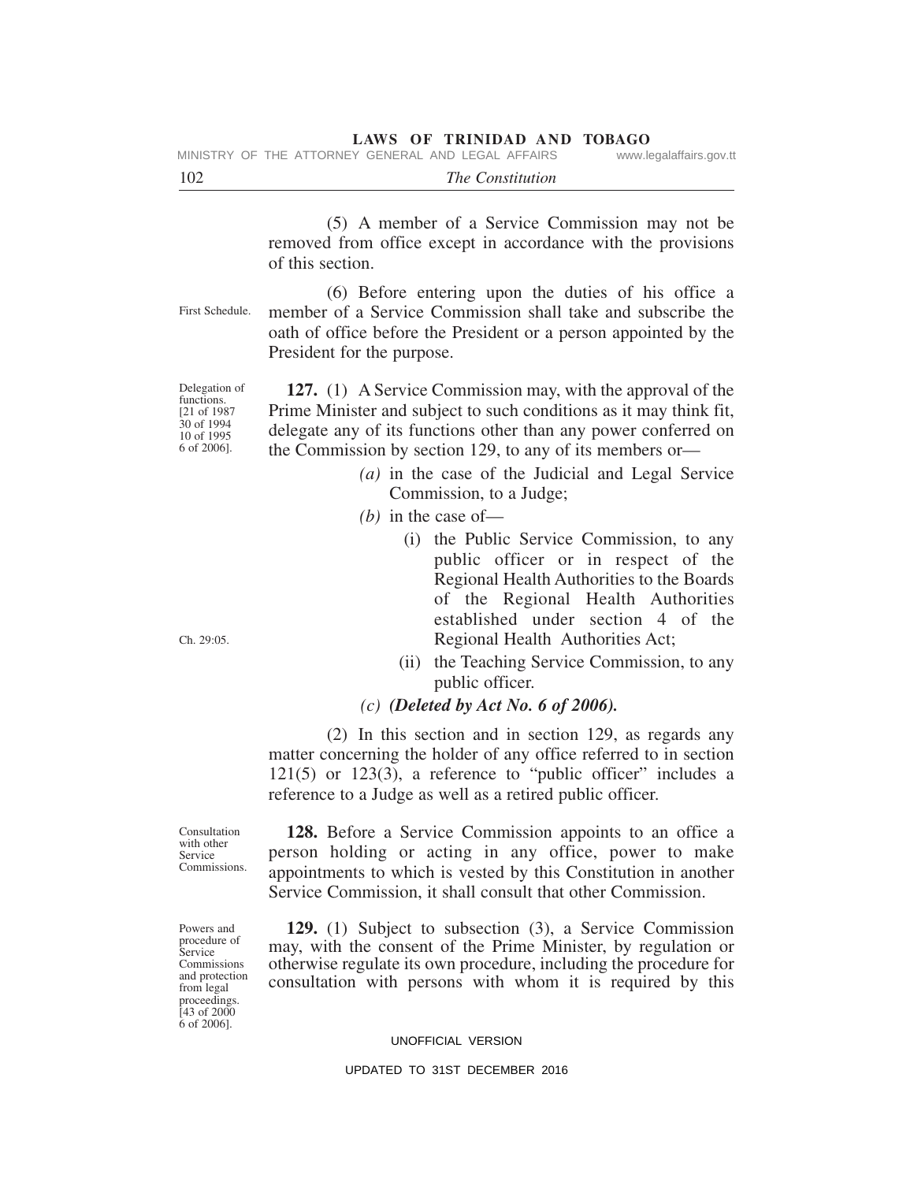(5) A member of a Service Commission may not be removed from office except in accordance with the provisions of this section.

First Schedule.

(6) Before entering upon the duties of his office a member of a Service Commission shall take and subscribe the oath of office before the President or a person appointed by the President for the purpose.

Delegation of functions. [21 of 1987 30 of 1994 10 of 1995 6 of 2006].

**127.** (1) A Service Commission may, with the approval of the Prime Minister and subject to such conditions as it may think fit, delegate any of its functions other than any power conferred on the Commission by section 129, to any of its members or—

- *(a)* in the case of the Judicial and Legal Service Commission, to a Judge;
- *(b)* in the case of—
  - (i) the Public Service Commission, to any public officer or in respect of the Regional Health Authorities to the Boards of the Regional Health Authorities established under section 4 of the Regional Health Authorities Act;
  - (ii) the Teaching Service Commission, to any public officer.
- *(c)* ***(Deleted by Act No. 6 of 2006).***

Ch. 29:05.

(2) In this section and in section 129, as regards any matter concerning the holder of any office referred to in section 121(5) or 123(3), a reference to "public officer" includes a reference to a Judge as well as a retired public officer.

Consultation with other Service Commissions.

**128.** Before a Service Commission appoints to an office a person holding or acting in any office, power to make appointments to which is vested by this Constitution in another Service Commission, it shall consult that other Commission.

Powers and procedure of Service Commissions and protection from legal proceedings. [43 of 2000 6 of 2006].

**129.** (1) Subject to subsection (3), a Service Commission may, with the consent of the Prime Minister, by regulation or otherwise regulate its own procedure, including the procedure for consultation with persons with whom it is required by this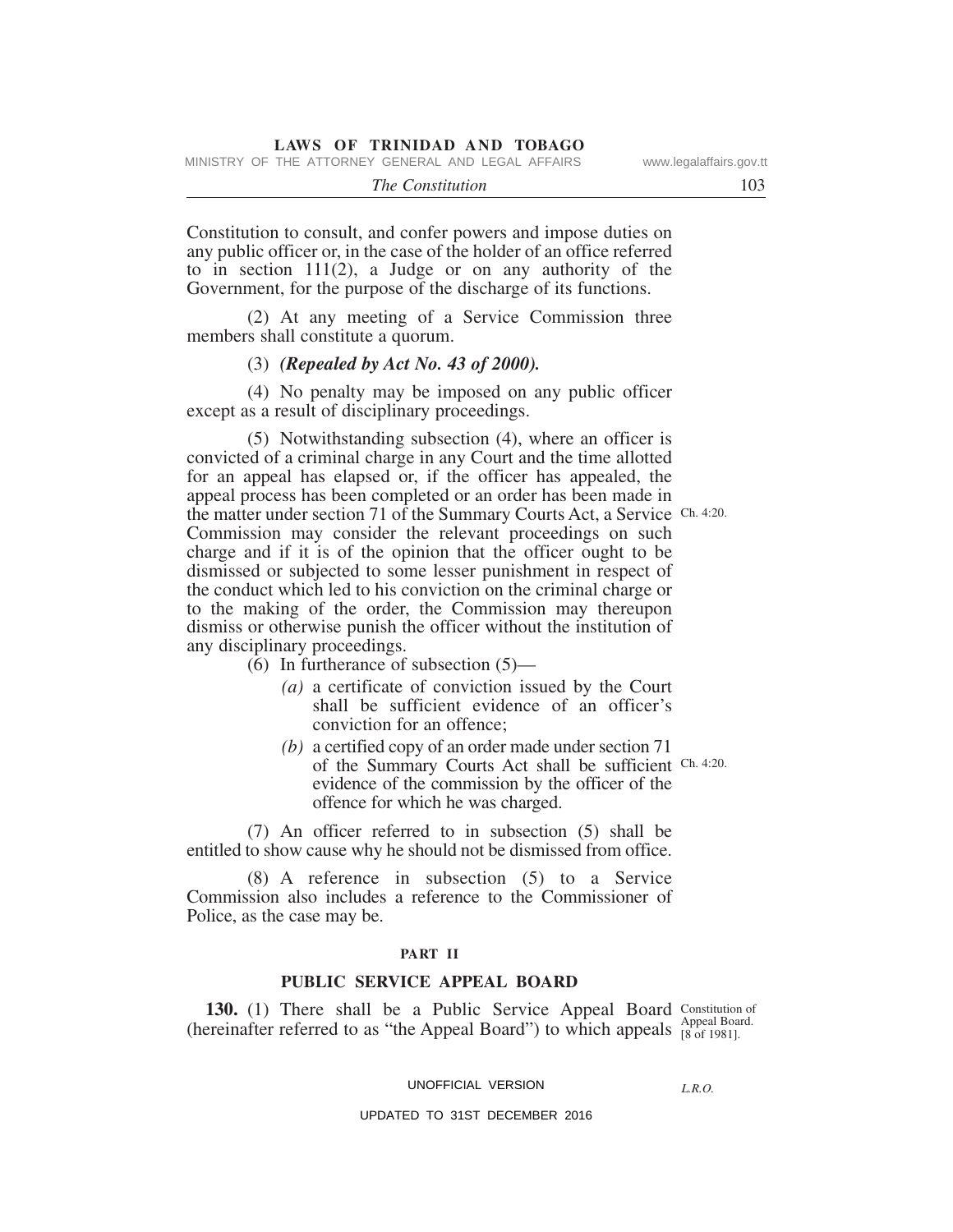Constitution to consult, and confer powers and impose duties on any public officer or, in the case of the holder of an office referred to in section 111(2), a Judge or on any authority of the Government, for the purpose of the discharge of its functions.

(2) At any meeting of a Service Commission three members shall constitute a quorum.

(3) ***(Repealed by Act No. 43 of 2000).***

(4) No penalty may be imposed on any public officer except as a result of disciplinary proceedings.

(5) Notwithstanding subsection (4), where an officer is convicted of a criminal charge in any Court and the time allotted for an appeal has elapsed or, if the officer has appealed, the appeal process has been completed or an order has been made in the matter under section 71 of the Summary Courts Act, a Service Commission may consider the relevant proceedings on such charge and if it is of the opinion that the officer ought to be dismissed or subjected to some lesser punishment in respect of the conduct which led to his conviction on the criminal charge or to the making of the order, the Commission may thereupon dismiss or otherwise punish the officer without the institution of any disciplinary proceedings.

Ch. 4:20.

(6) In furtherance of subsection (5)—

*(a)* a certificate of conviction issued by the Court shall be sufficient evidence of an officer's conviction for an offence;

*(b)* a certified copy of an order made under section 71 of the Summary Courts Act shall be sufficient evidence of the commission by the officer of the offence for which he was charged.

Ch. 4:20.

(7) An officer referred to in subsection (5) shall be entitled to show cause why he should not be dismissed from office.

(8) A reference in subsection (5) to a Service Commission also includes a reference to the Commissioner of Police, as the case may be.

## PART II

## PUBLIC SERVICE APPEAL BOARD

Constitution of Appeal Board. [8 of 1981].

**130.** (1) There shall be a Public Service Appeal Board (hereinafter referred to as "the Appeal Board") to which appeals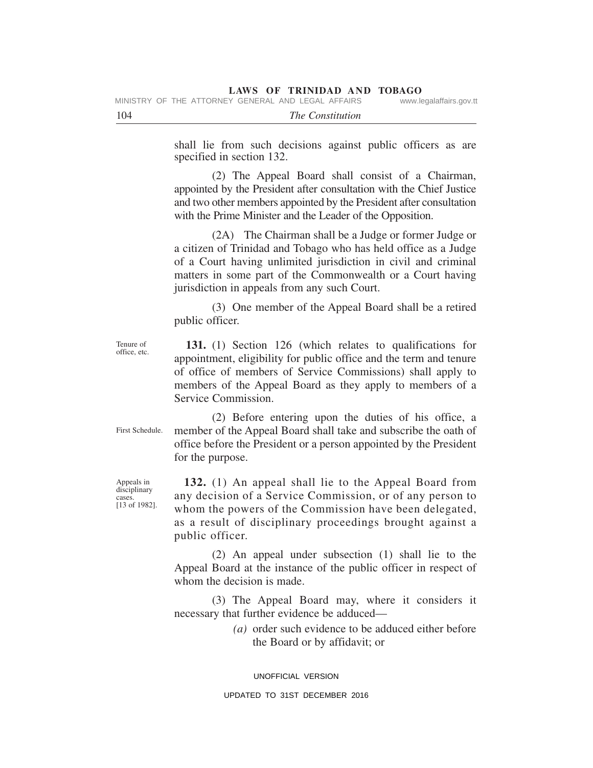shall lie from such decisions against public officers as are specified in section 132.

(2) The Appeal Board shall consist of a Chairman, appointed by the President after consultation with the Chief Justice and two other members appointed by the President after consultation with the Prime Minister and the Leader of the Opposition.

(2A) The Chairman shall be a Judge or former Judge or a citizen of Trinidad and Tobago who has held office as a Judge of a Court having unlimited jurisdiction in civil and criminal matters in some part of the Commonwealth or a Court having jurisdiction in appeals from any such Court.

(3) One member of the Appeal Board shall be a retired public officer.

Tenure of office, etc.

**131.** (1) Section 126 (which relates to qualifications for appointment, eligibility for public office and the term and tenure of office of members of Service Commissions) shall apply to members of the Appeal Board as they apply to members of a Service Commission.

First Schedule.

(2) Before entering upon the duties of his office, a member of the Appeal Board shall take and subscribe the oath of office before the President or a person appointed by the President for the purpose.

Appeals in disciplinary cases. [13 of 1982].

**132.** (1) An appeal shall lie to the Appeal Board from any decision of a Service Commission, or of any person to whom the powers of the Commission have been delegated, as a result of disciplinary proceedings brought against a public officer.

(2) An appeal under subsection (1) shall lie to the Appeal Board at the instance of the public officer in respect of whom the decision is made.

(3) The Appeal Board may, where it considers it necessary that further evidence be adduced—

*(a)* order such evidence to be adduced either before the Board or by affidavit; or

UNOFFICIAL VERSION

UPDATED TO 31ST DECEMBER 2016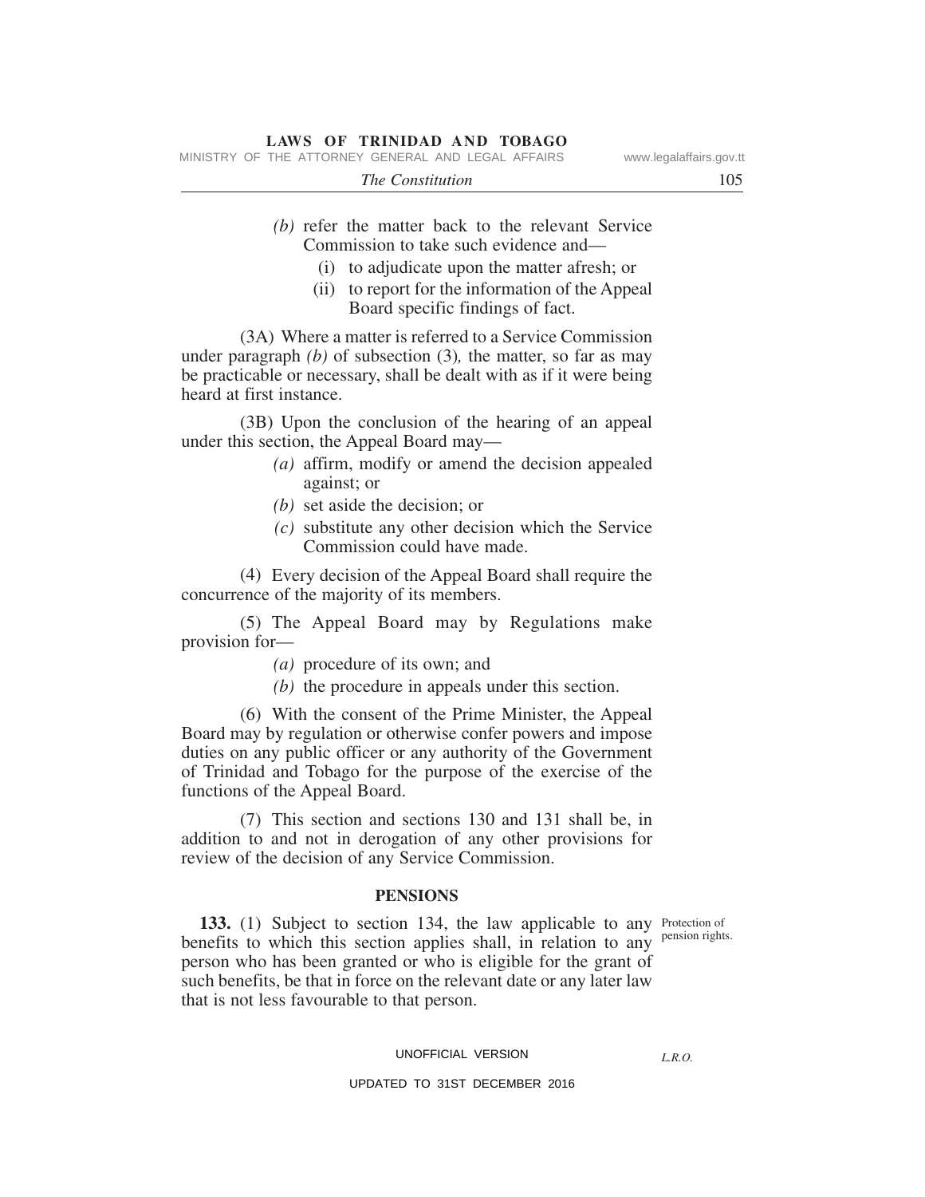*(b)* refer the matter back to the relevant Service Commission to take such evidence and—

(i) to adjudicate upon the matter afresh; or

(ii) to report for the information of the Appeal Board specific findings of fact.

(3A) Where a matter is referred to a Service Commission under paragraph *(b)* of subsection (3)*,* the matter, so far as may be practicable or necessary, shall be dealt with as if it were being heard at first instance.

(3B) Upon the conclusion of the hearing of an appeal under this section, the Appeal Board may—

*(a)* affirm, modify or amend the decision appealed against; or

*(b)* set aside the decision; or

*(c)* substitute any other decision which the Service Commission could have made.

(4) Every decision of the Appeal Board shall require the concurrence of the majority of its members.

(5) The Appeal Board may by Regulations make provision for—

*(a)* procedure of its own; and

*(b)* the procedure in appeals under this section.

(6) With the consent of the Prime Minister, the Appeal Board may by regulation or otherwise confer powers and impose duties on any public officer or any authority of the Government of Trinidad and Tobago for the purpose of the exercise of the functions of the Appeal Board.

(7) This section and sections 130 and 131 shall be, in addition to and not in derogation of any other provisions for review of the decision of any Service Commission.

## PENSIONS

Protection of pension rights.

**133.** (1) Subject to section 134, the law applicable to any benefits to which this section applies shall, in relation to any person who has been granted or who is eligible for the grant of such benefits, be that in force on the relevant date or any later law that is not less favourable to that person.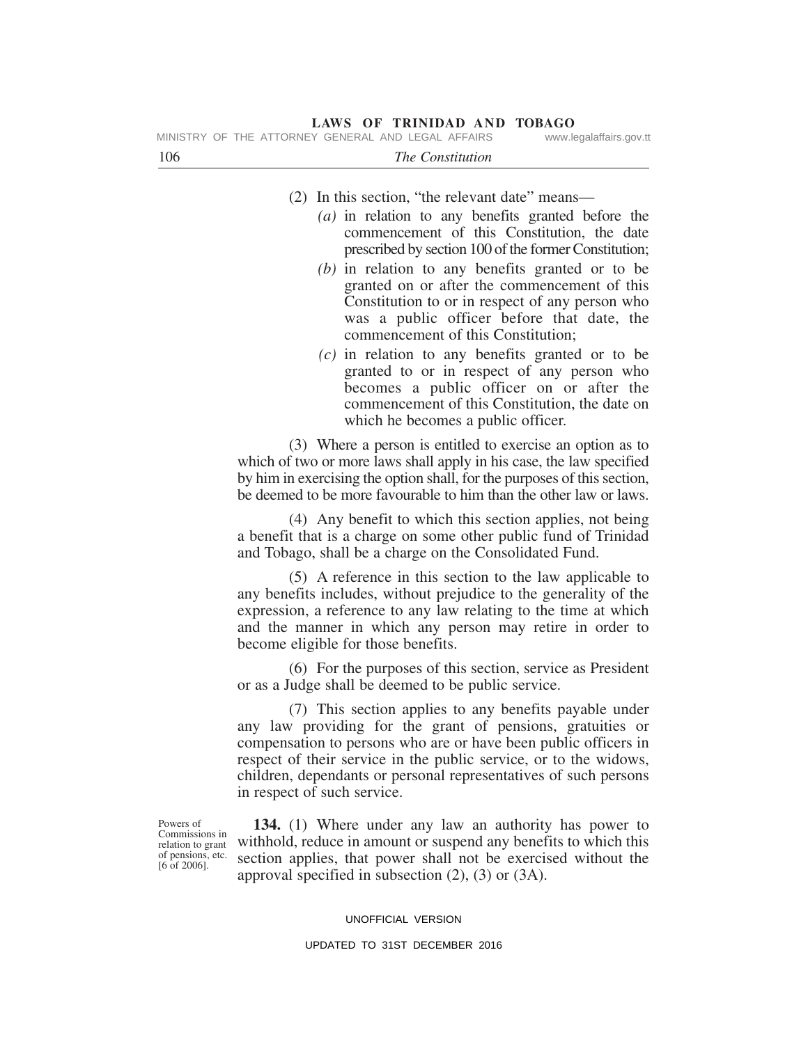(2) In this section, "the relevant date" means—

*(a)* in relation to any benefits granted before the commencement of this Constitution, the date prescribed by section 100 of the former Constitution;

*(b)* in relation to any benefits granted or to be granted on or after the commencement of this Constitution to or in respect of any person who was a public officer before that date, the commencement of this Constitution;

*(c)* in relation to any benefits granted or to be granted to or in respect of any person who becomes a public officer on or after the commencement of this Constitution, the date on which he becomes a public officer.

(3) Where a person is entitled to exercise an option as to which of two or more laws shall apply in his case, the law specified by him in exercising the option shall, for the purposes of this section, be deemed to be more favourable to him than the other law or laws.

(4) Any benefit to which this section applies, not being a benefit that is a charge on some other public fund of Trinidad and Tobago, shall be a charge on the Consolidated Fund.

(5) A reference in this section to the law applicable to any benefits includes, without prejudice to the generality of the expression, a reference to any law relating to the time at which and the manner in which any person may retire in order to become eligible for those benefits.

(6) For the purposes of this section, service as President or as a Judge shall be deemed to be public service.

(7) This section applies to any benefits payable under any law providing for the grant of pensions, gratuities or compensation to persons who are or have been public officers in respect of their service in the public service, or to the widows, children, dependants or personal representatives of such persons in respect of such service.

Powers of Commissions in relation to grant of pensions, etc. [6 of 2006].

**134.** (1) Where under any law an authority has power to withhold, reduce in amount or suspend any benefits to which this section applies, that power shall not be exercised without the approval specified in subsection (2), (3) or (3A).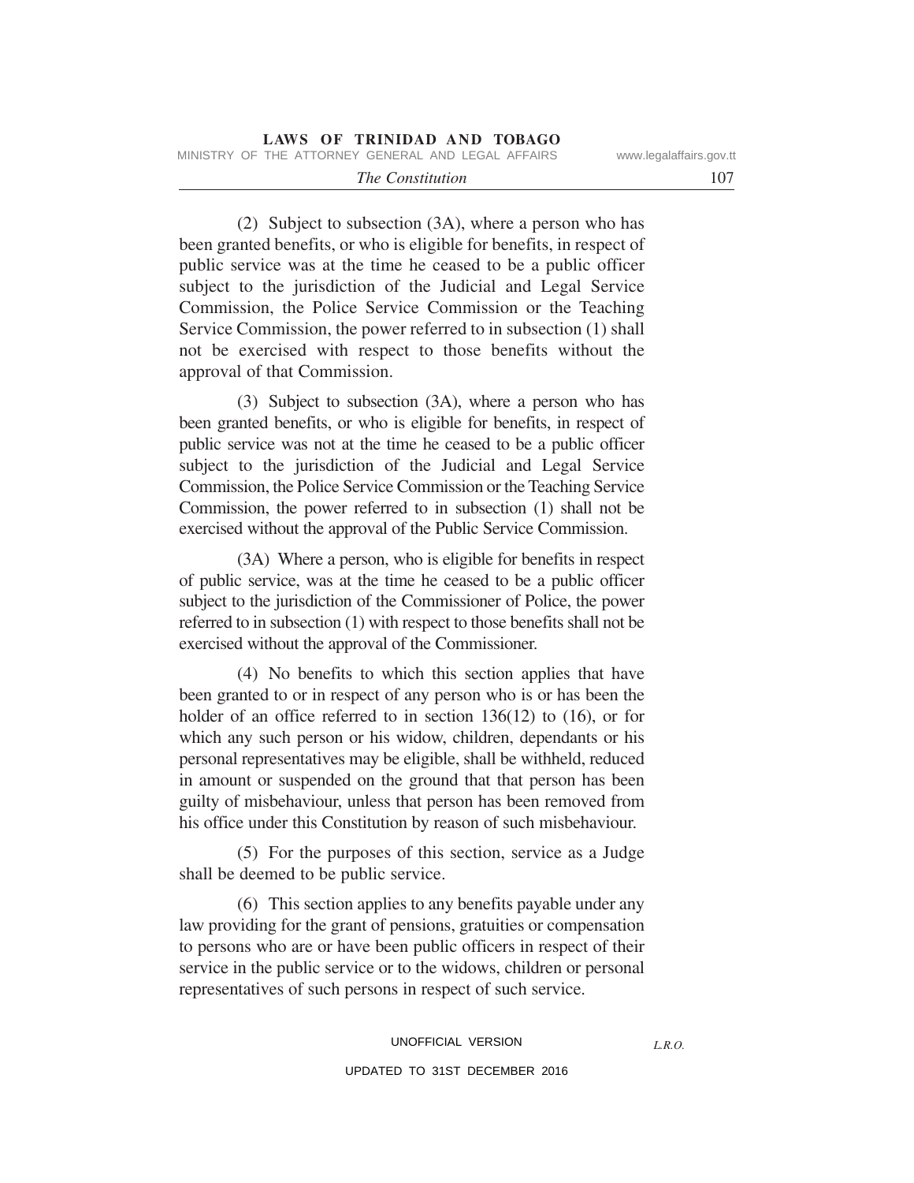(2) Subject to subsection (3A), where a person who has been granted benefits, or who is eligible for benefits, in respect of public service was at the time he ceased to be a public officer subject to the jurisdiction of the Judicial and Legal Service Commission, the Police Service Commission or the Teaching Service Commission, the power referred to in subsection (1) shall not be exercised with respect to those benefits without the approval of that Commission.

(3) Subject to subsection (3A), where a person who has been granted benefits, or who is eligible for benefits, in respect of public service was not at the time he ceased to be a public officer subject to the jurisdiction of the Judicial and Legal Service Commission, the Police Service Commission or the Teaching Service Commission, the power referred to in subsection (1) shall not be exercised without the approval of the Public Service Commission.

(3A) Where a person, who is eligible for benefits in respect of public service, was at the time he ceased to be a public officer subject to the jurisdiction of the Commissioner of Police, the power referred to in subsection (1) with respect to those benefits shall not be exercised without the approval of the Commissioner.

(4) No benefits to which this section applies that have been granted to or in respect of any person who is or has been the holder of an office referred to in section 136(12) to (16), or for which any such person or his widow, children, dependants or his personal representatives may be eligible, shall be withheld, reduced in amount or suspended on the ground that that person has been guilty of misbehaviour, unless that person has been removed from his office under this Constitution by reason of such misbehaviour.

(5) For the purposes of this section, service as a Judge shall be deemed to be public service.

(6) This section applies to any benefits payable under any law providing for the grant of pensions, gratuities or compensation to persons who are or have been public officers in respect of their service in the public service or to the widows, children or personal representatives of such persons in respect of such service.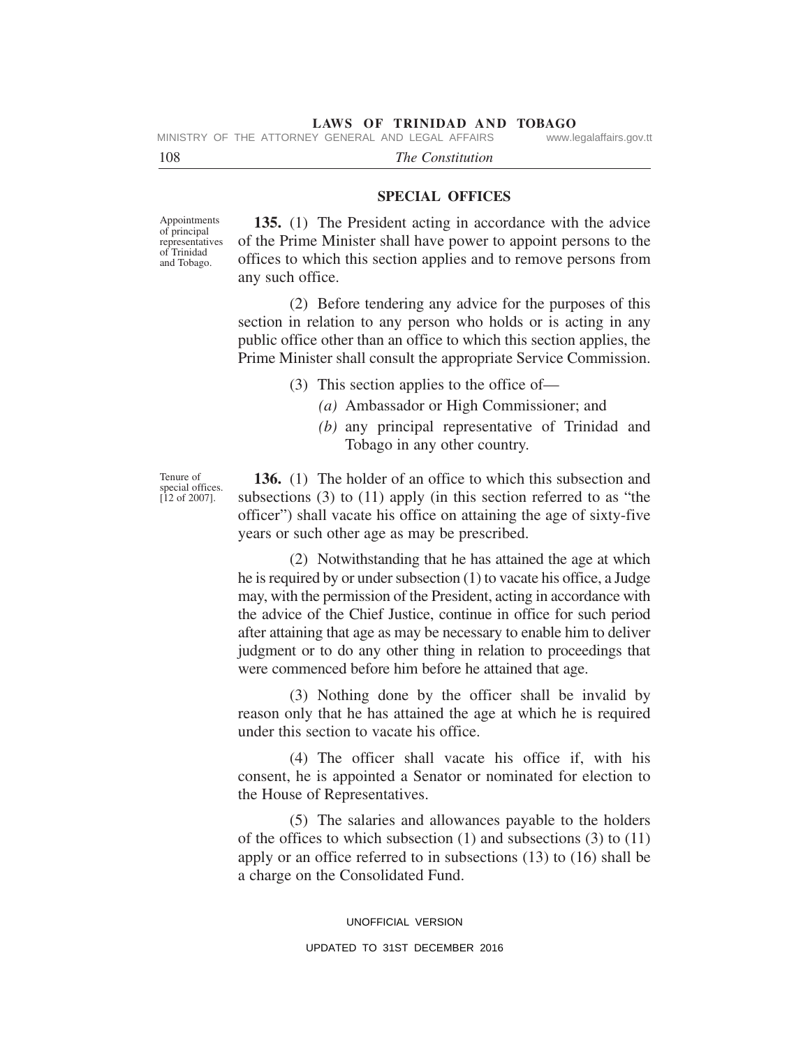## SPECIAL OFFICES

Appointments of principal representatives of Trinidad and Tobago.

**135.** (1) The President acting in accordance with the advice of the Prime Minister shall have power to appoint persons to the offices to which this section applies and to remove persons from any such office.

(2) Before tendering any advice for the purposes of this section in relation to any person who holds or is acting in any public office other than an office to which this section applies, the Prime Minister shall consult the appropriate Service Commission.

(3) This section applies to the office of—

*(a)* Ambassador or High Commissioner; and

*(b)* any principal representative of Trinidad and Tobago in any other country.

Tenure of special offices. [12 of 2007].

**136.** (1) The holder of an office to which this subsection and subsections (3) to (11) apply (in this section referred to as "the officer") shall vacate his office on attaining the age of sixty-five years or such other age as may be prescribed.

(2) Notwithstanding that he has attained the age at which he is required by or under subsection (1) to vacate his office, a Judge may, with the permission of the President, acting in accordance with the advice of the Chief Justice, continue in office for such period after attaining that age as may be necessary to enable him to deliver judgment or to do any other thing in relation to proceedings that were commenced before him before he attained that age.

(3) Nothing done by the officer shall be invalid by reason only that he has attained the age at which he is required under this section to vacate his office.

(4) The officer shall vacate his office if, with his consent, he is appointed a Senator or nominated for election to the House of Representatives.

(5) The salaries and allowances payable to the holders of the offices to which subsection (1) and subsections (3) to (11) apply or an office referred to in subsections (13) to (16) shall be a charge on the Consolidated Fund.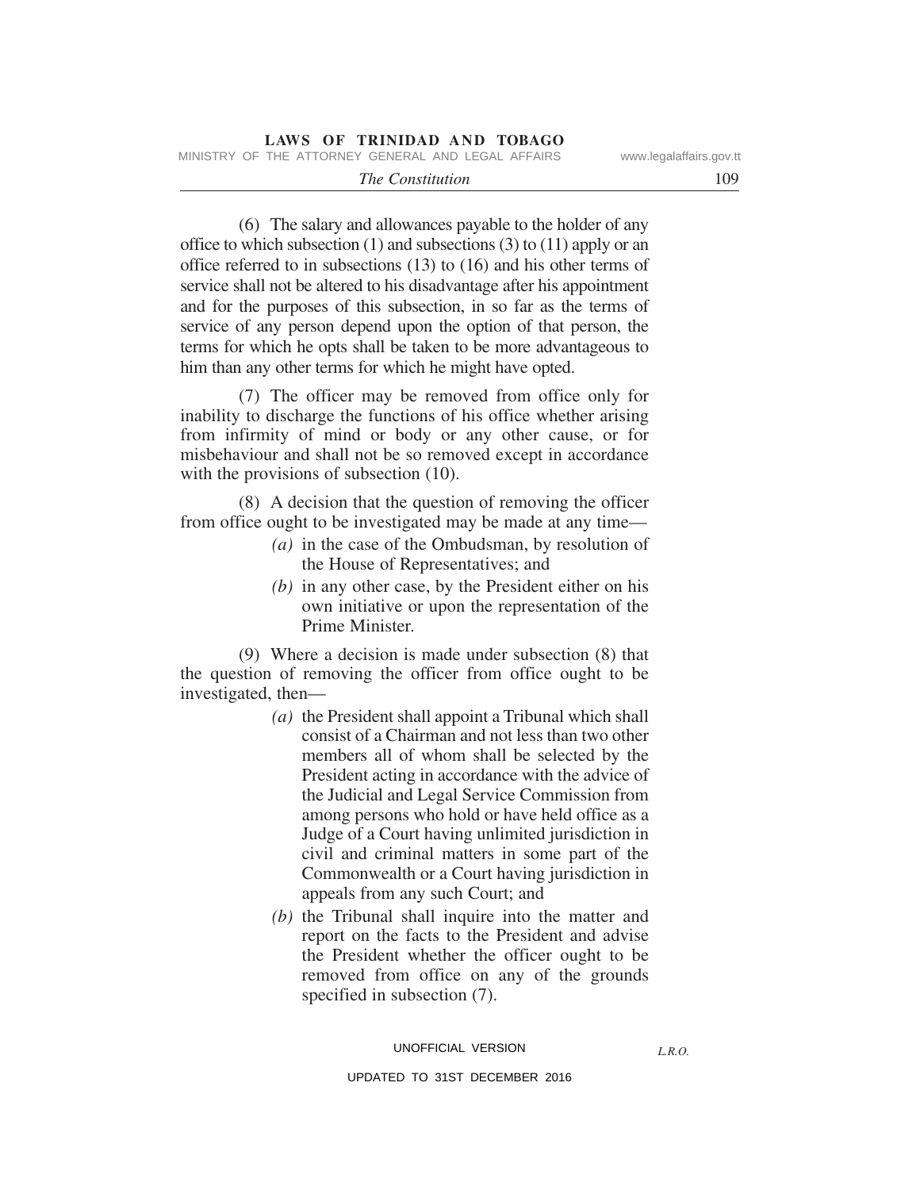(6) The salary and allowances payable to the holder of any office to which subsection (1) and subsections (3) to (11) apply or an office referred to in subsections (13) to (16) and his other terms of service shall not be altered to his disadvantage after his appointment and for the purposes of this subsection, in so far as the terms of service of any person depend upon the option of that person, the terms for which he opts shall be taken to be more advantageous to him than any other terms for which he might have opted.

(7) The officer may be removed from office only for inability to discharge the functions of his office whether arising from infirmity of mind or body or any other cause, or for misbehaviour and shall not be so removed except in accordance with the provisions of subsection (10).

(8) A decision that the question of removing the officer from office ought to be investigated may be made at any time—

*(a)* in the case of the Ombudsman, by resolution of the House of Representatives; and

*(b)* in any other case, by the President either on his own initiative or upon the representation of the Prime Minister.

(9) Where a decision is made under subsection (8) that the question of removing the officer from office ought to be investigated, then—

*(a)* the President shall appoint a Tribunal which shall consist of a Chairman and not less than two other members all of whom shall be selected by the President acting in accordance with the advice of the Judicial and Legal Service Commission from among persons who hold or have held office as a Judge of a Court having unlimited jurisdiction in civil and criminal matters in some part of the Commonwealth or a Court having jurisdiction in appeals from any such Court; and

*(b)* the Tribunal shall inquire into the matter and report on the facts to the President and advise the President whether the officer ought to be removed from office on any of the grounds specified in subsection (7).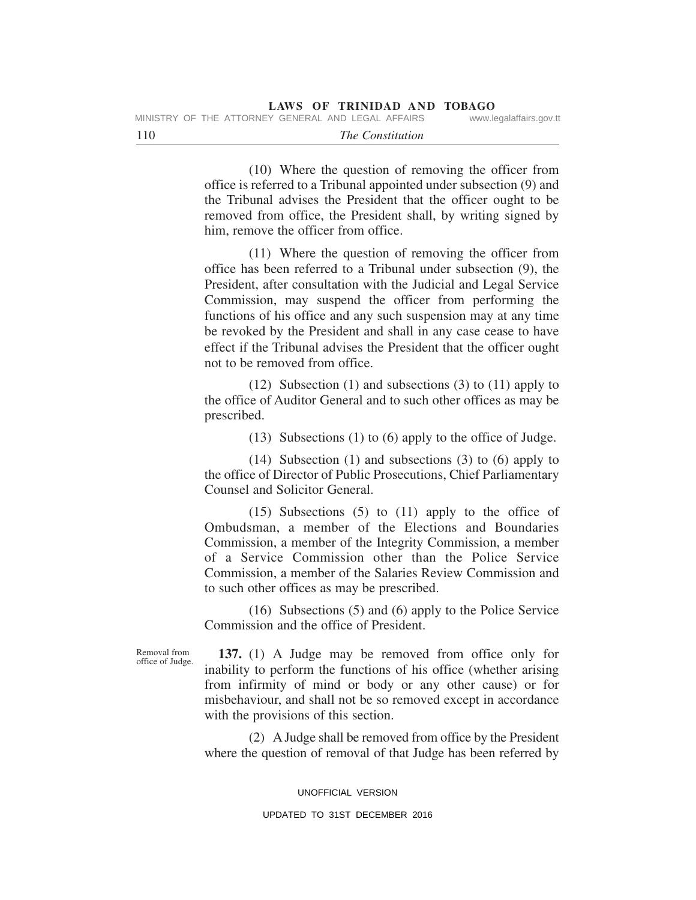(10) Where the question of removing the officer from office is referred to a Tribunal appointed under subsection (9) and the Tribunal advises the President that the officer ought to be removed from office, the President shall, by writing signed by him, remove the officer from office.

(11) Where the question of removing the officer from office has been referred to a Tribunal under subsection (9), the President, after consultation with the Judicial and Legal Service Commission, may suspend the officer from performing the functions of his office and any such suspension may at any time be revoked by the President and shall in any case cease to have effect if the Tribunal advises the President that the officer ought not to be removed from office.

(12) Subsection (1) and subsections (3) to (11) apply to the office of Auditor General and to such other offices as may be prescribed.

(13) Subsections (1) to (6) apply to the office of Judge.

(14) Subsection (1) and subsections (3) to (6) apply to the office of Director of Public Prosecutions, Chief Parliamentary Counsel and Solicitor General.

(15) Subsections (5) to (11) apply to the office of Ombudsman, a member of the Elections and Boundaries Commission, a member of the Integrity Commission, a member of a Service Commission other than the Police Service Commission, a member of the Salaries Review Commission and to such other offices as may be prescribed.

(16) Subsections (5) and (6) apply to the Police Service Commission and the office of President.

Removal from office of Judge.

**137.** (1) A Judge may be removed from office only for inability to perform the functions of his office (whether arising from infirmity of mind or body or any other cause) or for misbehaviour, and shall not be so removed except in accordance with the provisions of this section.

(2) A Judge shall be removed from office by the President where the question of removal of that Judge has been referred by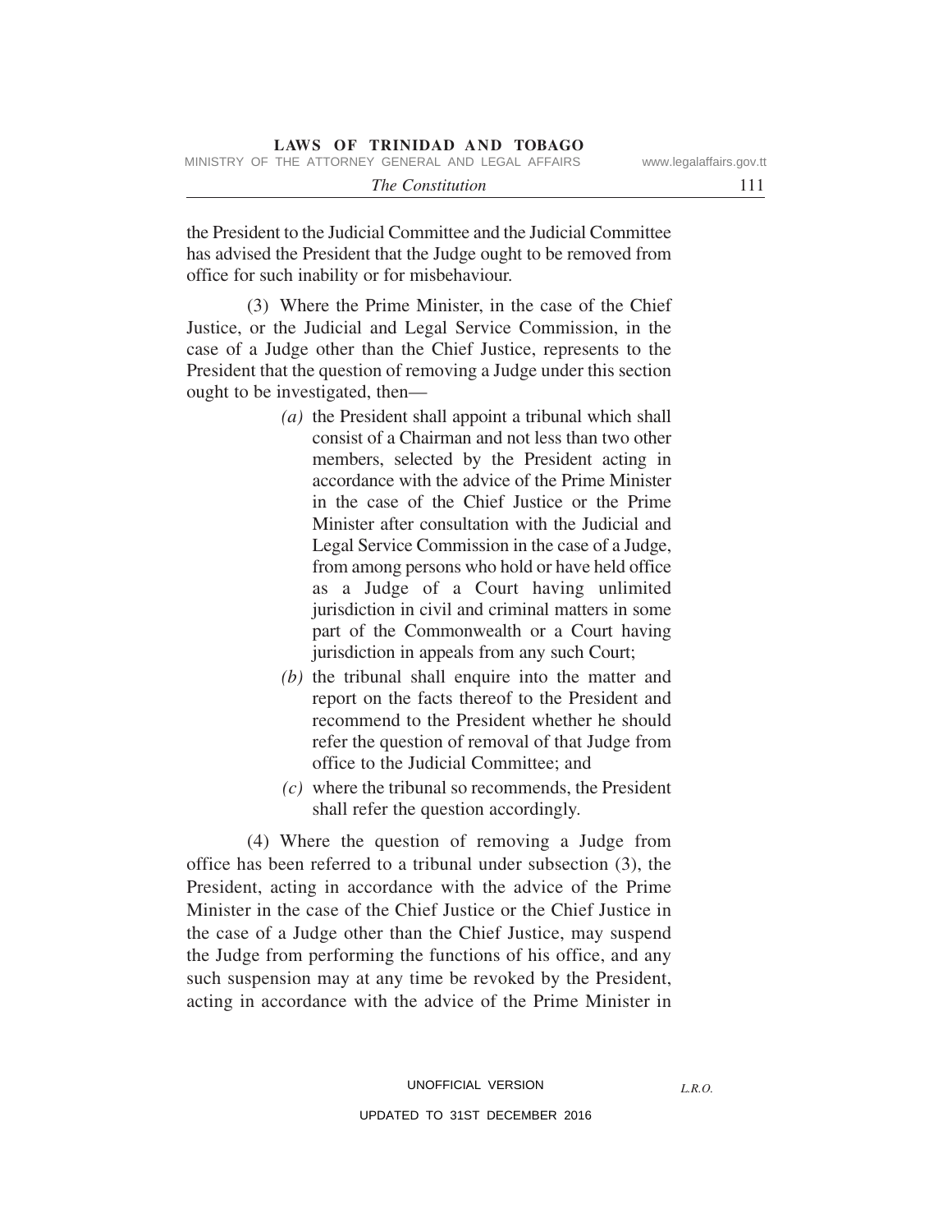the President to the Judicial Committee and the Judicial Committee has advised the President that the Judge ought to be removed from office for such inability or for misbehaviour.

(3) Where the Prime Minister, in the case of the Chief Justice, or the Judicial and Legal Service Commission, in the case of a Judge other than the Chief Justice, represents to the President that the question of removing a Judge under this section ought to be investigated, then—

*(a)* the President shall appoint a tribunal which shall consist of a Chairman and not less than two other members, selected by the President acting in accordance with the advice of the Prime Minister in the case of the Chief Justice or the Prime Minister after consultation with the Judicial and Legal Service Commission in the case of a Judge, from among persons who hold or have held office as a Judge of a Court having unlimited jurisdiction in civil and criminal matters in some part of the Commonwealth or a Court having jurisdiction in appeals from any such Court;

*(b)* the tribunal shall enquire into the matter and report on the facts thereof to the President and recommend to the President whether he should refer the question of removal of that Judge from office to the Judicial Committee; and

*(c)* where the tribunal so recommends, the President shall refer the question accordingly.

(4) Where the question of removing a Judge from office has been referred to a tribunal under subsection (3), the President, acting in accordance with the advice of the Prime Minister in the case of the Chief Justice or the Chief Justice in the case of a Judge other than the Chief Justice, may suspend the Judge from performing the functions of his office, and any such suspension may at any time be revoked by the President, acting in accordance with the advice of the Prime Minister in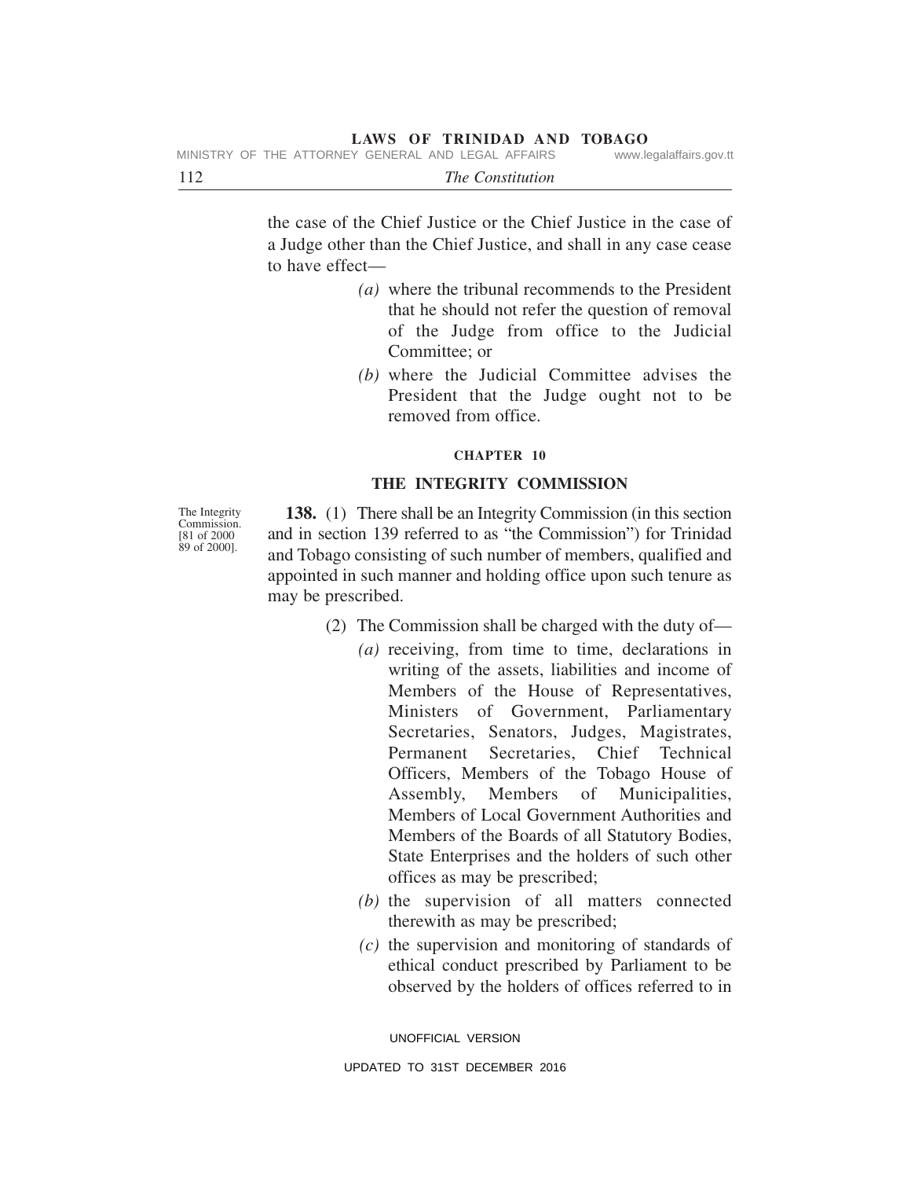the case of the Chief Justice or the Chief Justice in the case of a Judge other than the Chief Justice, and shall in any case cease to have effect—

*(a)* where the tribunal recommends to the President that he should not refer the question of removal of the Judge from office to the Judicial Committee; or

*(b)* where the Judicial Committee advises the President that the Judge ought not to be removed from office.

## CHAPTER 10

## THE INTEGRITY COMMISSION

The Integrity Commission. [81 of 2000 89 of 2000].

**138.** (1) There shall be an Integrity Commission (in this section and in section 139 referred to as "the Commission") for Trinidad and Tobago consisting of such number of members, qualified and appointed in such manner and holding office upon such tenure as may be prescribed.

(2) The Commission shall be charged with the duty of—

*(a)* receiving, from time to time, declarations in writing of the assets, liabilities and income of Members of the House of Representatives, Ministers of Government, Parliamentary Secretaries, Senators, Judges, Magistrates, Permanent Secretaries, Chief Technical Officers, Members of the Tobago House of Assembly, Members of Municipalities, Members of Local Government Authorities and Members of the Boards of all Statutory Bodies, State Enterprises and the holders of such other offices as may be prescribed;

*(b)* the supervision of all matters connected therewith as may be prescribed;

*(c)* the supervision and monitoring of standards of ethical conduct prescribed by Parliament to be observed by the holders of offices referred to in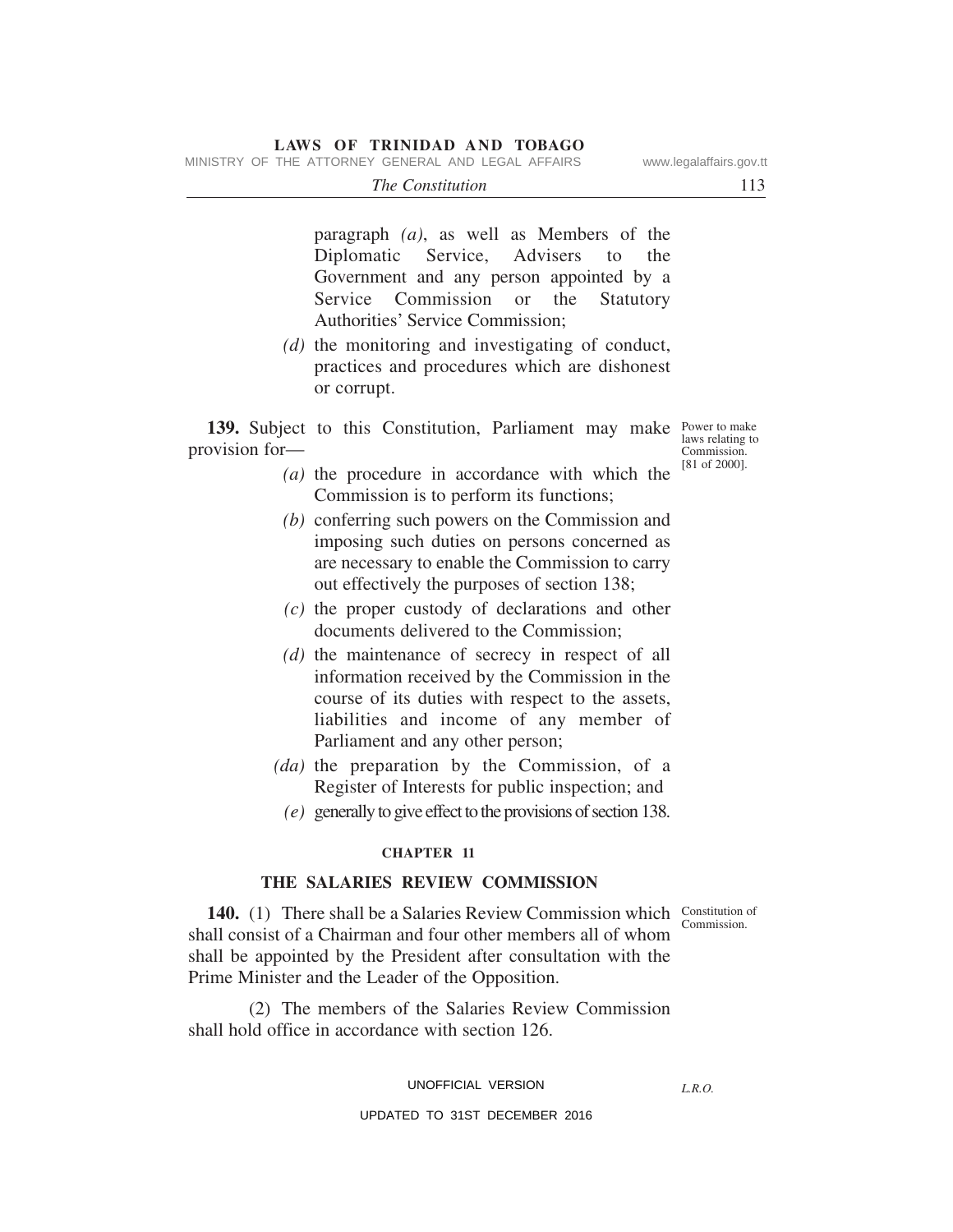paragraph *(a)*, as well as Members of the Diplomatic Service, Advisers to the Government and any person appointed by a Service Commission or the Statutory Authorities' Service Commission;

*(d)* the monitoring and investigating of conduct, practices and procedures which are dishonest or corrupt.

Power to make laws relating to Commission. [81 of 2000].

**139.** Subject to this Constitution, Parliament may make provision for—

*(a)* the procedure in accordance with which the Commission is to perform its functions;

*(b)* conferring such powers on the Commission and imposing such duties on persons concerned as are necessary to enable the Commission to carry out effectively the purposes of section 138;

*(c)* the proper custody of declarations and other documents delivered to the Commission;

*(d)* the maintenance of secrecy in respect of all information received by the Commission in the course of its duties with respect to the assets, liabilities and income of any member of Parliament and any other person;

*(da)* the preparation by the Commission, of a Register of Interests for public inspection; and

*(e)* generally to give effect to the provisions of section 138.

## CHAPTER 11

## THE SALARIES REVIEW COMMISSION

Constitution of Commission.

**140.** (1) There shall be a Salaries Review Commission which shall consist of a Chairman and four other members all of whom shall be appointed by the President after consultation with the Prime Minister and the Leader of the Opposition.

(2) The members of the Salaries Review Commission shall hold office in accordance with section 126.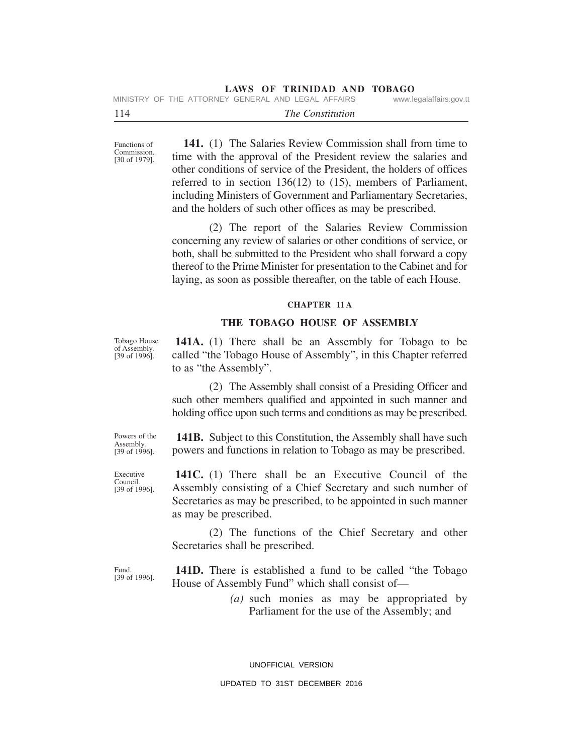Functions of Commission. [30 of 1979].

**141.** (1) The Salaries Review Commission shall from time to time with the approval of the President review the salaries and other conditions of service of the President, the holders of offices referred to in section 136(12) to (15), members of Parliament, including Ministers of Government and Parliamentary Secretaries, and the holders of such other offices as may be prescribed.

(2) The report of the Salaries Review Commission concerning any review of salaries or other conditions of service, or both, shall be submitted to the President who shall forward a copy thereof to the Prime Minister for presentation to the Cabinet and for laying, as soon as possible thereafter, on the table of each House.

## CHAPTER 11A

## THE TOBAGO HOUSE OF ASSEMBLY

Tobago House of Assembly. [39 of 1996].

**141A.** (1) There shall be an Assembly for Tobago to be called "the Tobago House of Assembly", in this Chapter referred to as "the Assembly".

(2) The Assembly shall consist of a Presiding Officer and such other members qualified and appointed in such manner and holding office upon such terms and conditions as may be prescribed.

Powers of the Assembly. [39 of 1996].

**141B.** Subject to this Constitution, the Assembly shall have such powers and functions in relation to Tobago as may be prescribed.

Executive Council. [39 of 1996].

**141C.** (1) There shall be an Executive Council of the Assembly consisting of a Chief Secretary and such number of Secretaries as may be prescribed, to be appointed in such manner as may be prescribed.

(2) The functions of the Chief Secretary and other Secretaries shall be prescribed.

Fund. [39 of 1996].

**141D.** There is established a fund to be called "the Tobago House of Assembly Fund" which shall consist of—

*(a)* such monies as may be appropriated by Parliament for the use of the Assembly; and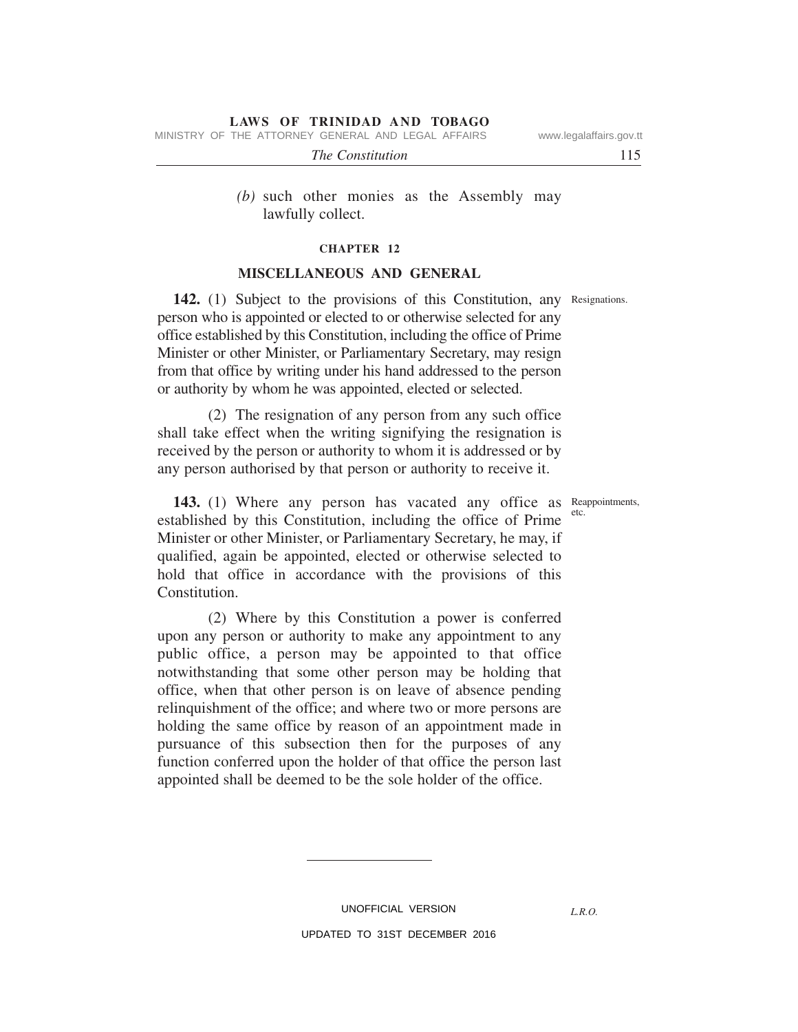*(b)* such other monies as the Assembly may lawfully collect.

## CHAPTER 12

## MISCELLANEOUS AND GENERAL

Resignations.

**142.** (1) Subject to the provisions of this Constitution, any person who is appointed or elected to or otherwise selected for any office established by this Constitution, including the office of Prime Minister or other Minister, or Parliamentary Secretary, may resign from that office by writing under his hand addressed to the person or authority by whom he was appointed, elected or selected.

(2) The resignation of any person from any such office shall take effect when the writing signifying the resignation is received by the person or authority to whom it is addressed or by any person authorised by that person or authority to receive it.

Reappointments, etc.

**143.** (1) Where any person has vacated any office as established by this Constitution, including the office of Prime Minister or other Minister, or Parliamentary Secretary, he may, if qualified, again be appointed, elected or otherwise selected to hold that office in accordance with the provisions of this Constitution.

(2) Where by this Constitution a power is conferred upon any person or authority to make any appointment to any public office, a person may be appointed to that office notwithstanding that some other person may be holding that office, when that other person is on leave of absence pending relinquishment of the office; and where two or more persons are holding the same office by reason of an appointment made in pursuance of this subsection then for the purposes of any function conferred upon the holder of that office the person last appointed shall be deemed to be the sole holder of the office.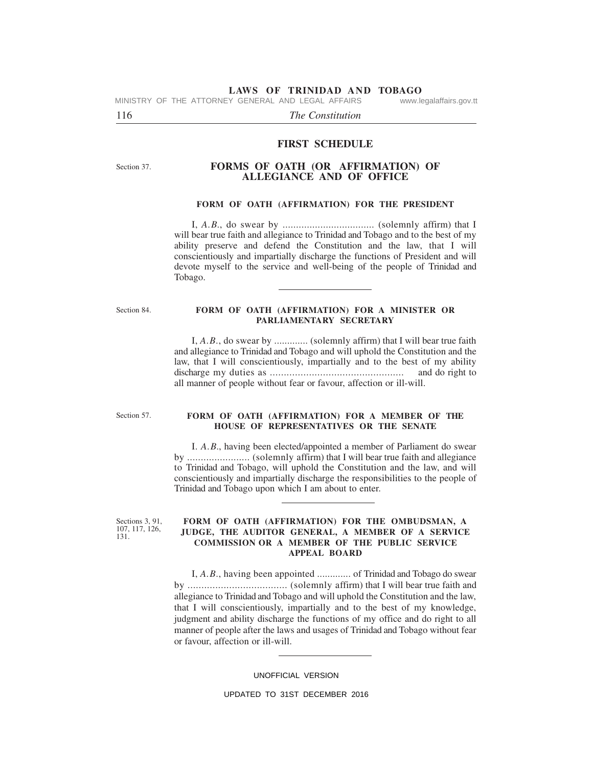## FIRST SCHEDULE

Section 37.

### FORMS OF OATH (OR AFFIRMATION) OF ALLEGIANCE AND OF OFFICE

#### FORM OF OATH (AFFIRMATION) FOR THE PRESIDENT

I, *A.B.*, do swear by .................................. (solemnly affirm) that I will bear true faith and allegiance to Trinidad and Tobago and to the best of my ability preserve and defend the Constitution and the law, that I will conscientiously and impartially discharge the functions of President and will devote myself to the service and well-being of the people of Trinidad and Tobago.

---

Section 84.

#### FORM OF OATH (AFFIRMATION) FOR A MINISTER OR PARLIAMENTARY SECRETARY

I, *A.B.*, do swear by ............. (solemnly affirm) that I will bear true faith and allegiance to Trinidad and Tobago and will uphold the Constitution and the law, that I will conscientiously, impartially and to the best of my ability discharge my duties as ................................................ and do right to all manner of people without fear or favour, affection or ill-will.

Section 57.

#### FORM OF OATH (AFFIRMATION) FOR A MEMBER OF THE HOUSE OF REPRESENTATIVES OR THE SENATE

I. *A.B.*, having been elected/appointed a member of Parliament do swear by ....................... (solemnly affirm) that I will bear true faith and allegiance to Trinidad and Tobago, will uphold the Constitution and the law, and will conscientiously and impartially discharge the responsibilities to the people of Trinidad and Tobago upon which I am about to enter.

---

Sections 3, 91, 107, 117, 126, 131.

#### FORM OF OATH (AFFIRMATION) FOR THE OMBUDSMAN, A JUDGE, THE AUDITOR GENERAL, A MEMBER OF A SERVICE COMMISSION OR A MEMBER OF THE PUBLIC SERVICE APPEAL BOARD

I, *A.B.*, having been appointed ............. of Trinidad and Tobago do swear by .................................... (solemnly affirm) that I will bear true faith and allegiance to Trinidad and Tobago and will uphold the Constitution and the law, that I will conscientiously, impartially and to the best of my knowledge, judgment and ability discharge the functions of my office and do right to all manner of people after the laws and usages of Trinidad and Tobago without fear or favour, affection or ill-will.

---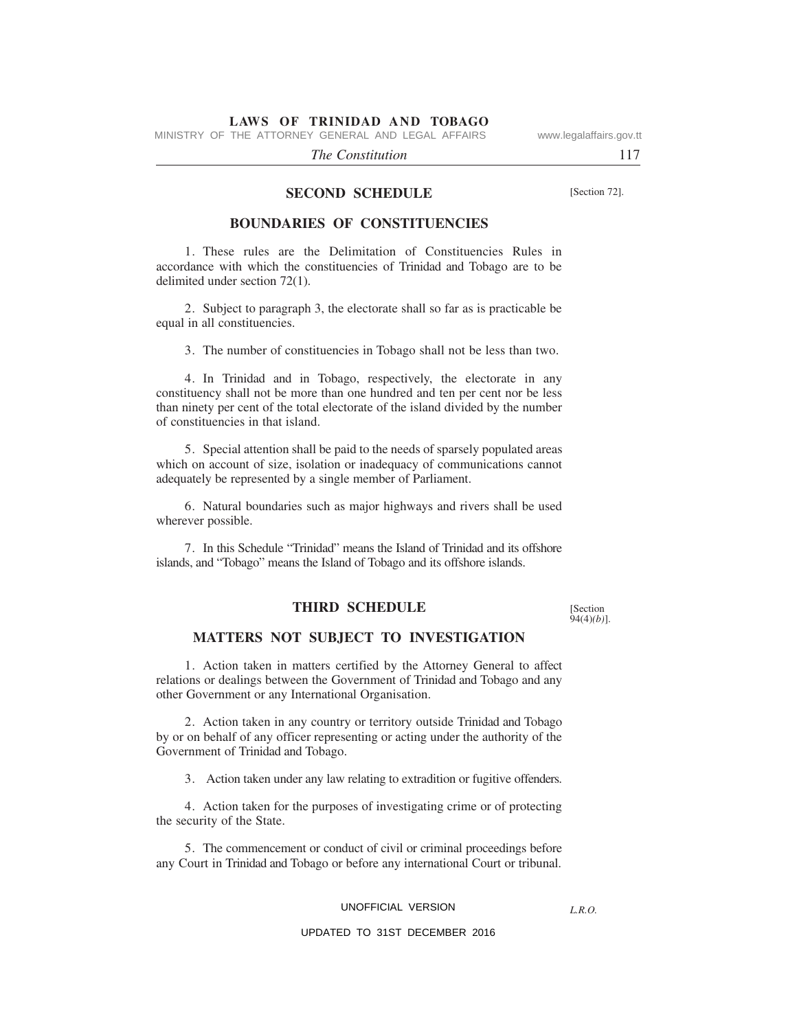## SECOND SCHEDULE

[Section 72].

### BOUNDARIES OF CONSTITUENCIES

1. These rules are the Delimitation of Constituencies Rules in accordance with which the constituencies of Trinidad and Tobago are to be delimited under section 72(1).

2. Subject to paragraph 3, the electorate shall so far as is practicable be equal in all constituencies.

3. The number of constituencies in Tobago shall not be less than two.

4. In Trinidad and in Tobago, respectively, the electorate in any constituency shall not be more than one hundred and ten per cent nor be less than ninety per cent of the total electorate of the island divided by the number of constituencies in that island.

5. Special attention shall be paid to the needs of sparsely populated areas which on account of size, isolation or inadequacy of communications cannot adequately be represented by a single member of Parliament.

6. Natural boundaries such as major highways and rivers shall be used wherever possible.

7. In this Schedule "Trinidad" means the Island of Trinidad and its offshore islands, and "Tobago" means the Island of Tobago and its offshore islands.

## THIRD SCHEDULE

[Section 94(4)*(b)*].

### MATTERS NOT SUBJECT TO INVESTIGATION

1. Action taken in matters certified by the Attorney General to affect relations or dealings between the Government of Trinidad and Tobago and any other Government or any International Organisation.

2. Action taken in any country or territory outside Trinidad and Tobago by or on behalf of any officer representing or acting under the authority of the Government of Trinidad and Tobago.

3. Action taken under any law relating to extradition or fugitive offenders.

4. Action taken for the purposes of investigating crime or of protecting the security of the State.

5. The commencement or conduct of civil or criminal proceedings before any Court in Trinidad and Tobago or before any international Court or tribunal.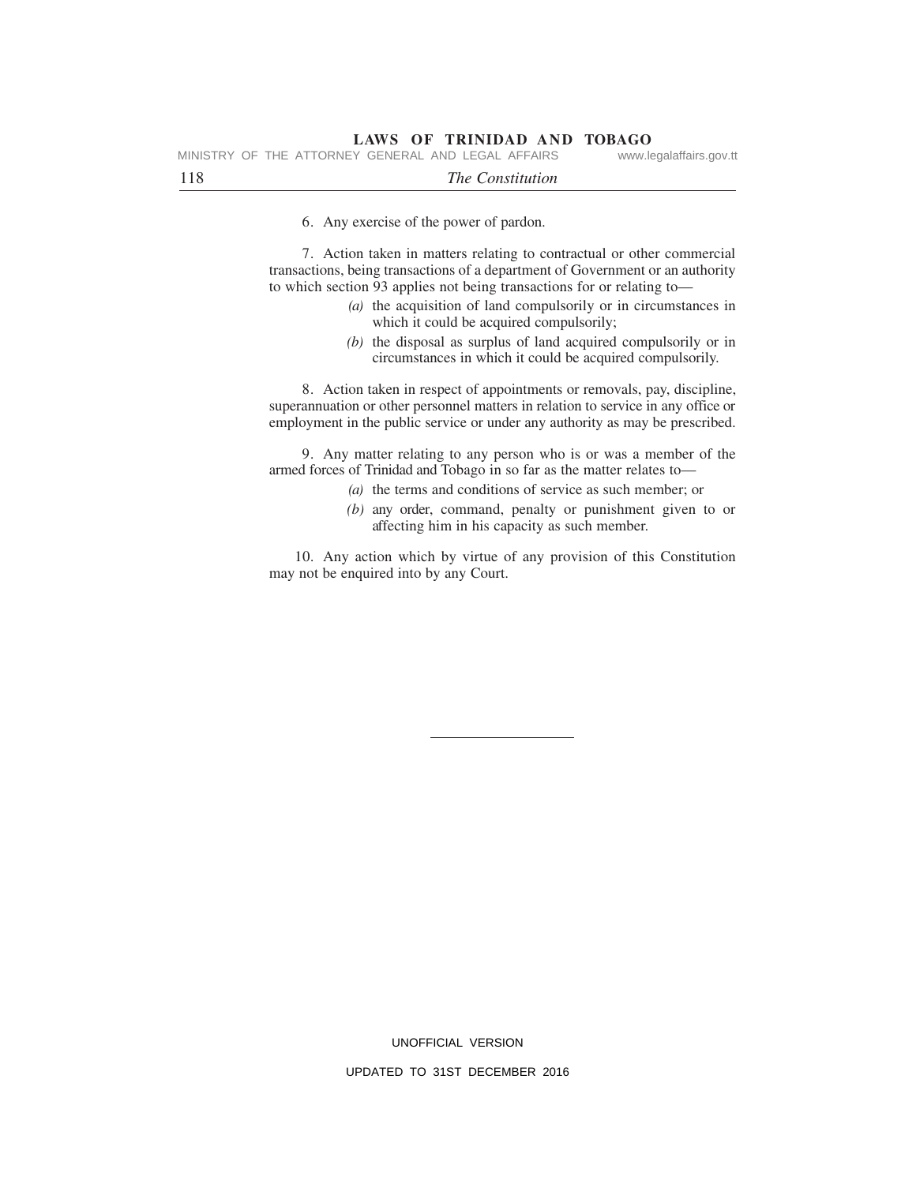6. Any exercise of the power of pardon.

7. Action taken in matters relating to contractual or other commercial transactions, being transactions of a department of Government or an authority to which section 93 applies not being transactions for or relating to—

*(a)* the acquisition of land compulsorily or in circumstances in which it could be acquired compulsorily;

*(b)* the disposal as surplus of land acquired compulsorily or in circumstances in which it could be acquired compulsorily.

8. Action taken in respect of appointments or removals, pay, discipline, superannuation or other personnel matters in relation to service in any office or employment in the public service or under any authority as may be prescribed.

9. Any matter relating to any person who is or was a member of the armed forces of Trinidad and Tobago in so far as the matter relates to—

*(a)* the terms and conditions of service as such member; or

*(b)* any order, command, penalty or punishment given to or affecting him in his capacity as such member.

10. Any action which by virtue of any provision of this Constitution may not be enquired into by any Court.

---